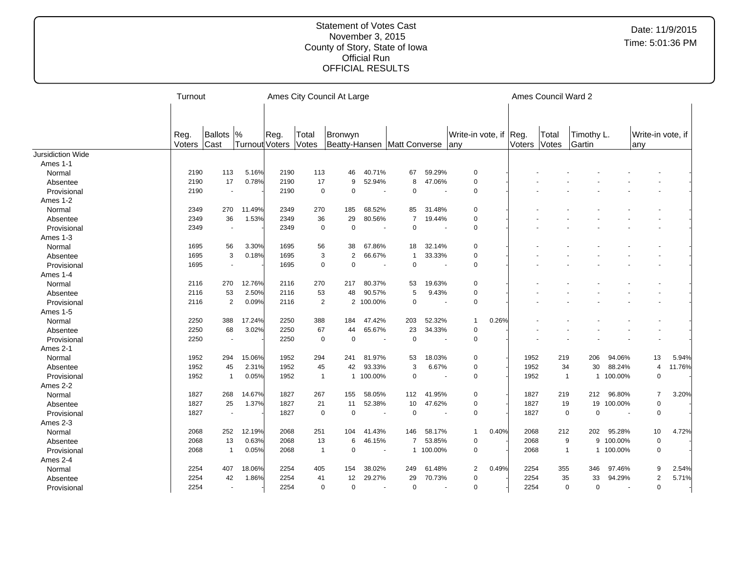Statement of Votes Cast
November 3, 2015
County of Story, State of Iowa
Official Run
OFFICIAL RESULTS

Date: 11/9/2015
Time: 5:01:36 PM

| | Turnout | | | Ames City Council At Large | | | | | | | | | Ames Council Ward 2 | | | | | |
|---|---|---|---|---|---|---|---|---|---|---|---|---|---|---|---|---|---|---|
| | Reg. Voters | Ballots Cast | % Turnout | Reg. Voters | Total Votes | Bronwyn Beatty-Hansen | | Matt Converse | | Write-in vote, if any | | Reg. Voters | Total Votes | Timothy L. Gartin | | Write-in vote, if any | |
| Jursidiction Wide | | | | | | | | | | | | | | | | | |
| Ames 1-1 | | | | | | | | | | | | | | | | | |
| Normal | 2190 | 113 | 5.16% | 2190 | 113 | 46 | 40.71% | 67 | 59.29% | 0 | - | - | - | - | - | - | - |
| Absentee | 2190 | 17 | 0.78% | 2190 | 17 | 9 | 52.94% | 8 | 47.06% | 0 | - | - | - | - | - | - | - |
| Provisional | 2190 | - | - | 2190 | 0 | 0 | - | 0 | - | 0 | - | - | - | - | - | - | - |
| Ames 1-2 | | | | | | | | | | | | | | | | | |
| Normal | 2349 | 270 | 11.49% | 2349 | 270 | 185 | 68.52% | 85 | 31.48% | 0 | - | - | - | - | - | - | - |
| Absentee | 2349 | 36 | 1.53% | 2349 | 36 | 29 | 80.56% | 7 | 19.44% | 0 | - | - | - | - | - | - | - |
| Provisional | 2349 | - | - | 2349 | 0 | 0 | - | 0 | - | 0 | - | - | - | - | - | - | - |
| Ames 1-3 | | | | | | | | | | | | | | | | | |
| Normal | 1695 | 56 | 3.30% | 1695 | 56 | 38 | 67.86% | 18 | 32.14% | 0 | - | - | - | - | - | - | - |
| Absentee | 1695 | 3 | 0.18% | 1695 | 3 | 2 | 66.67% | 1 | 33.33% | 0 | - | - | - | - | - | - | - |
| Provisional | 1695 | - | - | 1695 | 0 | 0 | - | 0 | - | 0 | - | - | - | - | - | - | - |
| Ames 1-4 | | | | | | | | | | | | | | | | | |
| Normal | 2116 | 270 | 12.76% | 2116 | 270 | 217 | 80.37% | 53 | 19.63% | 0 | - | - | - | - | - | - | - |
| Absentee | 2116 | 53 | 2.50% | 2116 | 53 | 48 | 90.57% | 5 | 9.43% | 0 | - | - | - | - | - | - | - |
| Provisional | 2116 | 2 | 0.09% | 2116 | 2 | 2 | 100.00% | 0 | - | 0 | - | - | - | - | - | - | - |
| Ames 1-5 | | | | | | | | | | | | | | | | | |
| Normal | 2250 | 388 | 17.24% | 2250 | 388 | 184 | 47.42% | 203 | 52.32% | 1 | 0.26% | - | - | - | - | - | - |
| Absentee | 2250 | 68 | 3.02% | 2250 | 67 | 44 | 65.67% | 23 | 34.33% | 0 | - | - | - | - | - | - | - |
| Provisional | 2250 | - | - | 2250 | 0 | 0 | - | 0 | - | 0 | - | - | - | - | - | - | - |
| Ames 2-1 | | | | | | | | | | | | | | | | | |
| Normal | 1952 | 294 | 15.06% | 1952 | 294 | 241 | 81.97% | 53 | 18.03% | 0 | - | 1952 | 219 | 206 | 94.06% | 13 | 5.94% |
| Absentee | 1952 | 45 | 2.31% | 1952 | 45 | 42 | 93.33% | 3 | 6.67% | 0 | - | 1952 | 34 | 30 | 88.24% | 4 | 11.76% |
| Provisional | 1952 | 1 | 0.05% | 1952 | 1 | 1 | 100.00% | 0 | - | 0 | - | 1952 | 1 | 1 | 100.00% | 0 | - |
| Ames 2-2 | | | | | | | | | | | | | | | | | |
| Normal | 1827 | 268 | 14.67% | 1827 | 267 | 155 | 58.05% | 112 | 41.95% | 0 | - | 1827 | 219 | 212 | 96.80% | 7 | 3.20% |
| Absentee | 1827 | 25 | 1.37% | 1827 | 21 | 11 | 52.38% | 10 | 47.62% | 0 | - | 1827 | 19 | 19 | 100.00% | 0 | - |
| Provisional | 1827 | - | - | 1827 | 0 | 0 | - | 0 | - | 0 | - | 1827 | 0 | 0 | - | 0 | - |
| Ames 2-3 | | | | | | | | | | | | | | | | | |
| Normal | 2068 | 252 | 12.19% | 2068 | 251 | 104 | 41.43% | 146 | 58.17% | 1 | 0.40% | 2068 | 212 | 202 | 95.28% | 10 | 4.72% |
| Absentee | 2068 | 13 | 0.63% | 2068 | 13 | 6 | 46.15% | 7 | 53.85% | 0 | - | 2068 | 9 | 9 | 100.00% | 0 | - |
| Provisional | 2068 | 1 | 0.05% | 2068 | 1 | 0 | - | 1 | 100.00% | 0 | - | 2068 | 1 | 1 | 100.00% | 0 | - |
| Ames 2-4 | | | | | | | | | | | | | | | | | |
| Normal | 2254 | 407 | 18.06% | 2254 | 405 | 154 | 38.02% | 249 | 61.48% | 2 | 0.49% | 2254 | 355 | 346 | 97.46% | 9 | 2.54% |
| Absentee | 2254 | 42 | 1.86% | 2254 | 41 | 12 | 29.27% | 29 | 70.73% | 0 | - | 2254 | 35 | 33 | 94.29% | 2 | 5.71% |
| Provisional | 2254 | - | - | 2254 | 0 | 0 | - | 0 | - | 0 | - | 2254 | 0 | 0 | - | 0 | - |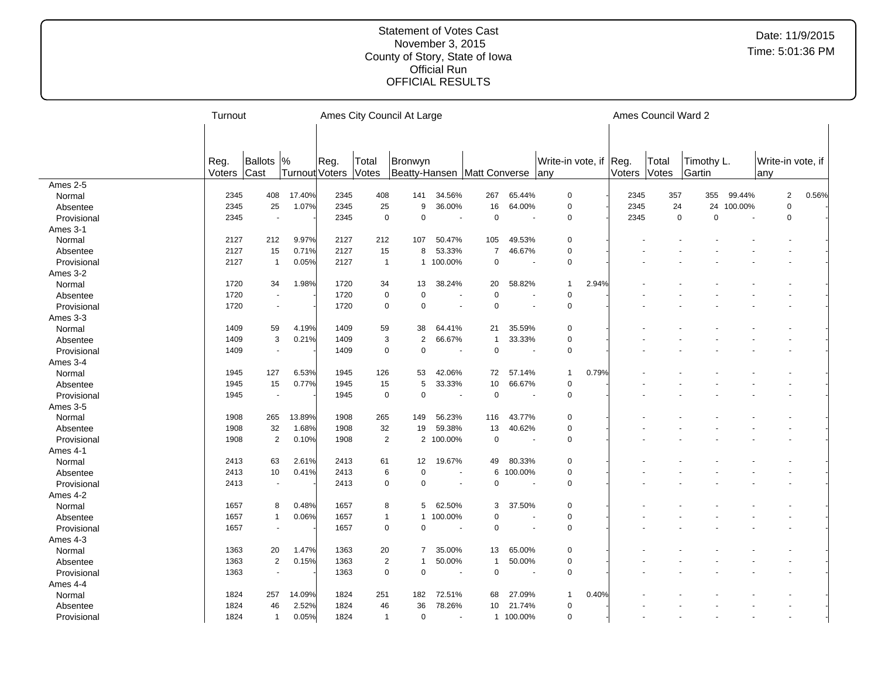Statement of Votes Cast
November 3, 2015
County of Story, State of Iowa
Official Run
OFFICIAL RESULTS

Date: 11/9/2015
Time: 5:01:36 PM

| | Turnout | | | Ames City Council At Large | | | | | | | | Ames Council Ward 2 | | | | | |
|---|---|---|---|---|---|---|---|---|---|---|---|---|---|---|---|---|---|
| | Reg. Voters | Ballots Cast | % Turnout | Reg. Voters | Total Votes | Bronwyn Beatty-Hansen | | Matt Converse | | Write-in vote, if any | | Reg. Voters | Total Votes | Timothy L. Gartin | | Write-in vote, if any | |
| Ames 2-5 | | | | | | | | | | | | | | | | | |
| Normal | 2345 | 408 | 17.40% | 2345 | 408 | 141 | 34.56% | 267 | 65.44% | 0 | - | 2345 | 357 | 355 | 99.44% | 2 | 0.56% |
| Absentee | 2345 | 25 | 1.07% | 2345 | 25 | 9 | 36.00% | 16 | 64.00% | 0 | - | 2345 | 24 | 24 | 100.00% | 0 | - |
| Provisional | 2345 | - | - | 2345 | 0 | 0 | - | 0 | - | 0 | - | 2345 | 0 | 0 | - | 0 | - |
| Ames 3-1 | | | | | | | | | | | | | | | | | |
| Normal | 2127 | 212 | 9.97% | 2127 | 212 | 107 | 50.47% | 105 | 49.53% | 0 | - | - | - | - | - | - | - |
| Absentee | 2127 | 15 | 0.71% | 2127 | 15 | 8 | 53.33% | 7 | 46.67% | 0 | - | - | - | - | - | - | - |
| Provisional | 2127 | 1 | 0.05% | 2127 | 1 | 1 | 100.00% | 0 | - | 0 | - | - | - | - | - | - | - |
| Ames 3-2 | | | | | | | | | | | | | | | | | |
| Normal | 1720 | 34 | 1.98% | 1720 | 34 | 13 | 38.24% | 20 | 58.82% | 1 | 2.94% | - | - | - | - | - | - |
| Absentee | 1720 | - | - | 1720 | 0 | 0 | - | 0 | - | 0 | - | - | - | - | - | - | - |
| Provisional | 1720 | - | - | 1720 | 0 | 0 | - | 0 | - | 0 | - | - | - | - | - | - | - |
| Ames 3-3 | | | | | | | | | | | | | | | | | |
| Normal | 1409 | 59 | 4.19% | 1409 | 59 | 38 | 64.41% | 21 | 35.59% | 0 | - | - | - | - | - | - | - |
| Absentee | 1409 | 3 | 0.21% | 1409 | 3 | 2 | 66.67% | 1 | 33.33% | 0 | - | - | - | - | - | - | - |
| Provisional | 1409 | - | - | 1409 | 0 | 0 | - | 0 | - | 0 | - | - | - | - | - | - | - |
| Ames 3-4 | | | | | | | | | | | | | | | | | |
| Normal | 1945 | 127 | 6.53% | 1945 | 126 | 53 | 42.06% | 72 | 57.14% | 1 | 0.79% | - | - | - | - | - | - |
| Absentee | 1945 | 15 | 0.77% | 1945 | 15 | 5 | 33.33% | 10 | 66.67% | 0 | - | - | - | - | - | - | - |
| Provisional | 1945 | - | - | 1945 | 0 | 0 | - | 0 | - | 0 | - | - | - | - | - | - | - |
| Ames 3-5 | | | | | | | | | | | | | | | | | |
| Normal | 1908 | 265 | 13.89% | 1908 | 265 | 149 | 56.23% | 116 | 43.77% | 0 | - | - | - | - | - | - | - |
| Absentee | 1908 | 32 | 1.68% | 1908 | 32 | 19 | 59.38% | 13 | 40.62% | 0 | - | - | - | - | - | - | - |
| Provisional | 1908 | 2 | 0.10% | 1908 | 2 | 2 | 100.00% | 0 | - | 0 | - | - | - | - | - | - | - |
| Ames 4-1 | | | | | | | | | | | | | | | | | |
| Normal | 2413 | 63 | 2.61% | 2413 | 61 | 12 | 19.67% | 49 | 80.33% | 0 | - | - | - | - | - | - | - |
| Absentee | 2413 | 10 | 0.41% | 2413 | 6 | 0 | - | 6 | 100.00% | 0 | - | - | - | - | - | - | - |
| Provisional | 2413 | - | - | 2413 | 0 | 0 | - | 0 | - | 0 | - | - | - | - | - | - | - |
| Ames 4-2 | | | | | | | | | | | | | | | | | |
| Normal | 1657 | 8 | 0.48% | 1657 | 8 | 5 | 62.50% | 3 | 37.50% | 0 | - | - | - | - | - | - | - |
| Absentee | 1657 | 1 | 0.06% | 1657 | 1 | 1 | 100.00% | 0 | - | 0 | - | - | - | - | - | - | - |
| Provisional | 1657 | - | - | 1657 | 0 | 0 | - | 0 | - | 0 | - | - | - | - | - | - | - |
| Ames 4-3 | | | | | | | | | | | | | | | | | |
| Normal | 1363 | 20 | 1.47% | 1363 | 20 | 7 | 35.00% | 13 | 65.00% | 0 | - | - | - | - | - | - | - |
| Absentee | 1363 | 2 | 0.15% | 1363 | 2 | 1 | 50.00% | 1 | 50.00% | 0 | - | - | - | - | - | - | - |
| Provisional | 1363 | - | - | 1363 | 0 | 0 | - | 0 | - | 0 | - | - | - | - | - | - | - |
| Ames 4-4 | | | | | | | | | | | | | | | | | |
| Normal | 1824 | 257 | 14.09% | 1824 | 251 | 182 | 72.51% | 68 | 27.09% | 1 | 0.40% | - | - | - | - | - | - |
| Absentee | 1824 | 46 | 2.52% | 1824 | 46 | 36 | 78.26% | 10 | 21.74% | 0 | - | - | - | - | - | - | - |
| Provisional | 1824 | 1 | 0.05% | 1824 | 1 | 0 | - | 1 | 100.00% | 0 | - | - | - | - | - | - | - |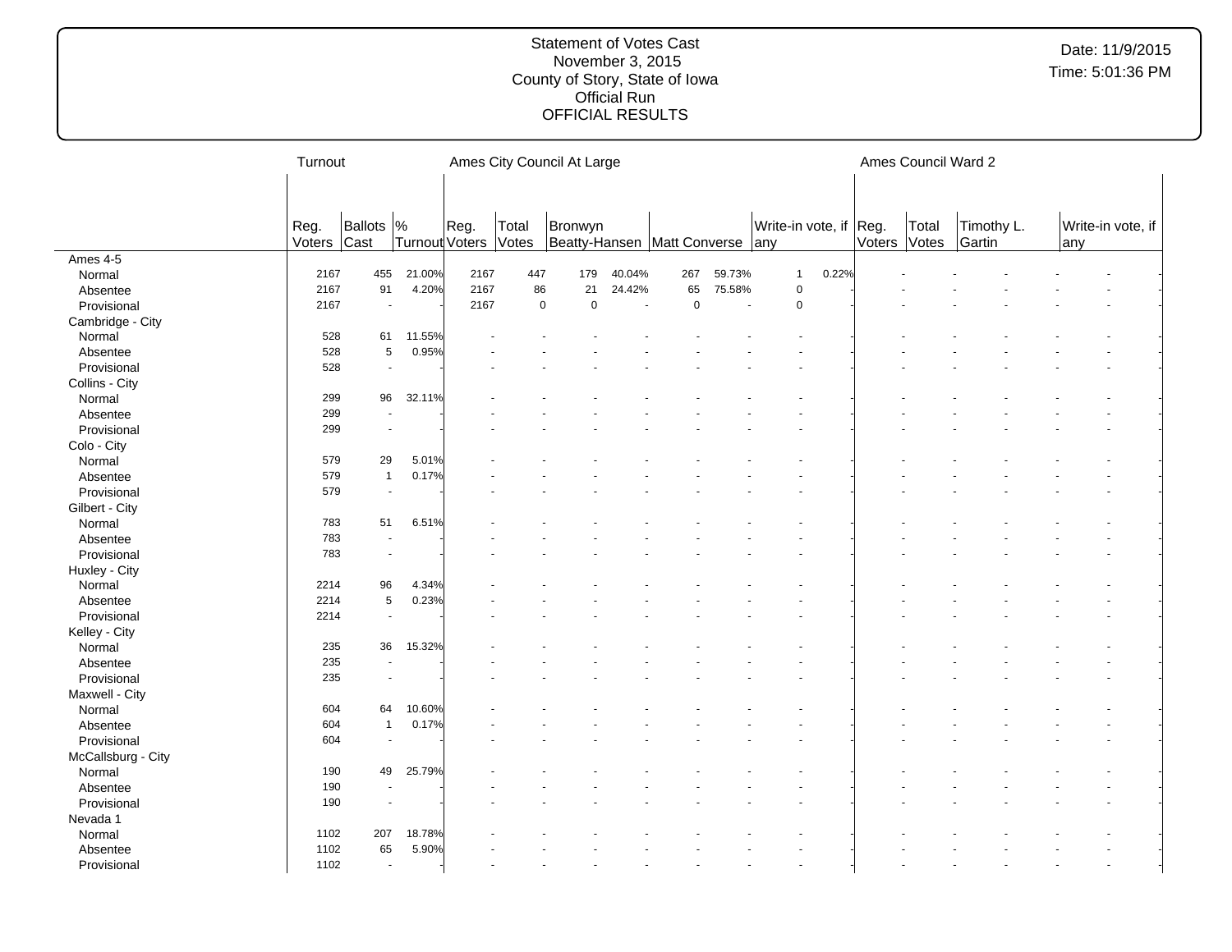# Statement of Votes Cast
November 3, 2015
County of Story, State of Iowa
Official Run
OFFICIAL RESULTS

Date: 11/9/2015
Time: 5:01:36 PM

| | Turnout | | | Ames City Council At Large | | | | | | | | Ames Council Ward 2 | | | | | |
|---|---|---|---|---|---|---|---|---|---|---|---|---|---|---|---|---|---|
| | Reg. Voters | Ballots Cast | % Turnout | Reg. Voters | Total Votes | Bronwyn Beatty-Hansen | | Matt Converse | | Write-in vote, if any | | Reg. Voters | Total Votes | Timothy L. Gartin | | Write-in vote, if any | |
| Ames 4-5 | | | | | | | | | | | | | | | | | |
| Normal | 2167 | 455 | 21.00% | 2167 | 447 | 179 | 40.04% | 267 | 59.73% | 1 | 0.22% | - | - | - | - | - | - |
| Absentee | 2167 | 91 | 4.20% | 2167 | 86 | 21 | 24.42% | 65 | 75.58% | 0 | - | - | - | - | - | - | - |
| Provisional | 2167 | - | - | 2167 | 0 | 0 | - | 0 | - | 0 | - | - | - | - | - | - | - |
| Cambridge - City | | | | | | | | | | | | | | | | | |
| Normal | 528 | 61 | 11.55% | - | - | - | - | - | - | - | - | - | - | - | - | - | - |
| Absentee | 528 | 5 | 0.95% | - | - | - | - | - | - | - | - | - | - | - | - | - | - |
| Provisional | 528 | - | - | - | - | - | - | - | - | - | - | - | - | - | - | - | - |
| Collins - City | | | | | | | | | | | | | | | | | |
| Normal | 299 | 96 | 32.11% | - | - | - | - | - | - | - | - | - | - | - | - | - | - |
| Absentee | 299 | - | - | - | - | - | - | - | - | - | - | - | - | - | - | - | - |
| Provisional | 299 | - | - | - | - | - | - | - | - | - | - | - | - | - | - | - | - |
| Colo - City | | | | | | | | | | | | | | | | | |
| Normal | 579 | 29 | 5.01% | - | - | - | - | - | - | - | - | - | - | - | - | - | - |
| Absentee | 579 | 1 | 0.17% | - | - | - | - | - | - | - | - | - | - | - | - | - | - |
| Provisional | 579 | - | - | - | - | - | - | - | - | - | - | - | - | - | - | - | - |
| Gilbert - City | | | | | | | | | | | | | | | | | |
| Normal | 783 | 51 | 6.51% | - | - | - | - | - | - | - | - | - | - | - | - | - | - |
| Absentee | 783 | - | - | - | - | - | - | - | - | - | - | - | - | - | - | - | - |
| Provisional | 783 | - | - | - | - | - | - | - | - | - | - | - | - | - | - | - | - |
| Huxley - City | | | | | | | | | | | | | | | | | |
| Normal | 2214 | 96 | 4.34% | - | - | - | - | - | - | - | - | - | - | - | - | - | - |
| Absentee | 2214 | 5 | 0.23% | - | - | - | - | - | - | - | - | - | - | - | - | - | - |
| Provisional | 2214 | - | - | - | - | - | - | - | - | - | - | - | - | - | - | - | - |
| Kelley - City | | | | | | | | | | | | | | | | | |
| Normal | 235 | 36 | 15.32% | - | - | - | - | - | - | - | - | - | - | - | - | - | - |
| Absentee | 235 | - | - | - | - | - | - | - | - | - | - | - | - | - | - | - | - |
| Provisional | 235 | - | - | - | - | - | - | - | - | - | - | - | - | - | - | - | - |
| Maxwell - City | | | | | | | | | | | | | | | | | |
| Normal | 604 | 64 | 10.60% | - | - | - | - | - | - | - | - | - | - | - | - | - | - |
| Absentee | 604 | 1 | 0.17% | - | - | - | - | - | - | - | - | - | - | - | - | - | - |
| Provisional | 604 | - | - | - | - | - | - | - | - | - | - | - | - | - | - | - | - |
| McCallsburg - City | | | | | | | | | | | | | | | | | |
| Normal | 190 | 49 | 25.79% | - | - | - | - | - | - | - | - | - | - | - | - | - | - |
| Absentee | 190 | - | - | - | - | - | - | - | - | - | - | - | - | - | - | - | - |
| Provisional | 190 | - | - | - | - | - | - | - | - | - | - | - | - | - | - | - | - |
| Nevada 1 | | | | | | | | | | | | | | | | | |
| Normal | 1102 | 207 | 18.78% | - | - | - | - | - | - | - | - | - | - | - | - | - | - |
| Absentee | 1102 | 65 | 5.90% | - | - | - | - | - | - | - | - | - | - | - | - | - | - |
| Provisional | 1102 | - | - | - | - | - | - | - | - | - | - | - | - | - | - | - | - |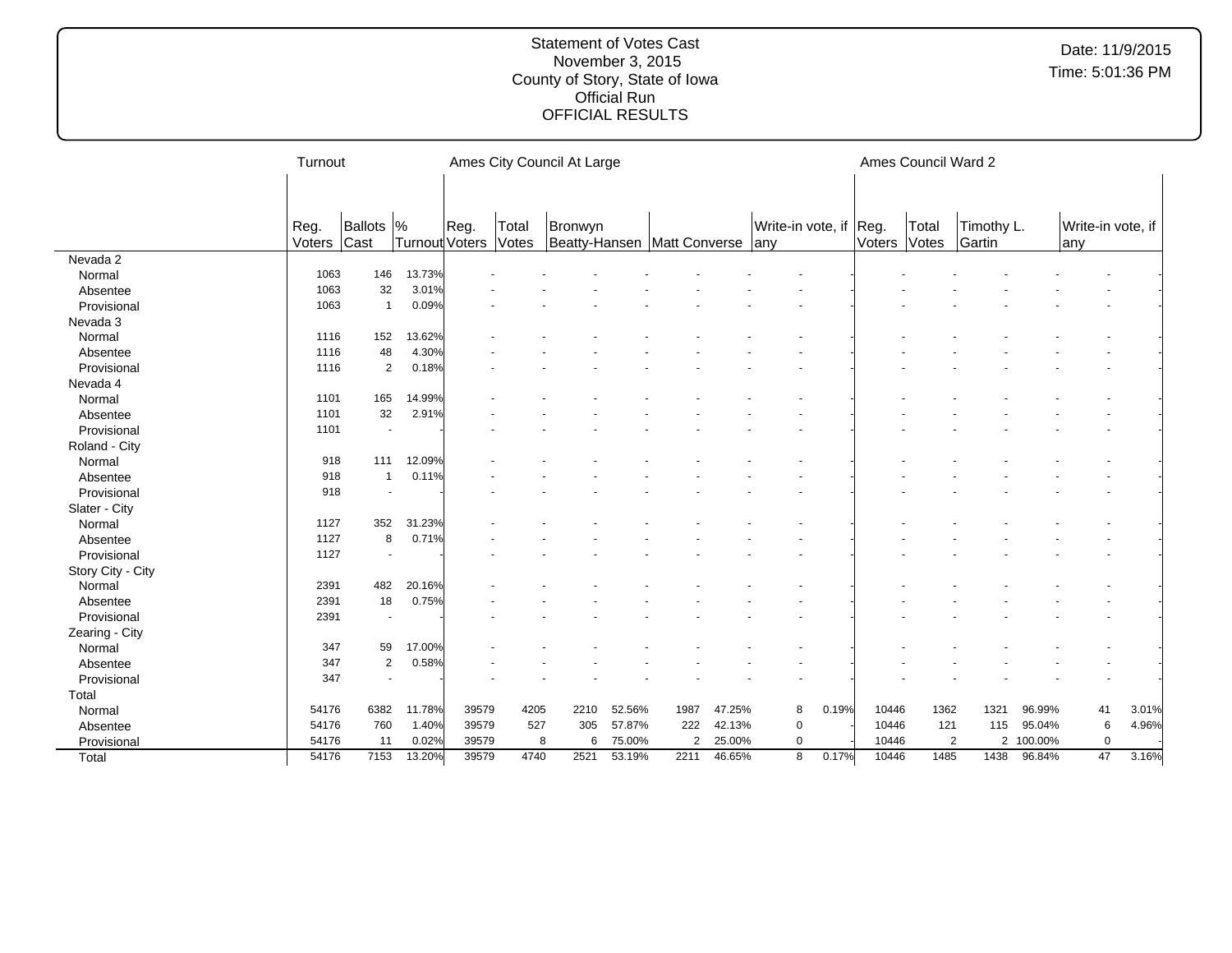Statement of Votes Cast
November 3, 2015
County of Story, State of Iowa
Official Run
OFFICIAL RESULTS

Date: 11/9/2015
Time: 5:01:36 PM

| | Turnout | | | Ames City Council At Large | | | | | | | | | Ames Council Ward 2 | | | | | |
|---|---|---|---|---|---|---|---|---|---|---|---|---|---|---|---|---|---|---|
| | Reg. Voters | Ballots Cast | % Turnout | Reg. Voters | Total Votes | Bronwyn Beatty-Hansen | | Matt Converse | | Write-in vote, if any | | | Reg. Voters | Total Votes | Timothy L. Gartin | | Write-in vote, if any | |
| Nevada 2 | | | | | | | | | | | | | | | | | | |
| Normal | 1063 | 146 | 13.73% | - | - | - | - | - | - | - | - | | - | - | - | - | - | - |
| Absentee | 1063 | 32 | 3.01% | - | - | - | - | - | - | - | - | | - | - | - | - | - | - |
| Provisional | 1063 | 1 | 0.09% | - | - | - | - | - | - | - | - | | - | - | - | - | - | - |
| Nevada 3 | | | | | | | | | | | | | | | | | | |
| Normal | 1116 | 152 | 13.62% | - | - | - | - | - | - | - | - | | - | - | - | - | - | - |
| Absentee | 1116 | 48 | 4.30% | - | - | - | - | - | - | - | - | | - | - | - | - | - | - |
| Provisional | 1116 | 2 | 0.18% | - | - | - | - | - | - | - | - | | - | - | - | - | - | - |
| Nevada 4 | | | | | | | | | | | | | | | | | | |
| Normal | 1101 | 165 | 14.99% | - | - | - | - | - | - | - | - | | - | - | - | - | - | - |
| Absentee | 1101 | 32 | 2.91% | - | - | - | - | - | - | - | - | | - | - | - | - | - | - |
| Provisional | 1101 | - | - | - | - | - | - | - | - | - | - | | - | - | - | - | - | - |
| Roland - City | | | | | | | | | | | | | | | | | | |
| Normal | 918 | 111 | 12.09% | - | - | - | - | - | - | - | - | | - | - | - | - | - | - |
| Absentee | 918 | 1 | 0.11% | - | - | - | - | - | - | - | - | | - | - | - | - | - | - |
| Provisional | 918 | - | - | - | - | - | - | - | - | - | - | | - | - | - | - | - | - |
| Slater - City | | | | | | | | | | | | | | | | | | |
| Normal | 1127 | 352 | 31.23% | - | - | - | - | - | - | - | - | | - | - | - | - | - | - |
| Absentee | 1127 | 8 | 0.71% | - | - | - | - | - | - | - | - | | - | - | - | - | - | - |
| Provisional | 1127 | - | - | - | - | - | - | - | - | - | - | | - | - | - | - | - | - |
| Story City - City | | | | | | | | | | | | | | | | | | |
| Normal | 2391 | 482 | 20.16% | - | - | - | - | - | - | - | - | | - | - | - | - | - | - |
| Absentee | 2391 | 18 | 0.75% | - | - | - | - | - | - | - | - | | - | - | - | - | - | - |
| Provisional | 2391 | - | - | - | - | - | - | - | - | - | - | | - | - | - | - | - | - |
| Zearing - City | | | | | | | | | | | | | | | | | | |
| Normal | 347 | 59 | 17.00% | - | - | - | - | - | - | - | - | | - | - | - | - | - | - |
| Absentee | 347 | 2 | 0.58% | - | - | - | - | - | - | - | - | | - | - | - | - | - | - |
| Provisional | 347 | - | - | - | - | - | - | - | - | - | - | | - | - | - | - | - | - |
| Total | | | | | | | | | | | | | | | | | | |
| Normal | 54176 | 6382 | 11.78% | 39579 | 4205 | 2210 | 52.56% | 1987 | 47.25% | 8 | 0.19% | | 10446 | 1362 | 1321 | 96.99% | 41 | 3.01% |
| Absentee | 54176 | 760 | 1.40% | 39579 | 527 | 305 | 57.87% | 222 | 42.13% | 0 | - | | 10446 | 121 | 115 | 95.04% | 6 | 4.96% |
| Provisional | 54176 | 11 | 0.02% | 39579 | 8 | 6 | 75.00% | 2 | 25.00% | 0 | - | | 10446 | 2 | 2 | 100.00% | 0 | - |
| Total | 54176 | 7153 | 13.20% | 39579 | 4740 | 2521 | 53.19% | 2211 | 46.65% | 8 | 0.17% | | 10446 | 1485 | 1438 | 96.84% | 47 | 3.16% |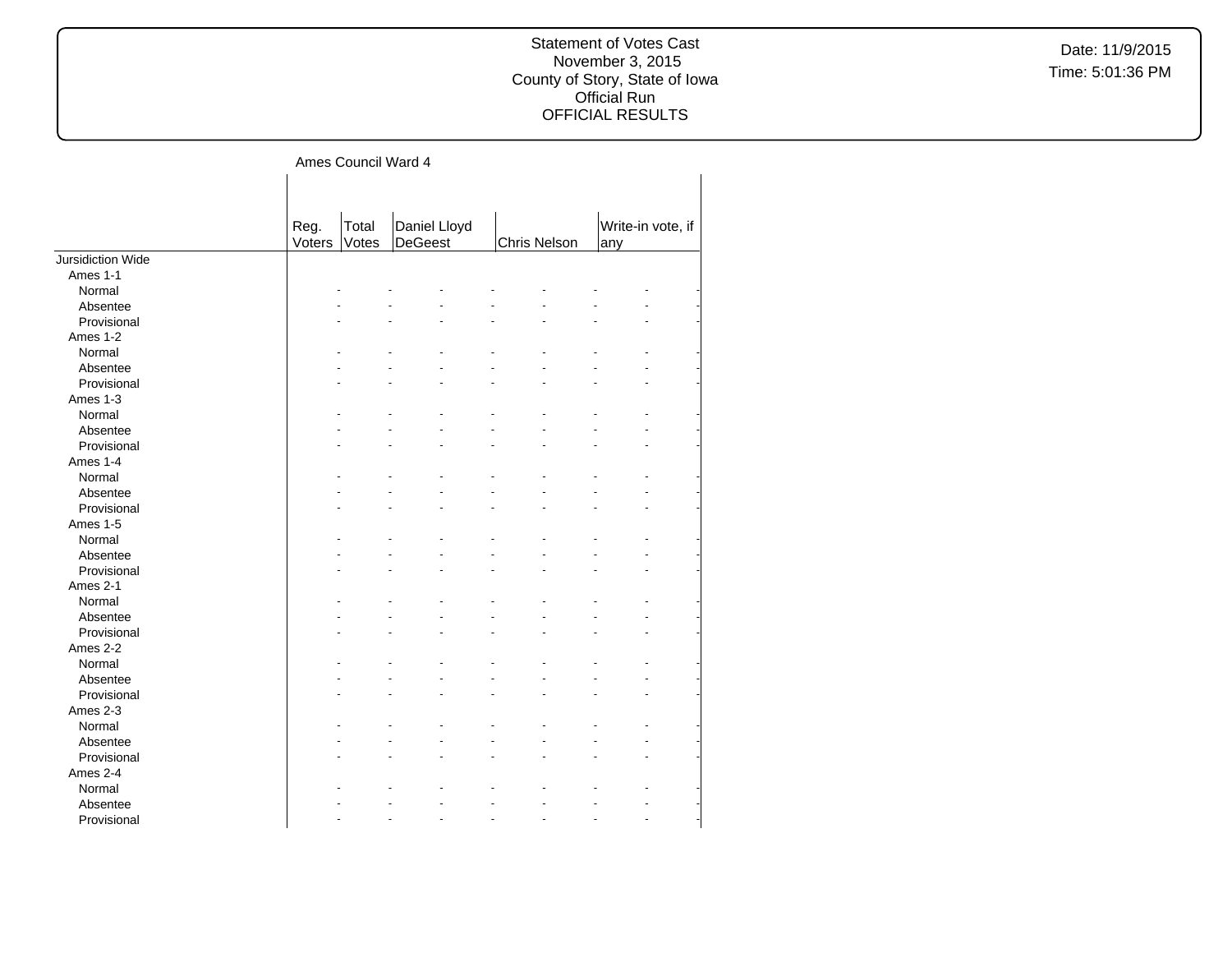Ames Council Ward 4

| | Reg. Voters | Total Votes | Daniel Lloyd DeGeest | | Chris Nelson | | Write-in vote, if any | |
|---|---|---|---|---|---|---|---|---|
| Jursidiction Wide | | | | | | | | |
| Ames 1-1 | | | | | | | | |
| Normal | - | - | - | - | - | - | - | - |
| Absentee | - | - | - | - | - | - | - | - |
| Provisional | - | - | - | - | - | - | - | - |
| Ames 1-2 | | | | | | | | |
| Normal | - | - | - | - | - | - | - | - |
| Absentee | - | - | - | - | - | - | - | - |
| Provisional | - | - | - | - | - | - | - | - |
| Ames 1-3 | | | | | | | | |
| Normal | - | - | - | - | - | - | - | - |
| Absentee | - | - | - | - | - | - | - | - |
| Provisional | - | - | - | - | - | - | - | - |
| Ames 1-4 | | | | | | | | |
| Normal | - | - | - | - | - | - | - | - |
| Absentee | - | - | - | - | - | - | - | - |
| Provisional | - | - | - | - | - | - | - | - |
| Ames 1-5 | | | | | | | | |
| Normal | - | - | - | - | - | - | - | - |
| Absentee | - | - | - | - | - | - | - | - |
| Provisional | - | - | - | - | - | - | - | - |
| Ames 2-1 | | | | | | | | |
| Normal | - | - | - | - | - | - | - | - |
| Absentee | - | - | - | - | - | - | - | - |
| Provisional | - | - | - | - | - | - | - | - |
| Ames 2-2 | | | | | | | | |
| Normal | - | - | - | - | - | - | - | - |
| Absentee | - | - | - | - | - | - | - | - |
| Provisional | - | - | - | - | - | - | - | - |
| Ames 2-3 | | | | | | | | |
| Normal | - | - | - | - | - | - | - | - |
| Absentee | - | - | - | - | - | - | - | - |
| Provisional | - | - | - | - | - | - | - | - |
| Ames 2-4 | | | | | | | | |
| Normal | - | - | - | - | - | - | - | - |
| Absentee | - | - | - | - | - | - | - | - |
| Provisional | - | - | - | - | - | - | - | - |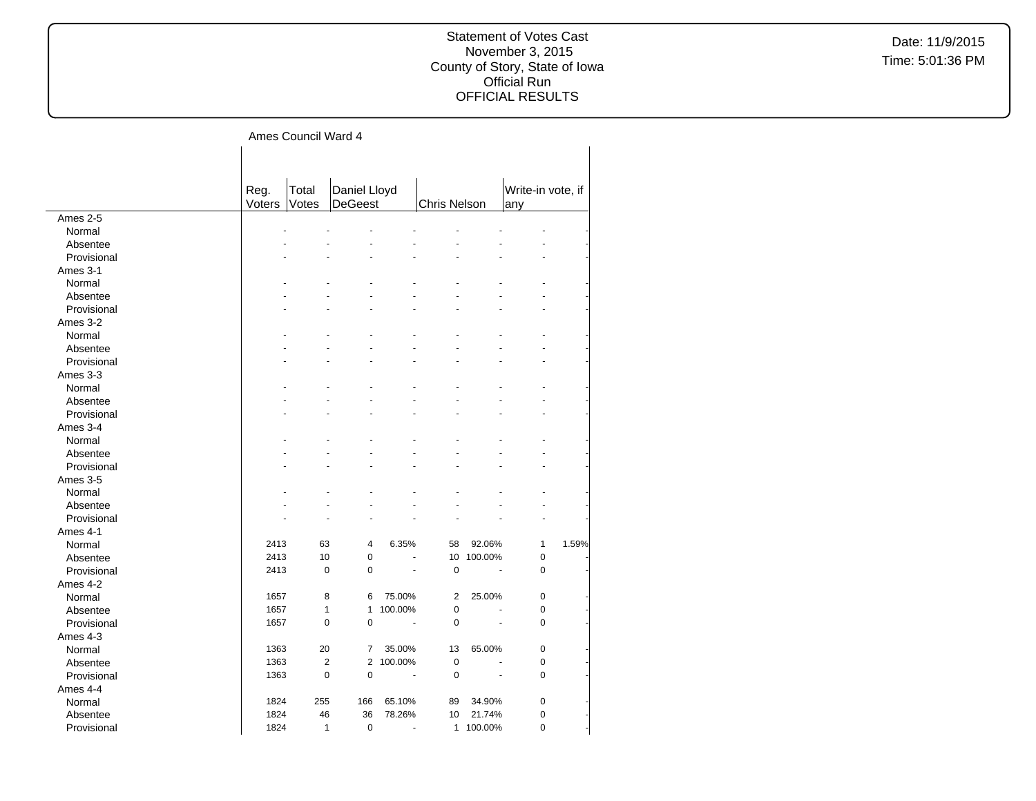Statement of Votes Cast
November 3, 2015
County of Story, State of Iowa
Official Run
OFFICIAL RESULTS

Date: 11/9/2015
Time: 5:01:36 PM

Ames Council Ward 4

| | Reg. Voters | Total Votes | Daniel Lloyd DeGeest | | Chris Nelson | | Write-in vote, if any | |
|---|---|---|---|---|---|---|---|---|
| Ames 2-5 | | | | | | | | |
| Normal | - | - | - | - | - | - | - | - |
| Absentee | - | - | - | - | - | - | - | - |
| Provisional | - | - | - | - | - | - | - | - |
| Ames 3-1 | | | | | | | | |
| Normal | - | - | - | - | - | - | - | - |
| Absentee | - | - | - | - | - | - | - | - |
| Provisional | - | - | - | - | - | - | - | - |
| Ames 3-2 | | | | | | | | |
| Normal | - | - | - | - | - | - | - | - |
| Absentee | - | - | - | - | - | - | - | - |
| Provisional | - | - | - | - | - | - | - | - |
| Ames 3-3 | | | | | | | | |
| Normal | - | - | - | - | - | - | - | - |
| Absentee | - | - | - | - | - | - | - | - |
| Provisional | - | - | - | - | - | - | - | - |
| Ames 3-4 | | | | | | | | |
| Normal | - | - | - | - | - | - | - | - |
| Absentee | - | - | - | - | - | - | - | - |
| Provisional | - | - | - | - | - | - | - | - |
| Ames 3-5 | | | | | | | | |
| Normal | - | - | - | - | - | - | - | - |
| Absentee | - | - | - | - | - | - | - | - |
| Provisional | - | - | - | - | - | - | - | - |
| Ames 4-1 | | | | | | | | |
| Normal | 2413 | 63 | 4 | 6.35% | 58 | 92.06% | 1 | 1.59% |
| Absentee | 2413 | 10 | 0 | - | 10 | 100.00% | 0 | - |
| Provisional | 2413 | 0 | 0 | - | 0 | - | 0 | - |
| Ames 4-2 | | | | | | | | |
| Normal | 1657 | 8 | 6 | 75.00% | 2 | 25.00% | 0 | - |
| Absentee | 1657 | 1 | 1 | 100.00% | 0 | - | 0 | - |
| Provisional | 1657 | 0 | 0 | - | 0 | - | 0 | - |
| Ames 4-3 | | | | | | | | |
| Normal | 1363 | 20 | 7 | 35.00% | 13 | 65.00% | 0 | - |
| Absentee | 1363 | 2 | 2 | 100.00% | 0 | - | 0 | - |
| Provisional | 1363 | 0 | 0 | - | 0 | - | 0 | - |
| Ames 4-4 | | | | | | | | |
| Normal | 1824 | 255 | 166 | 65.10% | 89 | 34.90% | 0 | - |
| Absentee | 1824 | 46 | 36 | 78.26% | 10 | 21.74% | 0 | - |
| Provisional | 1824 | 1 | 0 | - | 1 | 100.00% | 0 | - |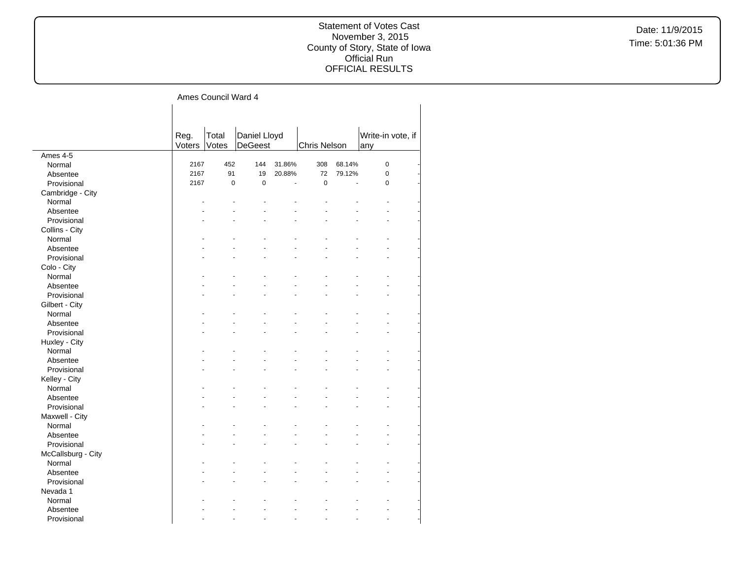Statement of Votes Cast
November 3, 2015
County of Story, State of Iowa
Official Run
OFFICIAL RESULTS

Date: 11/9/2015
Time: 5:01:36 PM

Ames Council Ward 4

| | Reg. Voters | Total Votes | Daniel Lloyd DeGeest | | Chris Nelson | | Write-in vote, if any | |
|---|---|---|---|---|---|---|---|---|
| Ames 4-5 | | | | | | | | |
| Normal | 2167 | 452 | 144 | 31.86% | 308 | 68.14% | 0 | - |
| Absentee | 2167 | 91 | 19 | 20.88% | 72 | 79.12% | 0 | - |
| Provisional | 2167 | 0 | 0 | - | 0 | - | 0 | - |
| Cambridge - City | | | | | | | | |
| Normal | - | - | - | - | - | - | - | - |
| Absentee | - | - | - | - | - | - | - | - |
| Provisional | - | - | - | - | - | - | - | - |
| Collins - City | | | | | | | | |
| Normal | - | - | - | - | - | - | - | - |
| Absentee | - | - | - | - | - | - | - | - |
| Provisional | - | - | - | - | - | - | - | - |
| Colo - City | | | | | | | | |
| Normal | - | - | - | - | - | - | - | - |
| Absentee | - | - | - | - | - | - | - | - |
| Provisional | - | - | - | - | - | - | - | - |
| Gilbert - City | | | | | | | | |
| Normal | - | - | - | - | - | - | - | - |
| Absentee | - | - | - | - | - | - | - | - |
| Provisional | - | - | - | - | - | - | - | - |
| Huxley - City | | | | | | | | |
| Normal | - | - | - | - | - | - | - | - |
| Absentee | - | - | - | - | - | - | - | - |
| Provisional | - | - | - | - | - | - | - | - |
| Kelley - City | | | | | | | | |
| Normal | - | - | - | - | - | - | - | - |
| Absentee | - | - | - | - | - | - | - | - |
| Provisional | - | - | - | - | - | - | - | - |
| Maxwell - City | | | | | | | | |
| Normal | - | - | - | - | - | - | - | - |
| Absentee | - | - | - | - | - | - | - | - |
| Provisional | - | - | - | - | - | - | - | - |
| McCallsburg - City | | | | | | | | |
| Normal | - | - | - | - | - | - | - | - |
| Absentee | - | - | - | - | - | - | - | - |
| Provisional | - | - | - | - | - | - | - | - |
| Nevada 1 | | | | | | | | |
| Normal | - | - | - | - | - | - | - | - |
| Absentee | - | - | - | - | - | - | - | - |
| Provisional | - | - | - | - | - | - | - | - |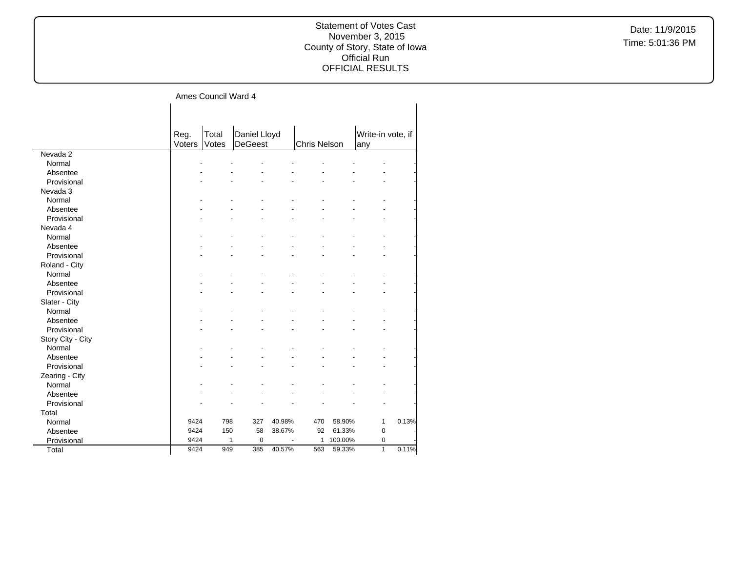Statement of Votes Cast
November 3, 2015
County of Story, State of Iowa
Official Run
OFFICIAL RESULTS

Date: 11/9/2015
Time: 5:01:36 PM

Ames Council Ward 4

| | Reg. Voters | Total Votes | Daniel Lloyd DeGeest | | Chris Nelson | | Write-in vote, if any | |
|---|---|---|---|---|---|---|---|---|
| Nevada 2 | | | | | | | | |
| Normal | - | - | - | - | - | - | - | - |
| Absentee | - | - | - | - | - | - | - | - |
| Provisional | - | - | - | - | - | - | - | - |
| Nevada 3 | | | | | | | | |
| Normal | - | - | - | - | - | - | - | - |
| Absentee | - | - | - | - | - | - | - | - |
| Provisional | - | - | - | - | - | - | - | - |
| Nevada 4 | | | | | | | | |
| Normal | - | - | - | - | - | - | - | - |
| Absentee | - | - | - | - | - | - | - | - |
| Provisional | - | - | - | - | - | - | - | - |
| Roland - City | | | | | | | | |
| Normal | - | - | - | - | - | - | - | - |
| Absentee | - | - | - | - | - | - | - | - |
| Provisional | - | - | - | - | - | - | - | - |
| Slater - City | | | | | | | | |
| Normal | - | - | - | - | - | - | - | - |
| Absentee | - | - | - | - | - | - | - | - |
| Provisional | - | - | - | - | - | - | - | - |
| Story City - City | | | | | | | | |
| Normal | - | - | - | - | - | - | - | - |
| Absentee | - | - | - | - | - | - | - | - |
| Provisional | - | - | - | - | - | - | - | - |
| Zearing - City | | | | | | | | |
| Normal | - | - | - | - | - | - | - | - |
| Absentee | - | - | - | - | - | - | - | - |
| Provisional | - | - | - | - | - | - | - | - |
| Total | | | | | | | | |
| Normal | 9424 | 798 | 327 | 40.98% | 470 | 58.90% | 1 | 0.13% |
| Absentee | 9424 | 150 | 58 | 38.67% | 92 | 61.33% | 0 | - |
| Provisional | 9424 | 1 | 0 | - | 1 | 100.00% | 0 | - |
| Total | 9424 | 949 | 385 | 40.57% | 563 | 59.33% | 1 | 0.11% |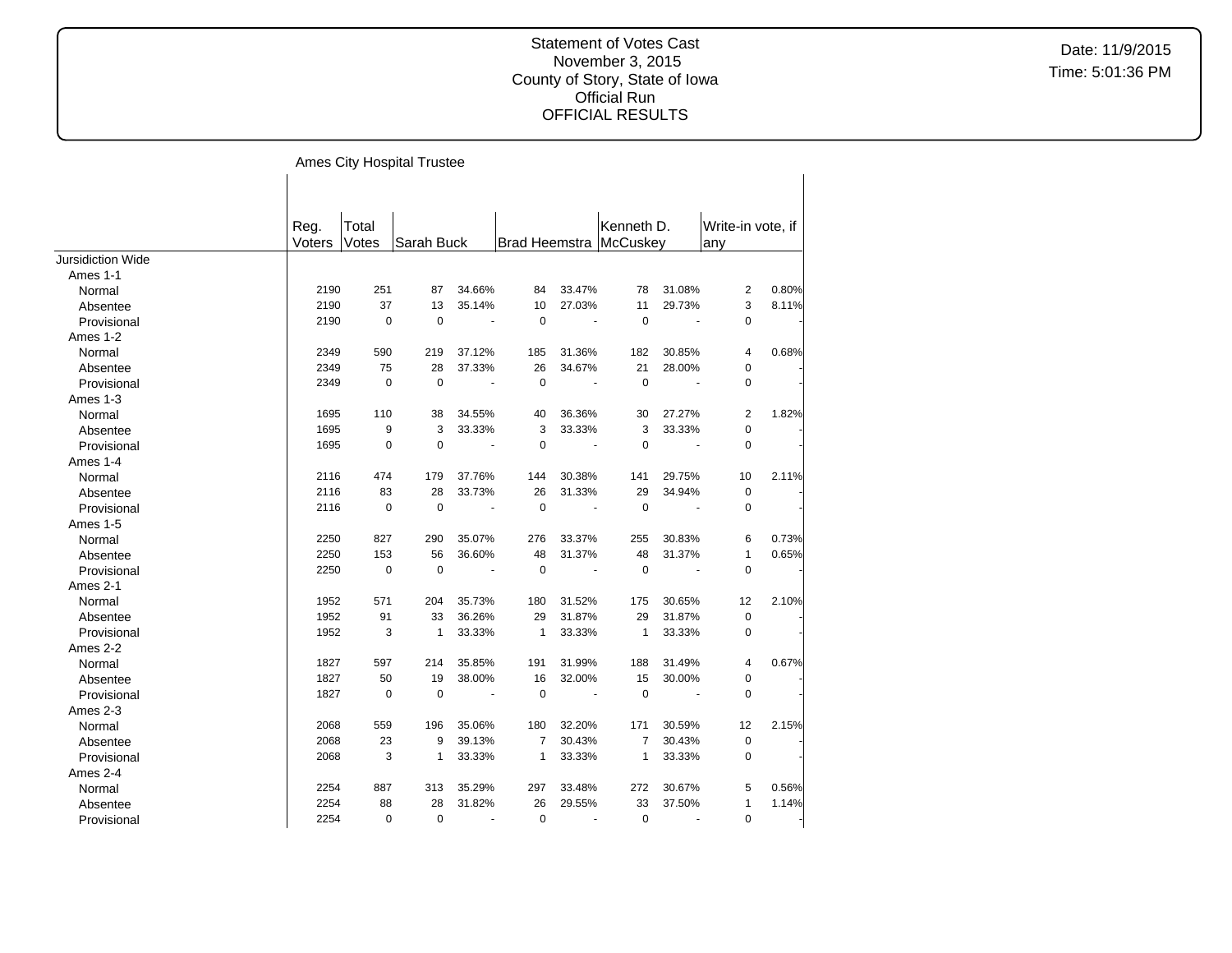Statement of Votes Cast
November 3, 2015
County of Story, State of Iowa
Official Run
OFFICIAL RESULTS

Date: 11/9/2015
Time: 5:01:36 PM

## Ames City Hospital Trustee

| | Reg. Voters | Total Votes | Sarah Buck | | Brad Heemstra | | Kenneth D. McCuskey | | Write-in vote, if any | |
|---|---|---|---|---|---|---|---|---|---|---|
| Jursidiction Wide | | | | | | | | | | |
| Ames 1-1 | | | | | | | | | | |
| Normal | 2190 | 251 | 87 | 34.66% | 84 | 33.47% | 78 | 31.08% | 2 | 0.80% |
| Absentee | 2190 | 37 | 13 | 35.14% | 10 | 27.03% | 11 | 29.73% | 3 | 8.11% |
| Provisional | 2190 | 0 | 0 | - | 0 | - | 0 | - | 0 | - |
| Ames 1-2 | | | | | | | | | | |
| Normal | 2349 | 590 | 219 | 37.12% | 185 | 31.36% | 182 | 30.85% | 4 | 0.68% |
| Absentee | 2349 | 75 | 28 | 37.33% | 26 | 34.67% | 21 | 28.00% | 0 | - |
| Provisional | 2349 | 0 | 0 | - | 0 | - | 0 | - | 0 | - |
| Ames 1-3 | | | | | | | | | | |
| Normal | 1695 | 110 | 38 | 34.55% | 40 | 36.36% | 30 | 27.27% | 2 | 1.82% |
| Absentee | 1695 | 9 | 3 | 33.33% | 3 | 33.33% | 3 | 33.33% | 0 | - |
| Provisional | 1695 | 0 | 0 | - | 0 | - | 0 | - | 0 | - |
| Ames 1-4 | | | | | | | | | | |
| Normal | 2116 | 474 | 179 | 37.76% | 144 | 30.38% | 141 | 29.75% | 10 | 2.11% |
| Absentee | 2116 | 83 | 28 | 33.73% | 26 | 31.33% | 29 | 34.94% | 0 | - |
| Provisional | 2116 | 0 | 0 | - | 0 | - | 0 | - | 0 | - |
| Ames 1-5 | | | | | | | | | | |
| Normal | 2250 | 827 | 290 | 35.07% | 276 | 33.37% | 255 | 30.83% | 6 | 0.73% |
| Absentee | 2250 | 153 | 56 | 36.60% | 48 | 31.37% | 48 | 31.37% | 1 | 0.65% |
| Provisional | 2250 | 0 | 0 | - | 0 | - | 0 | - | 0 | - |
| Ames 2-1 | | | | | | | | | | |
| Normal | 1952 | 571 | 204 | 35.73% | 180 | 31.52% | 175 | 30.65% | 12 | 2.10% |
| Absentee | 1952 | 91 | 33 | 36.26% | 29 | 31.87% | 29 | 31.87% | 0 | - |
| Provisional | 1952 | 3 | 1 | 33.33% | 1 | 33.33% | 1 | 33.33% | 0 | - |
| Ames 2-2 | | | | | | | | | | |
| Normal | 1827 | 597 | 214 | 35.85% | 191 | 31.99% | 188 | 31.49% | 4 | 0.67% |
| Absentee | 1827 | 50 | 19 | 38.00% | 16 | 32.00% | 15 | 30.00% | 0 | - |
| Provisional | 1827 | 0 | 0 | - | 0 | - | 0 | - | 0 | - |
| Ames 2-3 | | | | | | | | | | |
| Normal | 2068 | 559 | 196 | 35.06% | 180 | 32.20% | 171 | 30.59% | 12 | 2.15% |
| Absentee | 2068 | 23 | 9 | 39.13% | 7 | 30.43% | 7 | 30.43% | 0 | - |
| Provisional | 2068 | 3 | 1 | 33.33% | 1 | 33.33% | 1 | 33.33% | 0 | - |
| Ames 2-4 | | | | | | | | | | |
| Normal | 2254 | 887 | 313 | 35.29% | 297 | 33.48% | 272 | 30.67% | 5 | 0.56% |
| Absentee | 2254 | 88 | 28 | 31.82% | 26 | 29.55% | 33 | 37.50% | 1 | 1.14% |
| Provisional | 2254 | 0 | 0 | - | 0 | - | 0 | - | 0 | - |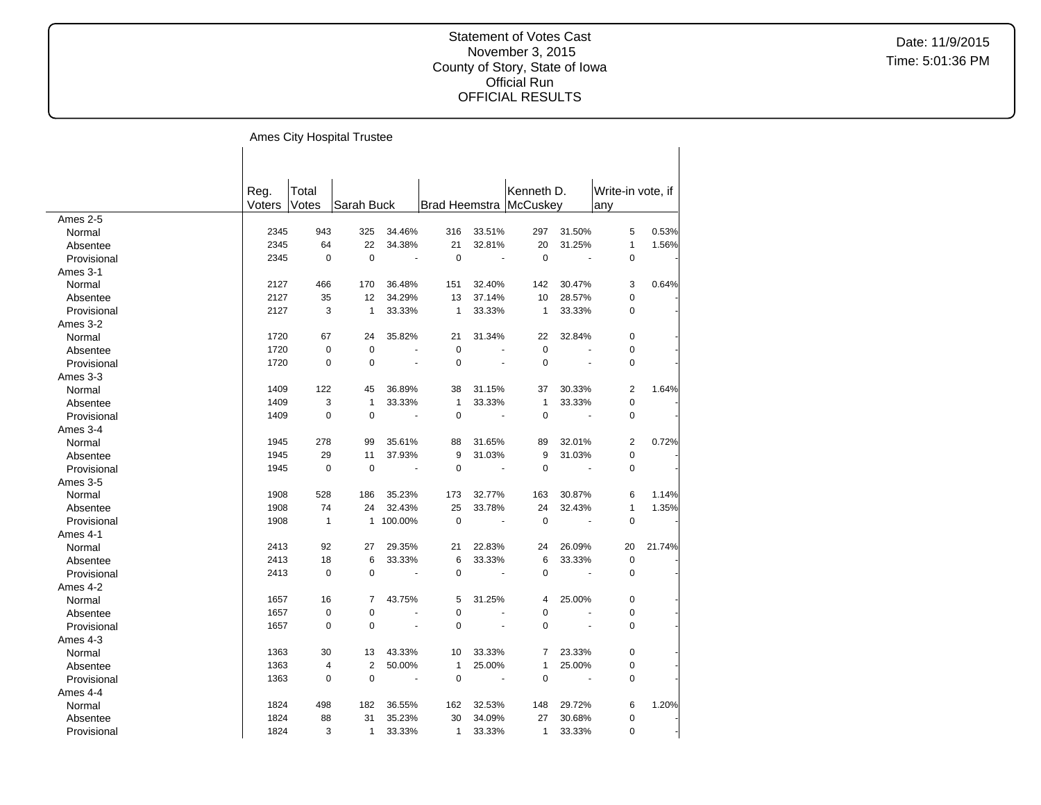Statement of Votes Cast
November 3, 2015
County of Story, State of Iowa
Official Run
OFFICIAL RESULTS

Date: 11/9/2015
Time: 5:01:36 PM

Ames City Hospital Trustee

| | Reg. Voters | Total Votes | Sarah Buck | | Brad Heemstra | | Kenneth D. McCuskey | | Write-in vote, if any | |
|---|---|---|---|---|---|---|---|---|---|---|
| **Ames 2-5** | | | | | | | | | | |
| Normal | 2345 | 943 | 325 | 34.46% | 316 | 33.51% | 297 | 31.50% | 5 | 0.53% |
| Absentee | 2345 | 64 | 22 | 34.38% | 21 | 32.81% | 20 | 31.25% | 1 | 1.56% |
| Provisional | 2345 | 0 | 0 | - | 0 | - | 0 | - | 0 | - |
| **Ames 3-1** | | | | | | | | | | |
| Normal | 2127 | 466 | 170 | 36.48% | 151 | 32.40% | 142 | 30.47% | 3 | 0.64% |
| Absentee | 2127 | 35 | 12 | 34.29% | 13 | 37.14% | 10 | 28.57% | 0 | - |
| Provisional | 2127 | 3 | 1 | 33.33% | 1 | 33.33% | 1 | 33.33% | 0 | - |
| **Ames 3-2** | | | | | | | | | | |
| Normal | 1720 | 67 | 24 | 35.82% | 21 | 31.34% | 22 | 32.84% | 0 | - |
| Absentee | 1720 | 0 | 0 | - | 0 | - | 0 | - | 0 | - |
| Provisional | 1720 | 0 | 0 | - | 0 | - | 0 | - | 0 | - |
| **Ames 3-3** | | | | | | | | | | |
| Normal | 1409 | 122 | 45 | 36.89% | 38 | 31.15% | 37 | 30.33% | 2 | 1.64% |
| Absentee | 1409 | 3 | 1 | 33.33% | 1 | 33.33% | 1 | 33.33% | 0 | - |
| Provisional | 1409 | 0 | 0 | - | 0 | - | 0 | - | 0 | - |
| **Ames 3-4** | | | | | | | | | | |
| Normal | 1945 | 278 | 99 | 35.61% | 88 | 31.65% | 89 | 32.01% | 2 | 0.72% |
| Absentee | 1945 | 29 | 11 | 37.93% | 9 | 31.03% | 9 | 31.03% | 0 | - |
| Provisional | 1945 | 0 | 0 | - | 0 | - | 0 | - | 0 | - |
| **Ames 3-5** | | | | | | | | | | |
| Normal | 1908 | 528 | 186 | 35.23% | 173 | 32.77% | 163 | 30.87% | 6 | 1.14% |
| Absentee | 1908 | 74 | 24 | 32.43% | 25 | 33.78% | 24 | 32.43% | 1 | 1.35% |
| Provisional | 1908 | 1 | 1 | 100.00% | 0 | - | 0 | - | 0 | - |
| **Ames 4-1** | | | | | | | | | | |
| Normal | 2413 | 92 | 27 | 29.35% | 21 | 22.83% | 24 | 26.09% | 20 | 21.74% |
| Absentee | 2413 | 18 | 6 | 33.33% | 6 | 33.33% | 6 | 33.33% | 0 | - |
| Provisional | 2413 | 0 | 0 | - | 0 | - | 0 | - | 0 | - |
| **Ames 4-2** | | | | | | | | | | |
| Normal | 1657 | 16 | 7 | 43.75% | 5 | 31.25% | 4 | 25.00% | 0 | - |
| Absentee | 1657 | 0 | 0 | - | 0 | - | 0 | - | 0 | - |
| Provisional | 1657 | 0 | 0 | - | 0 | - | 0 | - | 0 | - |
| **Ames 4-3** | | | | | | | | | | |
| Normal | 1363 | 30 | 13 | 43.33% | 10 | 33.33% | 7 | 23.33% | 0 | - |
| Absentee | 1363 | 4 | 2 | 50.00% | 1 | 25.00% | 1 | 25.00% | 0 | - |
| Provisional | 1363 | 0 | 0 | - | 0 | - | 0 | - | 0 | - |
| **Ames 4-4** | | | | | | | | | | |
| Normal | 1824 | 498 | 182 | 36.55% | 162 | 32.53% | 148 | 29.72% | 6 | 1.20% |
| Absentee | 1824 | 88 | 31 | 35.23% | 30 | 34.09% | 27 | 30.68% | 0 | - |
| Provisional | 1824 | 3 | 1 | 33.33% | 1 | 33.33% | 1 | 33.33% | 0 | - |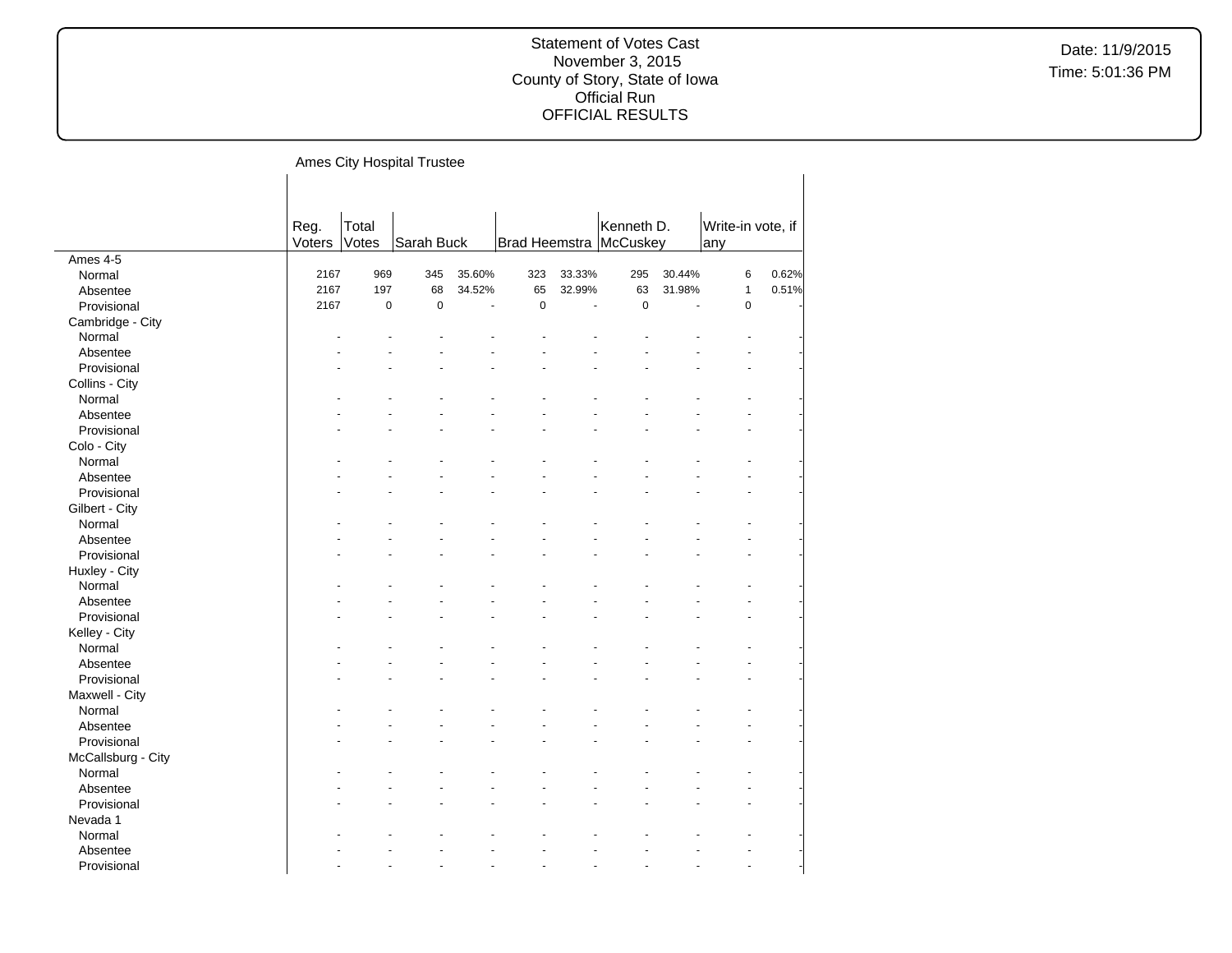Statement of Votes Cast
November 3, 2015
County of Story, State of Iowa
Official Run
OFFICIAL RESULTS

Date: 11/9/2015
Time: 5:01:36 PM

## Ames City Hospital Trustee

| | Reg. Voters | Total Votes | Sarah Buck | | Brad Heemstra | | Kenneth D. McCuskey | | Write-in vote, if any | |
|---|---|---|---|---|---|---|---|---|---|---|
| **Ames 4-5** | | | | | | | | | | |
| Normal | 2167 | 969 | 345 | 35.60% | 323 | 33.33% | 295 | 30.44% | 6 | 0.62% |
| Absentee | 2167 | 197 | 68 | 34.52% | 65 | 32.99% | 63 | 31.98% | 1 | 0.51% |
| Provisional | 2167 | 0 | 0 | - | 0 | - | 0 | - | 0 | - |
| **Cambridge - City** | | | | | | | | | | |
| Normal | - | - | - | - | - | - | - | - | - | - |
| Absentee | - | - | - | - | - | - | - | - | - | - |
| Provisional | - | - | - | - | - | - | - | - | - | - |
| **Collins - City** | | | | | | | | | | |
| Normal | - | - | - | - | - | - | - | - | - | - |
| Absentee | - | - | - | - | - | - | - | - | - | - |
| Provisional | - | - | - | - | - | - | - | - | - | - |
| **Colo - City** | | | | | | | | | | |
| Normal | - | - | - | - | - | - | - | - | - | - |
| Absentee | - | - | - | - | - | - | - | - | - | - |
| Provisional | - | - | - | - | - | - | - | - | - | - |
| **Gilbert - City** | | | | | | | | | | |
| Normal | - | - | - | - | - | - | - | - | - | - |
| Absentee | - | - | - | - | - | - | - | - | - | - |
| Provisional | - | - | - | - | - | - | - | - | - | - |
| **Huxley - City** | | | | | | | | | | |
| Normal | - | - | - | - | - | - | - | - | - | - |
| Absentee | - | - | - | - | - | - | - | - | - | - |
| Provisional | - | - | - | - | - | - | - | - | - | - |
| **Kelley - City** | | | | | | | | | | |
| Normal | - | - | - | - | - | - | - | - | - | - |
| Absentee | - | - | - | - | - | - | - | - | - | - |
| Provisional | - | - | - | - | - | - | - | - | - | - |
| **Maxwell - City** | | | | | | | | | | |
| Normal | - | - | - | - | - | - | - | - | - | - |
| Absentee | - | - | - | - | - | - | - | - | - | - |
| Provisional | - | - | - | - | - | - | - | - | - | - |
| **McCallsburg - City** | | | | | | | | | | |
| Normal | - | - | - | - | - | - | - | - | - | - |
| Absentee | - | - | - | - | - | - | - | - | - | - |
| Provisional | - | - | - | - | - | - | - | - | - | - |
| **Nevada 1** | | | | | | | | | | |
| Normal | - | - | - | - | - | - | - | - | - | - |
| Absentee | - | - | - | - | - | - | - | - | - | - |
| Provisional | - | - | - | - | - | - | - | - | - | - |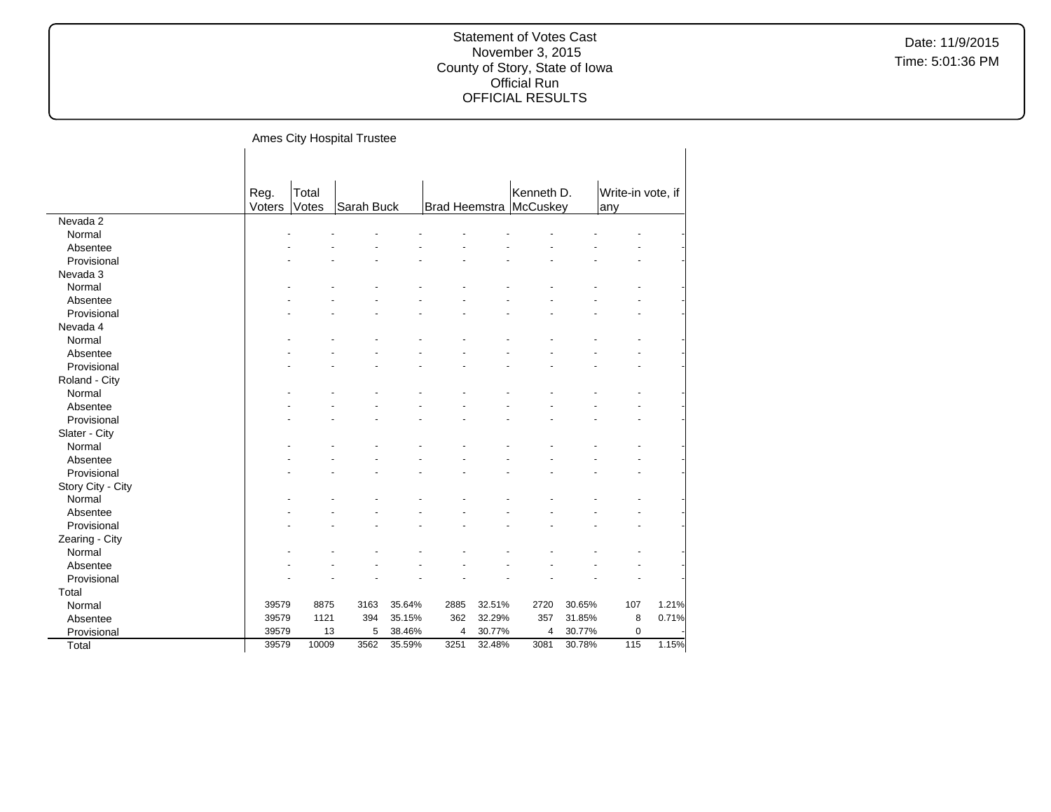Statement of Votes Cast
November 3, 2015
County of Story, State of Iowa
Official Run
OFFICIAL RESULTS

Date: 11/9/2015
Time: 5:01:36 PM

Ames City Hospital Trustee

| | Reg. Voters | Total Votes | Sarah Buck | | Brad Heemstra | | Kenneth D. McCuskey | | Write-in vote, if any | |
|---|---|---|---|---|---|---|---|---|---|---|
| **Nevada 2** | | | | | | | | | | |
| Normal | - | - | - | - | - | - | - | - | - | - |
| Absentee | - | - | - | - | - | - | - | - | - | - |
| Provisional | - | - | - | - | - | - | - | - | - | - |
| **Nevada 3** | | | | | | | | | | |
| Normal | - | - | - | - | - | - | - | - | - | - |
| Absentee | - | - | - | - | - | - | - | - | - | - |
| Provisional | - | - | - | - | - | - | - | - | - | - |
| **Nevada 4** | | | | | | | | | | |
| Normal | - | - | - | - | - | - | - | - | - | - |
| Absentee | - | - | - | - | - | - | - | - | - | - |
| Provisional | - | - | - | - | - | - | - | - | - | - |
| **Roland - City** | | | | | | | | | | |
| Normal | - | - | - | - | - | - | - | - | - | - |
| Absentee | - | - | - | - | - | - | - | - | - | - |
| Provisional | - | - | - | - | - | - | - | - | - | - |
| **Slater - City** | | | | | | | | | | |
| Normal | - | - | - | - | - | - | - | - | - | - |
| Absentee | - | - | - | - | - | - | - | - | - | - |
| Provisional | - | - | - | - | - | - | - | - | - | - |
| **Story City - City** | | | | | | | | | | |
| Normal | - | - | - | - | - | - | - | - | - | - |
| Absentee | - | - | - | - | - | - | - | - | - | - |
| Provisional | - | - | - | - | - | - | - | - | - | - |
| **Zearing - City** | | | | | | | | | | |
| Normal | - | - | - | - | - | - | - | - | - | - |
| Absentee | - | - | - | - | - | - | - | - | - | - |
| Provisional | - | - | - | - | - | - | - | - | - | - |
| **Total** | | | | | | | | | | |
| Normal | 39579 | 8875 | 3163 | 35.64% | 2885 | 32.51% | 2720 | 30.65% | 107 | 1.21% |
| Absentee | 39579 | 1121 | 394 | 35.15% | 362 | 32.29% | 357 | 31.85% | 8 | 0.71% |
| Provisional | 39579 | 13 | 5 | 38.46% | 4 | 30.77% | 4 | 30.77% | 0 | - |
| Total | 39579 | 10009 | 3562 | 35.59% | 3251 | 32.48% | 3081 | 30.78% | 115 | 1.15% |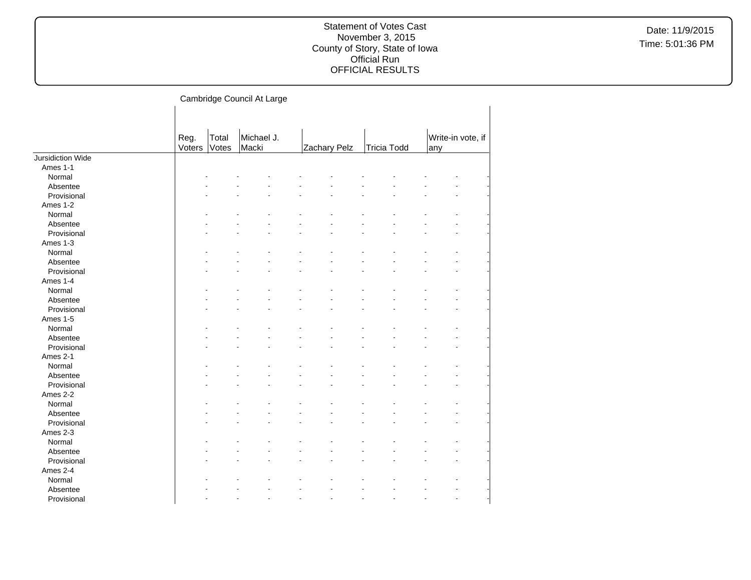Cambridge Council At Large

| | Reg. Voters | Total Votes | Michael J. Macki | | Zachary Pelz | | Tricia Todd | | Write-in vote, if any | |
|---|---|---|---|---|---|---|---|---|---|---|
| Jursidiction Wide | | | | | | | | | | |
| Ames 1-1 | | | | | | | | | | |
| Normal | - | - | - | - | - | - | - | - | - | - |
| Absentee | - | - | - | - | - | - | - | - | - | - |
| Provisional | - | - | - | - | - | - | - | - | - | - |
| Ames 1-2 | | | | | | | | | | |
| Normal | - | - | - | - | - | - | - | - | - | - |
| Absentee | - | - | - | - | - | - | - | - | - | - |
| Provisional | - | - | - | - | - | - | - | - | - | - |
| Ames 1-3 | | | | | | | | | | |
| Normal | - | - | - | - | - | - | - | - | - | - |
| Absentee | - | - | - | - | - | - | - | - | - | - |
| Provisional | - | - | - | - | - | - | - | - | - | - |
| Ames 1-4 | | | | | | | | | | |
| Normal | - | - | - | - | - | - | - | - | - | - |
| Absentee | - | - | - | - | - | - | - | - | - | - |
| Provisional | - | - | - | - | - | - | - | - | - | - |
| Ames 1-5 | | | | | | | | | | |
| Normal | - | - | - | - | - | - | - | - | - | - |
| Absentee | - | - | - | - | - | - | - | - | - | - |
| Provisional | - | - | - | - | - | - | - | - | - | - |
| Ames 2-1 | | | | | | | | | | |
| Normal | - | - | - | - | - | - | - | - | - | - |
| Absentee | - | - | - | - | - | - | - | - | - | - |
| Provisional | - | - | - | - | - | - | - | - | - | - |
| Ames 2-2 | | | | | | | | | | |
| Normal | - | - | - | - | - | - | - | - | - | - |
| Absentee | - | - | - | - | - | - | - | - | - | - |
| Provisional | - | - | - | - | - | - | - | - | - | - |
| Ames 2-3 | | | | | | | | | | |
| Normal | - | - | - | - | - | - | - | - | - | - |
| Absentee | - | - | - | - | - | - | - | - | - | - |
| Provisional | - | - | - | - | - | - | - | - | - | - |
| Ames 2-4 | | | | | | | | | | |
| Normal | - | - | - | - | - | - | - | - | - | - |
| Absentee | - | - | - | - | - | - | - | - | - | - |
| Provisional | - | - | - | - | - | - | - | - | - | - |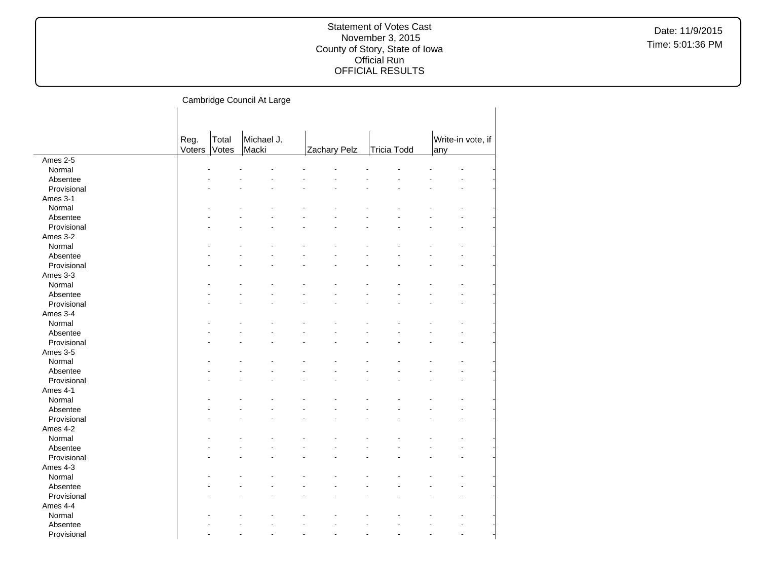Statement of Votes Cast
November 3, 2015
County of Story, State of Iowa
Official Run
OFFICIAL RESULTS

Date: 11/9/2015
Time: 5:01:36 PM

Cambridge Council At Large

| | Reg. Voters | Total Votes | Michael J. Macki | | Zachary Pelz | | Tricia Todd | | Write-in vote, if any | |
|---|---|---|---|---|---|---|---|---|---|---|
| Ames 2-5 | | | | | | | | | | |
| Normal | - | - | - | - | - | - | - | - | - | - |
| Absentee | - | - | - | - | - | - | - | - | - | - |
| Provisional | - | - | - | - | - | - | - | - | - | - |
| Ames 3-1 | | | | | | | | | | |
| Normal | - | - | - | - | - | - | - | - | - | - |
| Absentee | - | - | - | - | - | - | - | - | - | - |
| Provisional | - | - | - | - | - | - | - | - | - | - |
| Ames 3-2 | | | | | | | | | | |
| Normal | - | - | - | - | - | - | - | - | - | - |
| Absentee | - | - | - | - | - | - | - | - | - | - |
| Provisional | - | - | - | - | - | - | - | - | - | - |
| Ames 3-3 | | | | | | | | | | |
| Normal | - | - | - | - | - | - | - | - | - | - |
| Absentee | - | - | - | - | - | - | - | - | - | - |
| Provisional | - | - | - | - | - | - | - | - | - | - |
| Ames 3-4 | | | | | | | | | | |
| Normal | - | - | - | - | - | - | - | - | - | - |
| Absentee | - | - | - | - | - | - | - | - | - | - |
| Provisional | - | - | - | - | - | - | - | - | - | - |
| Ames 3-5 | | | | | | | | | | |
| Normal | - | - | - | - | - | - | - | - | - | - |
| Absentee | - | - | - | - | - | - | - | - | - | - |
| Provisional | - | - | - | - | - | - | - | - | - | - |
| Ames 4-1 | | | | | | | | | | |
| Normal | - | - | - | - | - | - | - | - | - | - |
| Absentee | - | - | - | - | - | - | - | - | - | - |
| Provisional | - | - | - | - | - | - | - | - | - | - |
| Ames 4-2 | | | | | | | | | | |
| Normal | - | - | - | - | - | - | - | - | - | - |
| Absentee | - | - | - | - | - | - | - | - | - | - |
| Provisional | - | - | - | - | - | - | - | - | - | - |
| Ames 4-3 | | | | | | | | | | |
| Normal | - | - | - | - | - | - | - | - | - | - |
| Absentee | - | - | - | - | - | - | - | - | - | - |
| Provisional | - | - | - | - | - | - | - | - | - | - |
| Ames 4-4 | | | | | | | | | | |
| Normal | - | - | - | - | - | - | - | - | - | - |
| Absentee | - | - | - | - | - | - | - | - | - | - |
| Provisional | - | - | - | - | - | - | - | - | - | - |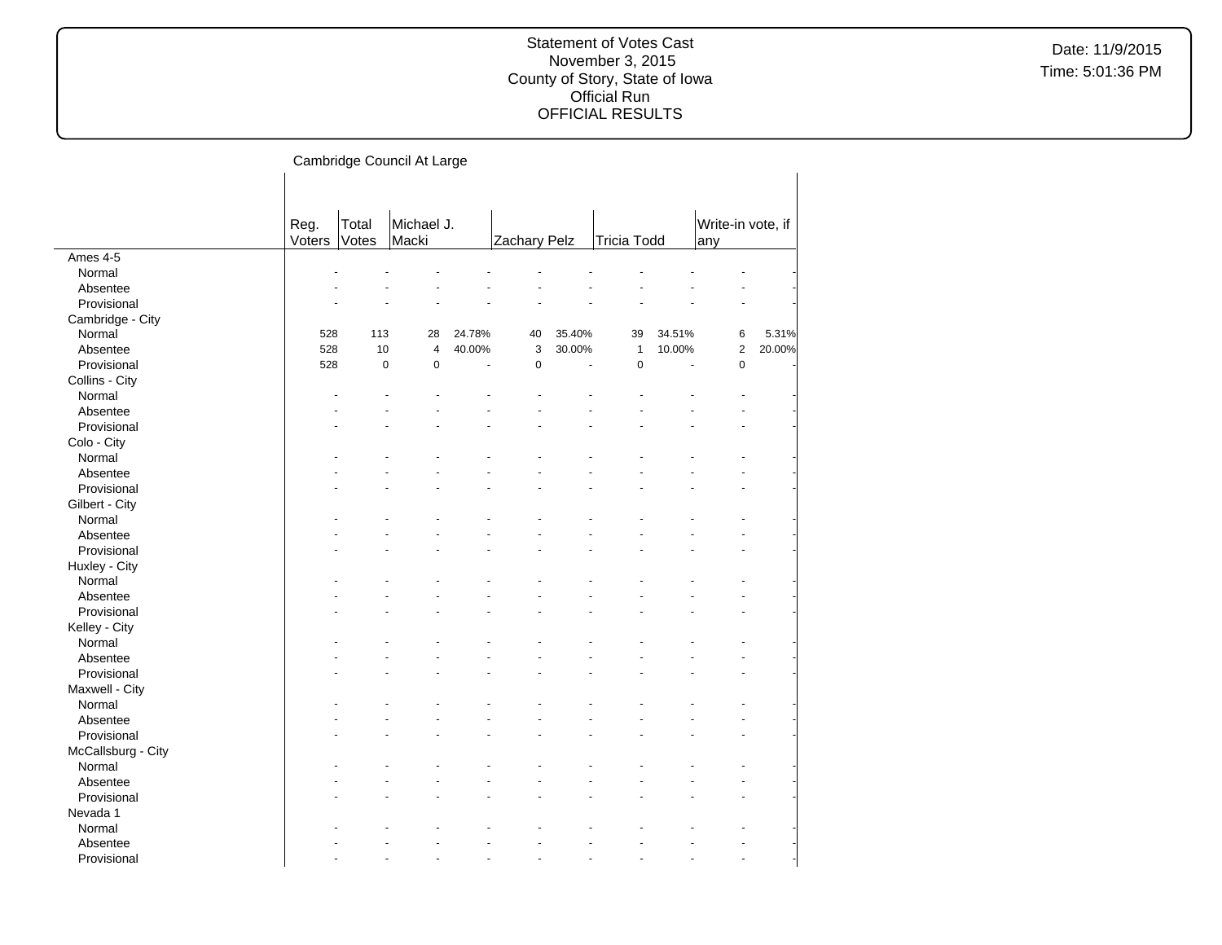Statement of Votes Cast
November 3, 2015
County of Story, State of Iowa
Official Run
OFFICIAL RESULTS

Date: 11/9/2015
Time: 5:01:36 PM

## Cambridge Council At Large

| | Reg. Voters | Total Votes | Michael J. Macki | | Zachary Pelz | | Tricia Todd | | Write-in vote, if any | |
|---|---|---|---|---|---|---|---|---|---|---|
| **Ames 4-5** | | | | | | | | | | |
| Normal | - | - | - | - | - | - | - | - | - | - |
| Absentee | - | - | - | - | - | - | - | - | - | - |
| Provisional | - | - | - | - | - | - | - | - | - | - |
| **Cambridge - City** | | | | | | | | | | |
| Normal | 528 | 113 | 28 | 24.78% | 40 | 35.40% | 39 | 34.51% | 6 | 5.31% |
| Absentee | 528 | 10 | 4 | 40.00% | 3 | 30.00% | 1 | 10.00% | 2 | 20.00% |
| Provisional | 528 | 0 | 0 | - | 0 | - | 0 | - | 0 | - |
| **Collins - City** | | | | | | | | | | |
| Normal | - | - | - | - | - | - | - | - | - | - |
| Absentee | - | - | - | - | - | - | - | - | - | - |
| Provisional | - | - | - | - | - | - | - | - | - | - |
| **Colo - City** | | | | | | | | | | |
| Normal | - | - | - | - | - | - | - | - | - | - |
| Absentee | - | - | - | - | - | - | - | - | - | - |
| Provisional | - | - | - | - | - | - | - | - | - | - |
| **Gilbert - City** | | | | | | | | | | |
| Normal | - | - | - | - | - | - | - | - | - | - |
| Absentee | - | - | - | - | - | - | - | - | - | - |
| Provisional | - | - | - | - | - | - | - | - | - | - |
| **Huxley - City** | | | | | | | | | | |
| Normal | - | - | - | - | - | - | - | - | - | - |
| Absentee | - | - | - | - | - | - | - | - | - | - |
| Provisional | - | - | - | - | - | - | - | - | - | - |
| **Kelley - City** | | | | | | | | | | |
| Normal | - | - | - | - | - | - | - | - | - | - |
| Absentee | - | - | - | - | - | - | - | - | - | - |
| Provisional | - | - | - | - | - | - | - | - | - | - |
| **Maxwell - City** | | | | | | | | | | |
| Normal | - | - | - | - | - | - | - | - | - | - |
| Absentee | - | - | - | - | - | - | - | - | - | - |
| Provisional | - | - | - | - | - | - | - | - | - | - |
| **McCallsburg - City** | | | | | | | | | | |
| Normal | - | - | - | - | - | - | - | - | - | - |
| Absentee | - | - | - | - | - | - | - | - | - | - |
| Provisional | - | - | - | - | - | - | - | - | - | - |
| **Nevada 1** | | | | | | | | | | |
| Normal | - | - | - | - | - | - | - | - | - | - |
| Absentee | - | - | - | - | - | - | - | - | - | - |
| Provisional | - | - | - | - | - | - | - | - | - | - |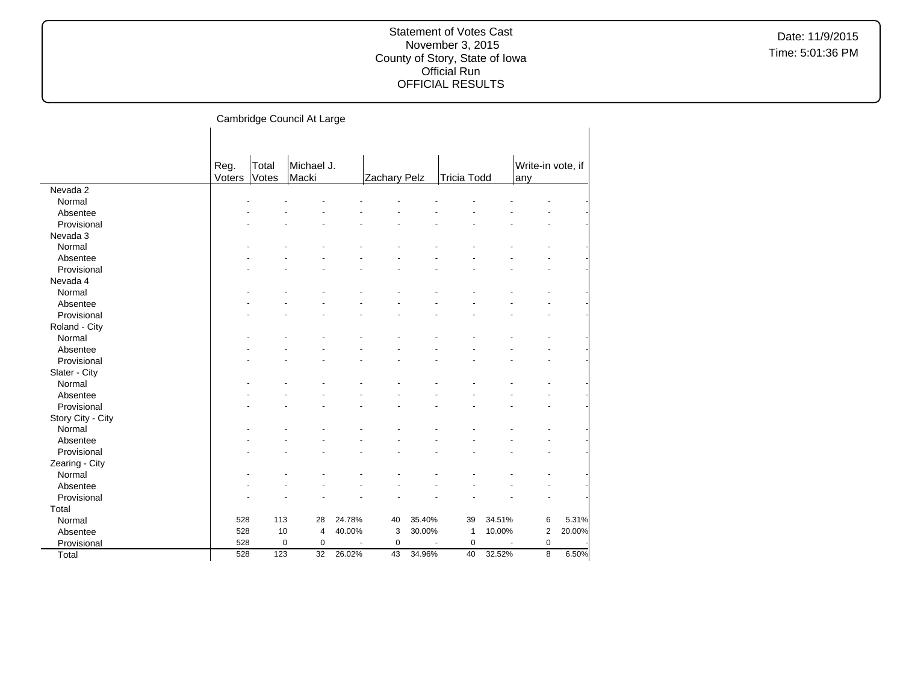Statement of Votes Cast
November 3, 2015
County of Story, State of Iowa
Official Run
OFFICIAL RESULTS

Date: 11/9/2015
Time: 5:01:36 PM

Cambridge Council At Large

| | Reg. Voters | Total Votes | Michael J. Macki | | Zachary Pelz | | Tricia Todd | | Write-in vote, if any | |
|---|---|---|---|---|---|---|---|---|---|---|
| Nevada 2 | | | | | | | | | | |
| Normal | - | - | - | - | - | - | - | - | - | - |
| Absentee | - | - | - | - | - | - | - | - | - | - |
| Provisional | - | - | - | - | - | - | - | - | - | - |
| Nevada 3 | | | | | | | | | | |
| Normal | - | - | - | - | - | - | - | - | - | - |
| Absentee | - | - | - | - | - | - | - | - | - | - |
| Provisional | - | - | - | - | - | - | - | - | - | - |
| Nevada 4 | | | | | | | | | | |
| Normal | - | - | - | - | - | - | - | - | - | - |
| Absentee | - | - | - | - | - | - | - | - | - | - |
| Provisional | - | - | - | - | - | - | - | - | - | - |
| Roland - City | | | | | | | | | | |
| Normal | - | - | - | - | - | - | - | - | - | - |
| Absentee | - | - | - | - | - | - | - | - | - | - |
| Provisional | - | - | - | - | - | - | - | - | - | - |
| Slater - City | | | | | | | | | | |
| Normal | - | - | - | - | - | - | - | - | - | - |
| Absentee | - | - | - | - | - | - | - | - | - | - |
| Provisional | - | - | - | - | - | - | - | - | - | - |
| Story City - City | | | | | | | | | | |
| Normal | - | - | - | - | - | - | - | - | - | - |
| Absentee | - | - | - | - | - | - | - | - | - | - |
| Provisional | - | - | - | - | - | - | - | - | - | - |
| Zearing - City | | | | | | | | | | |
| Normal | - | - | - | - | - | - | - | - | - | - |
| Absentee | - | - | - | - | - | - | - | - | - | - |
| Provisional | - | - | - | - | - | - | - | - | - | - |
| Total | | | | | | | | | | |
| Normal | 528 | 113 | 28 | 24.78% | 40 | 35.40% | 39 | 34.51% | 6 | 5.31% |
| Absentee | 528 | 10 | 4 | 40.00% | 3 | 30.00% | 1 | 10.00% | 2 | 20.00% |
| Provisional | 528 | 0 | 0 | - | 0 | - | 0 | - | 0 | - |
| Total | 528 | 123 | 32 | 26.02% | 43 | 34.96% | 40 | 32.52% | 8 | 6.50% |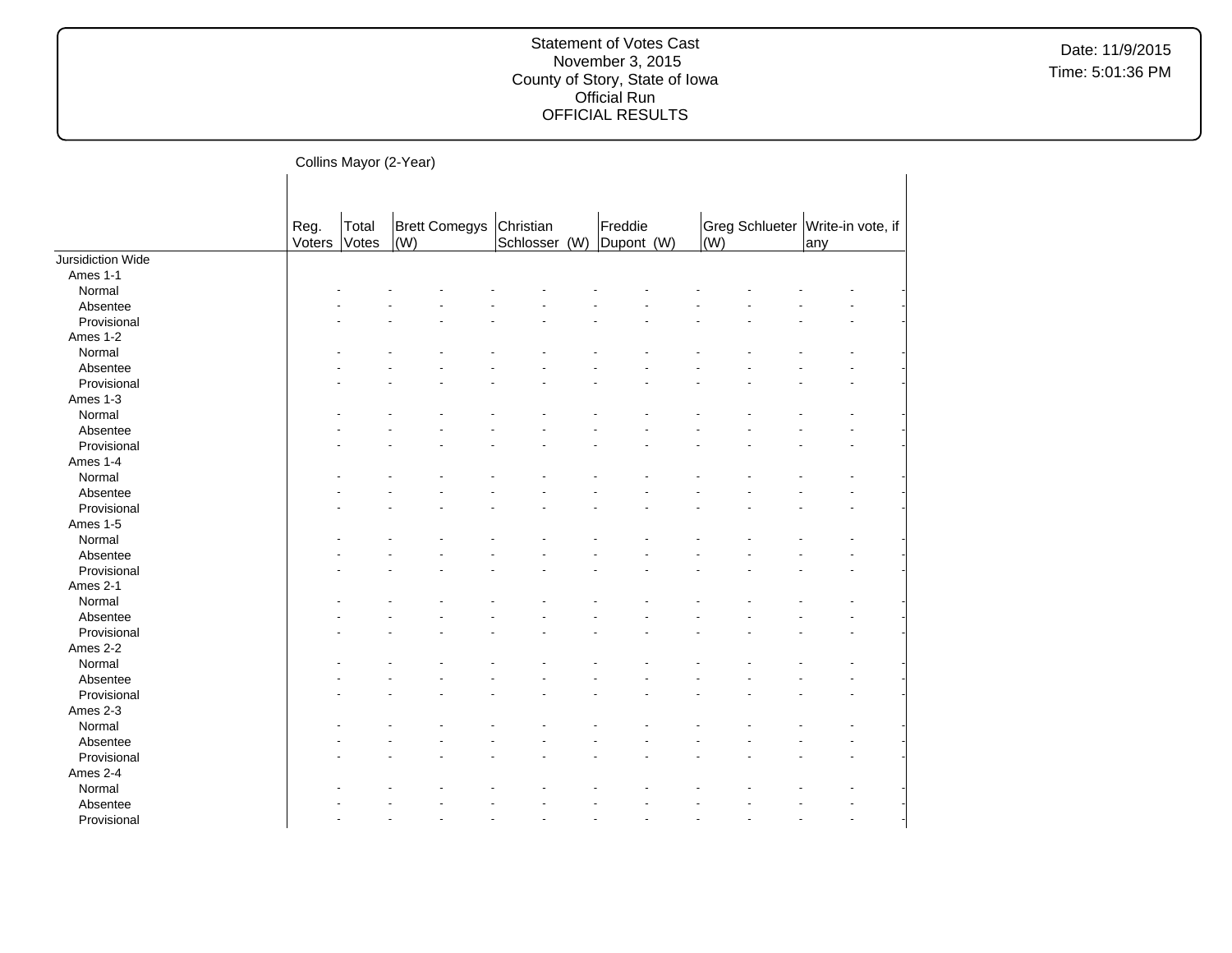Statement of Votes Cast
November 3, 2015
County of Story, State of Iowa
Official Run
OFFICIAL RESULTS

Date: 11/9/2015
Time: 5:01:36 PM

Collins Mayor (2-Year)

| | Reg. Voters | Total Votes | Brett Comegys (W) | | Christian Schlosser (W) | | Freddie Dupont (W) | | Greg Schlueter (W) | | Write-in vote, if any | |
|---|---|---|---|---|---|---|---|---|---|---|---|---|
| Jursidiction Wide | | | | | | | | | | | | |
| Ames 1-1 | | | | | | | | | | | | |
| Normal | - | - | - | - | - | - | - | - | - | - | - | - |
| Absentee | - | - | - | - | - | - | - | - | - | - | - | - |
| Provisional | - | - | - | - | - | - | - | - | - | - | - | - |
| Ames 1-2 | | | | | | | | | | | | |
| Normal | - | - | - | - | - | - | - | - | - | - | - | - |
| Absentee | - | - | - | - | - | - | - | - | - | - | - | - |
| Provisional | - | - | - | - | - | - | - | - | - | - | - | - |
| Ames 1-3 | | | | | | | | | | | | |
| Normal | - | - | - | - | - | - | - | - | - | - | - | - |
| Absentee | - | - | - | - | - | - | - | - | - | - | - | - |
| Provisional | - | - | - | - | - | - | - | - | - | - | - | - |
| Ames 1-4 | | | | | | | | | | | | |
| Normal | - | - | - | - | - | - | - | - | - | - | - | - |
| Absentee | - | - | - | - | - | - | - | - | - | - | - | - |
| Provisional | - | - | - | - | - | - | - | - | - | - | - | - |
| Ames 1-5 | | | | | | | | | | | | |
| Normal | - | - | - | - | - | - | - | - | - | - | - | - |
| Absentee | - | - | - | - | - | - | - | - | - | - | - | - |
| Provisional | - | - | - | - | - | - | - | - | - | - | - | - |
| Ames 2-1 | | | | | | | | | | | | |
| Normal | - | - | - | - | - | - | - | - | - | - | - | - |
| Absentee | - | - | - | - | - | - | - | - | - | - | - | - |
| Provisional | - | - | - | - | - | - | - | - | - | - | - | - |
| Ames 2-2 | | | | | | | | | | | | |
| Normal | - | - | - | - | - | - | - | - | - | - | - | - |
| Absentee | - | - | - | - | - | - | - | - | - | - | - | - |
| Provisional | - | - | - | - | - | - | - | - | - | - | - | - |
| Ames 2-3 | | | | | | | | | | | | |
| Normal | - | - | - | - | - | - | - | - | - | - | - | - |
| Absentee | - | - | - | - | - | - | - | - | - | - | - | - |
| Provisional | - | - | - | - | - | - | - | - | - | - | - | - |
| Ames 2-4 | | | | | | | | | | | | |
| Normal | - | - | - | - | - | - | - | - | - | - | - | - |
| Absentee | - | - | - | - | - | - | - | - | - | - | - | - |
| Provisional | - | - | - | - | - | - | - | - | - | - | - | - |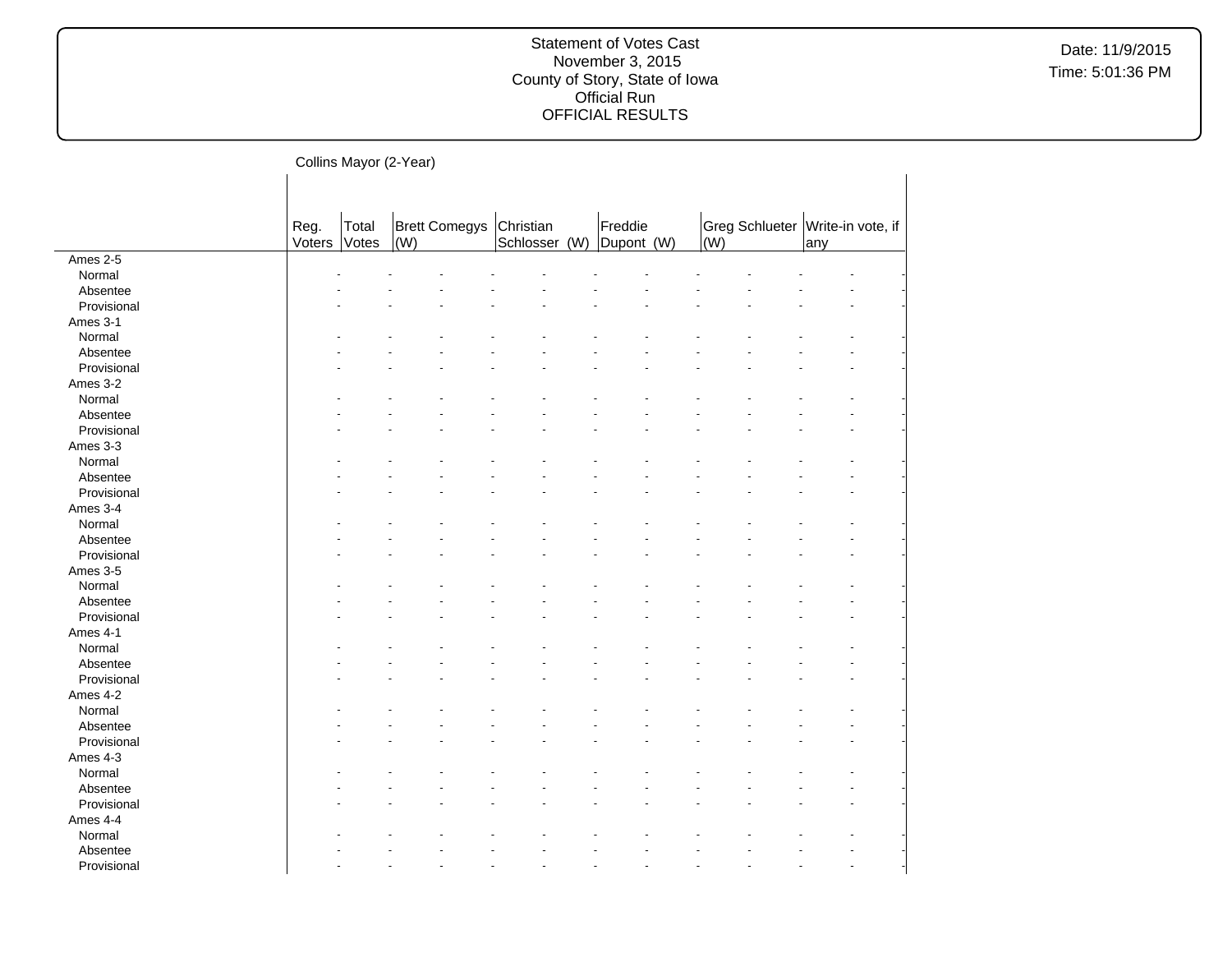Statement of Votes Cast
November 3, 2015
County of Story, State of Iowa
Official Run
OFFICIAL RESULTS

Date: 11/9/2015
Time: 5:01:36 PM

Collins Mayor (2-Year)

| | Reg. Voters | Total Votes | Brett Comegys (W) | | Christian Schlosser (W) | | Freddie Dupont (W) | | Greg Schlueter (W) | | Write-in vote, if any | |
|---|---|---|---|---|---|---|---|---|---|---|---|---|
| Ames 2-5 | | | | | | | | | | | | |
| Normal | - | - | - | - | - | - | - | - | - | - | - | - |
| Absentee | - | - | - | - | - | - | - | - | - | - | - | - |
| Provisional | - | - | - | - | - | - | - | - | - | - | - | - |
| Ames 3-1 | | | | | | | | | | | | |
| Normal | - | - | - | - | - | - | - | - | - | - | - | - |
| Absentee | - | - | - | - | - | - | - | - | - | - | - | - |
| Provisional | - | - | - | - | - | - | - | - | - | - | - | - |
| Ames 3-2 | | | | | | | | | | | | |
| Normal | - | - | - | - | - | - | - | - | - | - | - | - |
| Absentee | - | - | - | - | - | - | - | - | - | - | - | - |
| Provisional | - | - | - | - | - | - | - | - | - | - | - | - |
| Ames 3-3 | | | | | | | | | | | | |
| Normal | - | - | - | - | - | - | - | - | - | - | - | - |
| Absentee | - | - | - | - | - | - | - | - | - | - | - | - |
| Provisional | - | - | - | - | - | - | - | - | - | - | - | - |
| Ames 3-4 | | | | | | | | | | | | |
| Normal | - | - | - | - | - | - | - | - | - | - | - | - |
| Absentee | - | - | - | - | - | - | - | - | - | - | - | - |
| Provisional | - | - | - | - | - | - | - | - | - | - | - | - |
| Ames 3-5 | | | | | | | | | | | | |
| Normal | - | - | - | - | - | - | - | - | - | - | - | - |
| Absentee | - | - | - | - | - | - | - | - | - | - | - | - |
| Provisional | - | - | - | - | - | - | - | - | - | - | - | - |
| Ames 4-1 | | | | | | | | | | | | |
| Normal | - | - | - | - | - | - | - | - | - | - | - | - |
| Absentee | - | - | - | - | - | - | - | - | - | - | - | - |
| Provisional | - | - | - | - | - | - | - | - | - | - | - | - |
| Ames 4-2 | | | | | | | | | | | | |
| Normal | - | - | - | - | - | - | - | - | - | - | - | - |
| Absentee | - | - | - | - | - | - | - | - | - | - | - | - |
| Provisional | - | - | - | - | - | - | - | - | - | - | - | - |
| Ames 4-3 | | | | | | | | | | | | |
| Normal | - | - | - | - | - | - | - | - | - | - | - | - |
| Absentee | - | - | - | - | - | - | - | - | - | - | - | - |
| Provisional | - | - | - | - | - | - | - | - | - | - | - | - |
| Ames 4-4 | | | | | | | | | | | | |
| Normal | - | - | - | - | - | - | - | - | - | - | - | - |
| Absentee | - | - | - | - | - | - | - | - | - | - | - | - |
| Provisional | - | - | - | - | - | - | - | - | - | - | - | - |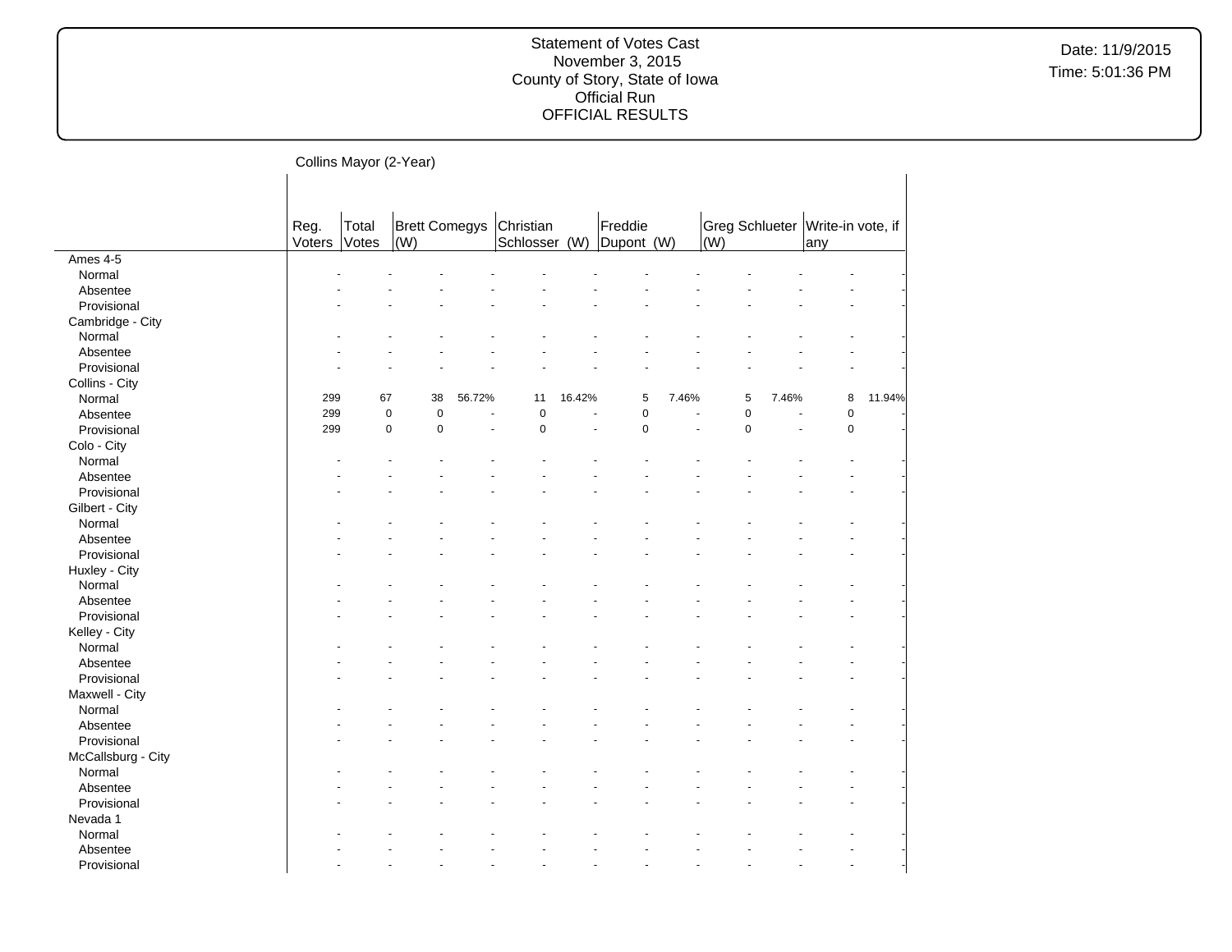Statement of Votes Cast
November 3, 2015
County of Story, State of Iowa
Official Run
OFFICIAL RESULTS

Date: 11/9/2015
Time: 5:01:36 PM

Collins Mayor (2-Year)

| | Reg. Voters | Total Votes | Brett Comegys (W) | | Christian Schlosser (W) | | Freddie Dupont (W) | | Greg Schlueter (W) | | Write-in vote, if any | |
|---|---|---|---|---|---|---|---|---|---|---|---|---|
| Ames 4-5 | | | | | | | | | | | | |
| Normal | - | - | - | - | - | - | - | - | - | - | - | - |
| Absentee | - | - | - | - | - | - | - | - | - | - | - | - |
| Provisional | - | - | - | - | - | - | - | - | - | - | - | - |
| Cambridge - City | | | | | | | | | | | | |
| Normal | - | - | - | - | - | - | - | - | - | - | - | - |
| Absentee | - | - | - | - | - | - | - | - | - | - | - | - |
| Provisional | - | - | - | - | - | - | - | - | - | - | - | - |
| Collins - City | | | | | | | | | | | | |
| Normal | 299 | 67 | 38 | 56.72% | 11 | 16.42% | 5 | 7.46% | 5 | 7.46% | 8 | 11.94% |
| Absentee | 299 | 0 | 0 | - | 0 | - | 0 | - | 0 | - | 0 | - |
| Provisional | 299 | 0 | 0 | - | 0 | - | 0 | - | 0 | - | 0 | - |
| Colo - City | | | | | | | | | | | | |
| Normal | - | - | - | - | - | - | - | - | - | - | - | - |
| Absentee | - | - | - | - | - | - | - | - | - | - | - | - |
| Provisional | - | - | - | - | - | - | - | - | - | - | - | - |
| Gilbert - City | | | | | | | | | | | | |
| Normal | - | - | - | - | - | - | - | - | - | - | - | - |
| Absentee | - | - | - | - | - | - | - | - | - | - | - | - |
| Provisional | - | - | - | - | - | - | - | - | - | - | - | - |
| Huxley - City | | | | | | | | | | | | |
| Normal | - | - | - | - | - | - | - | - | - | - | - | - |
| Absentee | - | - | - | - | - | - | - | - | - | - | - | - |
| Provisional | - | - | - | - | - | - | - | - | - | - | - | - |
| Kelley - City | | | | | | | | | | | | |
| Normal | - | - | - | - | - | - | - | - | - | - | - | - |
| Absentee | - | - | - | - | - | - | - | - | - | - | - | - |
| Provisional | - | - | - | - | - | - | - | - | - | - | - | - |
| Maxwell - City | | | | | | | | | | | | |
| Normal | - | - | - | - | - | - | - | - | - | - | - | - |
| Absentee | - | - | - | - | - | - | - | - | - | - | - | - |
| Provisional | - | - | - | - | - | - | - | - | - | - | - | - |
| McCallsburg - City | | | | | | | | | | | | |
| Normal | - | - | - | - | - | - | - | - | - | - | - | - |
| Absentee | - | - | - | - | - | - | - | - | - | - | - | - |
| Provisional | - | - | - | - | - | - | - | - | - | - | - | - |
| Nevada 1 | | | | | | | | | | | | |
| Normal | - | - | - | - | - | - | - | - | - | - | - | - |
| Absentee | - | - | - | - | - | - | - | - | - | - | - | - |
| Provisional | - | - | - | - | - | - | - | - | - | - | - | - |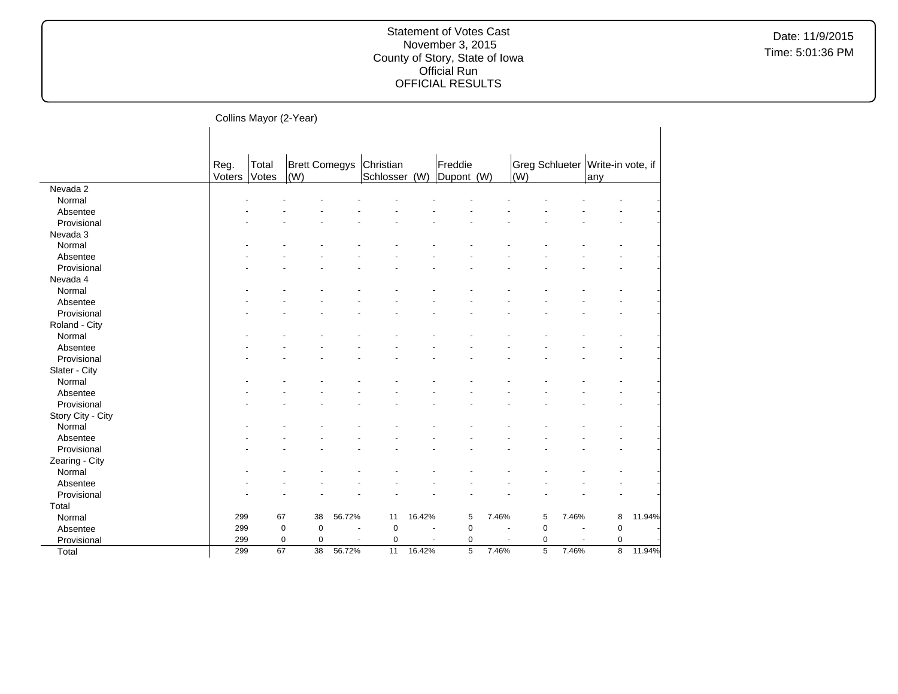Statement of Votes Cast
November 3, 2015
County of Story, State of Iowa
Official Run
OFFICIAL RESULTS

Date: 11/9/2015
Time: 5:01:36 PM

Collins Mayor (2-Year)

| | Reg. Voters | Total Votes | Brett Comegys (W) | | Christian Schlosser (W) | | Freddie Dupont (W) | | Greg Schlueter (W) | | Write-in vote, if any | |
|---|---|---|---|---|---|---|---|---|---|---|---|---|
| Nevada 2 | | | | | | | | | | | | |
| Normal | - | - | - | - | - | - | - | - | - | - | - | - |
| Absentee | - | - | - | - | - | - | - | - | - | - | - | - |
| Provisional | - | - | - | - | - | - | - | - | - | - | - | - |
| Nevada 3 | | | | | | | | | | | | |
| Normal | - | - | - | - | - | - | - | - | - | - | - | - |
| Absentee | - | - | - | - | - | - | - | - | - | - | - | - |
| Provisional | - | - | - | - | - | - | - | - | - | - | - | - |
| Nevada 4 | | | | | | | | | | | | |
| Normal | - | - | - | - | - | - | - | - | - | - | - | - |
| Absentee | - | - | - | - | - | - | - | - | - | - | - | - |
| Provisional | - | - | - | - | - | - | - | - | - | - | - | - |
| Roland - City | | | | | | | | | | | | |
| Normal | - | - | - | - | - | - | - | - | - | - | - | - |
| Absentee | - | - | - | - | - | - | - | - | - | - | - | - |
| Provisional | - | - | - | - | - | - | - | - | - | - | - | - |
| Slater - City | | | | | | | | | | | | |
| Normal | - | - | - | - | - | - | - | - | - | - | - | - |
| Absentee | - | - | - | - | - | - | - | - | - | - | - | - |
| Provisional | - | - | - | - | - | - | - | - | - | - | - | - |
| Story City - City | | | | | | | | | | | | |
| Normal | - | - | - | - | - | - | - | - | - | - | - | - |
| Absentee | - | - | - | - | - | - | - | - | - | - | - | - |
| Provisional | - | - | - | - | - | - | - | - | - | - | - | - |
| Zearing - City | | | | | | | | | | | | |
| Normal | - | - | - | - | - | - | - | - | - | - | - | - |
| Absentee | - | - | - | - | - | - | - | - | - | - | - | - |
| Provisional | - | - | - | - | - | - | - | - | - | - | - | - |
| Total | | | | | | | | | | | | |
| Normal | 299 | 67 | 38 | 56.72% | 11 | 16.42% | 5 | 7.46% | 5 | 7.46% | 8 | 11.94% |
| Absentee | 299 | 0 | 0 | - | 0 | - | 0 | - | 0 | - | 0 | - |
| Provisional | 299 | 0 | 0 | - | 0 | - | 0 | - | 0 | - | 0 | - |
| Total | 299 | 67 | 38 | 56.72% | 11 | 16.42% | 5 | 7.46% | 5 | 7.46% | 8 | 11.94% |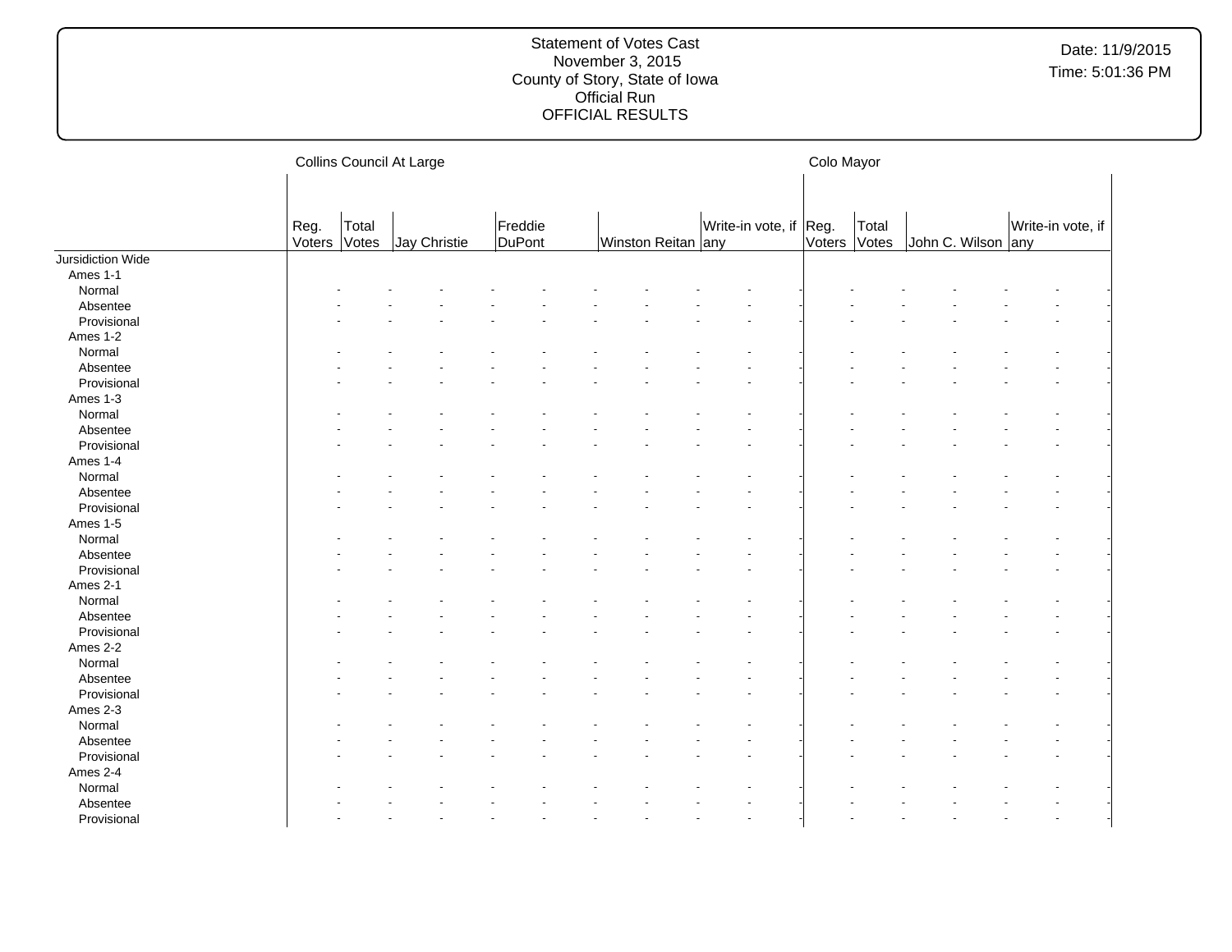Statement of Votes Cast
November 3, 2015
County of Story, State of Iowa
Official Run
OFFICIAL RESULTS

Date: 11/9/2015
Time: 5:01:36 PM

| | Collins Council At Large | | | | | | | | | | Colo Mayor | | | | | |
|---|---|---|---|---|---|---|---|---|---|---|---|---|---|---|---|---|
| | Reg. Voters | Total Votes | Jay Christie | | Freddie DuPont | | Winston Reitan | | Write-in vote, if any | | Reg. Voters | Total Votes | John C. Wilson | | Write-in vote, if any | |
| Jursidiction Wide | | | | | | | | | | | | | | | | |
| Ames 1-1 | | | | | | | | | | | | | | | | |
| Normal | - | - | - | - | - | - | - | - | - | - | - | - | - | - | - | - |
| Absentee | - | - | - | - | - | - | - | - | - | - | - | - | - | - | - | - |
| Provisional | - | - | - | - | - | - | - | - | - | - | - | - | - | - | - | - |
| Ames 1-2 | | | | | | | | | | | | | | | | |
| Normal | - | - | - | - | - | - | - | - | - | - | - | - | - | - | - | - |
| Absentee | - | - | - | - | - | - | - | - | - | - | - | - | - | - | - | - |
| Provisional | - | - | - | - | - | - | - | - | - | - | - | - | - | - | - | - |
| Ames 1-3 | | | | | | | | | | | | | | | | |
| Normal | - | - | - | - | - | - | - | - | - | - | - | - | - | - | - | - |
| Absentee | - | - | - | - | - | - | - | - | - | - | - | - | - | - | - | - |
| Provisional | - | - | - | - | - | - | - | - | - | - | - | - | - | - | - | - |
| Ames 1-4 | | | | | | | | | | | | | | | | |
| Normal | - | - | - | - | - | - | - | - | - | - | - | - | - | - | - | - |
| Absentee | - | - | - | - | - | - | - | - | - | - | - | - | - | - | - | - |
| Provisional | - | - | - | - | - | - | - | - | - | - | - | - | - | - | - | - |
| Ames 1-5 | | | | | | | | | | | | | | | | |
| Normal | - | - | - | - | - | - | - | - | - | - | - | - | - | - | - | - |
| Absentee | - | - | - | - | - | - | - | - | - | - | - | - | - | - | - | - |
| Provisional | - | - | - | - | - | - | - | - | - | - | - | - | - | - | - | - |
| Ames 2-1 | | | | | | | | | | | | | | | | |
| Normal | - | - | - | - | - | - | - | - | - | - | - | - | - | - | - | - |
| Absentee | - | - | - | - | - | - | - | - | - | - | - | - | - | - | - | - |
| Provisional | - | - | - | - | - | - | - | - | - | - | - | - | - | - | - | - |
| Ames 2-2 | | | | | | | | | | | | | | | | |
| Normal | - | - | - | - | - | - | - | - | - | - | - | - | - | - | - | - |
| Absentee | - | - | - | - | - | - | - | - | - | - | - | - | - | - | - | - |
| Provisional | - | - | - | - | - | - | - | - | - | - | - | - | - | - | - | - |
| Ames 2-3 | | | | | | | | | | | | | | | | |
| Normal | - | - | - | - | - | - | - | - | - | - | - | - | - | - | - | - |
| Absentee | - | - | - | - | - | - | - | - | - | - | - | - | - | - | - | - |
| Provisional | - | - | - | - | - | - | - | - | - | - | - | - | - | - | - | - |
| Ames 2-4 | | | | | | | | | | | | | | | | |
| Normal | - | - | - | - | - | - | - | - | - | - | - | - | - | - | - | - |
| Absentee | - | - | - | - | - | - | - | - | - | - | - | - | - | - | - | - |
| Provisional | - | - | - | - | - | - | - | - | - | - | - | - | - | - | - | - |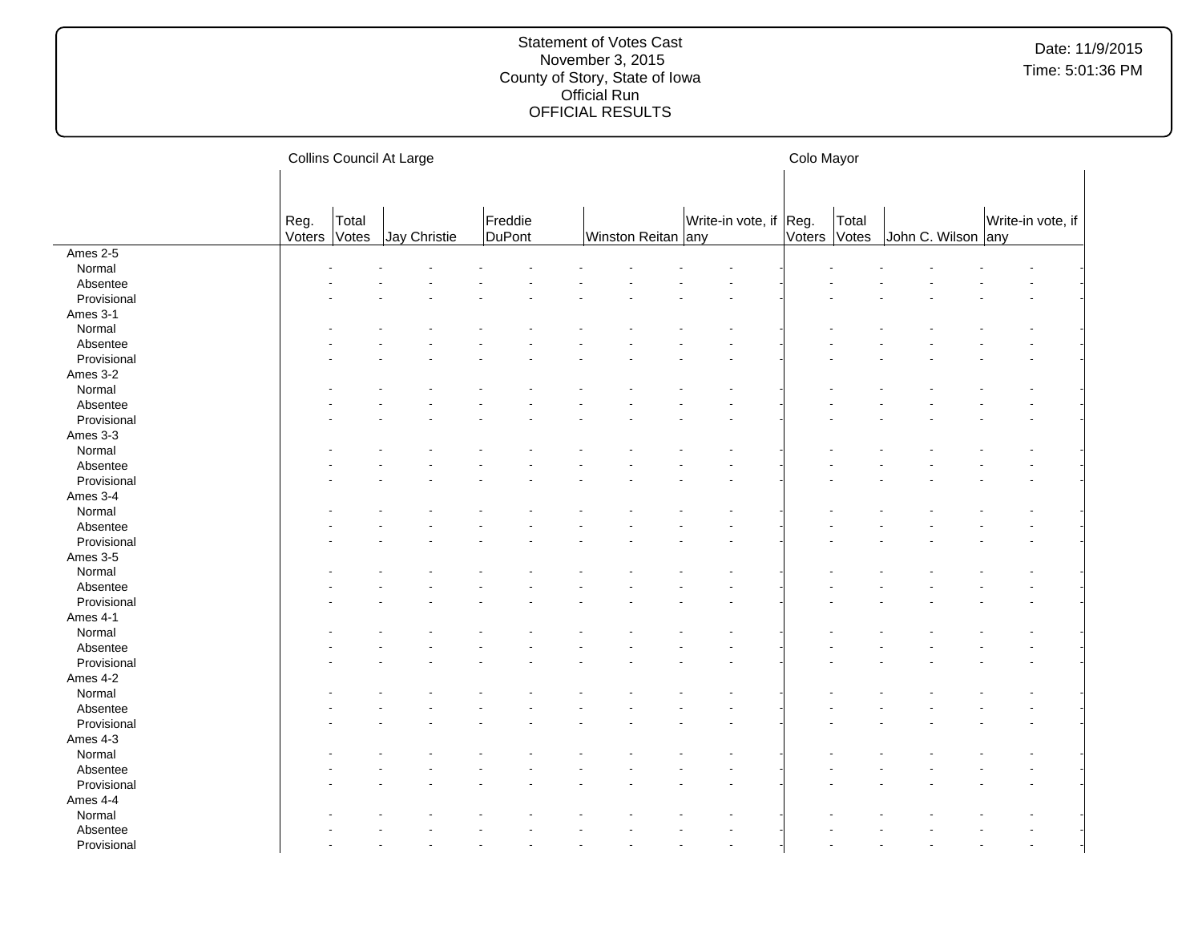Statement of Votes Cast
November 3, 2015
County of Story, State of Iowa
Official Run
OFFICIAL RESULTS

Date: 11/9/2015
Time: 5:01:36 PM

| | Collins Council At Large | | | | | | Colo Mayor | | | |
|---|---|---|---|---|---|---|---|---|---|---|
| | Reg. Voters | Total Votes | Jay Christie | Freddie DuPont | Winston Reitan | Write-in vote, if any | Reg. Voters | Total Votes | John C. Wilson | Write-in vote, if any |
| Ames 2-5 | | | | | | | | | | |
| Normal | - | - | - | - | - | - | - | - | - | - |
| Absentee | - | - | - | - | - | - | - | - | - | - |
| Provisional | - | - | - | - | - | - | - | - | - | - |
| Ames 3-1 | | | | | | | | | | |
| Normal | - | - | - | - | - | - | - | - | - | - |
| Absentee | - | - | - | - | - | - | - | - | - | - |
| Provisional | - | - | - | - | - | - | - | - | - | - |
| Ames 3-2 | | | | | | | | | | |
| Normal | - | - | - | - | - | - | - | - | - | - |
| Absentee | - | - | - | - | - | - | - | - | - | - |
| Provisional | - | - | - | - | - | - | - | - | - | - |
| Ames 3-3 | | | | | | | | | | |
| Normal | - | - | - | - | - | - | - | - | - | - |
| Absentee | - | - | - | - | - | - | - | - | - | - |
| Provisional | - | - | - | - | - | - | - | - | - | - |
| Ames 3-4 | | | | | | | | | | |
| Normal | - | - | - | - | - | - | - | - | - | - |
| Absentee | - | - | - | - | - | - | - | - | - | - |
| Provisional | - | - | - | - | - | - | - | - | - | - |
| Ames 3-5 | | | | | | | | | | |
| Normal | - | - | - | - | - | - | - | - | - | - |
| Absentee | - | - | - | - | - | - | - | - | - | - |
| Provisional | - | - | - | - | - | - | - | - | - | - |
| Ames 4-1 | | | | | | | | | | |
| Normal | - | - | - | - | - | - | - | - | - | - |
| Absentee | - | - | - | - | - | - | - | - | - | - |
| Provisional | - | - | - | - | - | - | - | - | - | - |
| Ames 4-2 | | | | | | | | | | |
| Normal | - | - | - | - | - | - | - | - | - | - |
| Absentee | - | - | - | - | - | - | - | - | - | - |
| Provisional | - | - | - | - | - | - | - | - | - | - |
| Ames 4-3 | | | | | | | | | | |
| Normal | - | - | - | - | - | - | - | - | - | - |
| Absentee | - | - | - | - | - | - | - | - | - | - |
| Provisional | - | - | - | - | - | - | - | - | - | - |
| Ames 4-4 | | | | | | | | | | |
| Normal | - | - | - | - | - | - | - | - | - | - |
| Absentee | - | - | - | - | - | - | - | - | - | - |
| Provisional | - | - | - | - | - | - | - | - | - | - |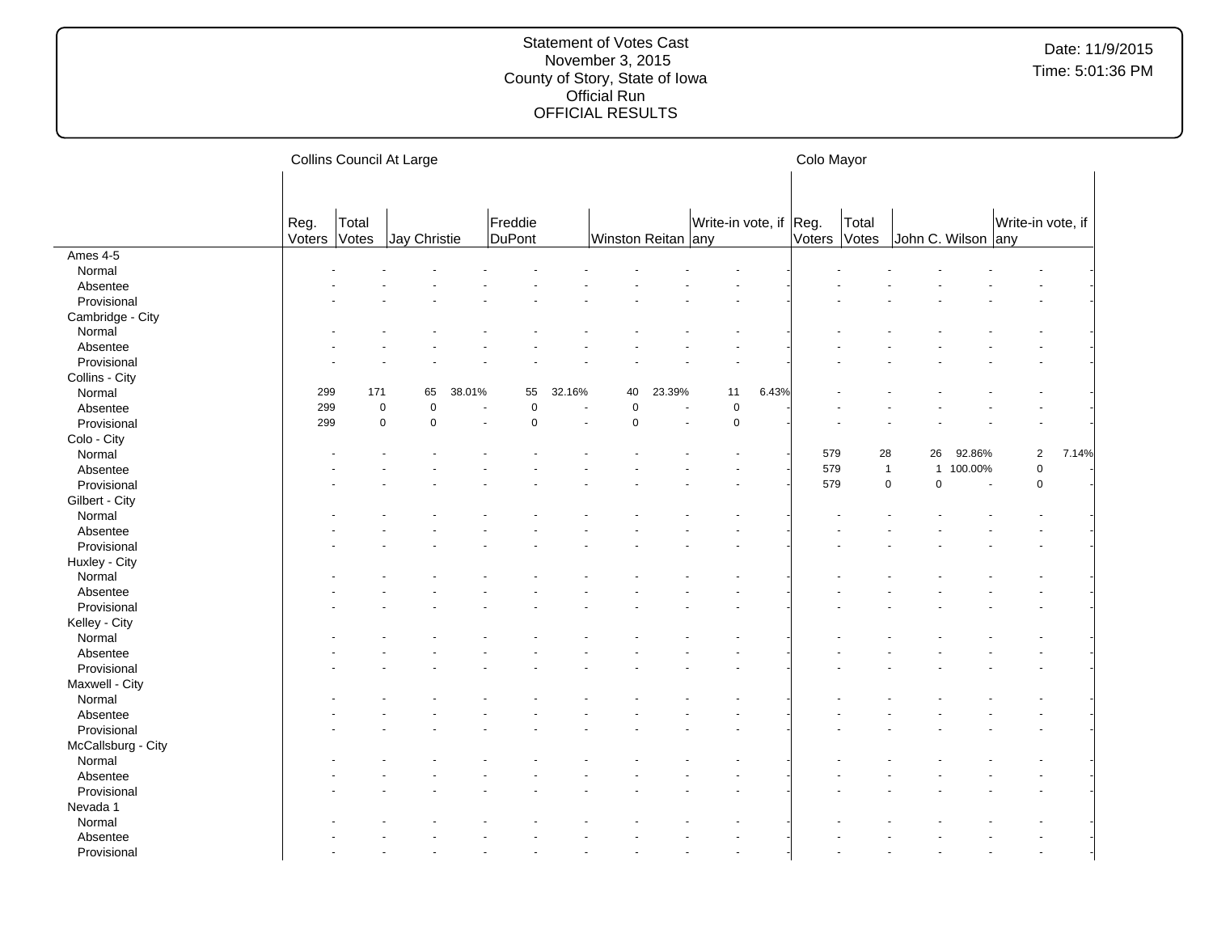# Statement of Votes Cast
November 3, 2015
County of Story, State of Iowa
Official Run
OFFICIAL RESULTS

Date: 11/9/2015
Time: 5:01:36 PM

| | Collins Council At Large | | | | | | | | | | Colo Mayor | | | | | |
|---|---|---|---|---|---|---|---|---|---|---|---|---|---|---|---|---|
| | Reg. Voters | Total Votes | Jay Christie | | Freddie DuPont | | Winston Reitan | | Write-in vote, if any | | Reg. Voters | Total Votes | John C. Wilson | | Write-in vote, if any | |
| **Ames 4-5** | | | | | | | | | | | | | | | | |
| Normal | - | - | - | - | - | - | - | - | - | - | - | - | - | - | - | - |
| Absentee | - | - | - | - | - | - | - | - | - | - | - | - | - | - | - | - |
| Provisional | - | - | - | - | - | - | - | - | - | - | - | - | - | - | - | - |
| **Cambridge - City** | | | | | | | | | | | | | | | | |
| Normal | - | - | - | - | - | - | - | - | - | - | - | - | - | - | - | - |
| Absentee | - | - | - | - | - | - | - | - | - | - | - | - | - | - | - | - |
| Provisional | - | - | - | - | - | - | - | - | - | - | - | - | - | - | - | - |
| **Collins - City** | | | | | | | | | | | | | | | | |
| Normal | 299 | 171 | 65 | 38.01% | 55 | 32.16% | 40 | 23.39% | 11 | 6.43% | - | - | - | - | - | - |
| Absentee | 299 | 0 | 0 | - | 0 | - | 0 | - | 0 | - | - | - | - | - | - | - |
| Provisional | 299 | 0 | 0 | - | 0 | - | 0 | - | 0 | - | - | - | - | - | - | - |
| **Colo - City** | | | | | | | | | | | | | | | | |
| Normal | - | - | - | - | - | - | - | - | - | - | 579 | 28 | 26 | 92.86% | 2 | 7.14% |
| Absentee | - | - | - | - | - | - | - | - | - | - | 579 | 1 | 1 | 100.00% | 0 | - |
| Provisional | - | - | - | - | - | - | - | - | - | - | 579 | 0 | 0 | - | 0 | - |
| **Gilbert - City** | | | | | | | | | | | | | | | | |
| Normal | - | - | - | - | - | - | - | - | - | - | - | - | - | - | - | - |
| Absentee | - | - | - | - | - | - | - | - | - | - | - | - | - | - | - | - |
| Provisional | - | - | - | - | - | - | - | - | - | - | - | - | - | - | - | - |
| **Huxley - City** | | | | | | | | | | | | | | | | |
| Normal | - | - | - | - | - | - | - | - | - | - | - | - | - | - | - | - |
| Absentee | - | - | - | - | - | - | - | - | - | - | - | - | - | - | - | - |
| Provisional | - | - | - | - | - | - | - | - | - | - | - | - | - | - | - | - |
| **Kelley - City** | | | | | | | | | | | | | | | | |
| Normal | - | - | - | - | - | - | - | - | - | - | - | - | - | - | - | - |
| Absentee | - | - | - | - | - | - | - | - | - | - | - | - | - | - | - | - |
| Provisional | - | - | - | - | - | - | - | - | - | - | - | - | - | - | - | - |
| **Maxwell - City** | | | | | | | | | | | | | | | | |
| Normal | - | - | - | - | - | - | - | - | - | - | - | - | - | - | - | - |
| Absentee | - | - | - | - | - | - | - | - | - | - | - | - | - | - | - | - |
| Provisional | - | - | - | - | - | - | - | - | - | - | - | - | - | - | - | - |
| **McCallsburg - City** | | | | | | | | | | | | | | | | |
| Normal | - | - | - | - | - | - | - | - | - | - | - | - | - | - | - | - |
| Absentee | - | - | - | - | - | - | - | - | - | - | - | - | - | - | - | - |
| Provisional | - | - | - | - | - | - | - | - | - | - | - | - | - | - | - | - |
| **Nevada 1** | | | | | | | | | | | | | | | | |
| Normal | - | - | - | - | - | - | - | - | - | - | - | - | - | - | - | - |
| Absentee | - | - | - | - | - | - | - | - | - | - | - | - | - | - | - | - |
| Provisional | - | - | - | - | - | - | - | - | - | - | - | - | - | - | - | - |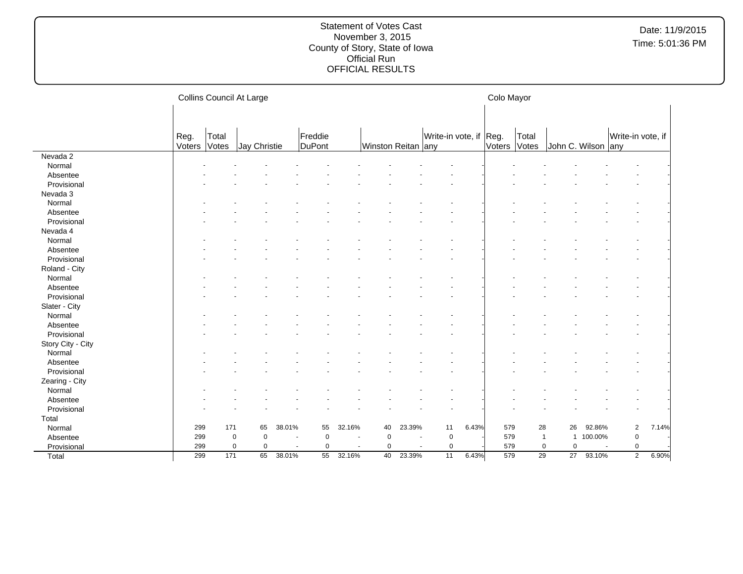Statement of Votes Cast
November 3, 2015
County of Story, State of Iowa
Official Run
OFFICIAL RESULTS

Date: 11/9/2015
Time: 5:01:36 PM

| | Collins Council At Large | | | | | | | | | | Colo Mayor | | | | | |
|---|---|---|---|---|---|---|---|---|---|---|---|---|---|---|---|---|
| | Reg. Voters | Total Votes | Jay Christie | | Freddie DuPont | | Winston Reitan | | Write-in vote, if any | | Reg. Voters | Total Votes | John C. Wilson | | Write-in vote, if any | |
| Nevada 2 | | | | | | | | | | | | | | | | |
| Normal | - | - | - | - | - | - | - | - | - | - | - | - | - | - | - | - |
| Absentee | - | - | - | - | - | - | - | - | - | - | - | - | - | - | - | - |
| Provisional | - | - | - | - | - | - | - | - | - | - | - | - | - | - | - | - |
| Nevada 3 | | | | | | | | | | | | | | | | |
| Normal | - | - | - | - | - | - | - | - | - | - | - | - | - | - | - | - |
| Absentee | - | - | - | - | - | - | - | - | - | - | - | - | - | - | - | - |
| Provisional | - | - | - | - | - | - | - | - | - | - | - | - | - | - | - | - |
| Nevada 4 | | | | | | | | | | | | | | | | |
| Normal | - | - | - | - | - | - | - | - | - | - | - | - | - | - | - | - |
| Absentee | - | - | - | - | - | - | - | - | - | - | - | - | - | - | - | - |
| Provisional | - | - | - | - | - | - | - | - | - | - | - | - | - | - | - | - |
| Roland - City | | | | | | | | | | | | | | | | |
| Normal | - | - | - | - | - | - | - | - | - | - | - | - | - | - | - | - |
| Absentee | - | - | - | - | - | - | - | - | - | - | - | - | - | - | - | - |
| Provisional | - | - | - | - | - | - | - | - | - | - | - | - | - | - | - | - |
| Slater - City | | | | | | | | | | | | | | | | |
| Normal | - | - | - | - | - | - | - | - | - | - | - | - | - | - | - | - |
| Absentee | - | - | - | - | - | - | - | - | - | - | - | - | - | - | - | - |
| Provisional | - | - | - | - | - | - | - | - | - | - | - | - | - | - | - | - |
| Story City - City | | | | | | | | | | | | | | | | |
| Normal | - | - | - | - | - | - | - | - | - | - | - | - | - | - | - | - |
| Absentee | - | - | - | - | - | - | - | - | - | - | - | - | - | - | - | - |
| Provisional | - | - | - | - | - | - | - | - | - | - | - | - | - | - | - | - |
| Zearing - City | | | | | | | | | | | | | | | | |
| Normal | - | - | - | - | - | - | - | - | - | - | - | - | - | - | - | - |
| Absentee | - | - | - | - | - | - | - | - | - | - | - | - | - | - | - | - |
| Provisional | - | - | - | - | - | - | - | - | - | - | - | - | - | - | - | - |
| Total | | | | | | | | | | | | | | | | |
| Normal | 299 | 171 | 65 | 38.01% | 55 | 32.16% | 40 | 23.39% | 11 | 6.43% | 579 | 28 | 26 | 92.86% | 2 | 7.14% |
| Absentee | 299 | 0 | 0 | - | 0 | - | 0 | - | 0 | - | 579 | 1 | 1 | 100.00% | 0 | - |
| Provisional | 299 | 0 | 0 | - | 0 | - | 0 | - | 0 | - | 579 | 0 | 0 | - | 0 | - |
| Total | 299 | 171 | 65 | 38.01% | 55 | 32.16% | 40 | 23.39% | 11 | 6.43% | 579 | 29 | 27 | 93.10% | 2 | 6.90% |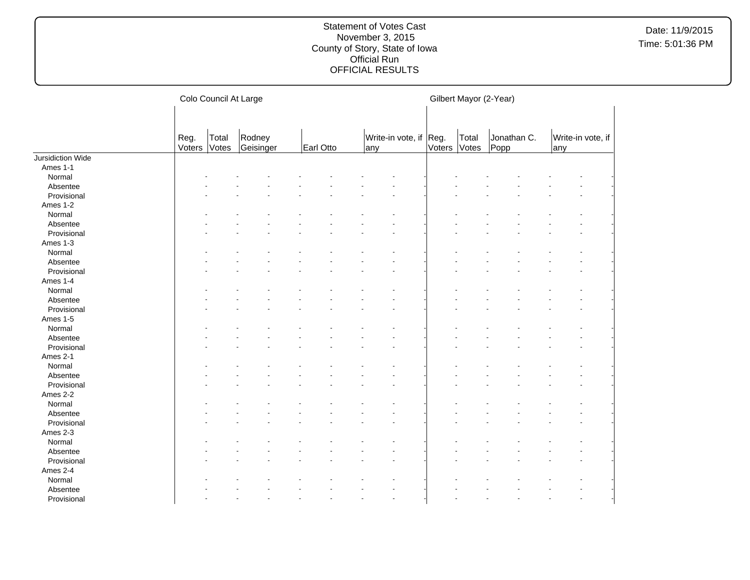Statement of Votes Cast
November 3, 2015
County of Story, State of Iowa
Official Run
OFFICIAL RESULTS

Date: 11/9/2015
Time: 5:01:36 PM

| | Colo Council At Large | | | | | Gilbert Mayor (2-Year) | | | |
|---|---|---|---|---|---|---|---|---|---|
| | Reg. Voters | Total Votes | Rodney Geisinger | Earl Otto | Write-in vote, if any | Reg. Voters | Total Votes | Jonathan C. Popp | Write-in vote, if any |
| Jursidiction Wide | | | | | | | | | |
| Ames 1-1 | | | | | | | | | |
| Normal | - | - | - | - | - | - | - | - | - |
| Absentee | - | - | - | - | - | - | - | - | - |
| Provisional | - | - | - | - | - | - | - | - | - |
| Ames 1-2 | | | | | | | | | |
| Normal | - | - | - | - | - | - | - | - | - |
| Absentee | - | - | - | - | - | - | - | - | - |
| Provisional | - | - | - | - | - | - | - | - | - |
| Ames 1-3 | | | | | | | | | |
| Normal | - | - | - | - | - | - | - | - | - |
| Absentee | - | - | - | - | - | - | - | - | - |
| Provisional | - | - | - | - | - | - | - | - | - |
| Ames 1-4 | | | | | | | | | |
| Normal | - | - | - | - | - | - | - | - | - |
| Absentee | - | - | - | - | - | - | - | - | - |
| Provisional | - | - | - | - | - | - | - | - | - |
| Ames 1-5 | | | | | | | | | |
| Normal | - | - | - | - | - | - | - | - | - |
| Absentee | - | - | - | - | - | - | - | - | - |
| Provisional | - | - | - | - | - | - | - | - | - |
| Ames 2-1 | | | | | | | | | |
| Normal | - | - | - | - | - | - | - | - | - |
| Absentee | - | - | - | - | - | - | - | - | - |
| Provisional | - | - | - | - | - | - | - | - | - |
| Ames 2-2 | | | | | | | | | |
| Normal | - | - | - | - | - | - | - | - | - |
| Absentee | - | - | - | - | - | - | - | - | - |
| Provisional | - | - | - | - | - | - | - | - | - |
| Ames 2-3 | | | | | | | | | |
| Normal | - | - | - | - | - | - | - | - | - |
| Absentee | - | - | - | - | - | - | - | - | - |
| Provisional | - | - | - | - | - | - | - | - | - |
| Ames 2-4 | | | | | | | | | |
| Normal | - | - | - | - | - | - | - | - | - |
| Absentee | - | - | - | - | - | - | - | - | - |
| Provisional | - | - | - | - | - | - | - | - | - |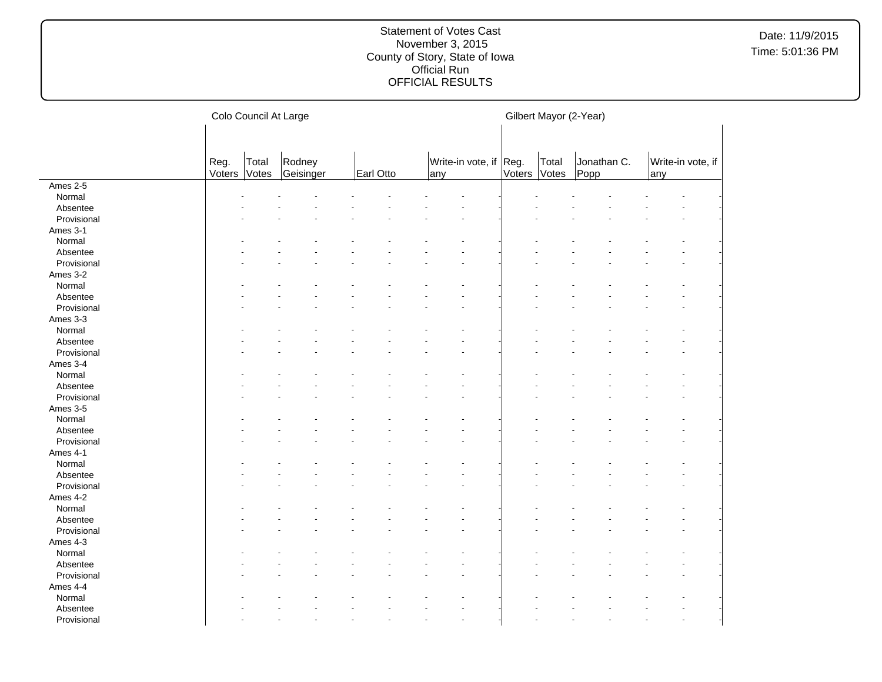Statement of Votes Cast
November 3, 2015
County of Story, State of Iowa
Official Run
OFFICIAL RESULTS

Date: 11/9/2015
Time: 5:01:36 PM

| | Colo Council At Large | | | | | Gilbert Mayor (2-Year) | | | |
|---|---|---|---|---|---|---|---|---|---|
| | Reg. Voters | Total Votes | Rodney Geisinger | Earl Otto | Write-in vote, if any | Reg. Voters | Total Votes | Jonathan C. Popp | Write-in vote, if any |
| Ames 2-5 | | | | | | | | | |
| Normal | - | - | - | - | - | - | - | - | - |
| Absentee | - | - | - | - | - | - | - | - | - |
| Provisional | - | - | - | - | - | - | - | - | - |
| Ames 3-1 | | | | | | | | | |
| Normal | - | - | - | - | - | - | - | - | - |
| Absentee | - | - | - | - | - | - | - | - | - |
| Provisional | - | - | - | - | - | - | - | - | - |
| Ames 3-2 | | | | | | | | | |
| Normal | - | - | - | - | - | - | - | - | - |
| Absentee | - | - | - | - | - | - | - | - | - |
| Provisional | - | - | - | - | - | - | - | - | - |
| Ames 3-3 | | | | | | | | | |
| Normal | - | - | - | - | - | - | - | - | - |
| Absentee | - | - | - | - | - | - | - | - | - |
| Provisional | - | - | - | - | - | - | - | - | - |
| Ames 3-4 | | | | | | | | | |
| Normal | - | - | - | - | - | - | - | - | - |
| Absentee | - | - | - | - | - | - | - | - | - |
| Provisional | - | - | - | - | - | - | - | - | - |
| Ames 3-5 | | | | | | | | | |
| Normal | - | - | - | - | - | - | - | - | - |
| Absentee | - | - | - | - | - | - | - | - | - |
| Provisional | - | - | - | - | - | - | - | - | - |
| Ames 4-1 | | | | | | | | | |
| Normal | - | - | - | - | - | - | - | - | - |
| Absentee | - | - | - | - | - | - | - | - | - |
| Provisional | - | - | - | - | - | - | - | - | - |
| Ames 4-2 | | | | | | | | | |
| Normal | - | - | - | - | - | - | - | - | - |
| Absentee | - | - | - | - | - | - | - | - | - |
| Provisional | - | - | - | - | - | - | - | - | - |
| Ames 4-3 | | | | | | | | | |
| Normal | - | - | - | - | - | - | - | - | - |
| Absentee | - | - | - | - | - | - | - | - | - |
| Provisional | - | - | - | - | - | - | - | - | - |
| Ames 4-4 | | | | | | | | | |
| Normal | - | - | - | - | - | - | - | - | - |
| Absentee | - | - | - | - | - | - | - | - | - |
| Provisional | - | - | - | - | - | - | - | - | - |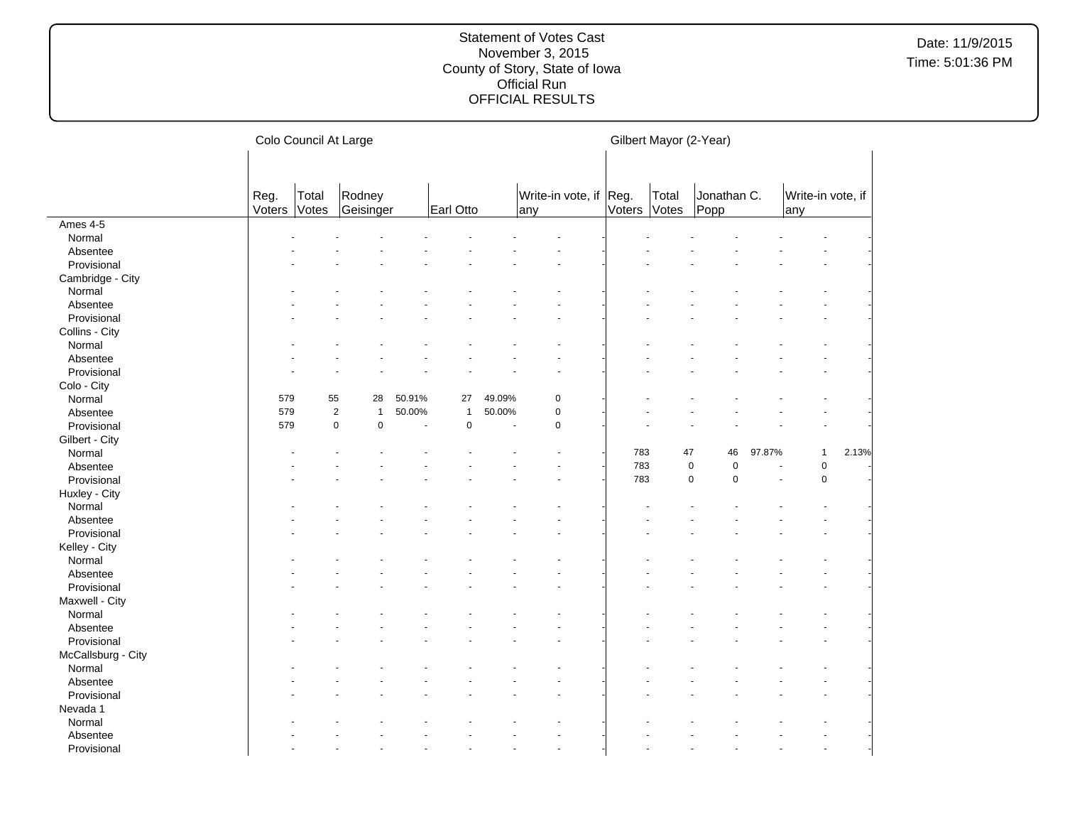Statement of Votes Cast
November 3, 2015
County of Story, State of Iowa
Official Run
OFFICIAL RESULTS

Date: 11/9/2015
Time: 5:01:36 PM

| | Colo Council At Large | | | | | | | | Gilbert Mayor (2-Year) | | | | | |
|---|---|---|---|---|---|---|---|---|---|---|---|---|---|---|
| | Reg. Voters | Total Votes | Rodney Geisinger | | Earl Otto | | Write-in vote, if any | | Reg. Voters | Total Votes | Jonathan C. Popp | | Write-in vote, if any | |
| **Ames 4-5** | | | | | | | | | | | | | | |
| Normal | - | - | - | - | - | - | - | - | - | - | - | - | - | - |
| Absentee | - | - | - | - | - | - | - | - | - | - | - | - | - | - |
| Provisional | - | - | - | - | - | - | - | - | - | - | - | - | - | - |
| **Cambridge - City** | | | | | | | | | | | | | | |
| Normal | - | - | - | - | - | - | - | - | - | - | - | - | - | - |
| Absentee | - | - | - | - | - | - | - | - | - | - | - | - | - | - |
| Provisional | - | - | - | - | - | - | - | - | - | - | - | - | - | - |
| **Collins - City** | | | | | | | | | | | | | | |
| Normal | - | - | - | - | - | - | - | - | - | - | - | - | - | - |
| Absentee | - | - | - | - | - | - | - | - | - | - | - | - | - | - |
| Provisional | - | - | - | - | - | - | - | - | - | - | - | - | - | - |
| **Colo - City** | | | | | | | | | | | | | | |
| Normal | 579 | 55 | 28 | 50.91% | 27 | 49.09% | 0 | - | - | - | - | - | - | - |
| Absentee | 579 | 2 | 1 | 50.00% | 1 | 50.00% | 0 | - | - | - | - | - | - | - |
| Provisional | 579 | 0 | 0 | - | 0 | - | 0 | - | - | - | - | - | - | - |
| **Gilbert - City** | | | | | | | | | | | | | | |
| Normal | - | - | - | - | - | - | - | - | 783 | 47 | 46 | 97.87% | 1 | 2.13% |
| Absentee | - | - | - | - | - | - | - | - | 783 | 0 | 0 | - | 0 | - |
| Provisional | - | - | - | - | - | - | - | - | 783 | 0 | 0 | - | 0 | - |
| **Huxley - City** | | | | | | | | | | | | | | |
| Normal | - | - | - | - | - | - | - | - | - | - | - | - | - | - |
| Absentee | - | - | - | - | - | - | - | - | - | - | - | - | - | - |
| Provisional | - | - | - | - | - | - | - | - | - | - | - | - | - | - |
| **Kelley - City** | | | | | | | | | | | | | | |
| Normal | - | - | - | - | - | - | - | - | - | - | - | - | - | - |
| Absentee | - | - | - | - | - | - | - | - | - | - | - | - | - | - |
| Provisional | - | - | - | - | - | - | - | - | - | - | - | - | - | - |
| **Maxwell - City** | | | | | | | | | | | | | | |
| Normal | - | - | - | - | - | - | - | - | - | - | - | - | - | - |
| Absentee | - | - | - | - | - | - | - | - | - | - | - | - | - | - |
| Provisional | - | - | - | - | - | - | - | - | - | - | - | - | - | - |
| **McCallsburg - City** | | | | | | | | | | | | | | |
| Normal | - | - | - | - | - | - | - | - | - | - | - | - | - | - |
| Absentee | - | - | - | - | - | - | - | - | - | - | - | - | - | - |
| Provisional | - | - | - | - | - | - | - | - | - | - | - | - | - | - |
| **Nevada 1** | | | | | | | | | | | | | | |
| Normal | - | - | - | - | - | - | - | - | - | - | - | - | - | - |
| Absentee | - | - | - | - | - | - | - | - | - | - | - | - | - | - |
| Provisional | - | - | - | - | - | - | - | - | - | - | - | - | - | - |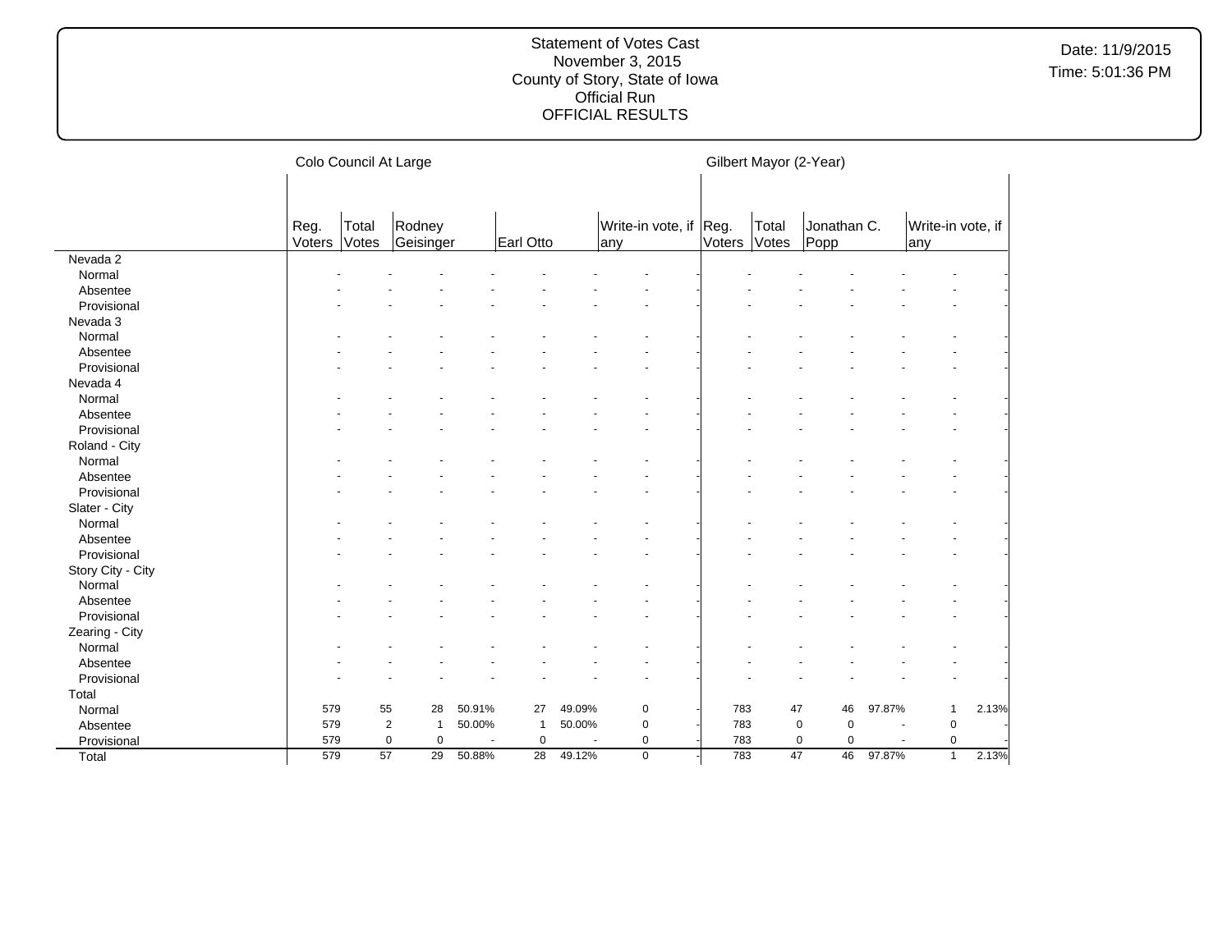Statement of Votes Cast
November 3, 2015
County of Story, State of Iowa
Official Run
OFFICIAL RESULTS

Date: 11/9/2015
Time: 5:01:36 PM

| | Colo Council At Large | | | | | | | | Gilbert Mayor (2-Year) | | | | | |
|---|---|---|---|---|---|---|---|---|---|---|---|---|---|---|
| | Reg. Voters | Total Votes | Rodney Geisinger | | Earl Otto | | Write-in vote, if any | | Reg. Voters | Total Votes | Jonathan C. Popp | | Write-in vote, if any | |
| **Nevada 2** | | | | | | | | | | | | | | |
| Normal | - | - | - | - | - | - | - | - | - | - | - | - | - | - |
| Absentee | - | - | - | - | - | - | - | - | - | - | - | - | - | - |
| Provisional | - | - | - | - | - | - | - | - | - | - | - | - | - | - |
| **Nevada 3** | | | | | | | | | | | | | | |
| Normal | - | - | - | - | - | - | - | - | - | - | - | - | - | - |
| Absentee | - | - | - | - | - | - | - | - | - | - | - | - | - | - |
| Provisional | - | - | - | - | - | - | - | - | - | - | - | - | - | - |
| **Nevada 4** | | | | | | | | | | | | | | |
| Normal | - | - | - | - | - | - | - | - | - | - | - | - | - | - |
| Absentee | - | - | - | - | - | - | - | - | - | - | - | - | - | - |
| Provisional | - | - | - | - | - | - | - | - | - | - | - | - | - | - |
| **Roland - City** | | | | | | | | | | | | | | |
| Normal | - | - | - | - | - | - | - | - | - | - | - | - | - | - |
| Absentee | - | - | - | - | - | - | - | - | - | - | - | - | - | - |
| Provisional | - | - | - | - | - | - | - | - | - | - | - | - | - | - |
| **Slater - City** | | | | | | | | | | | | | | |
| Normal | - | - | - | - | - | - | - | - | - | - | - | - | - | - |
| Absentee | - | - | - | - | - | - | - | - | - | - | - | - | - | - |
| Provisional | - | - | - | - | - | - | - | - | - | - | - | - | - | - |
| **Story City - City** | | | | | | | | | | | | | | |
| Normal | - | - | - | - | - | - | - | - | - | - | - | - | - | - |
| Absentee | - | - | - | - | - | - | - | - | - | - | - | - | - | - |
| Provisional | - | - | - | - | - | - | - | - | - | - | - | - | - | - |
| **Zearing - City** | | | | | | | | | | | | | | |
| Normal | - | - | - | - | - | - | - | - | - | - | - | - | - | - |
| Absentee | - | - | - | - | - | - | - | - | - | - | - | - | - | - |
| Provisional | - | - | - | - | - | - | - | - | - | - | - | - | - | - |
| **Total** | | | | | | | | | | | | | | |
| Normal | 579 | 55 | 28 | 50.91% | 27 | 49.09% | 0 | - | 783 | 47 | 46 | 97.87% | 1 | 2.13% |
| Absentee | 579 | 2 | 1 | 50.00% | 1 | 50.00% | 0 | - | 783 | 0 | 0 | - | 0 | - |
| Provisional | 579 | 0 | 0 | - | 0 | - | 0 | - | 783 | 0 | 0 | - | 0 | - |
| Total | 579 | 57 | 29 | 50.88% | 28 | 49.12% | 0 | - | 783 | 47 | 46 | 97.87% | 1 | 2.13% |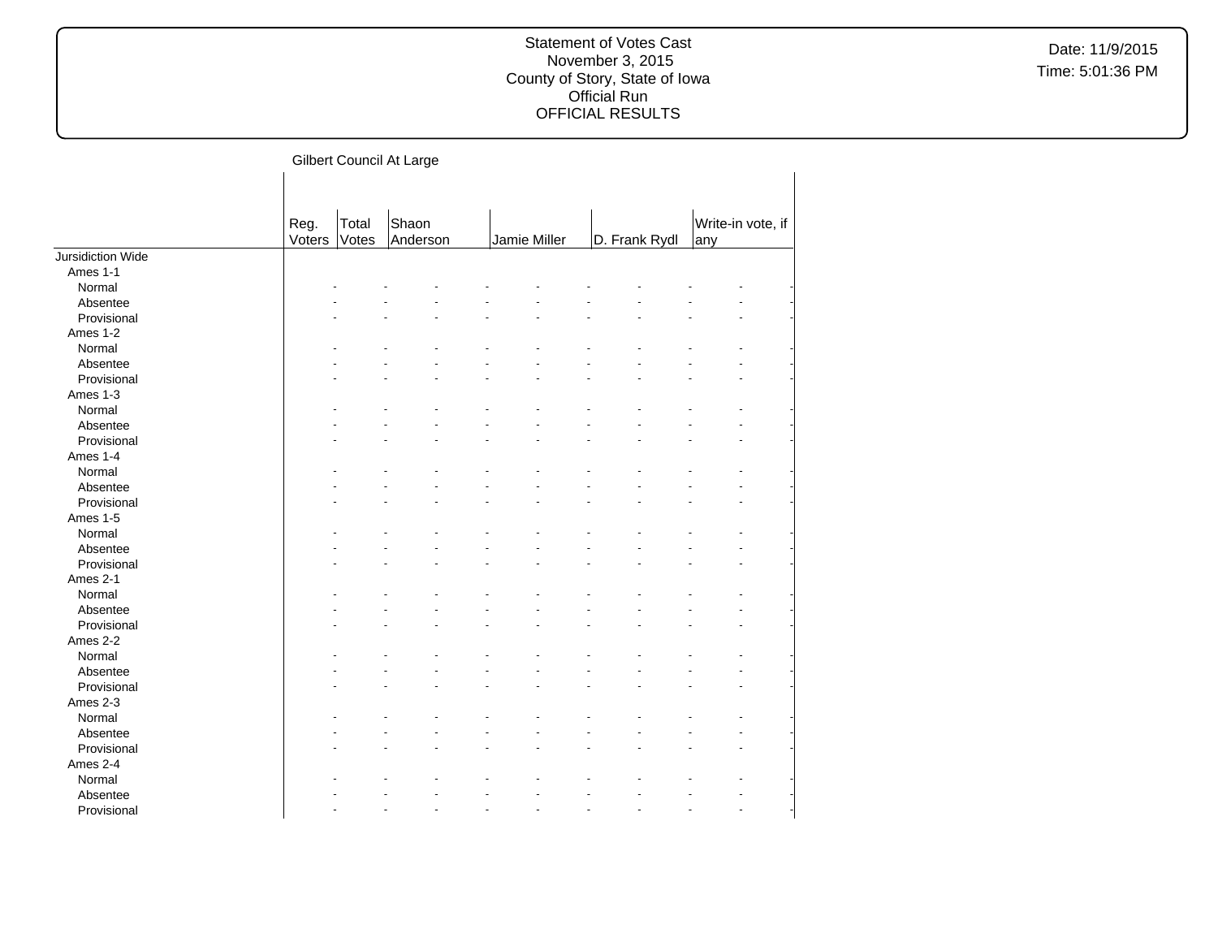## Gilbert Council At Large

| | Reg. Voters | Total Votes | Shaon Anderson | | Jamie Miller | | D. Frank Rydl | | Write-in vote, if any | |
|---|---|---|---|---|---|---|---|---|---|---|
| Jursidiction Wide | | | | | | | | | | |
| Ames 1-1 | | | | | | | | | | |
| Normal | - | - | - | - | - | - | - | - | - | - |
| Absentee | - | - | - | - | - | - | - | - | - | - |
| Provisional | - | - | - | - | - | - | - | - | - | - |
| Ames 1-2 | | | | | | | | | | |
| Normal | - | - | - | - | - | - | - | - | - | - |
| Absentee | - | - | - | - | - | - | - | - | - | - |
| Provisional | - | - | - | - | - | - | - | - | - | - |
| Ames 1-3 | | | | | | | | | | |
| Normal | - | - | - | - | - | - | - | - | - | - |
| Absentee | - | - | - | - | - | - | - | - | - | - |
| Provisional | - | - | - | - | - | - | - | - | - | - |
| Ames 1-4 | | | | | | | | | | |
| Normal | - | - | - | - | - | - | - | - | - | - |
| Absentee | - | - | - | - | - | - | - | - | - | - |
| Provisional | - | - | - | - | - | - | - | - | - | - |
| Ames 1-5 | | | | | | | | | | |
| Normal | - | - | - | - | - | - | - | - | - | - |
| Absentee | - | - | - | - | - | - | - | - | - | - |
| Provisional | - | - | - | - | - | - | - | - | - | - |
| Ames 2-1 | | | | | | | | | | |
| Normal | - | - | - | - | - | - | - | - | - | - |
| Absentee | - | - | - | - | - | - | - | - | - | - |
| Provisional | - | - | - | - | - | - | - | - | - | - |
| Ames 2-2 | | | | | | | | | | |
| Normal | - | - | - | - | - | - | - | - | - | - |
| Absentee | - | - | - | - | - | - | - | - | - | - |
| Provisional | - | - | - | - | - | - | - | - | - | - |
| Ames 2-3 | | | | | | | | | | |
| Normal | - | - | - | - | - | - | - | - | - | - |
| Absentee | - | - | - | - | - | - | - | - | - | - |
| Provisional | - | - | - | - | - | - | - | - | - | - |
| Ames 2-4 | | | | | | | | | | |
| Normal | - | - | - | - | - | - | - | - | - | - |
| Absentee | - | - | - | - | - | - | - | - | - | - |
| Provisional | - | - | - | - | - | - | - | - | - | - |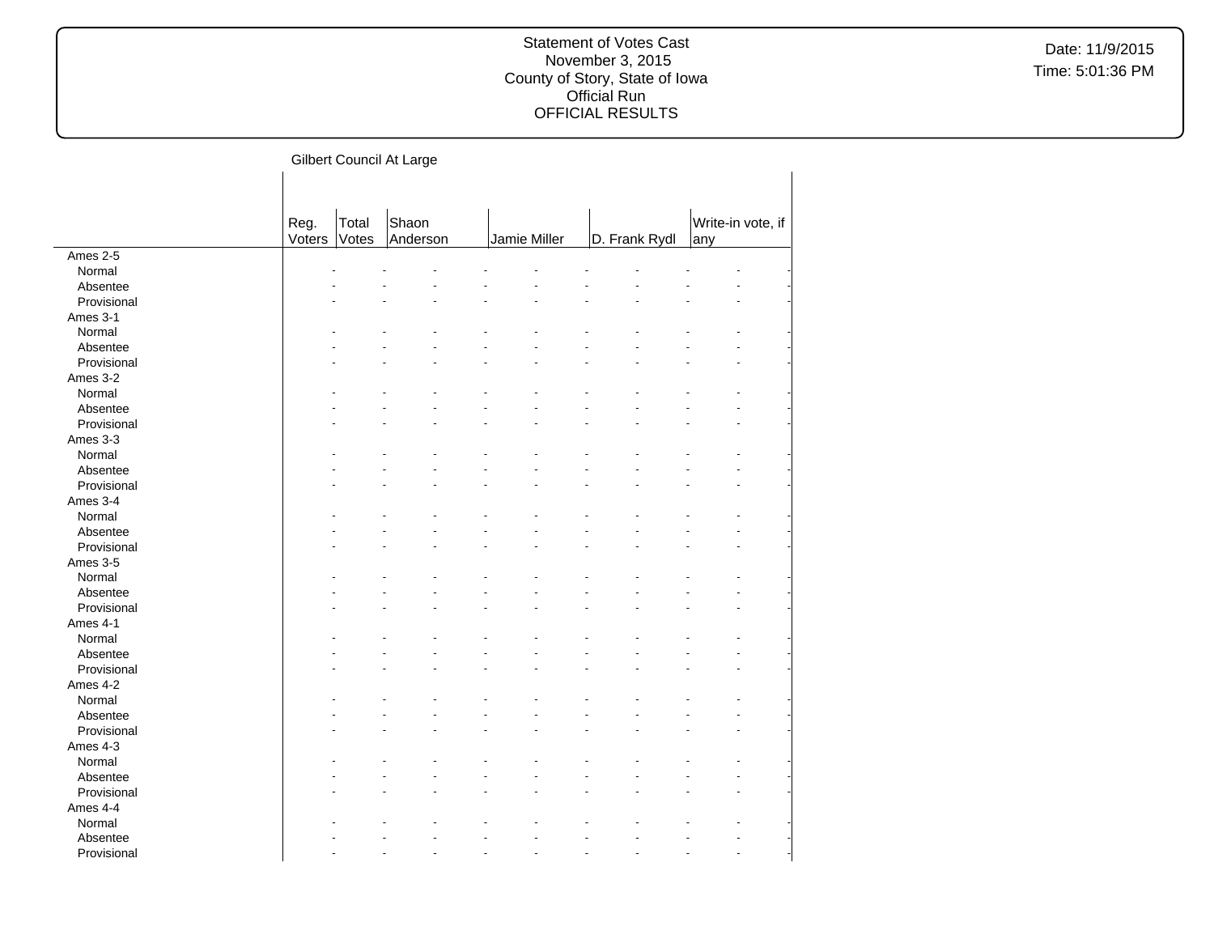Gilbert Council At Large

| | Reg. Voters | Total Votes | Shaon Anderson | | Jamie Miller | | D. Frank Rydl | | Write-in vote, if any | |
|---|---|---|---|---|---|---|---|---|---|---|
| Ames 2-5 | | | | | | | | | | |
| Normal | - | - | - | - | - | - | - | - | - | - |
| Absentee | - | - | - | - | - | - | - | - | - | - |
| Provisional | - | - | - | - | - | - | - | - | - | - |
| Ames 3-1 | | | | | | | | | | |
| Normal | - | - | - | - | - | - | - | - | - | - |
| Absentee | - | - | - | - | - | - | - | - | - | - |
| Provisional | - | - | - | - | - | - | - | - | - | - |
| Ames 3-2 | | | | | | | | | | |
| Normal | - | - | - | - | - | - | - | - | - | - |
| Absentee | - | - | - | - | - | - | - | - | - | - |
| Provisional | - | - | - | - | - | - | - | - | - | - |
| Ames 3-3 | | | | | | | | | | |
| Normal | - | - | - | - | - | - | - | - | - | - |
| Absentee | - | - | - | - | - | - | - | - | - | - |
| Provisional | - | - | - | - | - | - | - | - | - | - |
| Ames 3-4 | | | | | | | | | | |
| Normal | - | - | - | - | - | - | - | - | - | - |
| Absentee | - | - | - | - | - | - | - | - | - | - |
| Provisional | - | - | - | - | - | - | - | - | - | - |
| Ames 3-5 | | | | | | | | | | |
| Normal | - | - | - | - | - | - | - | - | - | - |
| Absentee | - | - | - | - | - | - | - | - | - | - |
| Provisional | - | - | - | - | - | - | - | - | - | - |
| Ames 4-1 | | | | | | | | | | |
| Normal | - | - | - | - | - | - | - | - | - | - |
| Absentee | - | - | - | - | - | - | - | - | - | - |
| Provisional | - | - | - | - | - | - | - | - | - | - |
| Ames 4-2 | | | | | | | | | | |
| Normal | - | - | - | - | - | - | - | - | - | - |
| Absentee | - | - | - | - | - | - | - | - | - | - |
| Provisional | - | - | - | - | - | - | - | - | - | - |
| Ames 4-3 | | | | | | | | | | |
| Normal | - | - | - | - | - | - | - | - | - | - |
| Absentee | - | - | - | - | - | - | - | - | - | - |
| Provisional | - | - | - | - | - | - | - | - | - | - |
| Ames 4-4 | | | | | | | | | | |
| Normal | - | - | - | - | - | - | - | - | - | - |
| Absentee | - | - | - | - | - | - | - | - | - | - |
| Provisional | - | - | - | - | - | - | - | - | - | - |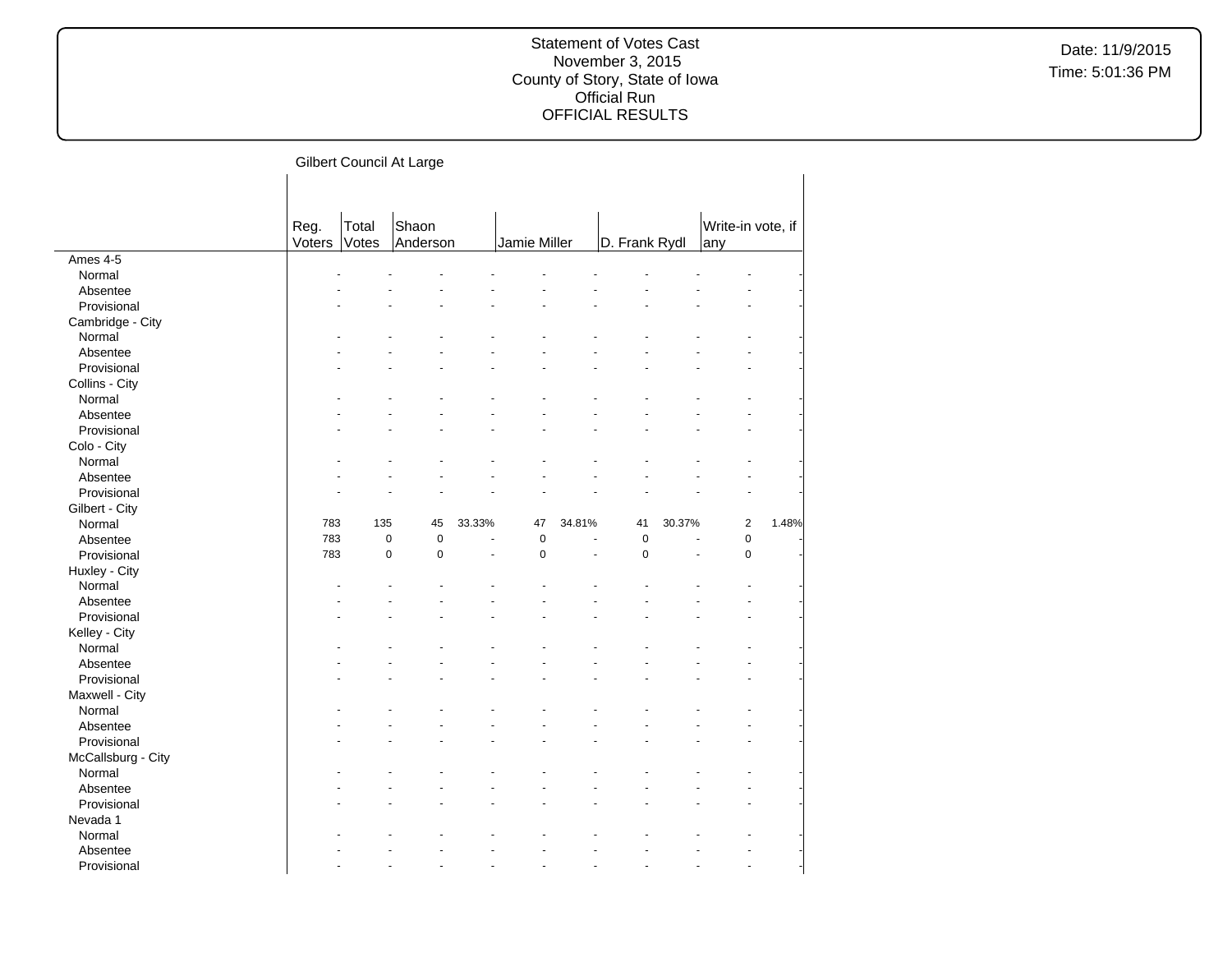Statement of Votes Cast
November 3, 2015
County of Story, State of Iowa
Official Run
OFFICIAL RESULTS

Date: 11/9/2015
Time: 5:01:36 PM

## Gilbert Council At Large

| | Reg. Voters | Total Votes | Shaon Anderson | | Jamie Miller | | D. Frank Rydl | | Write-in vote, if any | |
|---|---|---|---|---|---|---|---|---|---|---|
| **Ames 4-5** | | | | | | | | | | |
| Normal | - | - | - | - | - | - | - | - | - | - |
| Absentee | - | - | - | - | - | - | - | - | - | - |
| Provisional | - | - | - | - | - | - | - | - | - | - |
| **Cambridge - City** | | | | | | | | | | |
| Normal | - | - | - | - | - | - | - | - | - | - |
| Absentee | - | - | - | - | - | - | - | - | - | - |
| Provisional | - | - | - | - | - | - | - | - | - | - |
| **Collins - City** | | | | | | | | | | |
| Normal | - | - | - | - | - | - | - | - | - | - |
| Absentee | - | - | - | - | - | - | - | - | - | - |
| Provisional | - | - | - | - | - | - | - | - | - | - |
| **Colo - City** | | | | | | | | | | |
| Normal | - | - | - | - | - | - | - | - | - | - |
| Absentee | - | - | - | - | - | - | - | - | - | - |
| Provisional | - | - | - | - | - | - | - | - | - | - |
| **Gilbert - City** | | | | | | | | | | |
| Normal | 783 | 135 | 45 | 33.33% | 47 | 34.81% | 41 | 30.37% | 2 | 1.48% |
| Absentee | 783 | 0 | 0 | - | 0 | - | 0 | - | 0 | - |
| Provisional | 783 | 0 | 0 | - | 0 | - | 0 | - | 0 | - |
| **Huxley - City** | | | | | | | | | | |
| Normal | - | - | - | - | - | - | - | - | - | - |
| Absentee | - | - | - | - | - | - | - | - | - | - |
| Provisional | - | - | - | - | - | - | - | - | - | - |
| **Kelley - City** | | | | | | | | | | |
| Normal | - | - | - | - | - | - | - | - | - | - |
| Absentee | - | - | - | - | - | - | - | - | - | - |
| Provisional | - | - | - | - | - | - | - | - | - | - |
| **Maxwell - City** | | | | | | | | | | |
| Normal | - | - | - | - | - | - | - | - | - | - |
| Absentee | - | - | - | - | - | - | - | - | - | - |
| Provisional | - | - | - | - | - | - | - | - | - | - |
| **McCallsburg - City** | | | | | | | | | | |
| Normal | - | - | - | - | - | - | - | - | - | - |
| Absentee | - | - | - | - | - | - | - | - | - | - |
| Provisional | - | - | - | - | - | - | - | - | - | - |
| **Nevada 1** | | | | | | | | | | |
| Normal | - | - | - | - | - | - | - | - | - | - |
| Absentee | - | - | - | - | - | - | - | - | - | - |
| Provisional | - | - | - | - | - | - | - | - | - | - |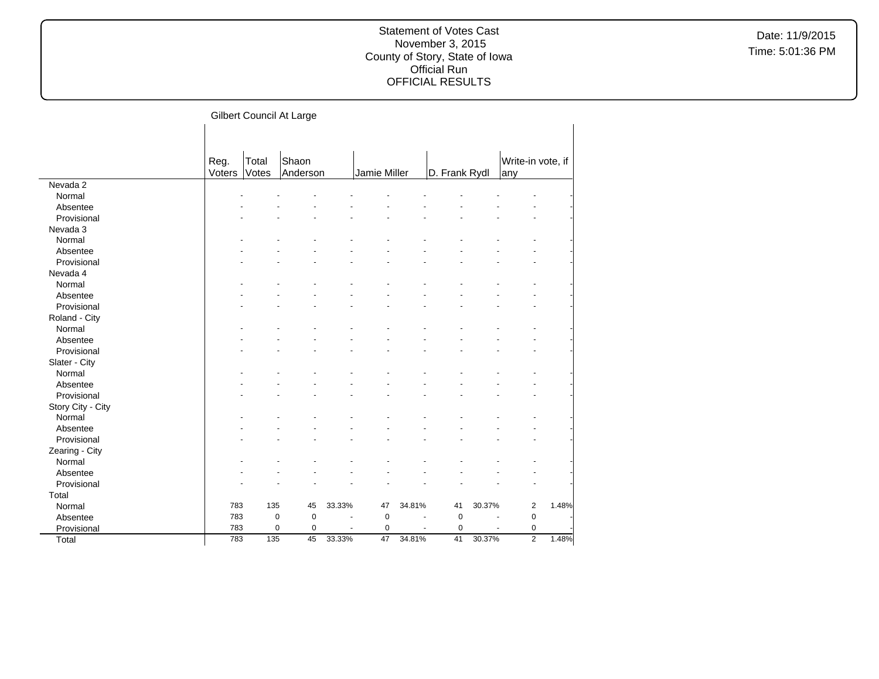Statement of Votes Cast
November 3, 2015
County of Story, State of Iowa
Official Run
OFFICIAL RESULTS

Date: 11/9/2015
Time: 5:01:36 PM

## Gilbert Council At Large

| | Reg. Voters | Total Votes | Shaon Anderson | | Jamie Miller | | D. Frank Rydl | | Write-in vote, if any | |
|---|---|---|---|---|---|---|---|---|---|---|
| Nevada 2 | | | | | | | | | | |
| Normal | - | - | - | - | - | - | - | - | - | - |
| Absentee | - | - | - | - | - | - | - | - | - | - |
| Provisional | - | - | - | - | - | - | - | - | - | - |
| Nevada 3 | | | | | | | | | | |
| Normal | - | - | - | - | - | - | - | - | - | - |
| Absentee | - | - | - | - | - | - | - | - | - | - |
| Provisional | - | - | - | - | - | - | - | - | - | - |
| Nevada 4 | | | | | | | | | | |
| Normal | - | - | - | - | - | - | - | - | - | - |
| Absentee | - | - | - | - | - | - | - | - | - | - |
| Provisional | - | - | - | - | - | - | - | - | - | - |
| Roland - City | | | | | | | | | | |
| Normal | - | - | - | - | - | - | - | - | - | - |
| Absentee | - | - | - | - | - | - | - | - | - | - |
| Provisional | - | - | - | - | - | - | - | - | - | - |
| Slater - City | | | | | | | | | | |
| Normal | - | - | - | - | - | - | - | - | - | - |
| Absentee | - | - | - | - | - | - | - | - | - | - |
| Provisional | - | - | - | - | - | - | - | - | - | - |
| Story City - City | | | | | | | | | | |
| Normal | - | - | - | - | - | - | - | - | - | - |
| Absentee | - | - | - | - | - | - | - | - | - | - |
| Provisional | - | - | - | - | - | - | - | - | - | - |
| Zearing - City | | | | | | | | | | |
| Normal | - | - | - | - | - | - | - | - | - | - |
| Absentee | - | - | - | - | - | - | - | - | - | - |
| Provisional | - | - | - | - | - | - | - | - | - | - |
| Total | | | | | | | | | | |
| Normal | 783 | 135 | 45 | 33.33% | 47 | 34.81% | 41 | 30.37% | 2 | 1.48% |
| Absentee | 783 | 0 | 0 | - | 0 | - | 0 | - | 0 | - |
| Provisional | 783 | 0 | 0 | - | 0 | - | 0 | - | 0 | - |
| Total | 783 | 135 | 45 | 33.33% | 47 | 34.81% | 41 | 30.37% | 2 | 1.48% |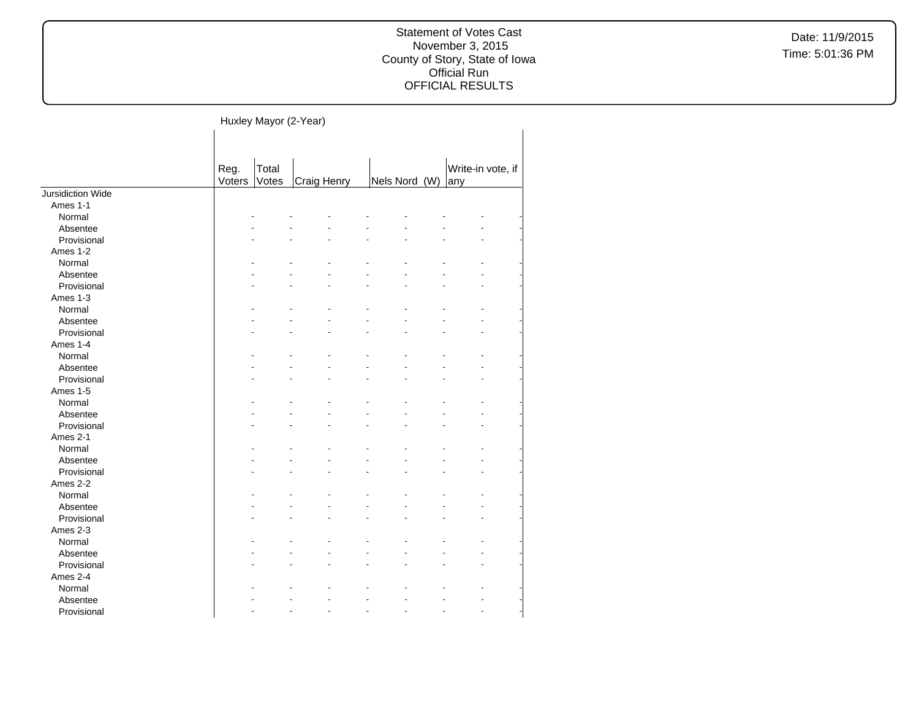## Huxley Mayor (2-Year)

| | Reg. Voters | Total Votes | Craig Henry | | Nels Nord (W) | | Write-in vote, if any | |
|---|---|---|---|---|---|---|---|---|
| Jursidiction Wide | | | | | | | | |
| Ames 1-1 | | | | | | | | |
| Normal | - | - | - | - | - | - | - | - |
| Absentee | - | - | - | - | - | - | - | - |
| Provisional | - | - | - | - | - | - | - | - |
| Ames 1-2 | | | | | | | | |
| Normal | - | - | - | - | - | - | - | - |
| Absentee | - | - | - | - | - | - | - | - |
| Provisional | - | - | - | - | - | - | - | - |
| Ames 1-3 | | | | | | | | |
| Normal | - | - | - | - | - | - | - | - |
| Absentee | - | - | - | - | - | - | - | - |
| Provisional | - | - | - | - | - | - | - | - |
| Ames 1-4 | | | | | | | | |
| Normal | - | - | - | - | - | - | - | - |
| Absentee | - | - | - | - | - | - | - | - |
| Provisional | - | - | - | - | - | - | - | - |
| Ames 1-5 | | | | | | | | |
| Normal | - | - | - | - | - | - | - | - |
| Absentee | - | - | - | - | - | - | - | - |
| Provisional | - | - | - | - | - | - | - | - |
| Ames 2-1 | | | | | | | | |
| Normal | - | - | - | - | - | - | - | - |
| Absentee | - | - | - | - | - | - | - | - |
| Provisional | - | - | - | - | - | - | - | - |
| Ames 2-2 | | | | | | | | |
| Normal | - | - | - | - | - | - | - | - |
| Absentee | - | - | - | - | - | - | - | - |
| Provisional | - | - | - | - | - | - | - | - |
| Ames 2-3 | | | | | | | | |
| Normal | - | - | - | - | - | - | - | - |
| Absentee | - | - | - | - | - | - | - | - |
| Provisional | - | - | - | - | - | - | - | - |
| Ames 2-4 | | | | | | | | |
| Normal | - | - | - | - | - | - | - | - |
| Absentee | - | - | - | - | - | - | - | - |
| Provisional | - | - | - | - | - | - | - | - |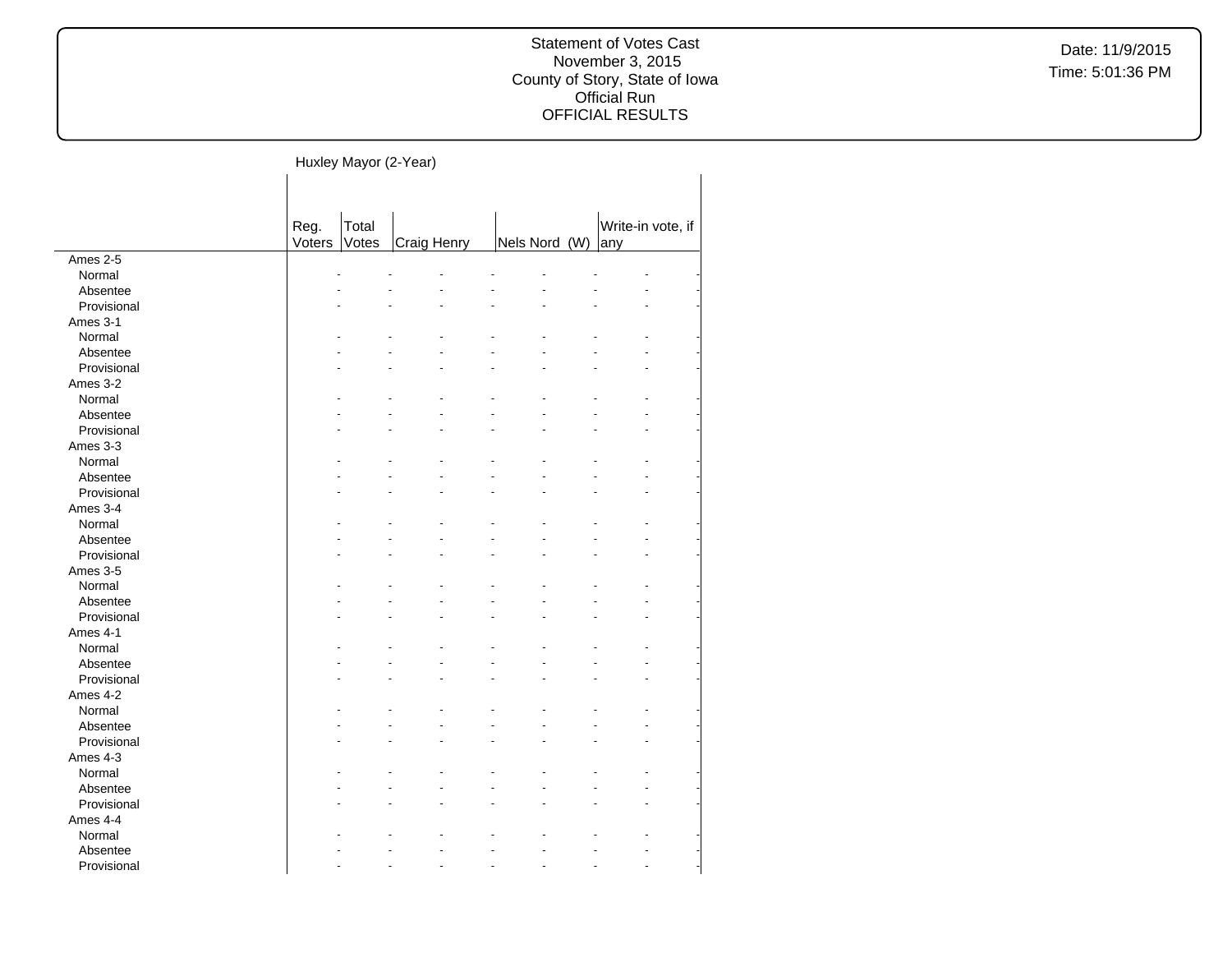## Huxley Mayor (2-Year)

| | Reg. Voters | Total Votes | Craig Henry | | Nels Nord (W) | | Write-in vote, if any | |
|---|---|---|---|---|---|---|---|---|
| Ames 2-5 | | | | | | | | |
| Normal | - | - | - | - | - | - | - | - |
| Absentee | - | - | - | - | - | - | - | - |
| Provisional | - | - | - | - | - | - | - | - |
| Ames 3-1 | | | | | | | | |
| Normal | - | - | - | - | - | - | - | - |
| Absentee | - | - | - | - | - | - | - | - |
| Provisional | - | - | - | - | - | - | - | - |
| Ames 3-2 | | | | | | | | |
| Normal | - | - | - | - | - | - | - | - |
| Absentee | - | - | - | - | - | - | - | - |
| Provisional | - | - | - | - | - | - | - | - |
| Ames 3-3 | | | | | | | | |
| Normal | - | - | - | - | - | - | - | - |
| Absentee | - | - | - | - | - | - | - | - |
| Provisional | - | - | - | - | - | - | - | - |
| Ames 3-4 | | | | | | | | |
| Normal | - | - | - | - | - | - | - | - |
| Absentee | - | - | - | - | - | - | - | - |
| Provisional | - | - | - | - | - | - | - | - |
| Ames 3-5 | | | | | | | | |
| Normal | - | - | - | - | - | - | - | - |
| Absentee | - | - | - | - | - | - | - | - |
| Provisional | - | - | - | - | - | - | - | - |
| Ames 4-1 | | | | | | | | |
| Normal | - | - | - | - | - | - | - | - |
| Absentee | - | - | - | - | - | - | - | - |
| Provisional | - | - | - | - | - | - | - | - |
| Ames 4-2 | | | | | | | | |
| Normal | - | - | - | - | - | - | - | - |
| Absentee | - | - | - | - | - | - | - | - |
| Provisional | - | - | - | - | - | - | - | - |
| Ames 4-3 | | | | | | | | |
| Normal | - | - | - | - | - | - | - | - |
| Absentee | - | - | - | - | - | - | - | - |
| Provisional | - | - | - | - | - | - | - | - |
| Ames 4-4 | | | | | | | | |
| Normal | - | - | - | - | - | - | - | - |
| Absentee | - | - | - | - | - | - | - | - |
| Provisional | - | - | - | - | - | - | - | - |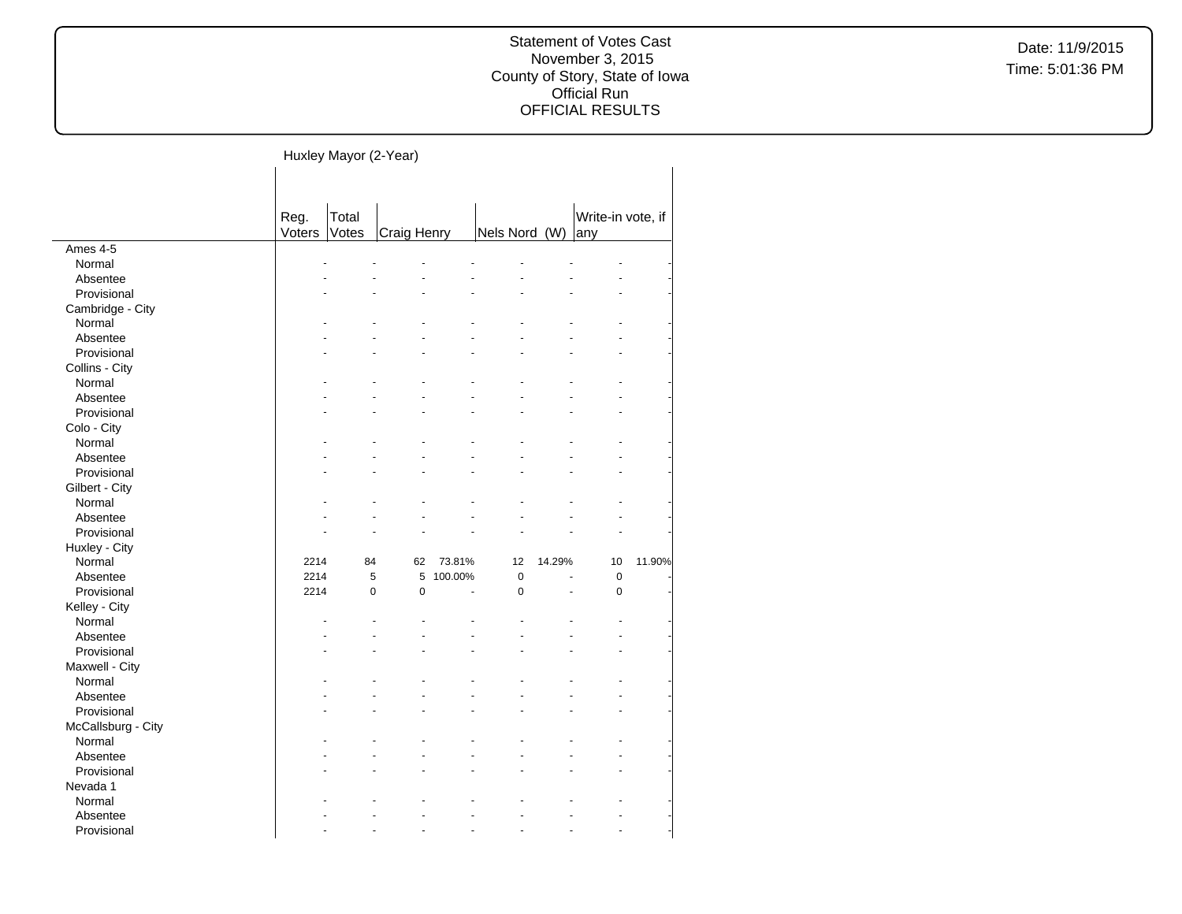Statement of Votes Cast
November 3, 2015
County of Story, State of Iowa
Official Run
OFFICIAL RESULTS

Date: 11/9/2015
Time: 5:01:36 PM

## Huxley Mayor (2-Year)

| | Reg. Voters | Total Votes | Craig Henry | | Nels Nord (W) | | Write-in vote, if any | |
|---|---|---|---|---|---|---|---|---|
| **Ames 4-5** | | | | | | | | |
| Normal | - | - | - | - | - | - | - | - |
| Absentee | - | - | - | - | - | - | - | - |
| Provisional | - | - | - | - | - | - | - | - |
| **Cambridge - City** | | | | | | | | |
| Normal | - | - | - | - | - | - | - | - |
| Absentee | - | - | - | - | - | - | - | - |
| Provisional | - | - | - | - | - | - | - | - |
| **Collins - City** | | | | | | | | |
| Normal | - | - | - | - | - | - | - | - |
| Absentee | - | - | - | - | - | - | - | - |
| Provisional | - | - | - | - | - | - | - | - |
| **Colo - City** | | | | | | | | |
| Normal | - | - | - | - | - | - | - | - |
| Absentee | - | - | - | - | - | - | - | - |
| Provisional | - | - | - | - | - | - | - | - |
| **Gilbert - City** | | | | | | | | |
| Normal | - | - | - | - | - | - | - | - |
| Absentee | - | - | - | - | - | - | - | - |
| Provisional | - | - | - | - | - | - | - | - |
| **Huxley - City** | | | | | | | | |
| Normal | 2214 | 84 | 62 | 73.81% | 12 | 14.29% | 10 | 11.90% |
| Absentee | 2214 | 5 | 5 | 100.00% | 0 | - | 0 | - |
| Provisional | 2214 | 0 | 0 | - | 0 | - | 0 | - |
| **Kelley - City** | | | | | | | | |
| Normal | - | - | - | - | - | - | - | - |
| Absentee | - | - | - | - | - | - | - | - |
| Provisional | - | - | - | - | - | - | - | - |
| **Maxwell - City** | | | | | | | | |
| Normal | - | - | - | - | - | - | - | - |
| Absentee | - | - | - | - | - | - | - | - |
| Provisional | - | - | - | - | - | - | - | - |
| **McCallsburg - City** | | | | | | | | |
| Normal | - | - | - | - | - | - | - | - |
| Absentee | - | - | - | - | - | - | - | - |
| Provisional | - | - | - | - | - | - | - | - |
| **Nevada 1** | | | | | | | | |
| Normal | - | - | - | - | - | - | - | - |
| Absentee | - | - | - | - | - | - | - | - |
| Provisional | - | - | - | - | - | - | - | - |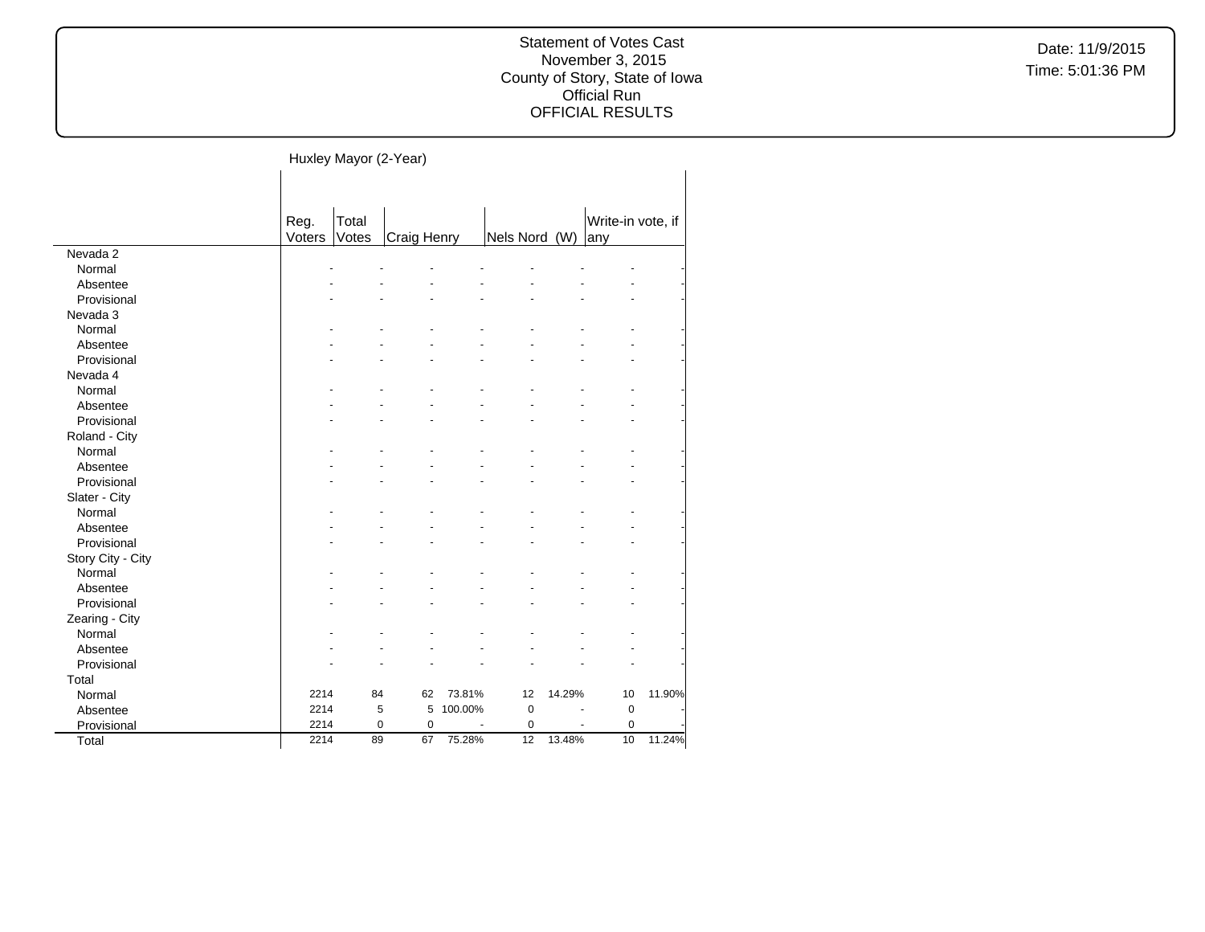Statement of Votes Cast
November 3, 2015
County of Story, State of Iowa
Official Run
OFFICIAL RESULTS

Date: 11/9/2015
Time: 5:01:36 PM

Huxley Mayor (2-Year)

| | Reg. Voters | Total Votes | Craig Henry | | Nels Nord (W) | | Write-in vote, if any | |
|---|---|---|---|---|---|---|---|---|
| **Nevada 2** | | | | | | | | |
| Normal | - | - | - | - | - | - | - | - |
| Absentee | - | - | - | - | - | - | - | - |
| Provisional | - | - | - | - | - | - | - | - |
| **Nevada 3** | | | | | | | | |
| Normal | - | - | - | - | - | - | - | - |
| Absentee | - | - | - | - | - | - | - | - |
| Provisional | - | - | - | - | - | - | - | - |
| **Nevada 4** | | | | | | | | |
| Normal | - | - | - | - | - | - | - | - |
| Absentee | - | - | - | - | - | - | - | - |
| Provisional | - | - | - | - | - | - | - | - |
| **Roland - City** | | | | | | | | |
| Normal | - | - | - | - | - | - | - | - |
| Absentee | - | - | - | - | - | - | - | - |
| Provisional | - | - | - | - | - | - | - | - |
| **Slater - City** | | | | | | | | |
| Normal | - | - | - | - | - | - | - | - |
| Absentee | - | - | - | - | - | - | - | - |
| Provisional | - | - | - | - | - | - | - | - |
| **Story City - City** | | | | | | | | |
| Normal | - | - | - | - | - | - | - | - |
| Absentee | - | - | - | - | - | - | - | - |
| Provisional | - | - | - | - | - | - | - | - |
| **Zearing - City** | | | | | | | | |
| Normal | - | - | - | - | - | - | - | - |
| Absentee | - | - | - | - | - | - | - | - |
| Provisional | - | - | - | - | - | - | - | - |
| **Total** | | | | | | | | |
| Normal | 2214 | 84 | 62 | 73.81% | 12 | 14.29% | 10 | 11.90% |
| Absentee | 2214 | 5 | 5 | 100.00% | 0 | - | 0 | - |
| Provisional | 2214 | 0 | 0 | - | 0 | - | 0 | - |
| Total | 2214 | 89 | 67 | 75.28% | 12 | 13.48% | 10 | 11.24% |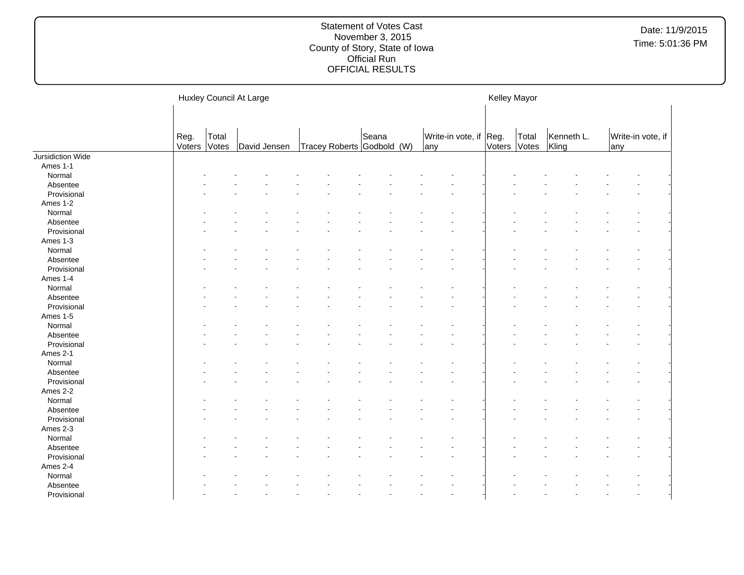Statement of Votes Cast
November 3, 2015
County of Story, State of Iowa
Official Run
OFFICIAL RESULTS

Date: 11/9/2015
Time: 5:01:36 PM

| | Huxley Council At Large | | | | | | Kelley Mayor | | | |
|---|---|---|---|---|---|---|---|---|---|---|
| | Reg. Voters | Total Votes | David Jensen | Tracey Roberts | Seana Godbold (W) | Write-in vote, if any | Reg. Voters | Total Votes | Kenneth L. Kling | Write-in vote, if any |
| Jursidiction Wide | | | | | | | | | | |
| Ames 1-1 | | | | | | | | | | |
| Normal | - | - | - | - | - | - | - | - | - | - |
| Absentee | - | - | - | - | - | - | - | - | - | - |
| Provisional | - | - | - | - | - | - | - | - | - | - |
| Ames 1-2 | | | | | | | | | | |
| Normal | - | - | - | - | - | - | - | - | - | - |
| Absentee | - | - | - | - | - | - | - | - | - | - |
| Provisional | - | - | - | - | - | - | - | - | - | - |
| Ames 1-3 | | | | | | | | | | |
| Normal | - | - | - | - | - | - | - | - | - | - |
| Absentee | - | - | - | - | - | - | - | - | - | - |
| Provisional | - | - | - | - | - | - | - | - | - | - |
| Ames 1-4 | | | | | | | | | | |
| Normal | - | - | - | - | - | - | - | - | - | - |
| Absentee | - | - | - | - | - | - | - | - | - | - |
| Provisional | - | - | - | - | - | - | - | - | - | - |
| Ames 1-5 | | | | | | | | | | |
| Normal | - | - | - | - | - | - | - | - | - | - |
| Absentee | - | - | - | - | - | - | - | - | - | - |
| Provisional | - | - | - | - | - | - | - | - | - | - |
| Ames 2-1 | | | | | | | | | | |
| Normal | - | - | - | - | - | - | - | - | - | - |
| Absentee | - | - | - | - | - | - | - | - | - | - |
| Provisional | - | - | - | - | - | - | - | - | - | - |
| Ames 2-2 | | | | | | | | | | |
| Normal | - | - | - | - | - | - | - | - | - | - |
| Absentee | - | - | - | - | - | - | - | - | - | - |
| Provisional | - | - | - | - | - | - | - | - | - | - |
| Ames 2-3 | | | | | | | | | | |
| Normal | - | - | - | - | - | - | - | - | - | - |
| Absentee | - | - | - | - | - | - | - | - | - | - |
| Provisional | - | - | - | - | - | - | - | - | - | - |
| Ames 2-4 | | | | | | | | | | |
| Normal | - | - | - | - | - | - | - | - | - | - |
| Absentee | - | - | - | - | - | - | - | - | - | - |
| Provisional | - | - | - | - | - | - | - | - | - | - |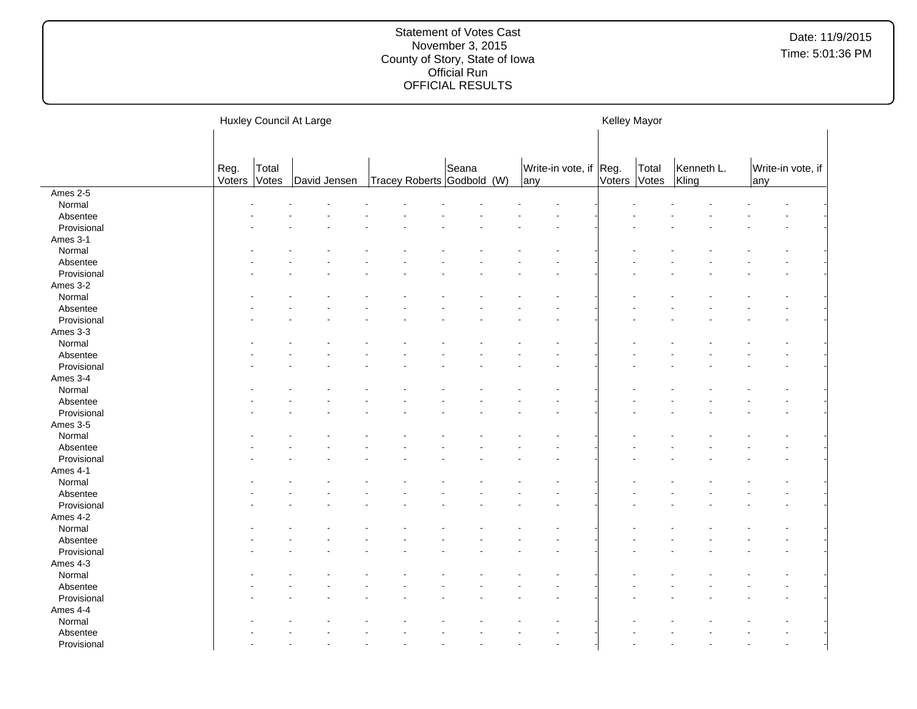Statement of Votes Cast
November 3, 2015
County of Story, State of Iowa
Official Run
OFFICIAL RESULTS

Date: 11/9/2015
Time: 5:01:36 PM

| | Huxley Council At Large | | | | | | | | | | | | | | | |
|---|---|---|---|---|---|---|---|---|---|---|---|---|---|---|---|---|
| | Reg. Voters | Total Votes | David Jensen | | Tracey Roberts | | Seana Godbold (W) | | Write-in vote, if any | | Kelley Mayor Reg. Voters | Total Votes | Kenneth L. Kling | | Write-in vote, if any | |
| Ames 2-5 | | | | | | | | | | | | | | | | |
| Normal | - | - | - | - | - | - | - | - | - | - | - | - | - | - | - | - |
| Absentee | - | - | - | - | - | - | - | - | - | - | - | - | - | - | - | - |
| Provisional | - | - | - | - | - | - | - | - | - | - | - | - | - | - | - | - |
| Ames 3-1 | | | | | | | | | | | | | | | | |
| Normal | - | - | - | - | - | - | - | - | - | - | - | - | - | - | - | - |
| Absentee | - | - | - | - | - | - | - | - | - | - | - | - | - | - | - | - |
| Provisional | - | - | - | - | - | - | - | - | - | - | - | - | - | - | - | - |
| Ames 3-2 | | | | | | | | | | | | | | | | |
| Normal | - | - | - | - | - | - | - | - | - | - | - | - | - | - | - | - |
| Absentee | - | - | - | - | - | - | - | - | - | - | - | - | - | - | - | - |
| Provisional | - | - | - | - | - | - | - | - | - | - | - | - | - | - | - | - |
| Ames 3-3 | | | | | | | | | | | | | | | | |
| Normal | - | - | - | - | - | - | - | - | - | - | - | - | - | - | - | - |
| Absentee | - | - | - | - | - | - | - | - | - | - | - | - | - | - | - | - |
| Provisional | - | - | - | - | - | - | - | - | - | - | - | - | - | - | - | - |
| Ames 3-4 | | | | | | | | | | | | | | | | |
| Normal | - | - | - | - | - | - | - | - | - | - | - | - | - | - | - | - |
| Absentee | - | - | - | - | - | - | - | - | - | - | - | - | - | - | - | - |
| Provisional | - | - | - | - | - | - | - | - | - | - | - | - | - | - | - | - |
| Ames 3-5 | | | | | | | | | | | | | | | | |
| Normal | - | - | - | - | - | - | - | - | - | - | - | - | - | - | - | - |
| Absentee | - | - | - | - | - | - | - | - | - | - | - | - | - | - | - | - |
| Provisional | - | - | - | - | - | - | - | - | - | - | - | - | - | - | - | - |
| Ames 4-1 | | | | | | | | | | | | | | | | |
| Normal | - | - | - | - | - | - | - | - | - | - | - | - | - | - | - | - |
| Absentee | - | - | - | - | - | - | - | - | - | - | - | - | - | - | - | - |
| Provisional | - | - | - | - | - | - | - | - | - | - | - | - | - | - | - | - |
| Ames 4-2 | | | | | | | | | | | | | | | | |
| Normal | - | - | - | - | - | - | - | - | - | - | - | - | - | - | - | - |
| Absentee | - | - | - | - | - | - | - | - | - | - | - | - | - | - | - | - |
| Provisional | - | - | - | - | - | - | - | - | - | - | - | - | - | - | - | - |
| Ames 4-3 | | | | | | | | | | | | | | | | |
| Normal | - | - | - | - | - | - | - | - | - | - | - | - | - | - | - | - |
| Absentee | - | - | - | - | - | - | - | - | - | - | - | - | - | - | - | - |
| Provisional | - | - | - | - | - | - | - | - | - | - | - | - | - | - | - | - |
| Ames 4-4 | | | | | | | | | | | | | | | | |
| Normal | - | - | - | - | - | - | - | - | - | - | - | - | - | - | - | - |
| Absentee | - | - | - | - | - | - | - | - | - | - | - | - | - | - | - | - |
| Provisional | - | - | - | - | - | - | - | - | - | - | - | - | - | - | - | - |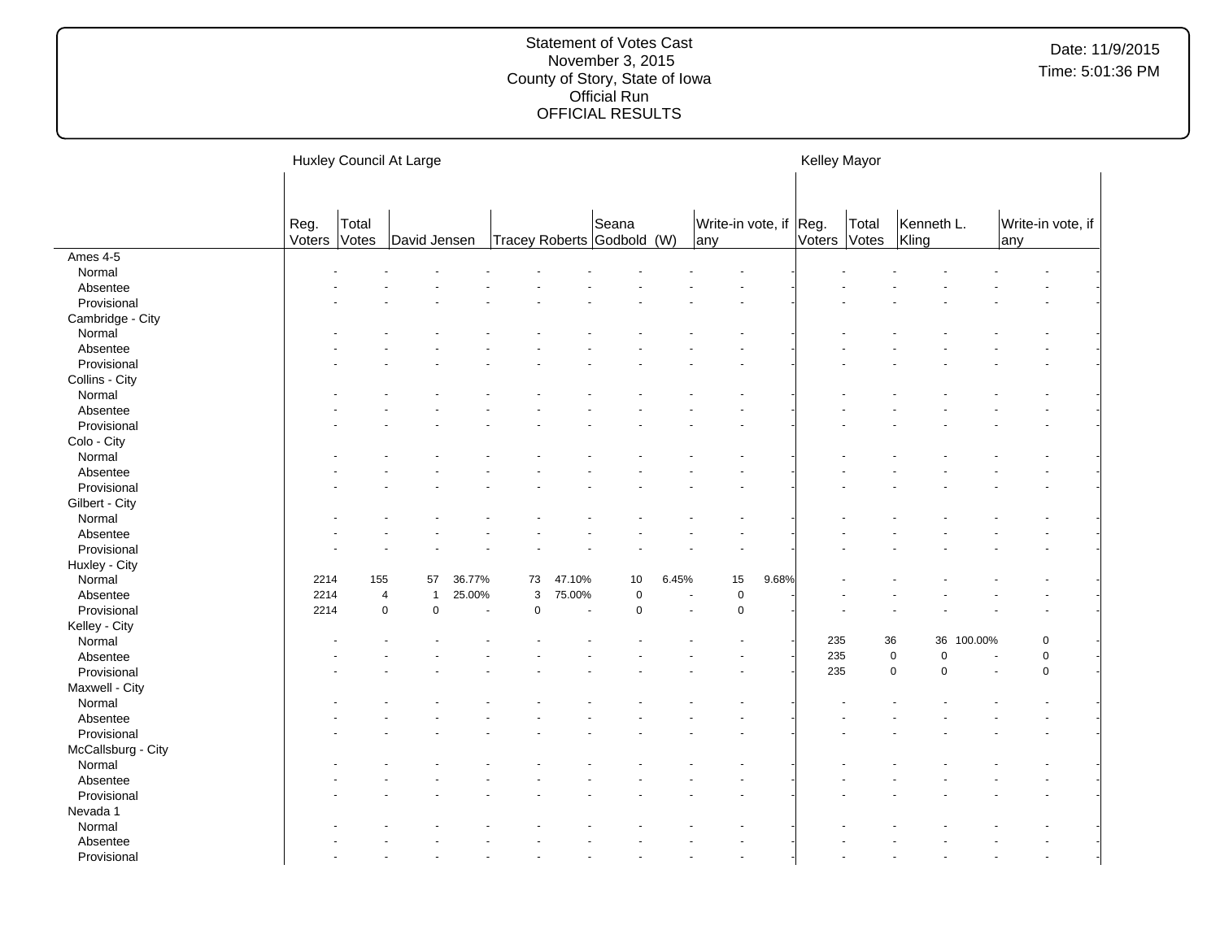Statement of Votes Cast
November 3, 2015
County of Story, State of Iowa
Official Run
OFFICIAL RESULTS

Date: 11/9/2015
Time: 5:01:36 PM

| | Huxley Council At Large | | | | | | | | | | Kelley Mayor | | | | | |
|---|---|---|---|---|---|---|---|---|---|---|---|---|---|---|---|---|
| | Reg. Voters | Total Votes | David Jensen | | Tracey Roberts | | Seana Godbold (W) | | Write-in vote, if any | | Reg. Voters | Total Votes | Kenneth L. Kling | | Write-in vote, if any | |
| Ames 4-5 | | | | | | | | | | | | | | | | |
| Normal | - | - | - | - | - | - | - | - | - | - | - | - | - | - | - | - |
| Absentee | - | - | - | - | - | - | - | - | - | - | - | - | - | - | - | - |
| Provisional | - | - | - | - | - | - | - | - | - | - | - | - | - | - | - | - |
| Cambridge - City | | | | | | | | | | | | | | | | |
| Normal | - | - | - | - | - | - | - | - | - | - | - | - | - | - | - | - |
| Absentee | - | - | - | - | - | - | - | - | - | - | - | - | - | - | - | - |
| Provisional | - | - | - | - | - | - | - | - | - | - | - | - | - | - | - | - |
| Collins - City | | | | | | | | | | | | | | | | |
| Normal | - | - | - | - | - | - | - | - | - | - | - | - | - | - | - | - |
| Absentee | - | - | - | - | - | - | - | - | - | - | - | - | - | - | - | - |
| Provisional | - | - | - | - | - | - | - | - | - | - | - | - | - | - | - | - |
| Colo - City | | | | | | | | | | | | | | | | |
| Normal | - | - | - | - | - | - | - | - | - | - | - | - | - | - | - | - |
| Absentee | - | - | - | - | - | - | - | - | - | - | - | - | - | - | - | - |
| Provisional | - | - | - | - | - | - | - | - | - | - | - | - | - | - | - | - |
| Gilbert - City | | | | | | | | | | | | | | | | |
| Normal | - | - | - | - | - | - | - | - | - | - | - | - | - | - | - | - |
| Absentee | - | - | - | - | - | - | - | - | - | - | - | - | - | - | - | - |
| Provisional | - | - | - | - | - | - | - | - | - | - | - | - | - | - | - | - |
| Huxley - City | | | | | | | | | | | | | | | | |
| Normal | 2214 | 155 | 57 | 36.77% | 73 | 47.10% | 10 | 6.45% | 15 | 9.68% | - | - | - | - | - | - |
| Absentee | 2214 | 4 | 1 | 25.00% | 3 | 75.00% | 0 | - | 0 | - | - | - | - | - | - | - |
| Provisional | 2214 | 0 | 0 | - | 0 | - | 0 | - | 0 | - | - | - | - | - | - | - |
| Kelley - City | | | | | | | | | | | | | | | | |
| Normal | - | - | - | - | - | - | - | - | - | - | 235 | 36 | 36 | 100.00% | 0 | - |
| Absentee | - | - | - | - | - | - | - | - | - | - | 235 | 0 | 0 | - | 0 | - |
| Provisional | - | - | - | - | - | - | - | - | - | - | 235 | 0 | 0 | - | 0 | - |
| Maxwell - City | | | | | | | | | | | | | | | | |
| Normal | - | - | - | - | - | - | - | - | - | - | - | - | - | - | - | - |
| Absentee | - | - | - | - | - | - | - | - | - | - | - | - | - | - | - | - |
| Provisional | - | - | - | - | - | - | - | - | - | - | - | - | - | - | - | - |
| McCallsburg - City | | | | | | | | | | | | | | | | |
| Normal | - | - | - | - | - | - | - | - | - | - | - | - | - | - | - | - |
| Absentee | - | - | - | - | - | - | - | - | - | - | - | - | - | - | - | - |
| Provisional | - | - | - | - | - | - | - | - | - | - | - | - | - | - | - | - |
| Nevada 1 | | | | | | | | | | | | | | | | |
| Normal | - | - | - | - | - | - | - | - | - | - | - | - | - | - | - | - |
| Absentee | - | - | - | - | - | - | - | - | - | - | - | - | - | - | - | - |
| Provisional | - | - | - | - | - | - | - | - | - | - | - | - | - | - | - | - |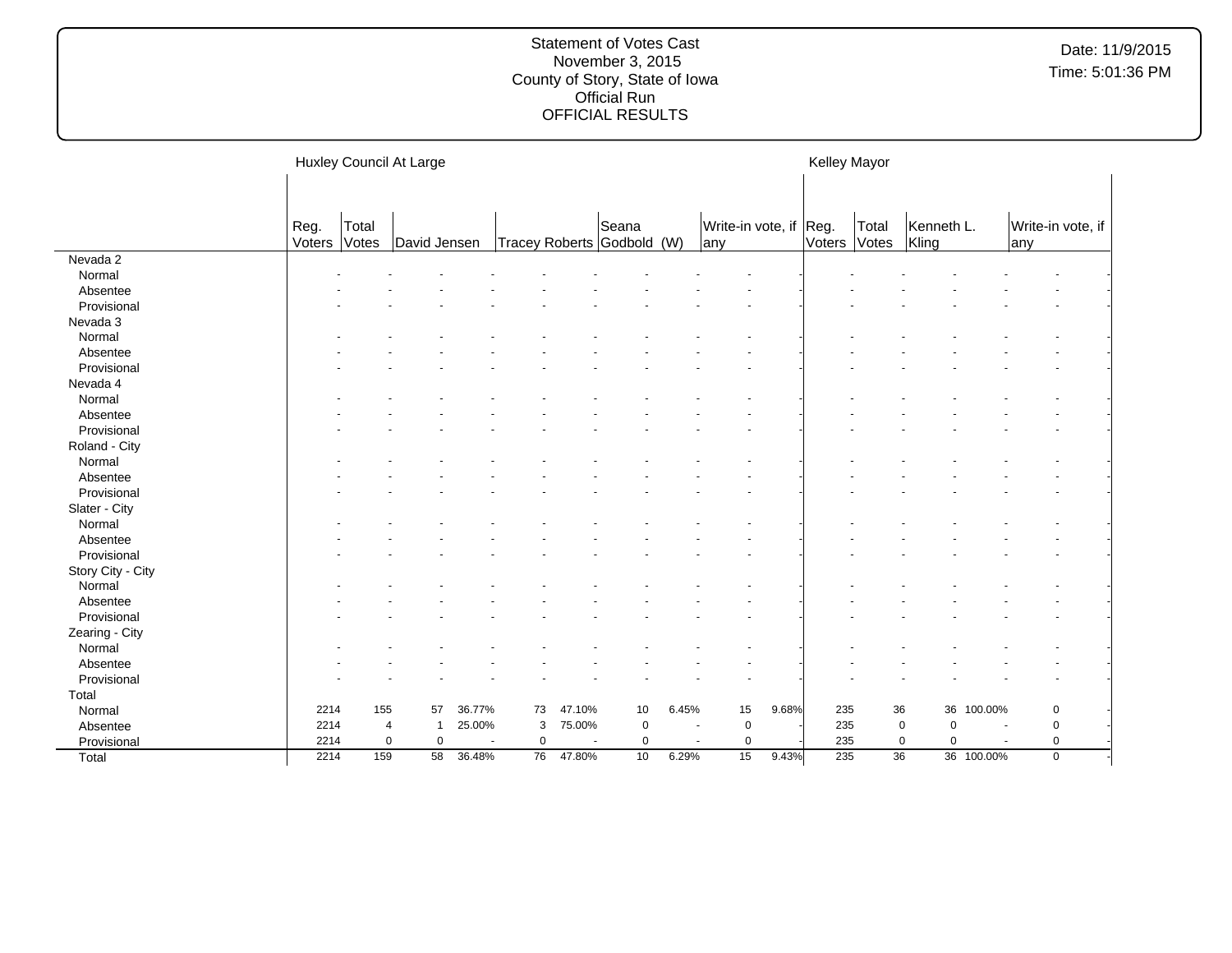Statement of Votes Cast
November 3, 2015
County of Story, State of Iowa
Official Run
OFFICIAL RESULTS

Date: 11/9/2015
Time: 5:01:36 PM

| | Huxley Council At Large | | | | | | | | | | Kelley Mayor | | | | | |
|---|---|---|---|---|---|---|---|---|---|---|---|---|---|---|---|---|
| | Reg. Voters | Total Votes | David Jensen | | Tracey Roberts | | Seana Godbold (W) | | Write-in vote, if any | | Reg. Voters | Total Votes | Kenneth L. Kling | | Write-in vote, if any | |
| Nevada 2 | | | | | | | | | | | | | | | | |
| Normal | - | - | - | - | - | - | - | - | - | - | - | - | - | - | - | - |
| Absentee | - | - | - | - | - | - | - | - | - | - | - | - | - | - | - | - |
| Provisional | - | - | - | - | - | - | - | - | - | - | - | - | - | - | - | - |
| Nevada 3 | | | | | | | | | | | | | | | | |
| Normal | - | - | - | - | - | - | - | - | - | - | - | - | - | - | - | - |
| Absentee | - | - | - | - | - | - | - | - | - | - | - | - | - | - | - | - |
| Provisional | - | - | - | - | - | - | - | - | - | - | - | - | - | - | - | - |
| Nevada 4 | | | | | | | | | | | | | | | | |
| Normal | - | - | - | - | - | - | - | - | - | - | - | - | - | - | - | - |
| Absentee | - | - | - | - | - | - | - | - | - | - | - | - | - | - | - | - |
| Provisional | - | - | - | - | - | - | - | - | - | - | - | - | - | - | - | - |
| Roland - City | | | | | | | | | | | | | | | | |
| Normal | - | - | - | - | - | - | - | - | - | - | - | - | - | - | - | - |
| Absentee | - | - | - | - | - | - | - | - | - | - | - | - | - | - | - | - |
| Provisional | - | - | - | - | - | - | - | - | - | - | - | - | - | - | - | - |
| Slater - City | | | | | | | | | | | | | | | | |
| Normal | - | - | - | - | - | - | - | - | - | - | - | - | - | - | - | - |
| Absentee | - | - | - | - | - | - | - | - | - | - | - | - | - | - | - | - |
| Provisional | - | - | - | - | - | - | - | - | - | - | - | - | - | - | - | - |
| Story City - City | | | | | | | | | | | | | | | | |
| Normal | - | - | - | - | - | - | - | - | - | - | - | - | - | - | - | - |
| Absentee | - | - | - | - | - | - | - | - | - | - | - | - | - | - | - | - |
| Provisional | - | - | - | - | - | - | - | - | - | - | - | - | - | - | - | - |
| Zearing - City | | | | | | | | | | | | | | | | |
| Normal | - | - | - | - | - | - | - | - | - | - | - | - | - | - | - | - |
| Absentee | - | - | - | - | - | - | - | - | - | - | - | - | - | - | - | - |
| Provisional | - | - | - | - | - | - | - | - | - | - | - | - | - | - | - | - |
| Total | | | | | | | | | | | | | | | | |
| Normal | 2214 | 155 | 57 | 36.77% | 73 | 47.10% | 10 | 6.45% | 15 | 9.68% | 235 | 36 | 36 | 100.00% | 0 | - |
| Absentee | 2214 | 4 | 1 | 25.00% | 3 | 75.00% | 0 | - | 0 | - | 235 | 0 | 0 | - | 0 | - |
| Provisional | 2214 | 0 | 0 | - | 0 | - | 0 | - | 0 | - | 235 | 0 | 0 | - | 0 | - |
| Total | 2214 | 159 | 58 | 36.48% | 76 | 47.80% | 10 | 6.29% | 15 | 9.43% | 235 | 36 | 36 | 100.00% | 0 | - |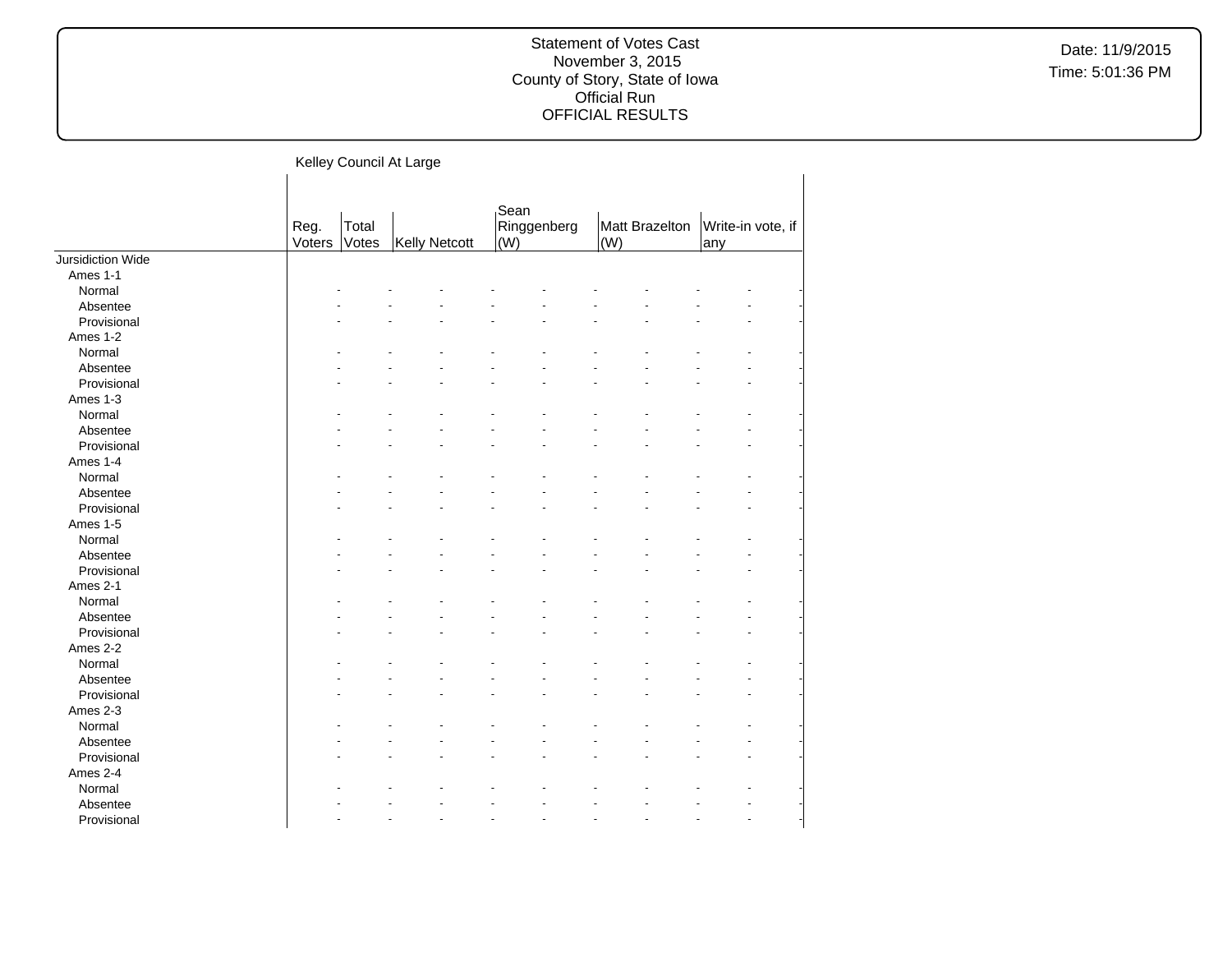Kelley Council At Large

| | Reg. Voters | Total Votes | Kelly Netcott | | Sean Ringgenberg (W) | | Matt Brazelton (W) | | Write-in vote, if any | |
|---|---|---|---|---|---|---|---|---|---|---|
| Jursidiction Wide | | | | | | | | | | |
| Ames 1-1 | | | | | | | | | | |
| Normal | - | - | - | - | - | - | - | - | - | - |
| Absentee | - | - | - | - | - | - | - | - | - | - |
| Provisional | - | - | - | - | - | - | - | - | - | - |
| Ames 1-2 | | | | | | | | | | |
| Normal | - | - | - | - | - | - | - | - | - | - |
| Absentee | - | - | - | - | - | - | - | - | - | - |
| Provisional | - | - | - | - | - | - | - | - | - | - |
| Ames 1-3 | | | | | | | | | | |
| Normal | - | - | - | - | - | - | - | - | - | - |
| Absentee | - | - | - | - | - | - | - | - | - | - |
| Provisional | - | - | - | - | - | - | - | - | - | - |
| Ames 1-4 | | | | | | | | | | |
| Normal | - | - | - | - | - | - | - | - | - | - |
| Absentee | - | - | - | - | - | - | - | - | - | - |
| Provisional | - | - | - | - | - | - | - | - | - | - |
| Ames 1-5 | | | | | | | | | | |
| Normal | - | - | - | - | - | - | - | - | - | - |
| Absentee | - | - | - | - | - | - | - | - | - | - |
| Provisional | - | - | - | - | - | - | - | - | - | - |
| Ames 2-1 | | | | | | | | | | |
| Normal | - | - | - | - | - | - | - | - | - | - |
| Absentee | - | - | - | - | - | - | - | - | - | - |
| Provisional | - | - | - | - | - | - | - | - | - | - |
| Ames 2-2 | | | | | | | | | | |
| Normal | - | - | - | - | - | - | - | - | - | - |
| Absentee | - | - | - | - | - | - | - | - | - | - |
| Provisional | - | - | - | - | - | - | - | - | - | - |
| Ames 2-3 | | | | | | | | | | |
| Normal | - | - | - | - | - | - | - | - | - | - |
| Absentee | - | - | - | - | - | - | - | - | - | - |
| Provisional | - | - | - | - | - | - | - | - | - | - |
| Ames 2-4 | | | | | | | | | | |
| Normal | - | - | - | - | - | - | - | - | - | - |
| Absentee | - | - | - | - | - | - | - | - | - | - |
| Provisional | - | - | - | - | - | - | - | - | - | - |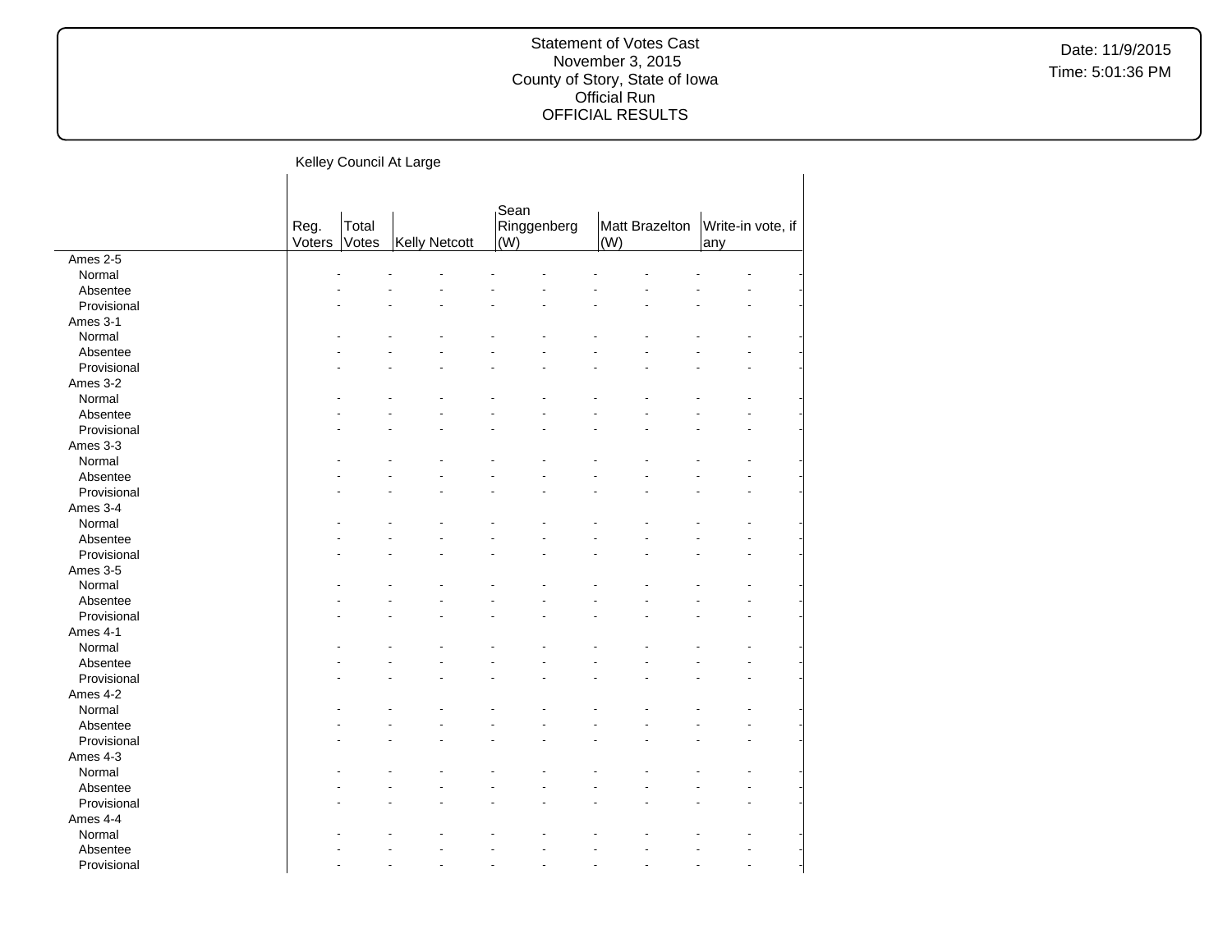Statement of Votes Cast
November 3, 2015
County of Story, State of Iowa
Official Run
OFFICIAL RESULTS

Kelley Council At Large

| | Reg. Voters | Total Votes | Kelly Netcott | | Sean Ringgenberg (W) | | Matt Brazelton (W) | | Write-in vote, if any | |
|---|---|---|---|---|---|---|---|---|---|---|
| Ames 2-5 | | | | | | | | | | |
| Normal | - | - | - | - | - | - | - | - | - | - |
| Absentee | - | - | - | - | - | - | - | - | - | - |
| Provisional | - | - | - | - | - | - | - | - | - | - |
| Ames 3-1 | | | | | | | | | | |
| Normal | - | - | - | - | - | - | - | - | - | - |
| Absentee | - | - | - | - | - | - | - | - | - | - |
| Provisional | - | - | - | - | - | - | - | - | - | - |
| Ames 3-2 | | | | | | | | | | |
| Normal | - | - | - | - | - | - | - | - | - | - |
| Absentee | - | - | - | - | - | - | - | - | - | - |
| Provisional | - | - | - | - | - | - | - | - | - | - |
| Ames 3-3 | | | | | | | | | | |
| Normal | - | - | - | - | - | - | - | - | - | - |
| Absentee | - | - | - | - | - | - | - | - | - | - |
| Provisional | - | - | - | - | - | - | - | - | - | - |
| Ames 3-4 | | | | | | | | | | |
| Normal | - | - | - | - | - | - | - | - | - | - |
| Absentee | - | - | - | - | - | - | - | - | - | - |
| Provisional | - | - | - | - | - | - | - | - | - | - |
| Ames 3-5 | | | | | | | | | | |
| Normal | - | - | - | - | - | - | - | - | - | - |
| Absentee | - | - | - | - | - | - | - | - | - | - |
| Provisional | - | - | - | - | - | - | - | - | - | - |
| Ames 4-1 | | | | | | | | | | |
| Normal | - | - | - | - | - | - | - | - | - | - |
| Absentee | - | - | - | - | - | - | - | - | - | - |
| Provisional | - | - | - | - | - | - | - | - | - | - |
| Ames 4-2 | | | | | | | | | | |
| Normal | - | - | - | - | - | - | - | - | - | - |
| Absentee | - | - | - | - | - | - | - | - | - | - |
| Provisional | - | - | - | - | - | - | - | - | - | - |
| Ames 4-3 | | | | | | | | | | |
| Normal | - | - | - | - | - | - | - | - | - | - |
| Absentee | - | - | - | - | - | - | - | - | - | - |
| Provisional | - | - | - | - | - | - | - | - | - | - |
| Ames 4-4 | | | | | | | | | | |
| Normal | - | - | - | - | - | - | - | - | - | - |
| Absentee | - | - | - | - | - | - | - | - | - | - |
| Provisional | - | - | - | - | - | - | - | - | - | - |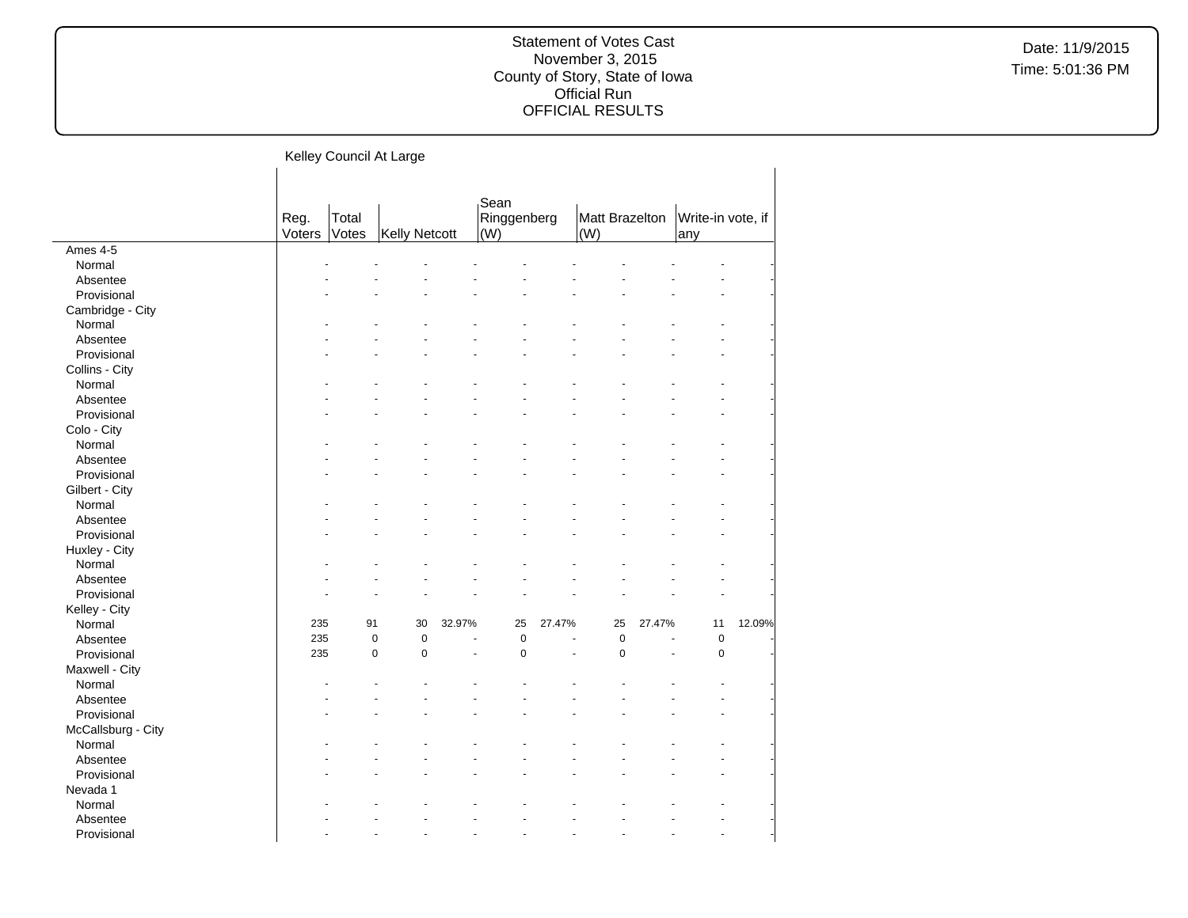Statement of Votes Cast
November 3, 2015
County of Story, State of Iowa
Official Run
OFFICIAL RESULTS

Date: 11/9/2015
Time: 5:01:36 PM

Kelley Council At Large

| | Reg. Voters | Total Votes | Kelly Netcott | | Sean Ringgenberg (W) | | Matt Brazelton (W) | | Write-in vote, if any | |
|---|---|---|---|---|---|---|---|---|---|---|
| Ames 4-5 | | | | | | | | | | |
| Normal | - | - | - | - | - | - | - | - | - | - |
| Absentee | - | - | - | - | - | - | - | - | - | - |
| Provisional | - | - | - | - | - | - | - | - | - | - |
| Cambridge - City | | | | | | | | | | |
| Normal | - | - | - | - | - | - | - | - | - | - |
| Absentee | - | - | - | - | - | - | - | - | - | - |
| Provisional | - | - | - | - | - | - | - | - | - | - |
| Collins - City | | | | | | | | | | |
| Normal | - | - | - | - | - | - | - | - | - | - |
| Absentee | - | - | - | - | - | - | - | - | - | - |
| Provisional | - | - | - | - | - | - | - | - | - | - |
| Colo - City | | | | | | | | | | |
| Normal | - | - | - | - | - | - | - | - | - | - |
| Absentee | - | - | - | - | - | - | - | - | - | - |
| Provisional | - | - | - | - | - | - | - | - | - | - |
| Gilbert - City | | | | | | | | | | |
| Normal | - | - | - | - | - | - | - | - | - | - |
| Absentee | - | - | - | - | - | - | - | - | - | - |
| Provisional | - | - | - | - | - | - | - | - | - | - |
| Huxley - City | | | | | | | | | | |
| Normal | - | - | - | - | - | - | - | - | - | - |
| Absentee | - | - | - | - | - | - | - | - | - | - |
| Provisional | - | - | - | - | - | - | - | - | - | - |
| Kelley - City | | | | | | | | | | |
| Normal | 235 | 91 | 30 | 32.97% | 25 | 27.47% | 25 | 27.47% | 11 | 12.09% |
| Absentee | 235 | 0 | 0 | - | 0 | - | 0 | - | 0 | - |
| Provisional | 235 | 0 | 0 | - | 0 | - | 0 | - | 0 | - |
| Maxwell - City | | | | | | | | | | |
| Normal | - | - | - | - | - | - | - | - | - | - |
| Absentee | - | - | - | - | - | - | - | - | - | - |
| Provisional | - | - | - | - | - | - | - | - | - | - |
| McCallsburg - City | | | | | | | | | | |
| Normal | - | - | - | - | - | - | - | - | - | - |
| Absentee | - | - | - | - | - | - | - | - | - | - |
| Provisional | - | - | - | - | - | - | - | - | - | - |
| Nevada 1 | | | | | | | | | | |
| Normal | - | - | - | - | - | - | - | - | - | - |
| Absentee | - | - | - | - | - | - | - | - | - | - |
| Provisional | - | - | - | - | - | - | - | - | - | - |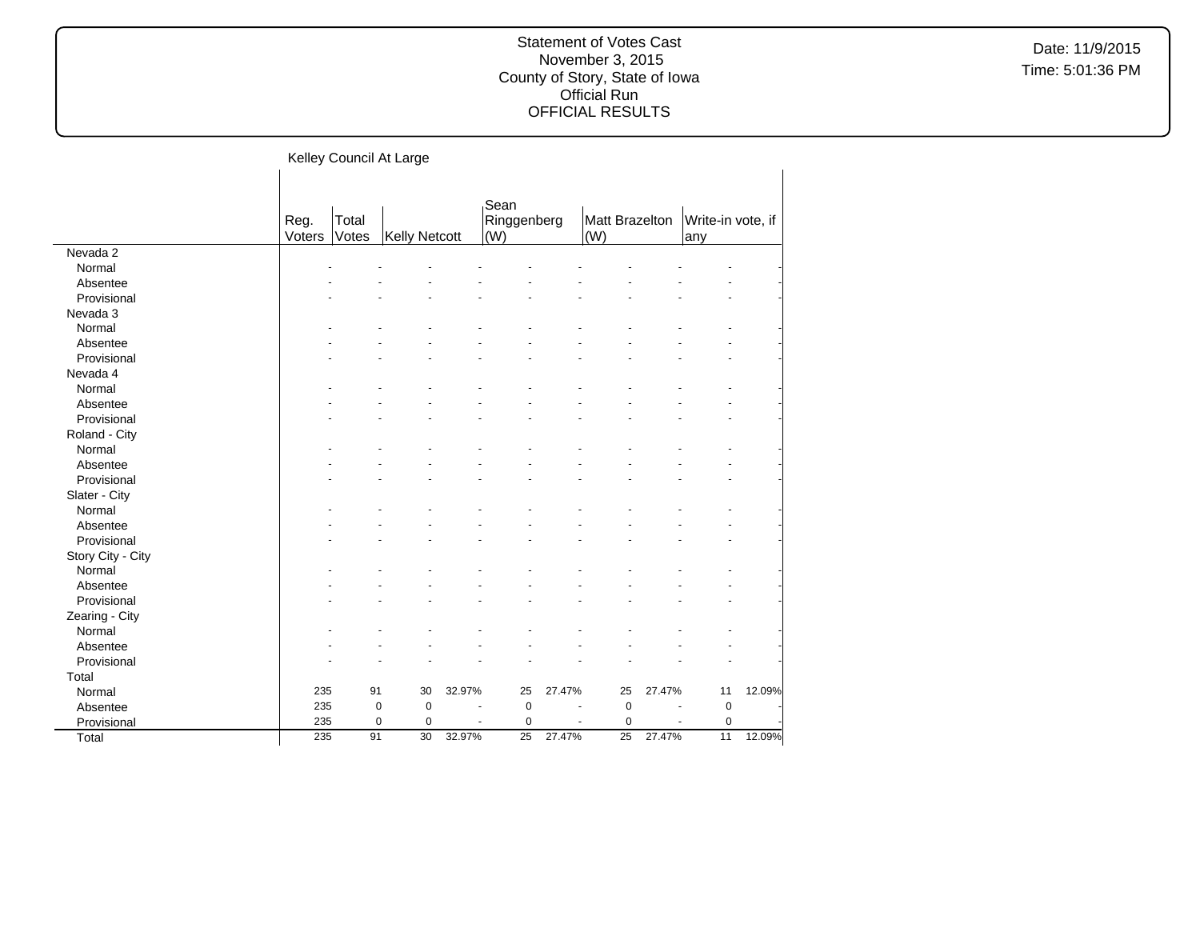Statement of Votes Cast
November 3, 2015
County of Story, State of Iowa
Official Run
OFFICIAL RESULTS

Date: 11/9/2015
Time: 5:01:36 PM

Kelley Council At Large

| | Reg. Voters | Total Votes | Kelly Netcott | | Sean Ringgenberg (W) | | Matt Brazelton (W) | | Write-in vote, if any | |
|---|---|---|---|---|---|---|---|---|---|---|
| Nevada 2 | | | | | | | | | | |
| Normal | - | - | - | - | - | - | - | - | - | - |
| Absentee | - | - | - | - | - | - | - | - | - | - |
| Provisional | - | - | - | - | - | - | - | - | - | - |
| Nevada 3 | | | | | | | | | | |
| Normal | - | - | - | - | - | - | - | - | - | - |
| Absentee | - | - | - | - | - | - | - | - | - | - |
| Provisional | - | - | - | - | - | - | - | - | - | - |
| Nevada 4 | | | | | | | | | | |
| Normal | - | - | - | - | - | - | - | - | - | - |
| Absentee | - | - | - | - | - | - | - | - | - | - |
| Provisional | - | - | - | - | - | - | - | - | - | - |
| Roland - City | | | | | | | | | | |
| Normal | - | - | - | - | - | - | - | - | - | - |
| Absentee | - | - | - | - | - | - | - | - | - | - |
| Provisional | - | - | - | - | - | - | - | - | - | - |
| Slater - City | | | | | | | | | | |
| Normal | - | - | - | - | - | - | - | - | - | - |
| Absentee | - | - | - | - | - | - | - | - | - | - |
| Provisional | - | - | - | - | - | - | - | - | - | - |
| Story City - City | | | | | | | | | | |
| Normal | - | - | - | - | - | - | - | - | - | - |
| Absentee | - | - | - | - | - | - | - | - | - | - |
| Provisional | - | - | - | - | - | - | - | - | - | - |
| Zearing - City | | | | | | | | | | |
| Normal | - | - | - | - | - | - | - | - | - | - |
| Absentee | - | - | - | - | - | - | - | - | - | - |
| Provisional | - | - | - | - | - | - | - | - | - | - |
| Total | | | | | | | | | | |
| Normal | 235 | 91 | 30 | 32.97% | 25 | 27.47% | 25 | 27.47% | 11 | 12.09% |
| Absentee | 235 | 0 | 0 | - | 0 | - | 0 | - | 0 | - |
| Provisional | 235 | 0 | 0 | - | 0 | - | 0 | - | 0 | - |
| Total | 235 | 91 | 30 | 32.97% | 25 | 27.47% | 25 | 27.47% | 11 | 12.09% |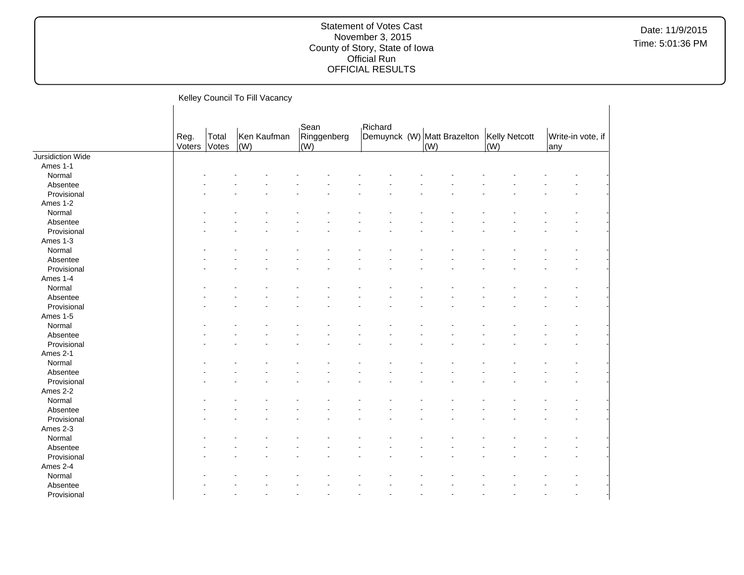## Kelley Council To Fill Vacancy

| | Reg. Voters | Total Votes | Ken Kaufman (W) | | Sean Ringgenberg (W) | | Richard Demuynck (W) | | Matt Brazelton (W) | | Kelly Netcott (W) | | Write-in vote, if any | |
|---|---|---|---|---|---|---|---|---|---|---|---|---|---|---|
| Jursidiction Wide | | | | | | | | | | | | | | |
| Ames 1-1 | | | | | | | | | | | | | | |
| Normal | - | - | - | - | - | - | - | - | - | - | - | - | - | - |
| Absentee | - | - | - | - | - | - | - | - | - | - | - | - | - | - |
| Provisional | - | - | - | - | - | - | - | - | - | - | - | - | - | - |
| Ames 1-2 | | | | | | | | | | | | | | |
| Normal | - | - | - | - | - | - | - | - | - | - | - | - | - | - |
| Absentee | - | - | - | - | - | - | - | - | - | - | - | - | - | - |
| Provisional | - | - | - | - | - | - | - | - | - | - | - | - | - | - |
| Ames 1-3 | | | | | | | | | | | | | | |
| Normal | - | - | - | - | - | - | - | - | - | - | - | - | - | - |
| Absentee | - | - | - | - | - | - | - | - | - | - | - | - | - | - |
| Provisional | - | - | - | - | - | - | - | - | - | - | - | - | - | - |
| Ames 1-4 | | | | | | | | | | | | | | |
| Normal | - | - | - | - | - | - | - | - | - | - | - | - | - | - |
| Absentee | - | - | - | - | - | - | - | - | - | - | - | - | - | - |
| Provisional | - | - | - | - | - | - | - | - | - | - | - | - | - | - |
| Ames 1-5 | | | | | | | | | | | | | | |
| Normal | - | - | - | - | - | - | - | - | - | - | - | - | - | - |
| Absentee | - | - | - | - | - | - | - | - | - | - | - | - | - | - |
| Provisional | - | - | - | - | - | - | - | - | - | - | - | - | - | - |
| Ames 2-1 | | | | | | | | | | | | | | |
| Normal | - | - | - | - | - | - | - | - | - | - | - | - | - | - |
| Absentee | - | - | - | - | - | - | - | - | - | - | - | - | - | - |
| Provisional | - | - | - | - | - | - | - | - | - | - | - | - | - | - |
| Ames 2-2 | | | | | | | | | | | | | | |
| Normal | - | - | - | - | - | - | - | - | - | - | - | - | - | - |
| Absentee | - | - | - | - | - | - | - | - | - | - | - | - | - | - |
| Provisional | - | - | - | - | - | - | - | - | - | - | - | - | - | - |
| Ames 2-3 | | | | | | | | | | | | | | |
| Normal | - | - | - | - | - | - | - | - | - | - | - | - | - | - |
| Absentee | - | - | - | - | - | - | - | - | - | - | - | - | - | - |
| Provisional | - | - | - | - | - | - | - | - | - | - | - | - | - | - |
| Ames 2-4 | | | | | | | | | | | | | | |
| Normal | - | - | - | - | - | - | - | - | - | - | - | - | - | - |
| Absentee | - | - | - | - | - | - | - | - | - | - | - | - | - | - |
| Provisional | - | - | - | - | - | - | - | - | - | - | - | - | - | - |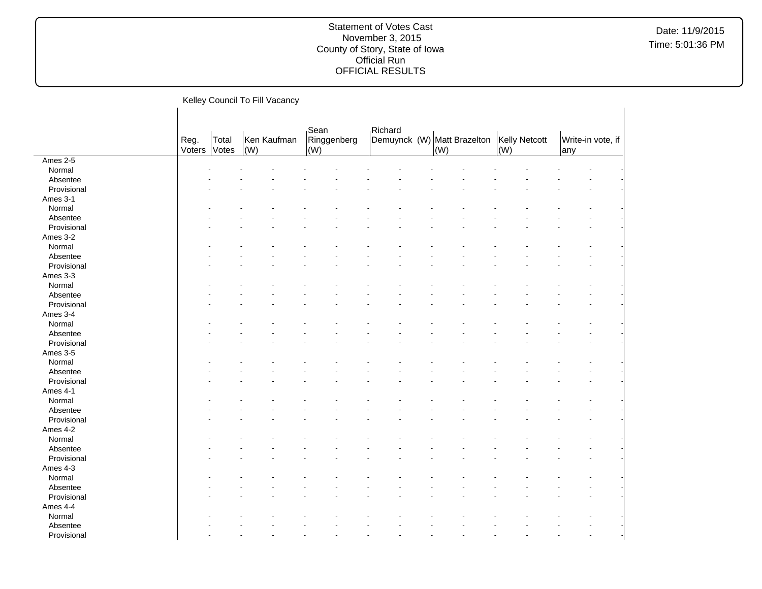## Kelley Council To Fill Vacancy

| | Reg. Voters | Total Votes | Ken Kaufman (W) | | Sean Ringgenberg (W) | | Richard Demuynck (W) | | Matt Brazelton (W) | | Kelly Netcott (W) | | Write-in vote, if any | |
|---|---|---|---|---|---|---|---|---|---|---|---|---|---|---|
| **Ames 2-5** | | | | | | | | | | | | | | |
| Normal | - | - | - | - | - | - | - | - | - | - | - | - | - | - |
| Absentee | - | - | - | - | - | - | - | - | - | - | - | - | - | - |
| Provisional | - | - | - | - | - | - | - | - | - | - | - | - | - | - |
| **Ames 3-1** | | | | | | | | | | | | | | |
| Normal | - | - | - | - | - | - | - | - | - | - | - | - | - | - |
| Absentee | - | - | - | - | - | - | - | - | - | - | - | - | - | - |
| Provisional | - | - | - | - | - | - | - | - | - | - | - | - | - | - |
| **Ames 3-2** | | | | | | | | | | | | | | |
| Normal | - | - | - | - | - | - | - | - | - | - | - | - | - | - |
| Absentee | - | - | - | - | - | - | - | - | - | - | - | - | - | - |
| Provisional | - | - | - | - | - | - | - | - | - | - | - | - | - | - |
| **Ames 3-3** | | | | | | | | | | | | | | |
| Normal | - | - | - | - | - | - | - | - | - | - | - | - | - | - |
| Absentee | - | - | - | - | - | - | - | - | - | - | - | - | - | - |
| Provisional | - | - | - | - | - | - | - | - | - | - | - | - | - | - |
| **Ames 3-4** | | | | | | | | | | | | | | |
| Normal | - | - | - | - | - | - | - | - | - | - | - | - | - | - |
| Absentee | - | - | - | - | - | - | - | - | - | - | - | - | - | - |
| Provisional | - | - | - | - | - | - | - | - | - | - | - | - | - | - |
| **Ames 3-5** | | | | | | | | | | | | | | |
| Normal | - | - | - | - | - | - | - | - | - | - | - | - | - | - |
| Absentee | - | - | - | - | - | - | - | - | - | - | - | - | - | - |
| Provisional | - | - | - | - | - | - | - | - | - | - | - | - | - | - |
| **Ames 4-1** | | | | | | | | | | | | | | |
| Normal | - | - | - | - | - | - | - | - | - | - | - | - | - | - |
| Absentee | - | - | - | - | - | - | - | - | - | - | - | - | - | - |
| Provisional | - | - | - | - | - | - | - | - | - | - | - | - | - | - |
| **Ames 4-2** | | | | | | | | | | | | | | |
| Normal | - | - | - | - | - | - | - | - | - | - | - | - | - | - |
| Absentee | - | - | - | - | - | - | - | - | - | - | - | - | - | - |
| Provisional | - | - | - | - | - | - | - | - | - | - | - | - | - | - |
| **Ames 4-3** | | | | | | | | | | | | | | |
| Normal | - | - | - | - | - | - | - | - | - | - | - | - | - | - |
| Absentee | - | - | - | - | - | - | - | - | - | - | - | - | - | - |
| Provisional | - | - | - | - | - | - | - | - | - | - | - | - | - | - |
| **Ames 4-4** | | | | | | | | | | | | | | |
| Normal | - | - | - | - | - | - | - | - | - | - | - | - | - | - |
| Absentee | - | - | - | - | - | - | - | - | - | - | - | - | - | - |
| Provisional | - | - | - | - | - | - | - | - | - | - | - | - | - | - |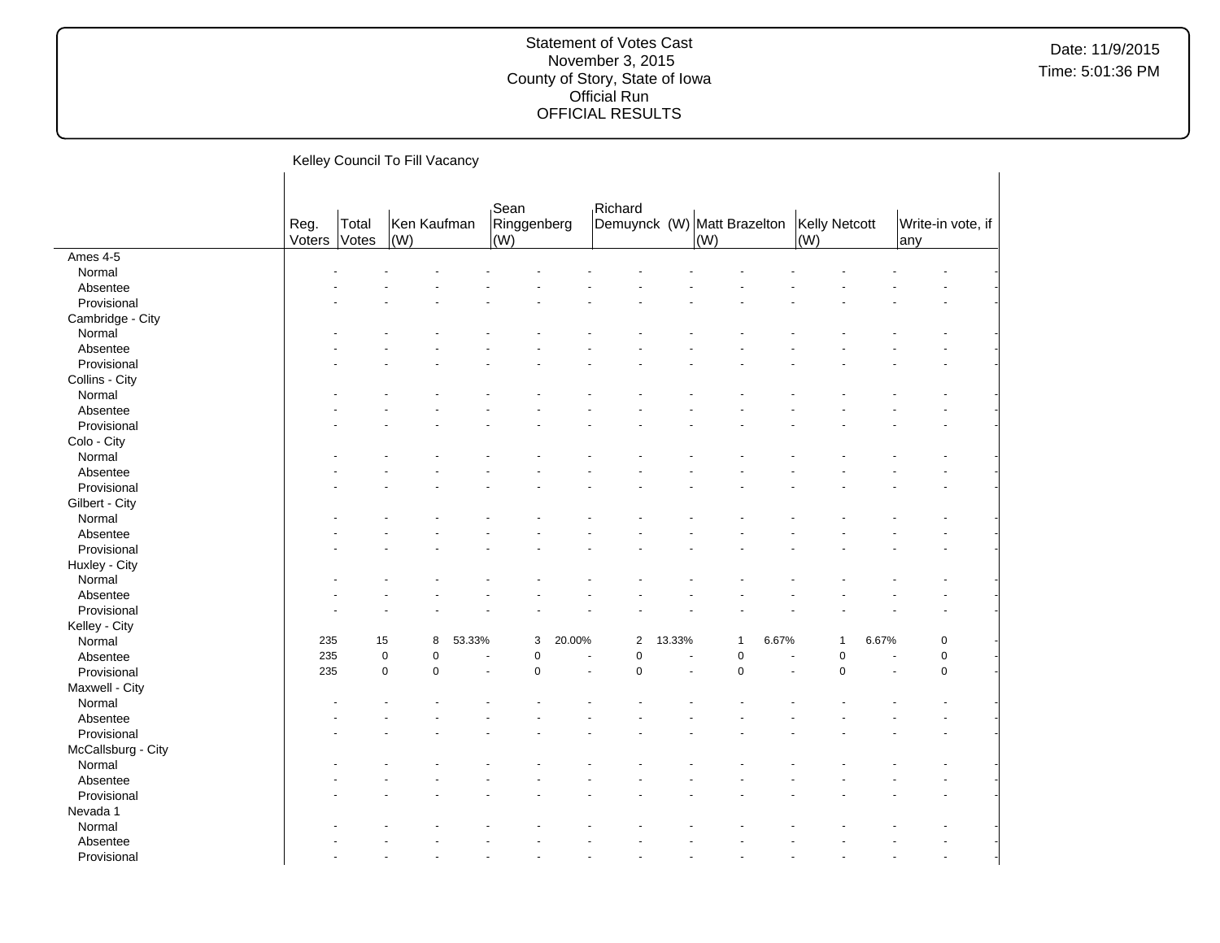Statement of Votes Cast
November 3, 2015
County of Story, State of Iowa
Official Run
OFFICIAL RESULTS

Date: 11/9/2015
Time: 5:01:36 PM

Kelley Council To Fill Vacancy

| | Reg. Voters | Total Votes | Ken Kaufman (W) | | Sean Ringgenberg (W) | | Richard Demuynck (W) | | Matt Brazelton (W) | | Kelly Netcott (W) | | Write-in vote, if any | |
|---|---|---|---|---|---|---|---|---|---|---|---|---|---|---|
| Ames 4-5 | | | | | | | | | | | | | | |
| Normal | - | - | - | - | - | - | - | - | - | - | - | - | - | - |
| Absentee | - | - | - | - | - | - | - | - | - | - | - | - | - | - |
| Provisional | - | - | - | - | - | - | - | - | - | - | - | - | - | - |
| Cambridge - City | | | | | | | | | | | | | | |
| Normal | - | - | - | - | - | - | - | - | - | - | - | - | - | - |
| Absentee | - | - | - | - | - | - | - | - | - | - | - | - | - | - |
| Provisional | - | - | - | - | - | - | - | - | - | - | - | - | - | - |
| Collins - City | | | | | | | | | | | | | | |
| Normal | - | - | - | - | - | - | - | - | - | - | - | - | - | - |
| Absentee | - | - | - | - | - | - | - | - | - | - | - | - | - | - |
| Provisional | - | - | - | - | - | - | - | - | - | - | - | - | - | - |
| Colo - City | | | | | | | | | | | | | | |
| Normal | - | - | - | - | - | - | - | - | - | - | - | - | - | - |
| Absentee | - | - | - | - | - | - | - | - | - | - | - | - | - | - |
| Provisional | - | - | - | - | - | - | - | - | - | - | - | - | - | - |
| Gilbert - City | | | | | | | | | | | | | | |
| Normal | - | - | - | - | - | - | - | - | - | - | - | - | - | - |
| Absentee | - | - | - | - | - | - | - | - | - | - | - | - | - | - |
| Provisional | - | - | - | - | - | - | - | - | - | - | - | - | - | - |
| Huxley - City | | | | | | | | | | | | | | |
| Normal | - | - | - | - | - | - | - | - | - | - | - | - | - | - |
| Absentee | - | - | - | - | - | - | - | - | - | - | - | - | - | - |
| Provisional | - | - | - | - | - | - | - | - | - | - | - | - | - | - |
| Kelley - City | | | | | | | | | | | | | | |
| Normal | 235 | 15 | 8 | 53.33% | 3 | 20.00% | 2 | 13.33% | 1 | 6.67% | 1 | 6.67% | 0 | - |
| Absentee | 235 | 0 | 0 | - | 0 | - | 0 | - | 0 | - | 0 | - | 0 | - |
| Provisional | 235 | 0 | 0 | - | 0 | - | 0 | - | 0 | - | 0 | - | 0 | - |
| Maxwell - City | | | | | | | | | | | | | | |
| Normal | - | - | - | - | - | - | - | - | - | - | - | - | - | - |
| Absentee | - | - | - | - | - | - | - | - | - | - | - | - | - | - |
| Provisional | - | - | - | - | - | - | - | - | - | - | - | - | - | - |
| McCallsburg - City | | | | | | | | | | | | | | |
| Normal | - | - | - | - | - | - | - | - | - | - | - | - | - | - |
| Absentee | - | - | - | - | - | - | - | - | - | - | - | - | - | - |
| Provisional | - | - | - | - | - | - | - | - | - | - | - | - | - | - |
| Nevada 1 | | | | | | | | | | | | | | |
| Normal | - | - | - | - | - | - | - | - | - | - | - | - | - | - |
| Absentee | - | - | - | - | - | - | - | - | - | - | - | - | - | - |
| Provisional | - | - | - | - | - | - | - | - | - | - | - | - | - | - |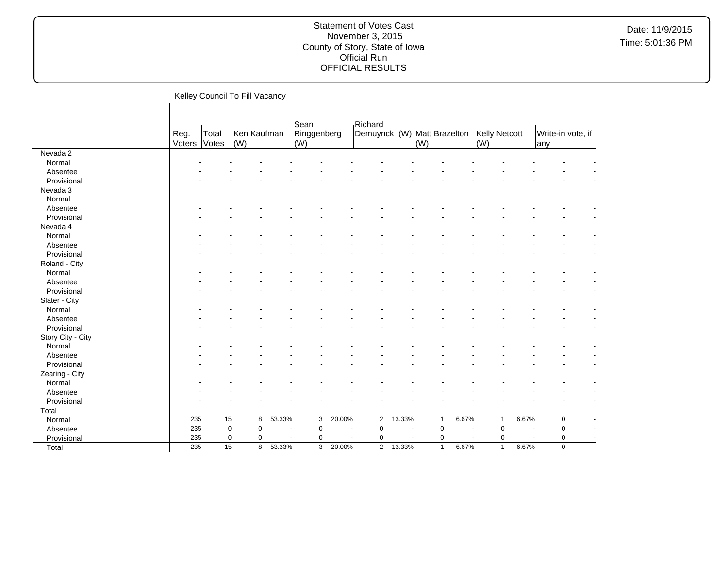Statement of Votes Cast
November 3, 2015
County of Story, State of Iowa
Official Run
OFFICIAL RESULTS

Date: 11/9/2015
Time: 5:01:36 PM

Kelley Council To Fill Vacancy

| | Reg. Voters | Total Votes | Ken Kaufman (W) | | Sean Ringgenberg (W) | | Richard Demuynck (W) | | Matt Brazelton (W) | | Kelly Netcott (W) | | Write-in vote, if any | |
|---|---|---|---|---|---|---|---|---|---|---|---|---|---|---|
| Nevada 2 | | | | | | | | | | | | | | |
| Normal | - | - | - | - | - | - | - | - | - | - | - | - | - | - |
| Absentee | - | - | - | - | - | - | - | - | - | - | - | - | - | - |
| Provisional | - | - | - | - | - | - | - | - | - | - | - | - | - | - |
| Nevada 3 | | | | | | | | | | | | | | |
| Normal | - | - | - | - | - | - | - | - | - | - | - | - | - | - |
| Absentee | - | - | - | - | - | - | - | - | - | - | - | - | - | - |
| Provisional | - | - | - | - | - | - | - | - | - | - | - | - | - | - |
| Nevada 4 | | | | | | | | | | | | | | |
| Normal | - | - | - | - | - | - | - | - | - | - | - | - | - | - |
| Absentee | - | - | - | - | - | - | - | - | - | - | - | - | - | - |
| Provisional | - | - | - | - | - | - | - | - | - | - | - | - | - | - |
| Roland - City | | | | | | | | | | | | | | |
| Normal | - | - | - | - | - | - | - | - | - | - | - | - | - | - |
| Absentee | - | - | - | - | - | - | - | - | - | - | - | - | - | - |
| Provisional | - | - | - | - | - | - | - | - | - | - | - | - | - | - |
| Slater - City | | | | | | | | | | | | | | |
| Normal | - | - | - | - | - | - | - | - | - | - | - | - | - | - |
| Absentee | - | - | - | - | - | - | - | - | - | - | - | - | - | - |
| Provisional | - | - | - | - | - | - | - | - | - | - | - | - | - | - |
| Story City - City | | | | | | | | | | | | | | |
| Normal | - | - | - | - | - | - | - | - | - | - | - | - | - | - |
| Absentee | - | - | - | - | - | - | - | - | - | - | - | - | - | - |
| Provisional | - | - | - | - | - | - | - | - | - | - | - | - | - | - |
| Zearing - City | | | | | | | | | | | | | | |
| Normal | - | - | - | - | - | - | - | - | - | - | - | - | - | - |
| Absentee | - | - | - | - | - | - | - | - | - | - | - | - | - | - |
| Provisional | - | - | - | - | - | - | - | - | - | - | - | - | - | - |
| Total | | | | | | | | | | | | | | |
| Normal | 235 | 15 | 8 | 53.33% | 3 | 20.00% | 2 | 13.33% | 1 | 6.67% | 1 | 6.67% | 0 | - |
| Absentee | 235 | 0 | 0 | - | 0 | - | 0 | - | 0 | - | 0 | - | 0 | - |
| Provisional | 235 | 0 | 0 | - | 0 | - | 0 | - | 0 | - | 0 | - | 0 | - |
| Total | 235 | 15 | 8 | 53.33% | 3 | 20.00% | 2 | 13.33% | 1 | 6.67% | 1 | 6.67% | 0 | - |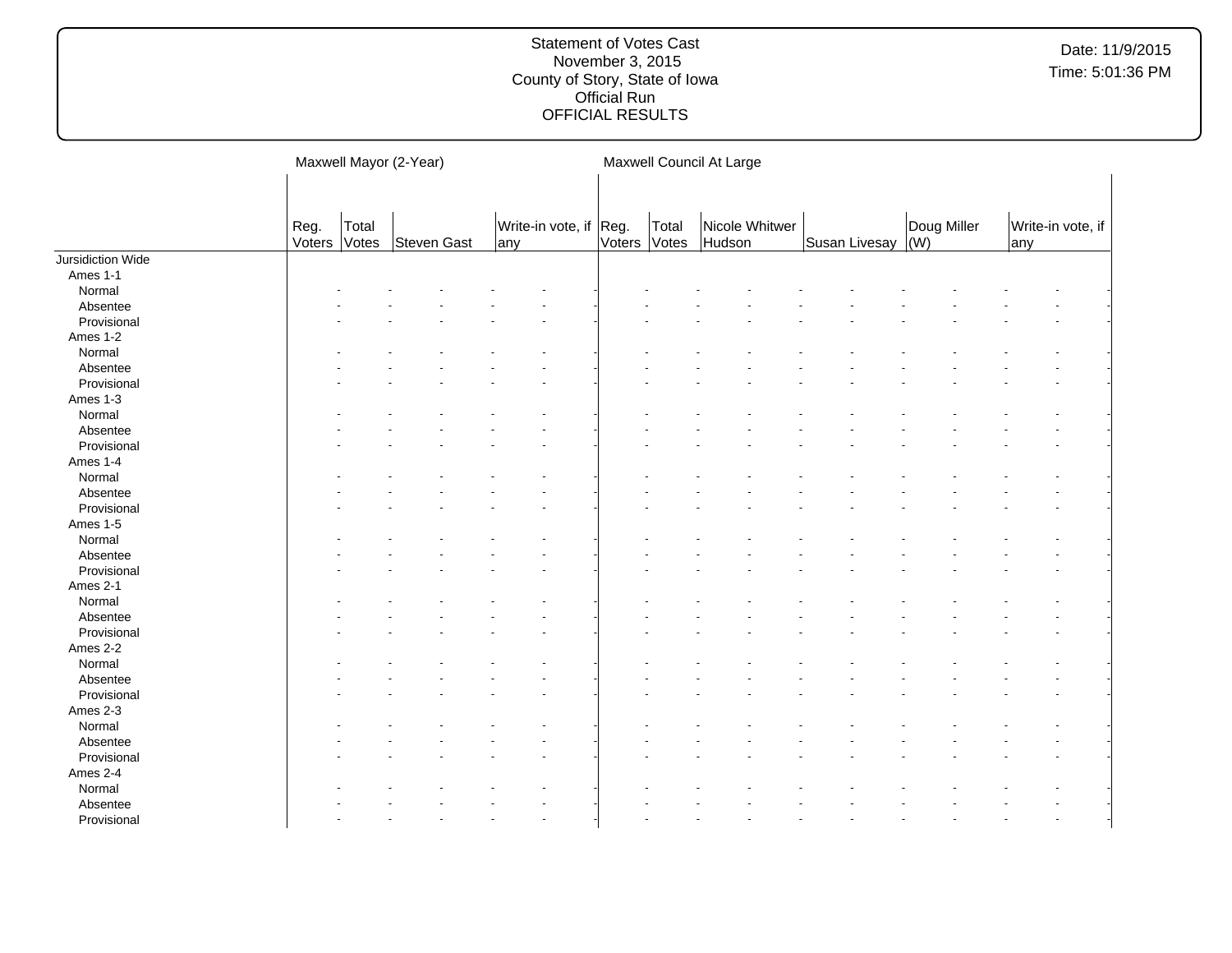| | Maxwell Mayor (2-Year) | | | | Maxwell Council At Large | | | | | |
|---|---|---|---|---|---|---|---|---|---|---|
| | Reg. Voters | Total Votes | Steven Gast | Write-in vote, if any | Reg. Voters | Total Votes | Nicole Whitwer Hudson | Susan Livesay | Doug Miller (W) | Write-in vote, if any |
| Jursidiction Wide | | | | | | | | | | |
| Ames 1-1 | | | | | | | | | | |
| Normal | - | - | - - | - - | - | - | - - | - - | - - | - - |
| Absentee | - | - | - - | - - | - | - | - - | - - | - - | - - |
| Provisional | - | - | - - | - - | - | - | - - | - - | - - | - - |
| Ames 1-2 | | | | | | | | | | |
| Normal | - | - | - - | - - | - | - | - - | - - | - - | - - |
| Absentee | - | - | - - | - - | - | - | - - | - - | - - | - - |
| Provisional | - | - | - - | - - | - | - | - - | - - | - - | - - |
| Ames 1-3 | | | | | | | | | | |
| Normal | - | - | - - | - - | - | - | - - | - - | - - | - - |
| Absentee | - | - | - - | - - | - | - | - - | - - | - - | - - |
| Provisional | - | - | - - | - - | - | - | - - | - - | - - | - - |
| Ames 1-4 | | | | | | | | | | |
| Normal | - | - | - - | - - | - | - | - - | - - | - - | - - |
| Absentee | - | - | - - | - - | - | - | - - | - - | - - | - - |
| Provisional | - | - | - - | - - | - | - | - - | - - | - - | - - |
| Ames 1-5 | | | | | | | | | | |
| Normal | - | - | - - | - - | - | - | - - | - - | - - | - - |
| Absentee | - | - | - - | - - | - | - | - - | - - | - - | - - |
| Provisional | - | - | - - | - - | - | - | - - | - - | - - | - - |
| Ames 2-1 | | | | | | | | | | |
| Normal | - | - | - - | - - | - | - | - - | - - | - - | - - |
| Absentee | - | - | - - | - - | - | - | - - | - - | - - | - - |
| Provisional | - | - | - - | - - | - | - | - - | - - | - - | - - |
| Ames 2-2 | | | | | | | | | | |
| Normal | - | - | - - | - - | - | - | - - | - - | - - | - - |
| Absentee | - | - | - - | - - | - | - | - - | - - | - - | - - |
| Provisional | - | - | - - | - - | - | - | - - | - - | - - | - - |
| Ames 2-3 | | | | | | | | | | |
| Normal | - | - | - - | - - | - | - | - - | - - | - - | - - |
| Absentee | - | - | - - | - - | - | - | - - | - - | - - | - - |
| Provisional | - | - | - - | - - | - | - | - - | - - | - - | - - |
| Ames 2-4 | | | | | | | | | | |
| Normal | - | - | - - | - - | - | - | - - | - - | - - | - - |
| Absentee | - | - | - - | - - | - | - | - - | - - | - - | - - |
| Provisional | - | - | - - | - - | - | - | - - | - - | - - | - - |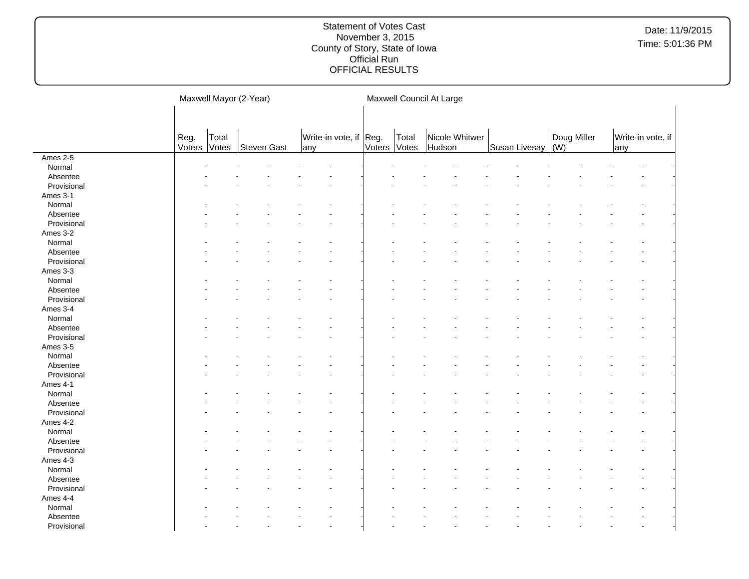Statement of Votes Cast
November 3, 2015
County of Story, State of Iowa
Official Run
OFFICIAL RESULTS

Date: 11/9/2015
Time: 5:01:36 PM

| | Maxwell Mayor (2-Year) | | | | Maxwell Council At Large | | | | | |
|---|---|---|---|---|---|---|---|---|---|---|
| | Reg. Voters | Total Votes | Steven Gast | Write-in vote, if any | Reg. Voters | Total Votes | Nicole Whitwer Hudson | Susan Livesay | Doug Miller (W) | Write-in vote, if any |
| Ames 2-5 | | | | | | | | | | |
| Normal | - | - | - | - | - | - | - | - | - | - |
| Absentee | - | - | - | - | - | - | - | - | - | - |
| Provisional | - | - | - | - | - | - | - | - | - | - |
| Ames 3-1 | | | | | | | | | | |
| Normal | - | - | - | - | - | - | - | - | - | - |
| Absentee | - | - | - | - | - | - | - | - | - | - |
| Provisional | - | - | - | - | - | - | - | - | - | - |
| Ames 3-2 | | | | | | | | | | |
| Normal | - | - | - | - | - | - | - | - | - | - |
| Absentee | - | - | - | - | - | - | - | - | - | - |
| Provisional | - | - | - | - | - | - | - | - | - | - |
| Ames 3-3 | | | | | | | | | | |
| Normal | - | - | - | - | - | - | - | - | - | - |
| Absentee | - | - | - | - | - | - | - | - | - | - |
| Provisional | - | - | - | - | - | - | - | - | - | - |
| Ames 3-4 | | | | | | | | | | |
| Normal | - | - | - | - | - | - | - | - | - | - |
| Absentee | - | - | - | - | - | - | - | - | - | - |
| Provisional | - | - | - | - | - | - | - | - | - | - |
| Ames 3-5 | | | | | | | | | | |
| Normal | - | - | - | - | - | - | - | - | - | - |
| Absentee | - | - | - | - | - | - | - | - | - | - |
| Provisional | - | - | - | - | - | - | - | - | - | - |
| Ames 4-1 | | | | | | | | | | |
| Normal | - | - | - | - | - | - | - | - | - | - |
| Absentee | - | - | - | - | - | - | - | - | - | - |
| Provisional | - | - | - | - | - | - | - | - | - | - |
| Ames 4-2 | | | | | | | | | | |
| Normal | - | - | - | - | - | - | - | - | - | - |
| Absentee | - | - | - | - | - | - | - | - | - | - |
| Provisional | - | - | - | - | - | - | - | - | - | - |
| Ames 4-3 | | | | | | | | | | |
| Normal | - | - | - | - | - | - | - | - | - | - |
| Absentee | - | - | - | - | - | - | - | - | - | - |
| Provisional | - | - | - | - | - | - | - | - | - | - |
| Ames 4-4 | | | | | | | | | | |
| Normal | - | - | - | - | - | - | - | - | - | - |
| Absentee | - | - | - | - | - | - | - | - | - | - |
| Provisional | - | - | - | - | - | - | - | - | - | - |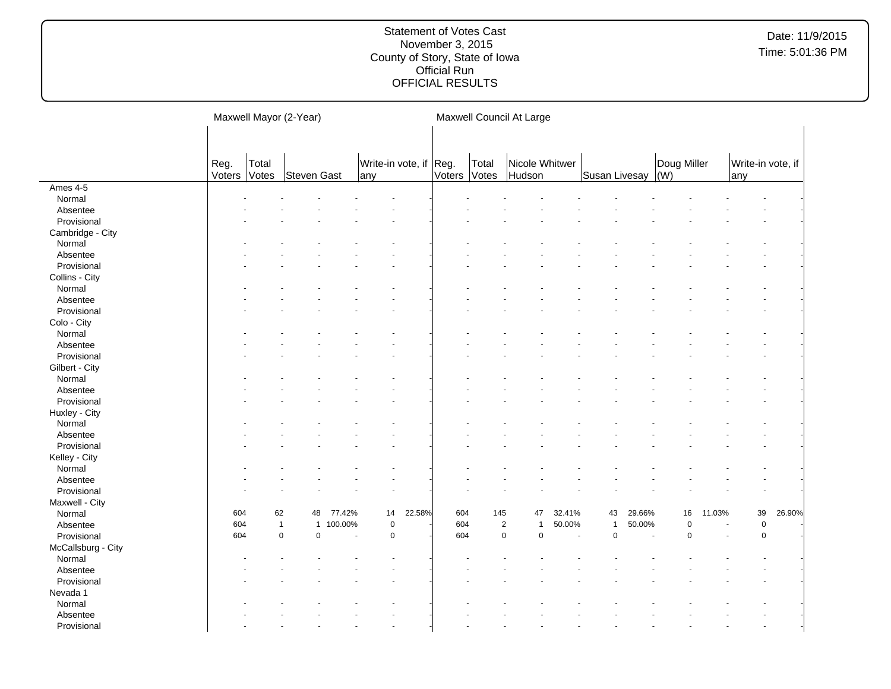Statement of Votes Cast
November 3, 2015
County of Story, State of Iowa
Official Run
OFFICIAL RESULTS

Date: 11/9/2015
Time: 5:01:36 PM

| | Maxwell Mayor (2-Year) | | | | | | Maxwell Council At Large | | | | | | | | | |
|---|---|---|---|---|---|---|---|---|---|---|---|---|---|---|---|---|
| | Reg. Voters | Total Votes | Steven Gast | | Write-in vote, if any | | Reg. Voters | Total Votes | Nicole Whitwer Hudson | | Susan Livesay | | Doug Miller (W) | | Write-in vote, if any | |
| **Ames 4-5** | | | | | | | | | | | | | | | | |
| Normal | - | - | - | - | - | - | - | - | - | - | - | - | - | - | - | - |
| Absentee | - | - | - | - | - | - | - | - | - | - | - | - | - | - | - | - |
| Provisional | - | - | - | - | - | - | - | - | - | - | - | - | - | - | - | - |
| **Cambridge - City** | | | | | | | | | | | | | | | | |
| Normal | - | - | - | - | - | - | - | - | - | - | - | - | - | - | - | - |
| Absentee | - | - | - | - | - | - | - | - | - | - | - | - | - | - | - | - |
| Provisional | - | - | - | - | - | - | - | - | - | - | - | - | - | - | - | - |
| **Collins - City** | | | | | | | | | | | | | | | | |
| Normal | - | - | - | - | - | - | - | - | - | - | - | - | - | - | - | - |
| Absentee | - | - | - | - | - | - | - | - | - | - | - | - | - | - | - | - |
| Provisional | - | - | - | - | - | - | - | - | - | - | - | - | - | - | - | - |
| **Colo - City** | | | | | | | | | | | | | | | | |
| Normal | - | - | - | - | - | - | - | - | - | - | - | - | - | - | - | - |
| Absentee | - | - | - | - | - | - | - | - | - | - | - | - | - | - | - | - |
| Provisional | - | - | - | - | - | - | - | - | - | - | - | - | - | - | - | - |
| **Gilbert - City** | | | | | | | | | | | | | | | | |
| Normal | - | - | - | - | - | - | - | - | - | - | - | - | - | - | - | - |
| Absentee | - | - | - | - | - | - | - | - | - | - | - | - | - | - | - | - |
| Provisional | - | - | - | - | - | - | - | - | - | - | - | - | - | - | - | - |
| **Huxley - City** | | | | | | | | | | | | | | | | |
| Normal | - | - | - | - | - | - | - | - | - | - | - | - | - | - | - | - |
| Absentee | - | - | - | - | - | - | - | - | - | - | - | - | - | - | - | - |
| Provisional | - | - | - | - | - | - | - | - | - | - | - | - | - | - | - | - |
| **Kelley - City** | | | | | | | | | | | | | | | | |
| Normal | - | - | - | - | - | - | - | - | - | - | - | - | - | - | - | - |
| Absentee | - | - | - | - | - | - | - | - | - | - | - | - | - | - | - | - |
| Provisional | - | - | - | - | - | - | - | - | - | - | - | - | - | - | - | - |
| **Maxwell - City** | | | | | | | | | | | | | | | | |
| Normal | 604 | 62 | 48 | 77.42% | 14 | 22.58% | 604 | 145 | 47 | 32.41% | 43 | 29.66% | 16 | 11.03% | 39 | 26.90% |
| Absentee | 604 | 1 | 1 | 100.00% | 0 | - | 604 | 2 | 1 | 50.00% | 1 | 50.00% | 0 | - | 0 | - |
| Provisional | 604 | 0 | 0 | - | 0 | - | 604 | 0 | 0 | - | 0 | - | 0 | - | 0 | - |
| **McCallsburg - City** | | | | | | | | | | | | | | | | |
| Normal | - | - | - | - | - | - | - | - | - | - | - | - | - | - | - | - |
| Absentee | - | - | - | - | - | - | - | - | - | - | - | - | - | - | - | - |
| Provisional | - | - | - | - | - | - | - | - | - | - | - | - | - | - | - | - |
| **Nevada 1** | | | | | | | | | | | | | | | | |
| Normal | - | - | - | - | - | - | - | - | - | - | - | - | - | - | - | - |
| Absentee | - | - | - | - | - | - | - | - | - | - | - | - | - | - | - | - |
| Provisional | - | - | - | - | - | - | - | - | - | - | - | - | - | - | - | - |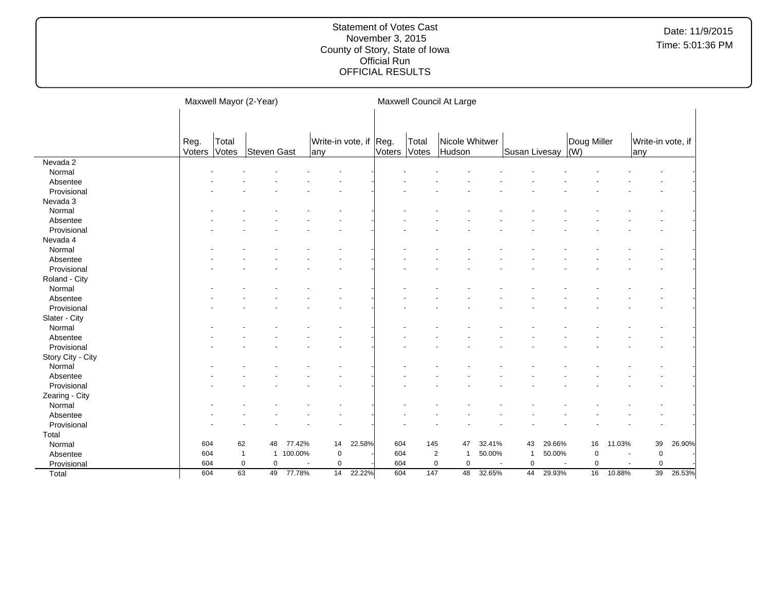Statement of Votes Cast
November 3, 2015
County of Story, State of Iowa
Official Run
OFFICIAL RESULTS

Date: 11/9/2015
Time: 5:01:36 PM

| | Maxwell Mayor (2-Year) | | | | | | Maxwell Council At Large | | | | | | | | | |
|---|---|---|---|---|---|---|---|---|---|---|---|---|---|---|---|---|
| | Reg. Voters | Total Votes | Steven Gast | | Write-in vote, if any | | Reg. Voters | Total Votes | Nicole Whitwer Hudson | | Susan Livesay | | Doug Miller (W) | | Write-in vote, if any | |
| Nevada 2 | | | | | | | | | | | | | | | | |
| Normal | - | - | - | - | - | - | - | - | - | - | - | - | - | - | - | - |
| Absentee | - | - | - | - | - | - | - | - | - | - | - | - | - | - | - | - |
| Provisional | - | - | - | - | - | - | - | - | - | - | - | - | - | - | - | - |
| Nevada 3 | | | | | | | | | | | | | | | | |
| Normal | - | - | - | - | - | - | - | - | - | - | - | - | - | - | - | - |
| Absentee | - | - | - | - | - | - | - | - | - | - | - | - | - | - | - | - |
| Provisional | - | - | - | - | - | - | - | - | - | - | - | - | - | - | - | - |
| Nevada 4 | | | | | | | | | | | | | | | | |
| Normal | - | - | - | - | - | - | - | - | - | - | - | - | - | - | - | - |
| Absentee | - | - | - | - | - | - | - | - | - | - | - | - | - | - | - | - |
| Provisional | - | - | - | - | - | - | - | - | - | - | - | - | - | - | - | - |
| Roland - City | | | | | | | | | | | | | | | | |
| Normal | - | - | - | - | - | - | - | - | - | - | - | - | - | - | - | - |
| Absentee | - | - | - | - | - | - | - | - | - | - | - | - | - | - | - | - |
| Provisional | - | - | - | - | - | - | - | - | - | - | - | - | - | - | - | - |
| Slater - City | | | | | | | | | | | | | | | | |
| Normal | - | - | - | - | - | - | - | - | - | - | - | - | - | - | - | - |
| Absentee | - | - | - | - | - | - | - | - | - | - | - | - | - | - | - | - |
| Provisional | - | - | - | - | - | - | - | - | - | - | - | - | - | - | - | - |
| Story City - City | | | | | | | | | | | | | | | | |
| Normal | - | - | - | - | - | - | - | - | - | - | - | - | - | - | - | - |
| Absentee | - | - | - | - | - | - | - | - | - | - | - | - | - | - | - | - |
| Provisional | - | - | - | - | - | - | - | - | - | - | - | - | - | - | - | - |
| Zearing - City | | | | | | | | | | | | | | | | |
| Normal | - | - | - | - | - | - | - | - | - | - | - | - | - | - | - | - |
| Absentee | - | - | - | - | - | - | - | - | - | - | - | - | - | - | - | - |
| Provisional | - | - | - | - | - | - | - | - | - | - | - | - | - | - | - | - |
| Total | | | | | | | | | | | | | | | | |
| Normal | 604 | 62 | 48 | 77.42% | 14 | 22.58% | 604 | 145 | 47 | 32.41% | 43 | 29.66% | 16 | 11.03% | 39 | 26.90% |
| Absentee | 604 | 1 | 1 | 100.00% | 0 | - | 604 | 2 | 1 | 50.00% | 1 | 50.00% | 0 | - | 0 | - |
| Provisional | 604 | 0 | 0 | - | 0 | - | 604 | 0 | 0 | - | 0 | - | 0 | - | 0 | - |
| Total | 604 | 63 | 49 | 77.78% | 14 | 22.22% | 604 | 147 | 48 | 32.65% | 44 | 29.93% | 16 | 10.88% | 39 | 26.53% |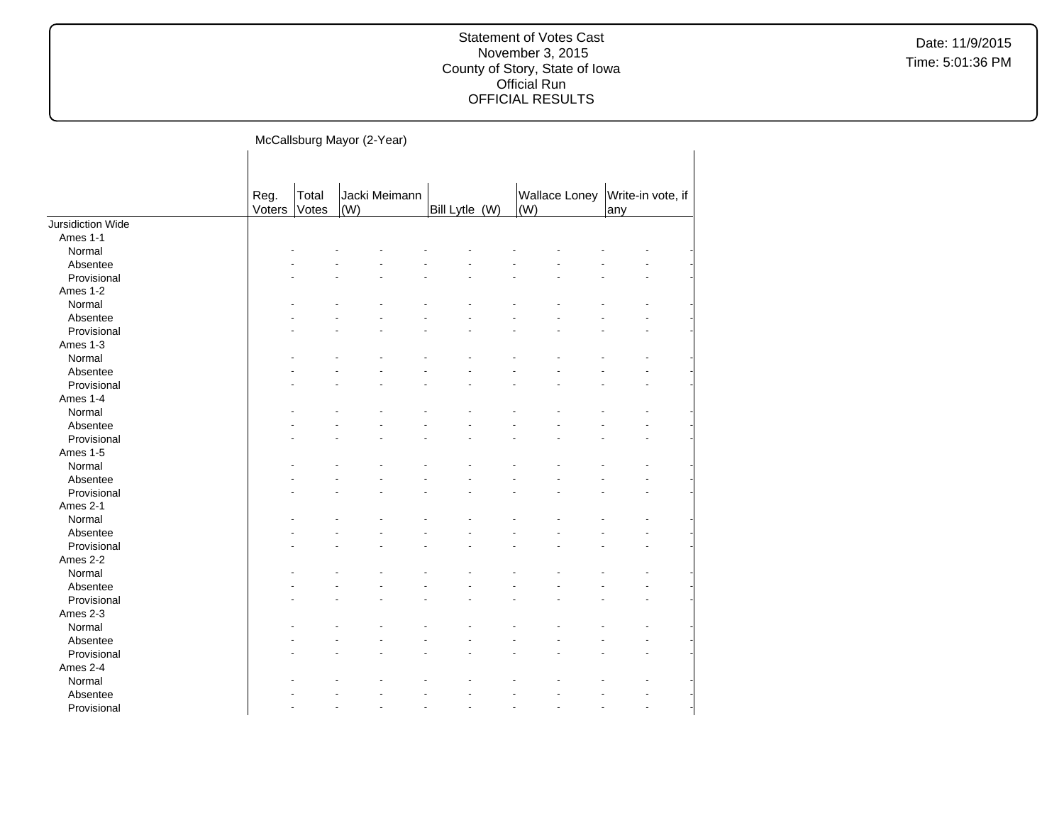## McCallsburg Mayor (2-Year)

| | Reg. Voters | Total Votes | Jacki Meimann (W) | | Bill Lytle (W) | | Wallace Loney (W) | | Write-in vote, if any | |
|---|---|---|---|---|---|---|---|---|---|---|
| Jursidiction Wide | | | | | | | | | | |
| Ames 1-1 | | | | | | | | | | |
| Normal | - | - | - | - | - | - | - | - | - | - |
| Absentee | - | - | - | - | - | - | - | - | - | - |
| Provisional | - | - | - | - | - | - | - | - | - | - |
| Ames 1-2 | | | | | | | | | | |
| Normal | - | - | - | - | - | - | - | - | - | - |
| Absentee | - | - | - | - | - | - | - | - | - | - |
| Provisional | - | - | - | - | - | - | - | - | - | - |
| Ames 1-3 | | | | | | | | | | |
| Normal | - | - | - | - | - | - | - | - | - | - |
| Absentee | - | - | - | - | - | - | - | - | - | - |
| Provisional | - | - | - | - | - | - | - | - | - | - |
| Ames 1-4 | | | | | | | | | | |
| Normal | - | - | - | - | - | - | - | - | - | - |
| Absentee | - | - | - | - | - | - | - | - | - | - |
| Provisional | - | - | - | - | - | - | - | - | - | - |
| Ames 1-5 | | | | | | | | | | |
| Normal | - | - | - | - | - | - | - | - | - | - |
| Absentee | - | - | - | - | - | - | - | - | - | - |
| Provisional | - | - | - | - | - | - | - | - | - | - |
| Ames 2-1 | | | | | | | | | | |
| Normal | - | - | - | - | - | - | - | - | - | - |
| Absentee | - | - | - | - | - | - | - | - | - | - |
| Provisional | - | - | - | - | - | - | - | - | - | - |
| Ames 2-2 | | | | | | | | | | |
| Normal | - | - | - | - | - | - | - | - | - | - |
| Absentee | - | - | - | - | - | - | - | - | - | - |
| Provisional | - | - | - | - | - | - | - | - | - | - |
| Ames 2-3 | | | | | | | | | | |
| Normal | - | - | - | - | - | - | - | - | - | - |
| Absentee | - | - | - | - | - | - | - | - | - | - |
| Provisional | - | - | - | - | - | - | - | - | - | - |
| Ames 2-4 | | | | | | | | | | |
| Normal | - | - | - | - | - | - | - | - | - | - |
| Absentee | - | - | - | - | - | - | - | - | - | - |
| Provisional | - | - | - | - | - | - | - | - | - | - |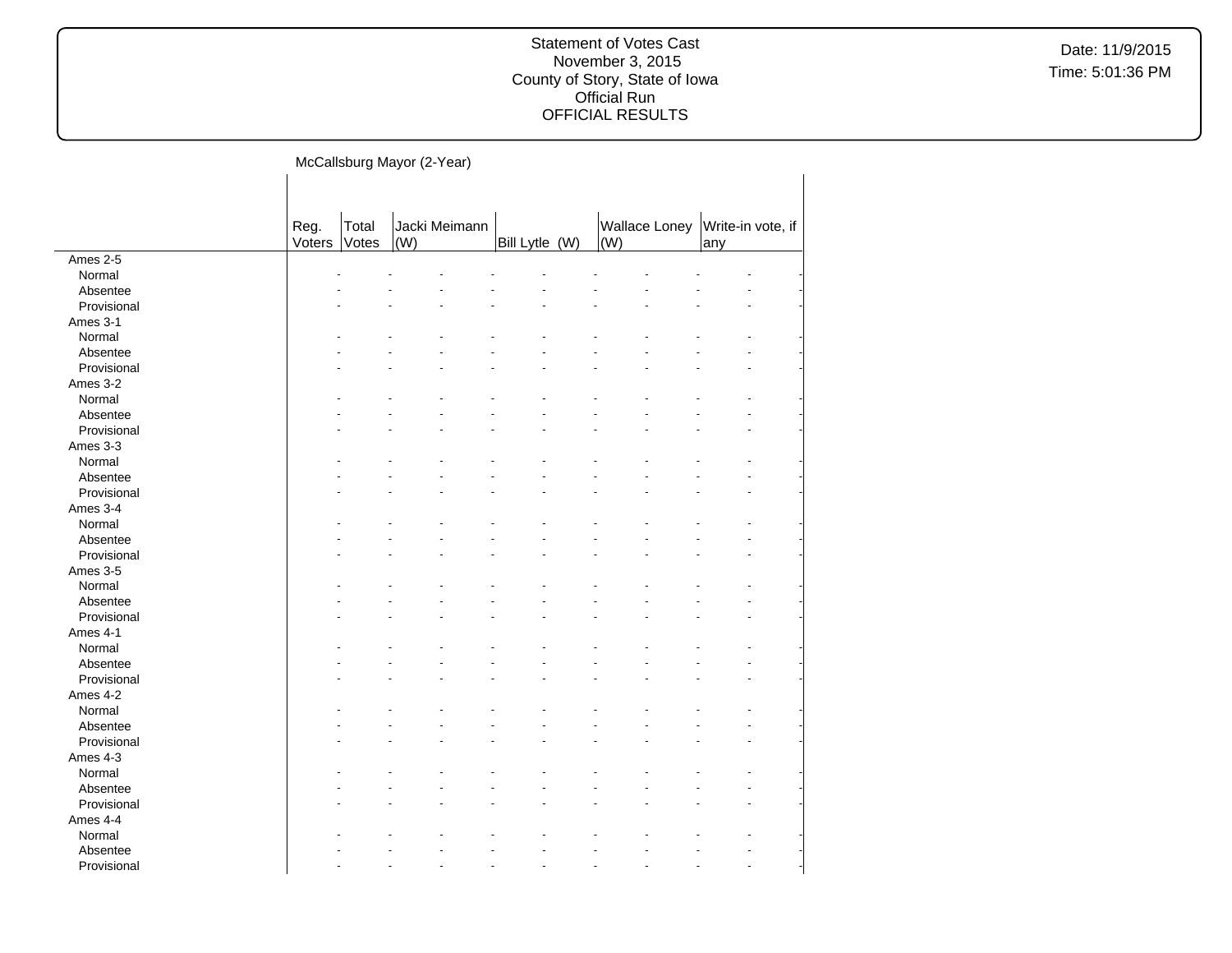Statement of Votes Cast
November 3, 2015
County of Story, State of Iowa
Official Run
OFFICIAL RESULTS

Date: 11/9/2015
Time: 5:01:36 PM

McCallsburg Mayor (2-Year)

| | Reg. Voters | Total Votes | Jacki Meimann (W) | | Bill Lytle (W) | | Wallace Loney (W) | | Write-in vote, if any | |
|---|---|---|---|---|---|---|---|---|---|---|
| Ames 2-5 | | | | | | | | | | |
| Normal | - | - | - | - | - | - | - | - | - | - |
| Absentee | - | - | - | - | - | - | - | - | - | - |
| Provisional | - | - | - | - | - | - | - | - | - | - |
| Ames 3-1 | | | | | | | | | | |
| Normal | - | - | - | - | - | - | - | - | - | - |
| Absentee | - | - | - | - | - | - | - | - | - | - |
| Provisional | - | - | - | - | - | - | - | - | - | - |
| Ames 3-2 | | | | | | | | | | |
| Normal | - | - | - | - | - | - | - | - | - | - |
| Absentee | - | - | - | - | - | - | - | - | - | - |
| Provisional | - | - | - | - | - | - | - | - | - | - |
| Ames 3-3 | | | | | | | | | | |
| Normal | - | - | - | - | - | - | - | - | - | - |
| Absentee | - | - | - | - | - | - | - | - | - | - |
| Provisional | - | - | - | - | - | - | - | - | - | - |
| Ames 3-4 | | | | | | | | | | |
| Normal | - | - | - | - | - | - | - | - | - | - |
| Absentee | - | - | - | - | - | - | - | - | - | - |
| Provisional | - | - | - | - | - | - | - | - | - | - |
| Ames 3-5 | | | | | | | | | | |
| Normal | - | - | - | - | - | - | - | - | - | - |
| Absentee | - | - | - | - | - | - | - | - | - | - |
| Provisional | - | - | - | - | - | - | - | - | - | - |
| Ames 4-1 | | | | | | | | | | |
| Normal | - | - | - | - | - | - | - | - | - | - |
| Absentee | - | - | - | - | - | - | - | - | - | - |
| Provisional | - | - | - | - | - | - | - | - | - | - |
| Ames 4-2 | | | | | | | | | | |
| Normal | - | - | - | - | - | - | - | - | - | - |
| Absentee | - | - | - | - | - | - | - | - | - | - |
| Provisional | - | - | - | - | - | - | - | - | - | - |
| Ames 4-3 | | | | | | | | | | |
| Normal | - | - | - | - | - | - | - | - | - | - |
| Absentee | - | - | - | - | - | - | - | - | - | - |
| Provisional | - | - | - | - | - | - | - | - | - | - |
| Ames 4-4 | | | | | | | | | | |
| Normal | - | - | - | - | - | - | - | - | - | - |
| Absentee | - | - | - | - | - | - | - | - | - | - |
| Provisional | - | - | - | - | - | - | - | - | - | - |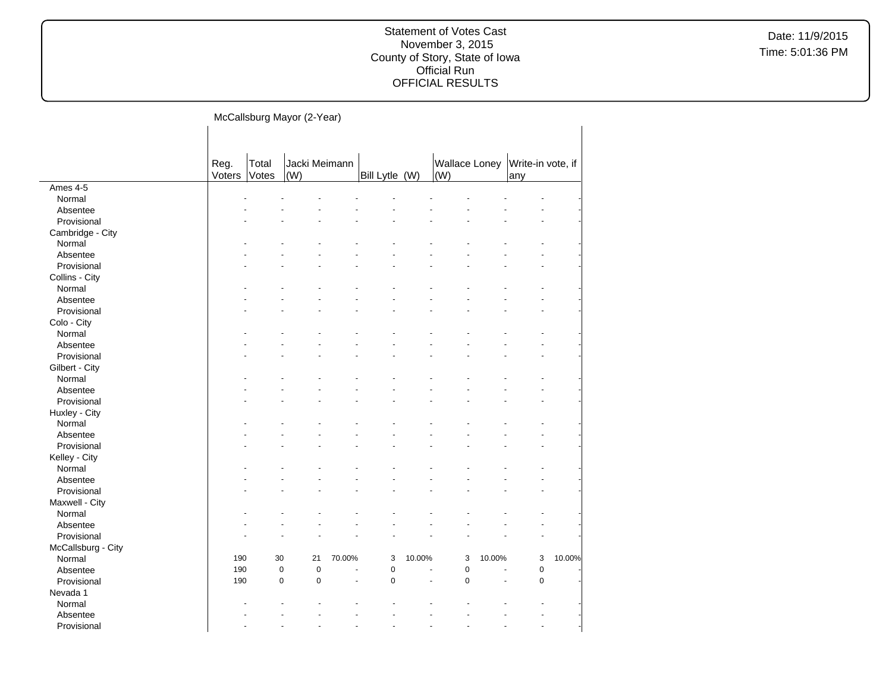Statement of Votes Cast
November 3, 2015
County of Story, State of Iowa
Official Run
OFFICIAL RESULTS

Date: 11/9/2015
Time: 5:01:36 PM

McCallsburg Mayor (2-Year)

| | Reg. Voters | Total Votes | Jacki Meimann (W) | | Bill Lytle (W) | | Wallace Loney (W) | | Write-in vote, if any | |
|---|---|---|---|---|---|---|---|---|---|---|
| Ames 4-5 | | | | | | | | | | |
| Normal | - | - | - | - | - | - | - | - | - | - |
| Absentee | - | - | - | - | - | - | - | - | - | - |
| Provisional | - | - | - | - | - | - | - | - | - | - |
| Cambridge - City | | | | | | | | | | |
| Normal | - | - | - | - | - | - | - | - | - | - |
| Absentee | - | - | - | - | - | - | - | - | - | - |
| Provisional | - | - | - | - | - | - | - | - | - | - |
| Collins - City | | | | | | | | | | |
| Normal | - | - | - | - | - | - | - | - | - | - |
| Absentee | - | - | - | - | - | - | - | - | - | - |
| Provisional | - | - | - | - | - | - | - | - | - | - |
| Colo - City | | | | | | | | | | |
| Normal | - | - | - | - | - | - | - | - | - | - |
| Absentee | - | - | - | - | - | - | - | - | - | - |
| Provisional | - | - | - | - | - | - | - | - | - | - |
| Gilbert - City | | | | | | | | | | |
| Normal | - | - | - | - | - | - | - | - | - | - |
| Absentee | - | - | - | - | - | - | - | - | - | - |
| Provisional | - | - | - | - | - | - | - | - | - | - |
| Huxley - City | | | | | | | | | | |
| Normal | - | - | - | - | - | - | - | - | - | - |
| Absentee | - | - | - | - | - | - | - | - | - | - |
| Provisional | - | - | - | - | - | - | - | - | - | - |
| Kelley - City | | | | | | | | | | |
| Normal | - | - | - | - | - | - | - | - | - | - |
| Absentee | - | - | - | - | - | - | - | - | - | - |
| Provisional | - | - | - | - | - | - | - | - | - | - |
| Maxwell - City | | | | | | | | | | |
| Normal | - | - | - | - | - | - | - | - | - | - |
| Absentee | - | - | - | - | - | - | - | - | - | - |
| Provisional | - | - | - | - | - | - | - | - | - | - |
| McCallsburg - City | | | | | | | | | | |
| Normal | 190 | 30 | 21 | 70.00% | 3 | 10.00% | 3 | 10.00% | 3 | 10.00% |
| Absentee | 190 | 0 | 0 | - | 0 | - | 0 | - | 0 | - |
| Provisional | 190 | 0 | 0 | - | 0 | - | 0 | - | 0 | - |
| Nevada 1 | | | | | | | | | | |
| Normal | - | - | - | - | - | - | - | - | - | - |
| Absentee | - | - | - | - | - | - | - | - | - | - |
| Provisional | - | - | - | - | - | - | - | - | - | - |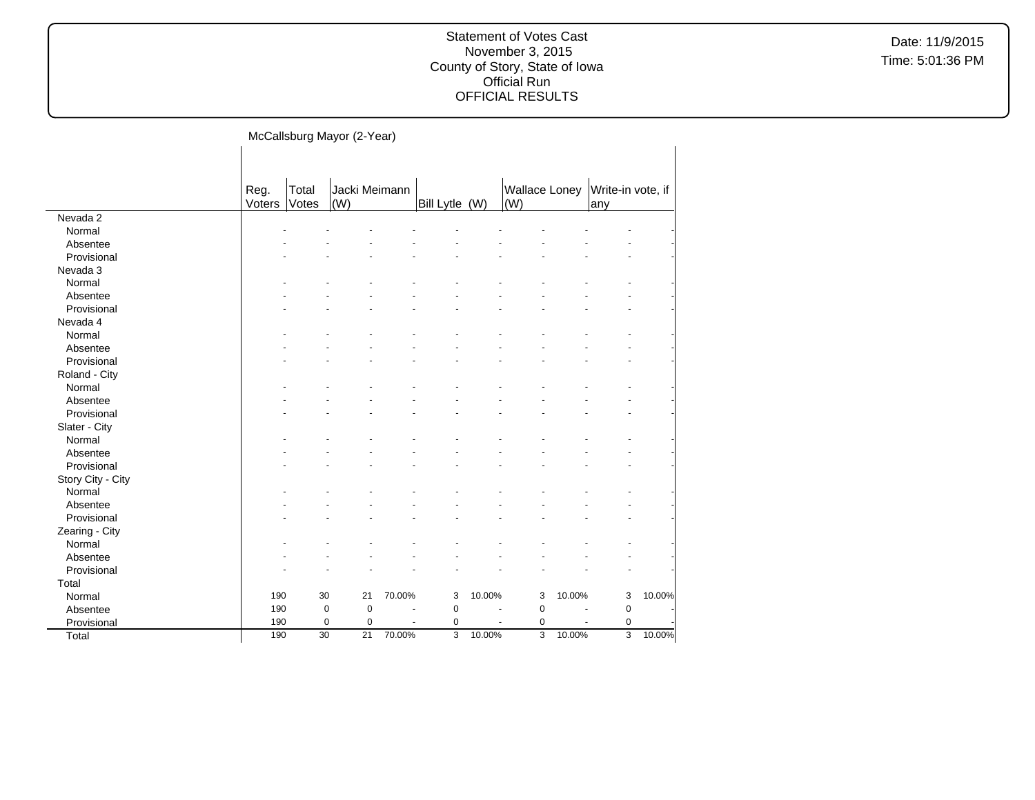Statement of Votes Cast
November 3, 2015
County of Story, State of Iowa
Official Run
OFFICIAL RESULTS

Date: 11/9/2015
Time: 5:01:36 PM

## McCallsburg Mayor (2-Year)

| | Reg. Voters | Total Votes | Jacki Meimann (W) | | Bill Lytle (W) | | Wallace Loney (W) | | Write-in vote, if any | |
|---|---|---|---|---|---|---|---|---|---|---|
| **Nevada 2** | | | | | | | | | | |
| Normal | - | - | - | - | - | - | - | - | - | - |
| Absentee | - | - | - | - | - | - | - | - | - | - |
| Provisional | - | - | - | - | - | - | - | - | - | - |
| **Nevada 3** | | | | | | | | | | |
| Normal | - | - | - | - | - | - | - | - | - | - |
| Absentee | - | - | - | - | - | - | - | - | - | - |
| Provisional | - | - | - | - | - | - | - | - | - | - |
| **Nevada 4** | | | | | | | | | | |
| Normal | - | - | - | - | - | - | - | - | - | - |
| Absentee | - | - | - | - | - | - | - | - | - | - |
| Provisional | - | - | - | - | - | - | - | - | - | - |
| **Roland - City** | | | | | | | | | | |
| Normal | - | - | - | - | - | - | - | - | - | - |
| Absentee | - | - | - | - | - | - | - | - | - | - |
| Provisional | - | - | - | - | - | - | - | - | - | - |
| **Slater - City** | | | | | | | | | | |
| Normal | - | - | - | - | - | - | - | - | - | - |
| Absentee | - | - | - | - | - | - | - | - | - | - |
| Provisional | - | - | - | - | - | - | - | - | - | - |
| **Story City - City** | | | | | | | | | | |
| Normal | - | - | - | - | - | - | - | - | - | - |
| Absentee | - | - | - | - | - | - | - | - | - | - |
| Provisional | - | - | - | - | - | - | - | - | - | - |
| **Zearing - City** | | | | | | | | | | |
| Normal | - | - | - | - | - | - | - | - | - | - |
| Absentee | - | - | - | - | - | - | - | - | - | - |
| Provisional | - | - | - | - | - | - | - | - | - | - |
| **Total** | | | | | | | | | | |
| Normal | 190 | 30 | 21 | 70.00% | 3 | 10.00% | 3 | 10.00% | 3 | 10.00% |
| Absentee | 190 | 0 | 0 | - | 0 | - | 0 | - | 0 | - |
| Provisional | 190 | 0 | 0 | - | 0 | - | 0 | - | 0 | - |
| Total | 190 | 30 | 21 | 70.00% | 3 | 10.00% | 3 | 10.00% | 3 | 10.00% |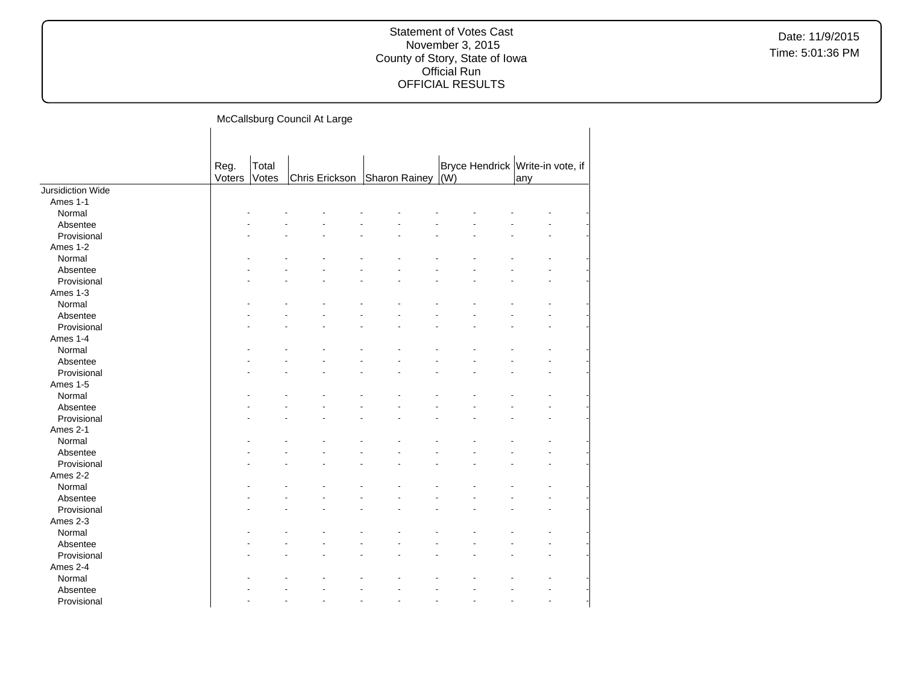# Statement of Votes Cast
November 3, 2015
County of Story, State of Iowa
Official Run
OFFICIAL RESULTS

Date: 11/9/2015
Time: 5:01:36 PM

## McCallsburg Council At Large

| | Reg. Voters | Total Votes | Chris Erickson | | Sharon Rainey | | Bryce Hendrick (W) | | Write-in vote, if any | |
|---|---|---|---|---|---|---|---|---|---|---|
| Jursidiction Wide | | | | | | | | | | |
| Ames 1-1 | | | | | | | | | | |
| Normal | - | - | - | - | - | - | - | - | - | - |
| Absentee | - | - | - | - | - | - | - | - | - | - |
| Provisional | - | - | - | - | - | - | - | - | - | - |
| Ames 1-2 | | | | | | | | | | |
| Normal | - | - | - | - | - | - | - | - | - | - |
| Absentee | - | - | - | - | - | - | - | - | - | - |
| Provisional | - | - | - | - | - | - | - | - | - | - |
| Ames 1-3 | | | | | | | | | | |
| Normal | - | - | - | - | - | - | - | - | - | - |
| Absentee | - | - | - | - | - | - | - | - | - | - |
| Provisional | - | - | - | - | - | - | - | - | - | - |
| Ames 1-4 | | | | | | | | | | |
| Normal | - | - | - | - | - | - | - | - | - | - |
| Absentee | - | - | - | - | - | - | - | - | - | - |
| Provisional | - | - | - | - | - | - | - | - | - | - |
| Ames 1-5 | | | | | | | | | | |
| Normal | - | - | - | - | - | - | - | - | - | - |
| Absentee | - | - | - | - | - | - | - | - | - | - |
| Provisional | - | - | - | - | - | - | - | - | - | - |
| Ames 2-1 | | | | | | | | | | |
| Normal | - | - | - | - | - | - | - | - | - | - |
| Absentee | - | - | - | - | - | - | - | - | - | - |
| Provisional | - | - | - | - | - | - | - | - | - | - |
| Ames 2-2 | | | | | | | | | | |
| Normal | - | - | - | - | - | - | - | - | - | - |
| Absentee | - | - | - | - | - | - | - | - | - | - |
| Provisional | - | - | - | - | - | - | - | - | - | - |
| Ames 2-3 | | | | | | | | | | |
| Normal | - | - | - | - | - | - | - | - | - | - |
| Absentee | - | - | - | - | - | - | - | - | - | - |
| Provisional | - | - | - | - | - | - | - | - | - | - |
| Ames 2-4 | | | | | | | | | | |
| Normal | - | - | - | - | - | - | - | - | - | - |
| Absentee | - | - | - | - | - | - | - | - | - | - |
| Provisional | - | - | - | - | - | - | - | - | - | - |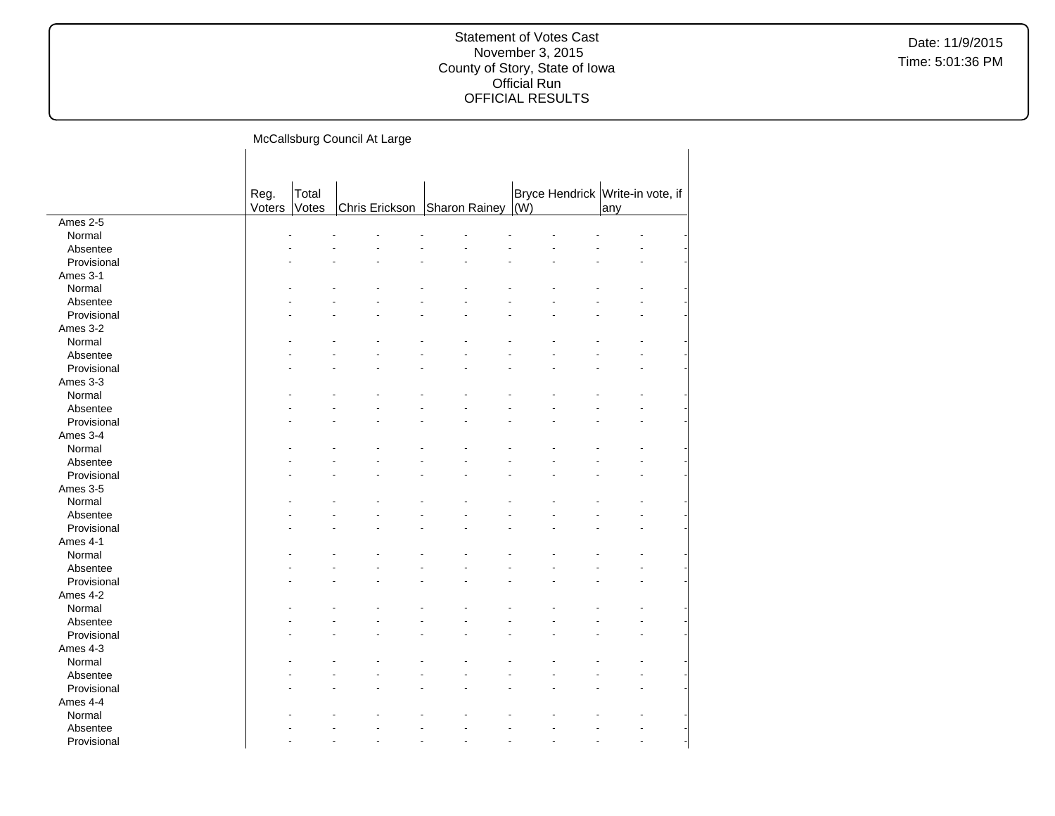Statement of Votes Cast
November 3, 2015
County of Story, State of Iowa
Official Run
OFFICIAL RESULTS

Date: 11/9/2015
Time: 5:01:36 PM

McCallsburg Council At Large

| | Reg. Voters | Total Votes | Chris Erickson | Sharon Rainey | Bryce Hendrick (W) | Write-in vote, if any |
|---|---|---|---|---|---|---|
| Ames 2-5 | | | | | | |
| Normal | - | - | - | - | - | - |
| Absentee | - | - | - | - | - | - |
| Provisional | - | - | - | - | - | - |
| Ames 3-1 | | | | | | |
| Normal | - | - | - | - | - | - |
| Absentee | - | - | - | - | - | - |
| Provisional | - | - | - | - | - | - |
| Ames 3-2 | | | | | | |
| Normal | - | - | - | - | - | - |
| Absentee | - | - | - | - | - | - |
| Provisional | - | - | - | - | - | - |
| Ames 3-3 | | | | | | |
| Normal | - | - | - | - | - | - |
| Absentee | - | - | - | - | - | - |
| Provisional | - | - | - | - | - | - |
| Ames 3-4 | | | | | | |
| Normal | - | - | - | - | - | - |
| Absentee | - | - | - | - | - | - |
| Provisional | - | - | - | - | - | - |
| Ames 3-5 | | | | | | |
| Normal | - | - | - | - | - | - |
| Absentee | - | - | - | - | - | - |
| Provisional | - | - | - | - | - | - |
| Ames 4-1 | | | | | | |
| Normal | - | - | - | - | - | - |
| Absentee | - | - | - | - | - | - |
| Provisional | - | - | - | - | - | - |
| Ames 4-2 | | | | | | |
| Normal | - | - | - | - | - | - |
| Absentee | - | - | - | - | - | - |
| Provisional | - | - | - | - | - | - |
| Ames 4-3 | | | | | | |
| Normal | - | - | - | - | - | - |
| Absentee | - | - | - | - | - | - |
| Provisional | - | - | - | - | - | - |
| Ames 4-4 | | | | | | |
| Normal | - | - | - | - | - | - |
| Absentee | - | - | - | - | - | - |
| Provisional | - | - | - | - | - | - |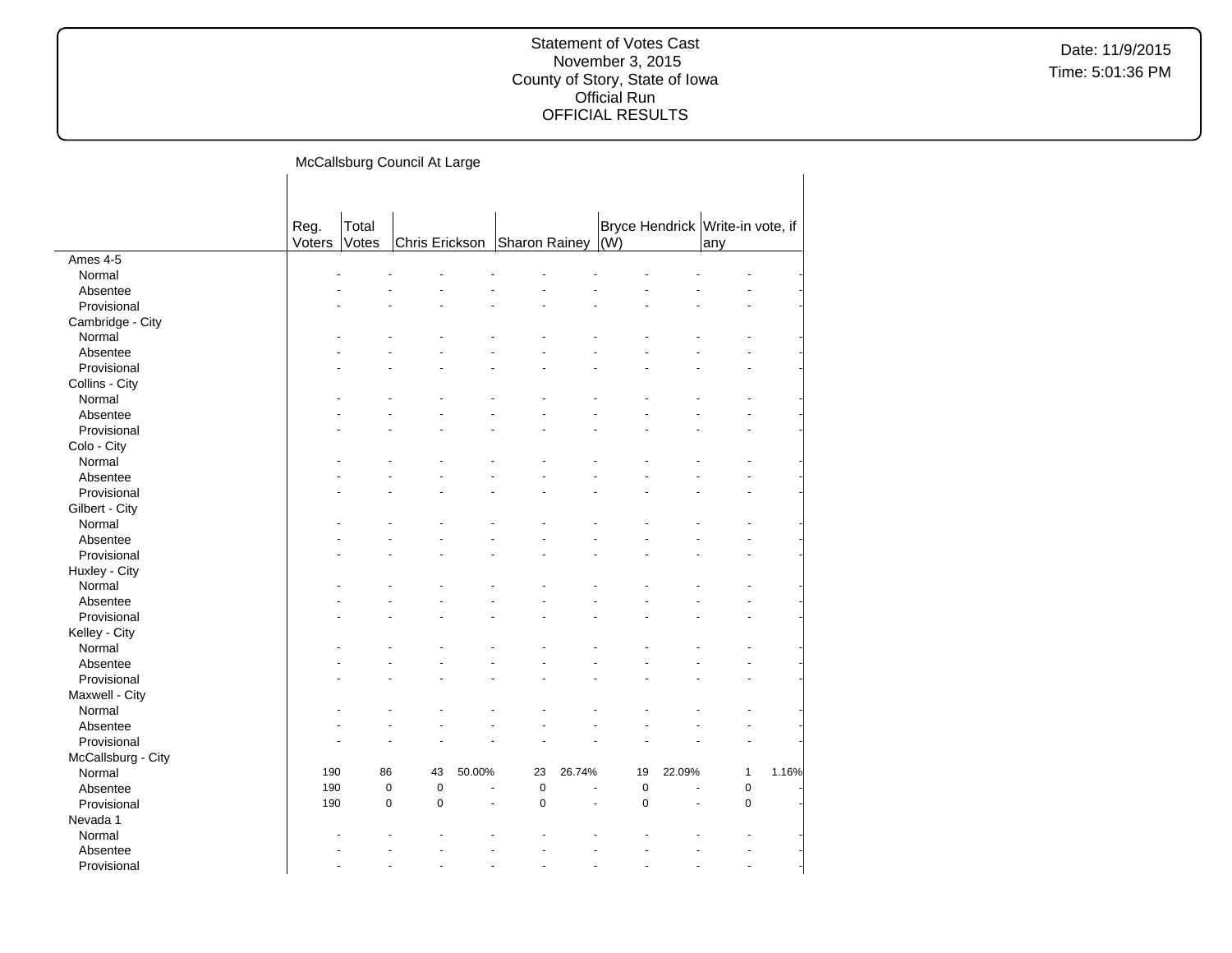Statement of Votes Cast
November 3, 2015
County of Story, State of Iowa
Official Run
OFFICIAL RESULTS

Date: 11/9/2015
Time: 5:01:36 PM

## McCallsburg Council At Large

| | Reg. Voters | Total Votes | Chris Erickson | | Sharon Rainey | | Bryce Hendrick (W) | | Write-in vote, if any | |
|---|---|---|---|---|---|---|---|---|---|---|
| Ames 4-5 | | | | | | | | | | |
| Normal | - | - | - | - | - | - | - | - | - | - |
| Absentee | - | - | - | - | - | - | - | - | - | - |
| Provisional | - | - | - | - | - | - | - | - | - | - |
| Cambridge - City | | | | | | | | | | |
| Normal | - | - | - | - | - | - | - | - | - | - |
| Absentee | - | - | - | - | - | - | - | - | - | - |
| Provisional | - | - | - | - | - | - | - | - | - | - |
| Collins - City | | | | | | | | | | |
| Normal | - | - | - | - | - | - | - | - | - | - |
| Absentee | - | - | - | - | - | - | - | - | - | - |
| Provisional | - | - | - | - | - | - | - | - | - | - |
| Colo - City | | | | | | | | | | |
| Normal | - | - | - | - | - | - | - | - | - | - |
| Absentee | - | - | - | - | - | - | - | - | - | - |
| Provisional | - | - | - | - | - | - | - | - | - | - |
| Gilbert - City | | | | | | | | | | |
| Normal | - | - | - | - | - | - | - | - | - | - |
| Absentee | - | - | - | - | - | - | - | - | - | - |
| Provisional | - | - | - | - | - | - | - | - | - | - |
| Huxley - City | | | | | | | | | | |
| Normal | - | - | - | - | - | - | - | - | - | - |
| Absentee | - | - | - | - | - | - | - | - | - | - |
| Provisional | - | - | - | - | - | - | - | - | - | - |
| Kelley - City | | | | | | | | | | |
| Normal | - | - | - | - | - | - | - | - | - | - |
| Absentee | - | - | - | - | - | - | - | - | - | - |
| Provisional | - | - | - | - | - | - | - | - | - | - |
| Maxwell - City | | | | | | | | | | |
| Normal | - | - | - | - | - | - | - | - | - | - |
| Absentee | - | - | - | - | - | - | - | - | - | - |
| Provisional | - | - | - | - | - | - | - | - | - | - |
| McCallsburg - City | | | | | | | | | | |
| Normal | 190 | 86 | 43 | 50.00% | 23 | 26.74% | 19 | 22.09% | 1 | 1.16% |
| Absentee | 190 | 0 | 0 | - | 0 | - | 0 | - | 0 | - |
| Provisional | 190 | 0 | 0 | - | 0 | - | 0 | - | 0 | - |
| Nevada 1 | | | | | | | | | | |
| Normal | - | - | - | - | - | - | - | - | - | - |
| Absentee | - | - | - | - | - | - | - | - | - | - |
| Provisional | - | - | - | - | - | - | - | - | - | - |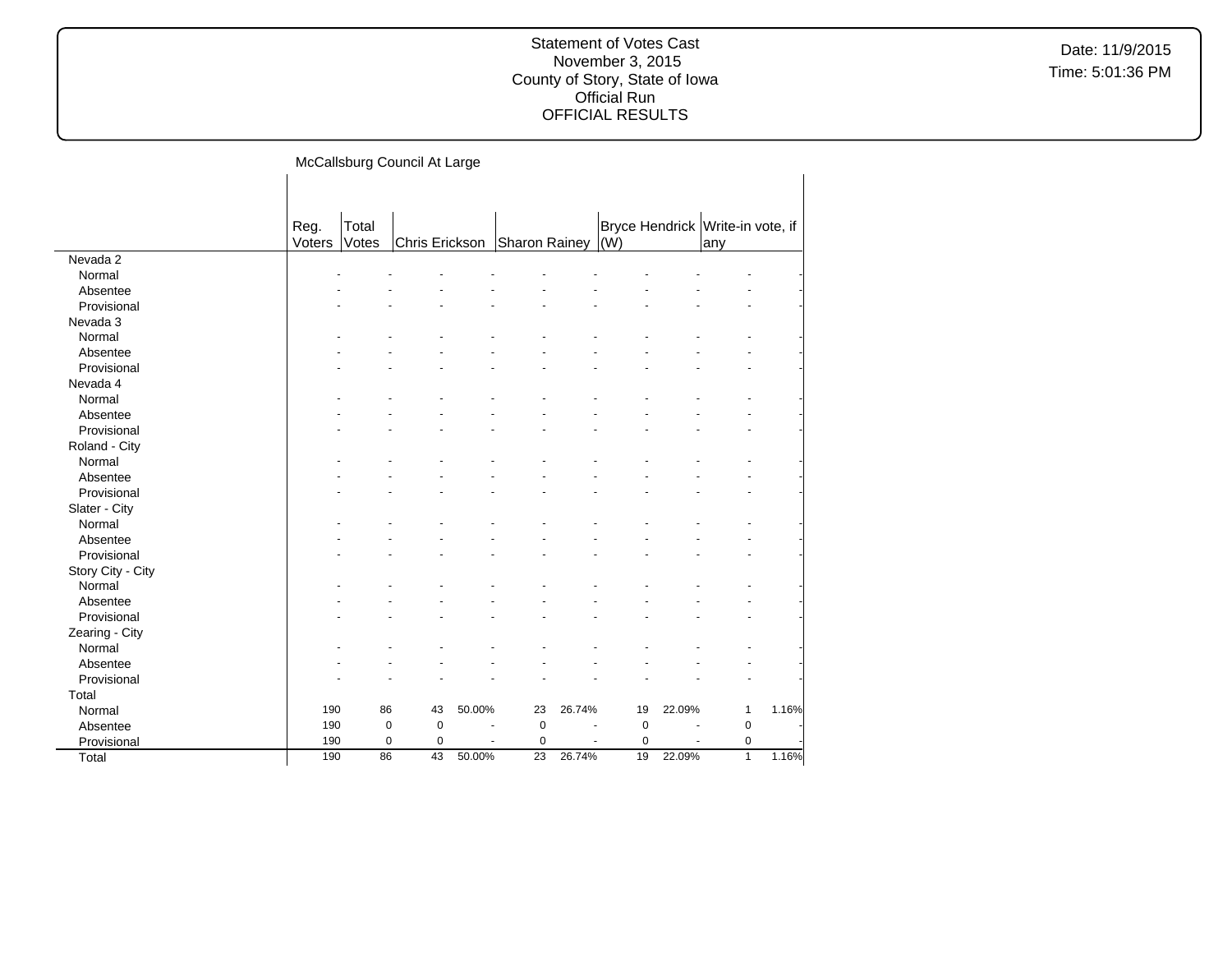Statement of Votes Cast
November 3, 2015
County of Story, State of Iowa
Official Run
OFFICIAL RESULTS

Date: 11/9/2015
Time: 5:01:36 PM

## McCallsburg Council At Large

| | Reg. Voters | Total Votes | Chris Erickson | | Sharon Rainey | | Bryce Hendrick (W) | | Write-in vote, if any | |
|---|---|---|---|---|---|---|---|---|---|---|
| Nevada 2 | | | | | | | | | | |
| Normal | - | - | - | - | - | - | - | - | - | - |
| Absentee | - | - | - | - | - | - | - | - | - | - |
| Provisional | - | - | - | - | - | - | - | - | - | - |
| Nevada 3 | | | | | | | | | | |
| Normal | - | - | - | - | - | - | - | - | - | - |
| Absentee | - | - | - | - | - | - | - | - | - | - |
| Provisional | - | - | - | - | - | - | - | - | - | - |
| Nevada 4 | | | | | | | | | | |
| Normal | - | - | - | - | - | - | - | - | - | - |
| Absentee | - | - | - | - | - | - | - | - | - | - |
| Provisional | - | - | - | - | - | - | - | - | - | - |
| Roland - City | | | | | | | | | | |
| Normal | - | - | - | - | - | - | - | - | - | - |
| Absentee | - | - | - | - | - | - | - | - | - | - |
| Provisional | - | - | - | - | - | - | - | - | - | - |
| Slater - City | | | | | | | | | | |
| Normal | - | - | - | - | - | - | - | - | - | - |
| Absentee | - | - | - | - | - | - | - | - | - | - |
| Provisional | - | - | - | - | - | - | - | - | - | - |
| Story City - City | | | | | | | | | | |
| Normal | - | - | - | - | - | - | - | - | - | - |
| Absentee | - | - | - | - | - | - | - | - | - | - |
| Provisional | - | - | - | - | - | - | - | - | - | - |
| Zearing - City | | | | | | | | | | |
| Normal | - | - | - | - | - | - | - | - | - | - |
| Absentee | - | - | - | - | - | - | - | - | - | - |
| Provisional | - | - | - | - | - | - | - | - | - | - |
| Total | | | | | | | | | | |
| Normal | 190 | 86 | 43 | 50.00% | 23 | 26.74% | 19 | 22.09% | 1 | 1.16% |
| Absentee | 190 | 0 | 0 | - | 0 | - | 0 | - | 0 | - |
| Provisional | 190 | 0 | 0 | - | 0 | - | 0 | - | 0 | - |
| Total | 190 | 86 | 43 | 50.00% | 23 | 26.74% | 19 | 22.09% | 1 | 1.16% |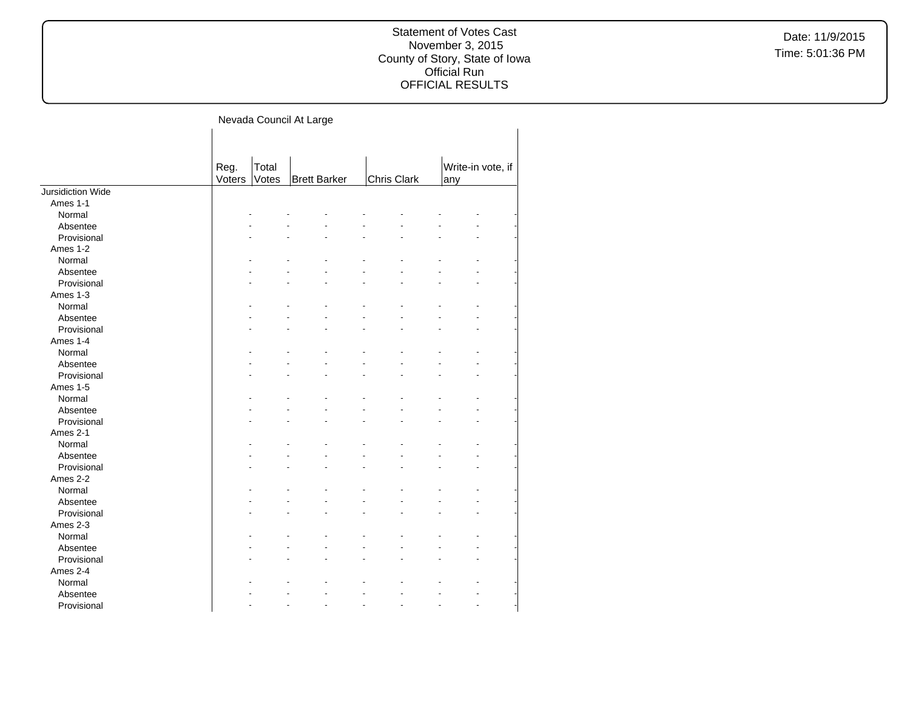Nevada Council At Large

| | Reg. Voters | Total Votes | Brett Barker | | Chris Clark | | Write-in vote, if any | |
|---|---|---|---|---|---|---|---|---|
| Jursidiction Wide | | | | | | | | |
| Ames 1-1 | | | | | | | | |
| Normal | - | - | - | - | - | - | - | - |
| Absentee | - | - | - | - | - | - | - | - |
| Provisional | - | - | - | - | - | - | - | - |
| Ames 1-2 | | | | | | | | |
| Normal | - | - | - | - | - | - | - | - |
| Absentee | - | - | - | - | - | - | - | - |
| Provisional | - | - | - | - | - | - | - | - |
| Ames 1-3 | | | | | | | | |
| Normal | - | - | - | - | - | - | - | - |
| Absentee | - | - | - | - | - | - | - | - |
| Provisional | - | - | - | - | - | - | - | - |
| Ames 1-4 | | | | | | | | |
| Normal | - | - | - | - | - | - | - | - |
| Absentee | - | - | - | - | - | - | - | - |
| Provisional | - | - | - | - | - | - | - | - |
| Ames 1-5 | | | | | | | | |
| Normal | - | - | - | - | - | - | - | - |
| Absentee | - | - | - | - | - | - | - | - |
| Provisional | - | - | - | - | - | - | - | - |
| Ames 2-1 | | | | | | | | |
| Normal | - | - | - | - | - | - | - | - |
| Absentee | - | - | - | - | - | - | - | - |
| Provisional | - | - | - | - | - | - | - | - |
| Ames 2-2 | | | | | | | | |
| Normal | - | - | - | - | - | - | - | - |
| Absentee | - | - | - | - | - | - | - | - |
| Provisional | - | - | - | - | - | - | - | - |
| Ames 2-3 | | | | | | | | |
| Normal | - | - | - | - | - | - | - | - |
| Absentee | - | - | - | - | - | - | - | - |
| Provisional | - | - | - | - | - | - | - | - |
| Ames 2-4 | | | | | | | | |
| Normal | - | - | - | - | - | - | - | - |
| Absentee | - | - | - | - | - | - | - | - |
| Provisional | - | - | - | - | - | - | - | - |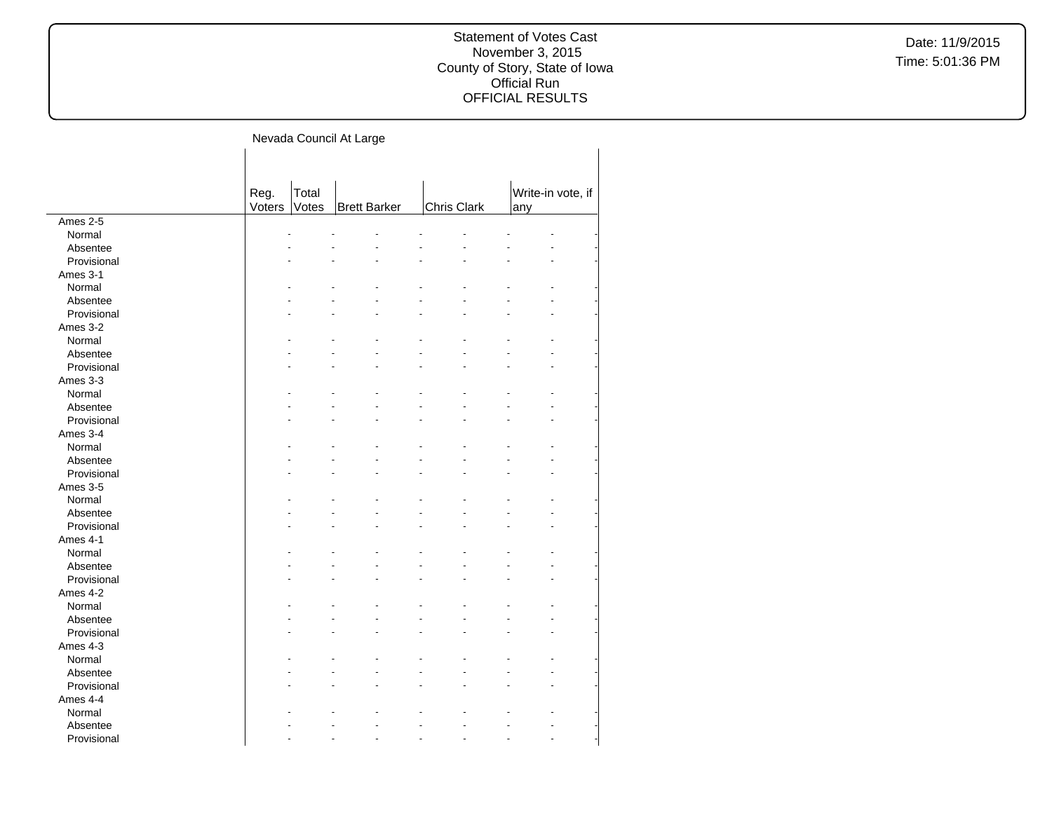Nevada Council At Large

| | Reg. Voters | Total Votes | Brett Barker | | Chris Clark | | Write-in vote, if any | |
|---|---|---|---|---|---|---|---|---|
| Ames 2-5 | | | | | | | | |
| Normal | - | - | - | - | - | - | - | - |
| Absentee | - | - | - | - | - | - | - | - |
| Provisional | - | - | - | - | - | - | - | - |
| Ames 3-1 | | | | | | | | |
| Normal | - | - | - | - | - | - | - | - |
| Absentee | - | - | - | - | - | - | - | - |
| Provisional | - | - | - | - | - | - | - | - |
| Ames 3-2 | | | | | | | | |
| Normal | - | - | - | - | - | - | - | - |
| Absentee | - | - | - | - | - | - | - | - |
| Provisional | - | - | - | - | - | - | - | - |
| Ames 3-3 | | | | | | | | |
| Normal | - | - | - | - | - | - | - | - |
| Absentee | - | - | - | - | - | - | - | - |
| Provisional | - | - | - | - | - | - | - | - |
| Ames 3-4 | | | | | | | | |
| Normal | - | - | - | - | - | - | - | - |
| Absentee | - | - | - | - | - | - | - | - |
| Provisional | - | - | - | - | - | - | - | - |
| Ames 3-5 | | | | | | | | |
| Normal | - | - | - | - | - | - | - | - |
| Absentee | - | - | - | - | - | - | - | - |
| Provisional | - | - | - | - | - | - | - | - |
| Ames 4-1 | | | | | | | | |
| Normal | - | - | - | - | - | - | - | - |
| Absentee | - | - | - | - | - | - | - | - |
| Provisional | - | - | - | - | - | - | - | - |
| Ames 4-2 | | | | | | | | |
| Normal | - | - | - | - | - | - | - | - |
| Absentee | - | - | - | - | - | - | - | - |
| Provisional | - | - | - | - | - | - | - | - |
| Ames 4-3 | | | | | | | | |
| Normal | - | - | - | - | - | - | - | - |
| Absentee | - | - | - | - | - | - | - | - |
| Provisional | - | - | - | - | - | - | - | - |
| Ames 4-4 | | | | | | | | |
| Normal | - | - | - | - | - | - | - | - |
| Absentee | - | - | - | - | - | - | - | - |
| Provisional | - | - | - | - | - | - | - | - |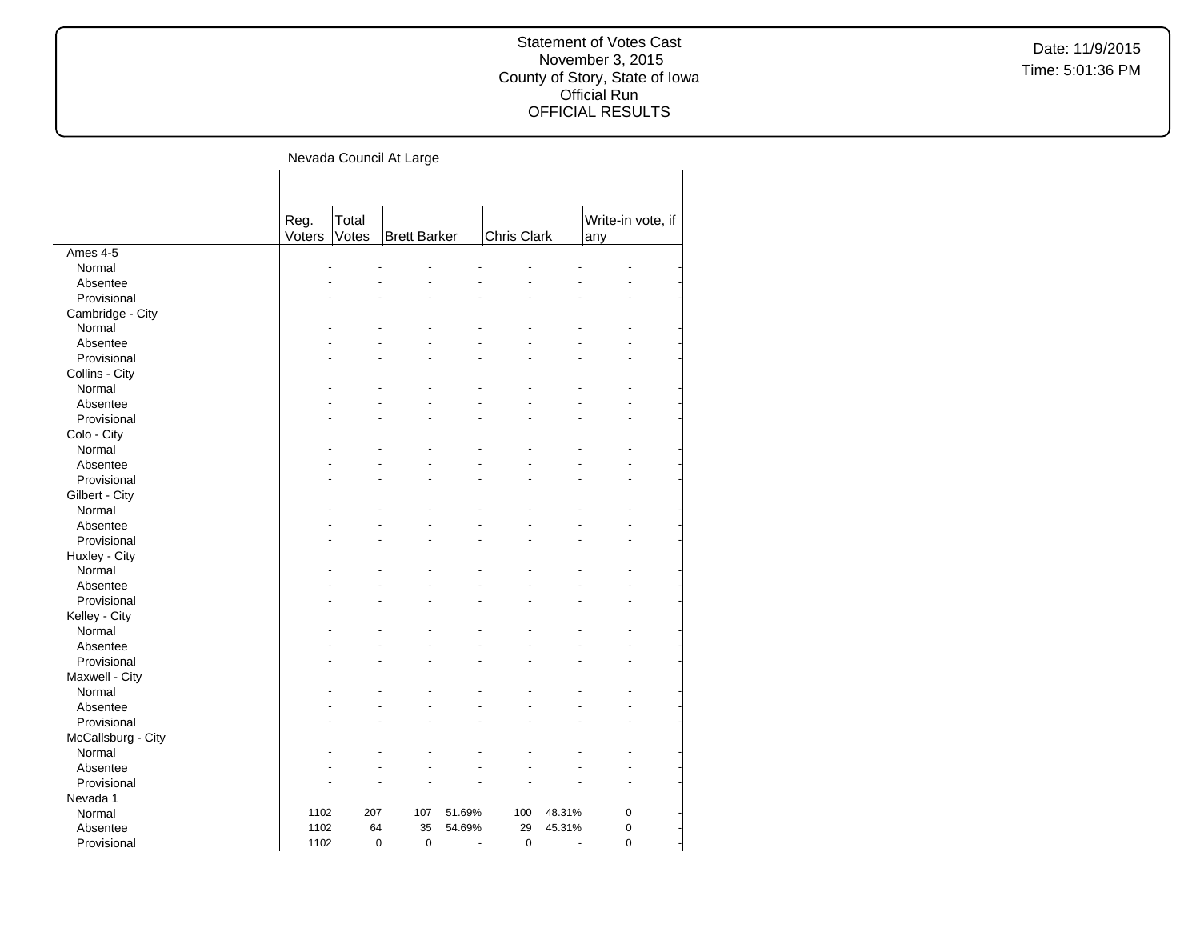Statement of Votes Cast
November 3, 2015
County of Story, State of Iowa
Official Run
OFFICIAL RESULTS

Date: 11/9/2015
Time: 5:01:36 PM

## Nevada Council At Large

| | Reg. Voters | Total Votes | Brett Barker | | Chris Clark | | Write-in vote, if any | |
|---|---|---|---|---|---|---|---|---|
| Ames 4-5 | | | | | | | | |
| Normal | - | - | - | - | - | - | - | - |
| Absentee | - | - | - | - | - | - | - | - |
| Provisional | - | - | - | - | - | - | - | - |
| Cambridge - City | | | | | | | | |
| Normal | - | - | - | - | - | - | - | - |
| Absentee | - | - | - | - | - | - | - | - |
| Provisional | - | - | - | - | - | - | - | - |
| Collins - City | | | | | | | | |
| Normal | - | - | - | - | - | - | - | - |
| Absentee | - | - | - | - | - | - | - | - |
| Provisional | - | - | - | - | - | - | - | - |
| Colo - City | | | | | | | | |
| Normal | - | - | - | - | - | - | - | - |
| Absentee | - | - | - | - | - | - | - | - |
| Provisional | - | - | - | - | - | - | - | - |
| Gilbert - City | | | | | | | | |
| Normal | - | - | - | - | - | - | - | - |
| Absentee | - | - | - | - | - | - | - | - |
| Provisional | - | - | - | - | - | - | - | - |
| Huxley - City | | | | | | | | |
| Normal | - | - | - | - | - | - | - | - |
| Absentee | - | - | - | - | - | - | - | - |
| Provisional | - | - | - | - | - | - | - | - |
| Kelley - City | | | | | | | | |
| Normal | - | - | - | - | - | - | - | - |
| Absentee | - | - | - | - | - | - | - | - |
| Provisional | - | - | - | - | - | - | - | - |
| Maxwell - City | | | | | | | | |
| Normal | - | - | - | - | - | - | - | - |
| Absentee | - | - | - | - | - | - | - | - |
| Provisional | - | - | - | - | - | - | - | - |
| McCallsburg - City | | | | | | | | |
| Normal | - | - | - | - | - | - | - | - |
| Absentee | - | - | - | - | - | - | - | - |
| Provisional | - | - | - | - | - | - | - | - |
| Nevada 1 | | | | | | | | |
| Normal | 1102 | 207 | 107 | 51.69% | 100 | 48.31% | 0 | - |
| Absentee | 1102 | 64 | 35 | 54.69% | 29 | 45.31% | 0 | - |
| Provisional | 1102 | 0 | 0 | - | 0 | - | 0 | - |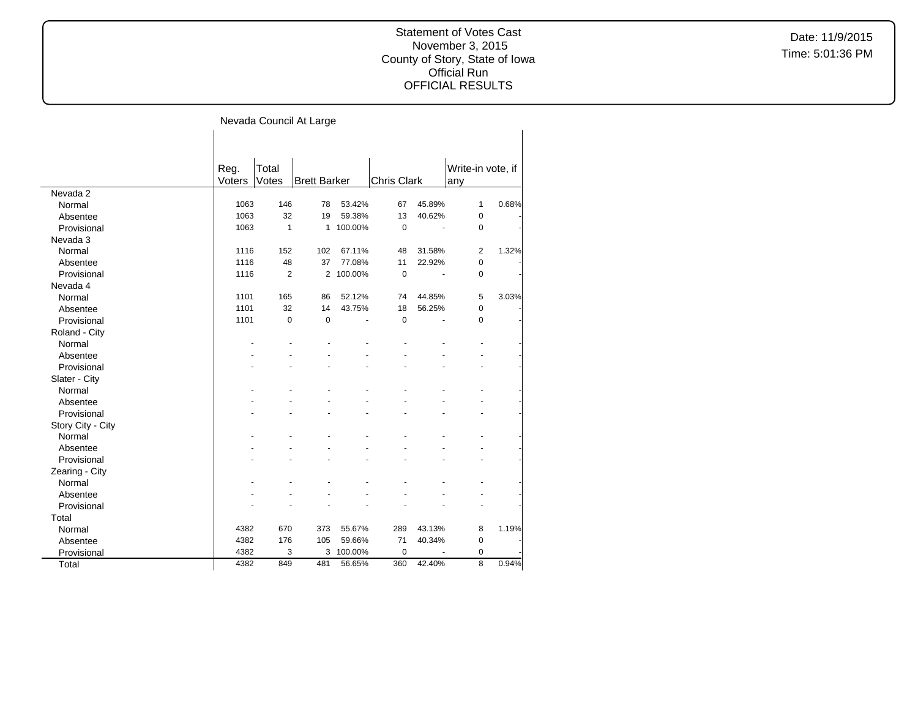Statement of Votes Cast
November 3, 2015
County of Story, State of Iowa
Official Run
OFFICIAL RESULTS

Date: 11/9/2015
Time: 5:01:36 PM

## Nevada Council At Large

| | Reg. Voters | Total Votes | Brett Barker | | Chris Clark | | Write-in vote, if any | |
|---|---|---|---|---|---|---|---|---|
| **Nevada 2** | | | | | | | | |
| Normal | 1063 | 146 | 78 | 53.42% | 67 | 45.89% | 1 | 0.68% |
| Absentee | 1063 | 32 | 19 | 59.38% | 13 | 40.62% | 0 | - |
| Provisional | 1063 | 1 | 1 | 100.00% | 0 | - | 0 | - |
| **Nevada 3** | | | | | | | | |
| Normal | 1116 | 152 | 102 | 67.11% | 48 | 31.58% | 2 | 1.32% |
| Absentee | 1116 | 48 | 37 | 77.08% | 11 | 22.92% | 0 | - |
| Provisional | 1116 | 2 | 2 | 100.00% | 0 | - | 0 | - |
| **Nevada 4** | | | | | | | | |
| Normal | 1101 | 165 | 86 | 52.12% | 74 | 44.85% | 5 | 3.03% |
| Absentee | 1101 | 32 | 14 | 43.75% | 18 | 56.25% | 0 | - |
| Provisional | 1101 | 0 | 0 | - | 0 | - | 0 | - |
| **Roland - City** | | | | | | | | |
| Normal | - | - | - | - | - | - | - | - |
| Absentee | - | - | - | - | - | - | - | - |
| Provisional | - | - | - | - | - | - | - | - |
| **Slater - City** | | | | | | | | |
| Normal | - | - | - | - | - | - | - | - |
| Absentee | - | - | - | - | - | - | - | - |
| Provisional | - | - | - | - | - | - | - | - |
| **Story City - City** | | | | | | | | |
| Normal | - | - | - | - | - | - | - | - |
| Absentee | - | - | - | - | - | - | - | - |
| Provisional | - | - | - | - | - | - | - | - |
| **Zearing - City** | | | | | | | | |
| Normal | - | - | - | - | - | - | - | - |
| Absentee | - | - | - | - | - | - | - | - |
| Provisional | - | - | - | - | - | - | - | - |
| **Total** | | | | | | | | |
| Normal | 4382 | 670 | 373 | 55.67% | 289 | 43.13% | 8 | 1.19% |
| Absentee | 4382 | 176 | 105 | 59.66% | 71 | 40.34% | 0 | - |
| Provisional | 4382 | 3 | 3 | 100.00% | 0 | - | 0 | - |
| Total | 4382 | 849 | 481 | 56.65% | 360 | 42.40% | 8 | 0.94% |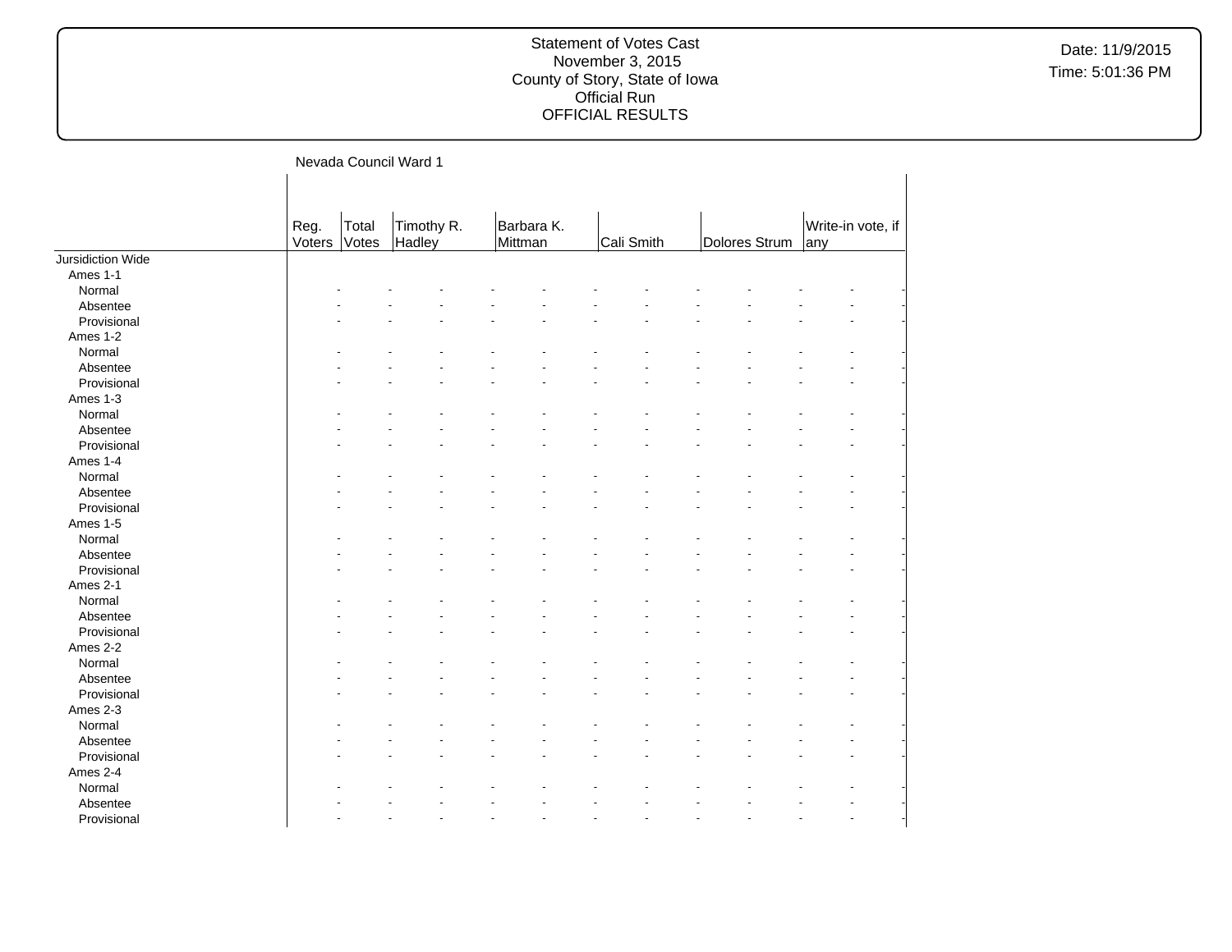Statement of Votes Cast
November 3, 2015
County of Story, State of Iowa
Official Run
OFFICIAL RESULTS

Date: 11/9/2015
Time: 5:01:36 PM

## Nevada Council Ward 1

| | Reg. Voters | Total Votes | Timothy R. Hadley | | Barbara K. Mittman | | Cali Smith | | Dolores Strum | | Write-in vote, if any | |
|---|---|---|---|---|---|---|---|---|---|---|---|---|
| Jursidiction Wide | | | | | | | | | | | | |
| Ames 1-1 | | | | | | | | | | | | |
| Normal | - | - | - | - | - | - | - | - | - | - | - | - |
| Absentee | - | - | - | - | - | - | - | - | - | - | - | - |
| Provisional | - | - | - | - | - | - | - | - | - | - | - | - |
| Ames 1-2 | | | | | | | | | | | | |
| Normal | - | - | - | - | - | - | - | - | - | - | - | - |
| Absentee | - | - | - | - | - | - | - | - | - | - | - | - |
| Provisional | - | - | - | - | - | - | - | - | - | - | - | - |
| Ames 1-3 | | | | | | | | | | | | |
| Normal | - | - | - | - | - | - | - | - | - | - | - | - |
| Absentee | - | - | - | - | - | - | - | - | - | - | - | - |
| Provisional | - | - | - | - | - | - | - | - | - | - | - | - |
| Ames 1-4 | | | | | | | | | | | | |
| Normal | - | - | - | - | - | - | - | - | - | - | - | - |
| Absentee | - | - | - | - | - | - | - | - | - | - | - | - |
| Provisional | - | - | - | - | - | - | - | - | - | - | - | - |
| Ames 1-5 | | | | | | | | | | | | |
| Normal | - | - | - | - | - | - | - | - | - | - | - | - |
| Absentee | - | - | - | - | - | - | - | - | - | - | - | - |
| Provisional | - | - | - | - | - | - | - | - | - | - | - | - |
| Ames 2-1 | | | | | | | | | | | | |
| Normal | - | - | - | - | - | - | - | - | - | - | - | - |
| Absentee | - | - | - | - | - | - | - | - | - | - | - | - |
| Provisional | - | - | - | - | - | - | - | - | - | - | - | - |
| Ames 2-2 | | | | | | | | | | | | |
| Normal | - | - | - | - | - | - | - | - | - | - | - | - |
| Absentee | - | - | - | - | - | - | - | - | - | - | - | - |
| Provisional | - | - | - | - | - | - | - | - | - | - | - | - |
| Ames 2-3 | | | | | | | | | | | | |
| Normal | - | - | - | - | - | - | - | - | - | - | - | - |
| Absentee | - | - | - | - | - | - | - | - | - | - | - | - |
| Provisional | - | - | - | - | - | - | - | - | - | - | - | - |
| Ames 2-4 | | | | | | | | | | | | |
| Normal | - | - | - | - | - | - | - | - | - | - | - | - |
| Absentee | - | - | - | - | - | - | - | - | - | - | - | - |
| Provisional | - | - | - | - | - | - | - | - | - | - | - | - |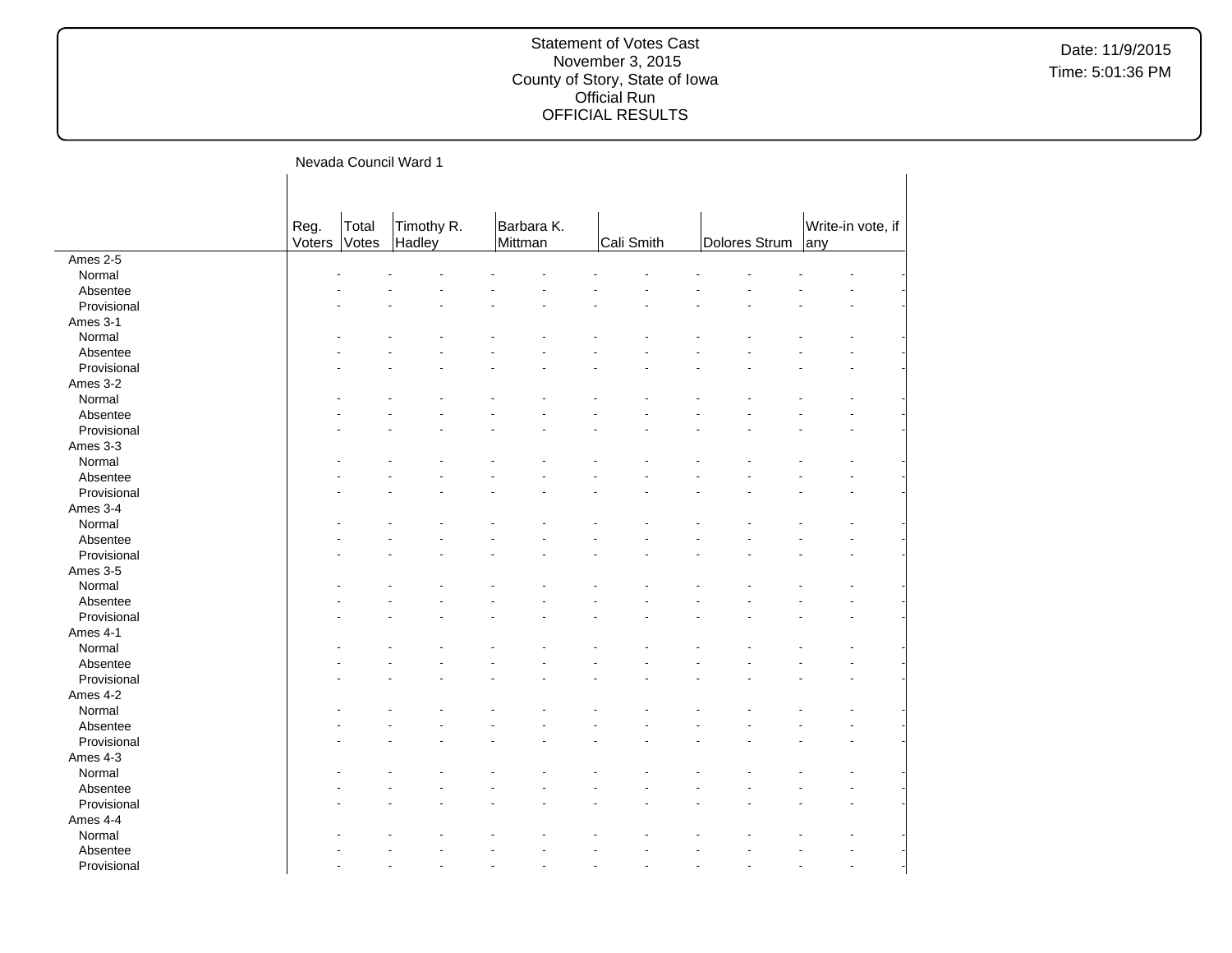Statement of Votes Cast
November 3, 2015
County of Story, State of Iowa
Official Run
OFFICIAL RESULTS

Date: 11/9/2015
Time: 5:01:36 PM

## Nevada Council Ward 1

| | Reg. Voters | Total Votes | Timothy R. Hadley | | Barbara K. Mittman | | Cali Smith | | Dolores Strum | | Write-in vote, if any | |
|---|---|---|---|---|---|---|---|---|---|---|---|---|
| Ames 2-5 | | | | | | | | | | | | |
| Normal | - | - | - | - | - | - | - | - | - | - | - | - |
| Absentee | - | - | - | - | - | - | - | - | - | - | - | - |
| Provisional | - | - | - | - | - | - | - | - | - | - | - | - |
| Ames 3-1 | | | | | | | | | | | | |
| Normal | - | - | - | - | - | - | - | - | - | - | - | - |
| Absentee | - | - | - | - | - | - | - | - | - | - | - | - |
| Provisional | - | - | - | - | - | - | - | - | - | - | - | - |
| Ames 3-2 | | | | | | | | | | | | |
| Normal | - | - | - | - | - | - | - | - | - | - | - | - |
| Absentee | - | - | - | - | - | - | - | - | - | - | - | - |
| Provisional | - | - | - | - | - | - | - | - | - | - | - | - |
| Ames 3-3 | | | | | | | | | | | | |
| Normal | - | - | - | - | - | - | - | - | - | - | - | - |
| Absentee | - | - | - | - | - | - | - | - | - | - | - | - |
| Provisional | - | - | - | - | - | - | - | - | - | - | - | - |
| Ames 3-4 | | | | | | | | | | | | |
| Normal | - | - | - | - | - | - | - | - | - | - | - | - |
| Absentee | - | - | - | - | - | - | - | - | - | - | - | - |
| Provisional | - | - | - | - | - | - | - | - | - | - | - | - |
| Ames 3-5 | | | | | | | | | | | | |
| Normal | - | - | - | - | - | - | - | - | - | - | - | - |
| Absentee | - | - | - | - | - | - | - | - | - | - | - | - |
| Provisional | - | - | - | - | - | - | - | - | - | - | - | - |
| Ames 4-1 | | | | | | | | | | | | |
| Normal | - | - | - | - | - | - | - | - | - | - | - | - |
| Absentee | - | - | - | - | - | - | - | - | - | - | - | - |
| Provisional | - | - | - | - | - | - | - | - | - | - | - | - |
| Ames 4-2 | | | | | | | | | | | | |
| Normal | - | - | - | - | - | - | - | - | - | - | - | - |
| Absentee | - | - | - | - | - | - | - | - | - | - | - | - |
| Provisional | - | - | - | - | - | - | - | - | - | - | - | - |
| Ames 4-3 | | | | | | | | | | | | |
| Normal | - | - | - | - | - | - | - | - | - | - | - | - |
| Absentee | - | - | - | - | - | - | - | - | - | - | - | - |
| Provisional | - | - | - | - | - | - | - | - | - | - | - | - |
| Ames 4-4 | | | | | | | | | | | | |
| Normal | - | - | - | - | - | - | - | - | - | - | - | - |
| Absentee | - | - | - | - | - | - | - | - | - | - | - | - |
| Provisional | - | - | - | - | - | - | - | - | - | - | - | - |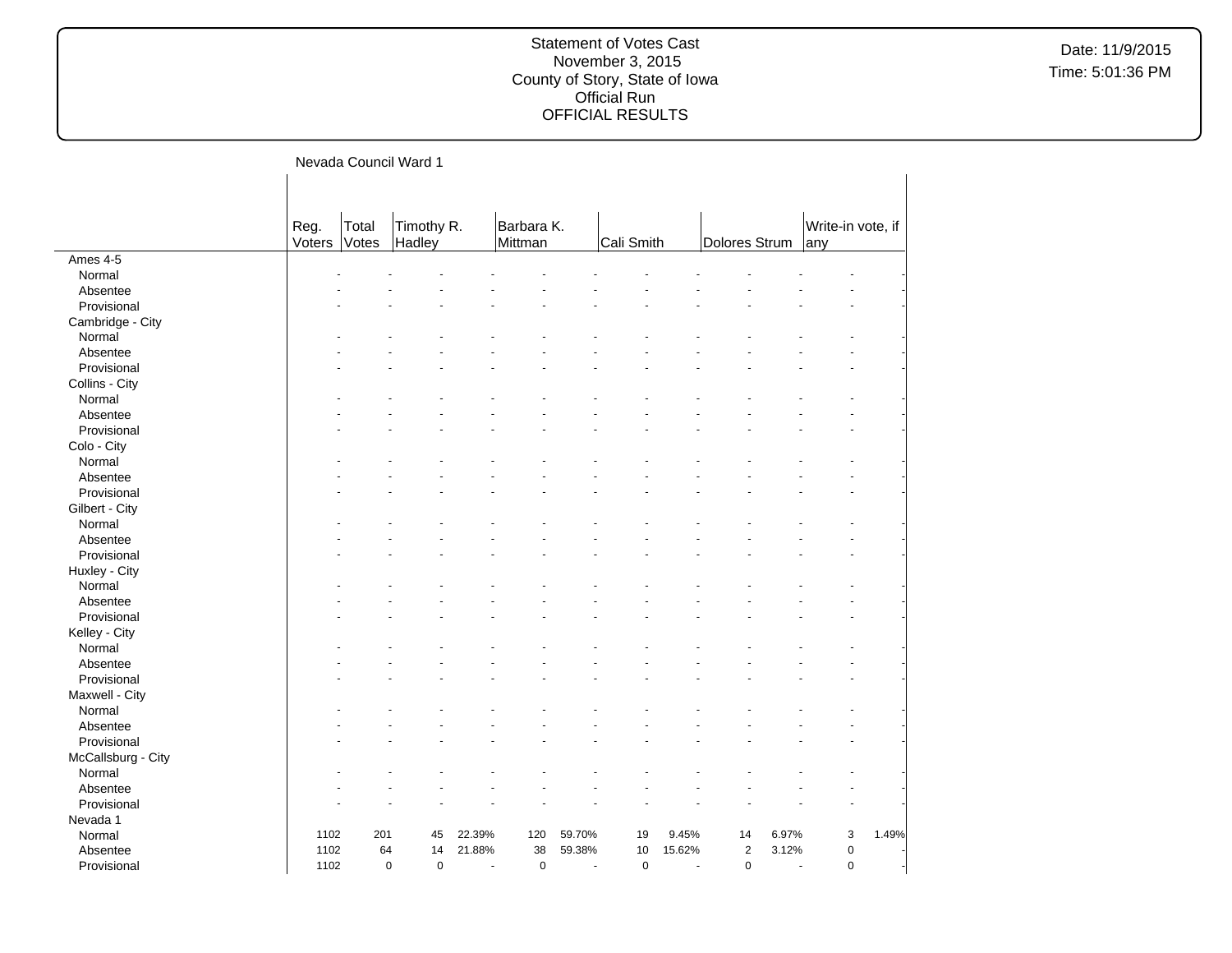Statement of Votes Cast
November 3, 2015
County of Story, State of Iowa
Official Run
OFFICIAL RESULTS

Date: 11/9/2015
Time: 5:01:36 PM

## Nevada Council Ward 1

| | Reg. Voters | Total Votes | Timothy R. Hadley | | Barbara K. Mittman | | Cali Smith | | Dolores Strum | | Write-in vote, if any | |
|---|---|---|---|---|---|---|---|---|---|---|---|---|
| Ames 4-5 | | | | | | | | | | | | |
| Normal | - | - | - | - | - | - | - | - | - | - | - | - |
| Absentee | - | - | - | - | - | - | - | - | - | - | - | - |
| Provisional | - | - | - | - | - | - | - | - | - | - | - | - |
| Cambridge - City | | | | | | | | | | | | |
| Normal | - | - | - | - | - | - | - | - | - | - | - | - |
| Absentee | - | - | - | - | - | - | - | - | - | - | - | - |
| Provisional | - | - | - | - | - | - | - | - | - | - | - | - |
| Collins - City | | | | | | | | | | | | |
| Normal | - | - | - | - | - | - | - | - | - | - | - | - |
| Absentee | - | - | - | - | - | - | - | - | - | - | - | - |
| Provisional | - | - | - | - | - | - | - | - | - | - | - | - |
| Colo - City | | | | | | | | | | | | |
| Normal | - | - | - | - | - | - | - | - | - | - | - | - |
| Absentee | - | - | - | - | - | - | - | - | - | - | - | - |
| Provisional | - | - | - | - | - | - | - | - | - | - | - | - |
| Gilbert - City | | | | | | | | | | | | |
| Normal | - | - | - | - | - | - | - | - | - | - | - | - |
| Absentee | - | - | - | - | - | - | - | - | - | - | - | - |
| Provisional | - | - | - | - | - | - | - | - | - | - | - | - |
| Huxley - City | | | | | | | | | | | | |
| Normal | - | - | - | - | - | - | - | - | - | - | - | - |
| Absentee | - | - | - | - | - | - | - | - | - | - | - | - |
| Provisional | - | - | - | - | - | - | - | - | - | - | - | - |
| Kelley - City | | | | | | | | | | | | |
| Normal | - | - | - | - | - | - | - | - | - | - | - | - |
| Absentee | - | - | - | - | - | - | - | - | - | - | - | - |
| Provisional | - | - | - | - | - | - | - | - | - | - | - | - |
| Maxwell - City | | | | | | | | | | | | |
| Normal | - | - | - | - | - | - | - | - | - | - | - | - |
| Absentee | - | - | - | - | - | - | - | - | - | - | - | - |
| Provisional | - | - | - | - | - | - | - | - | - | - | - | - |
| McCallsburg - City | | | | | | | | | | | | |
| Normal | - | - | - | - | - | - | - | - | - | - | - | - |
| Absentee | - | - | - | - | - | - | - | - | - | - | - | - |
| Provisional | - | - | - | - | - | - | - | - | - | - | - | - |
| Nevada 1 | | | | | | | | | | | | |
| Normal | 1102 | 201 | 45 | 22.39% | 120 | 59.70% | 19 | 9.45% | 14 | 6.97% | 3 | 1.49% |
| Absentee | 1102 | 64 | 14 | 21.88% | 38 | 59.38% | 10 | 15.62% | 2 | 3.12% | 0 | - |
| Provisional | 1102 | 0 | 0 | - | 0 | - | 0 | - | 0 | - | 0 | - |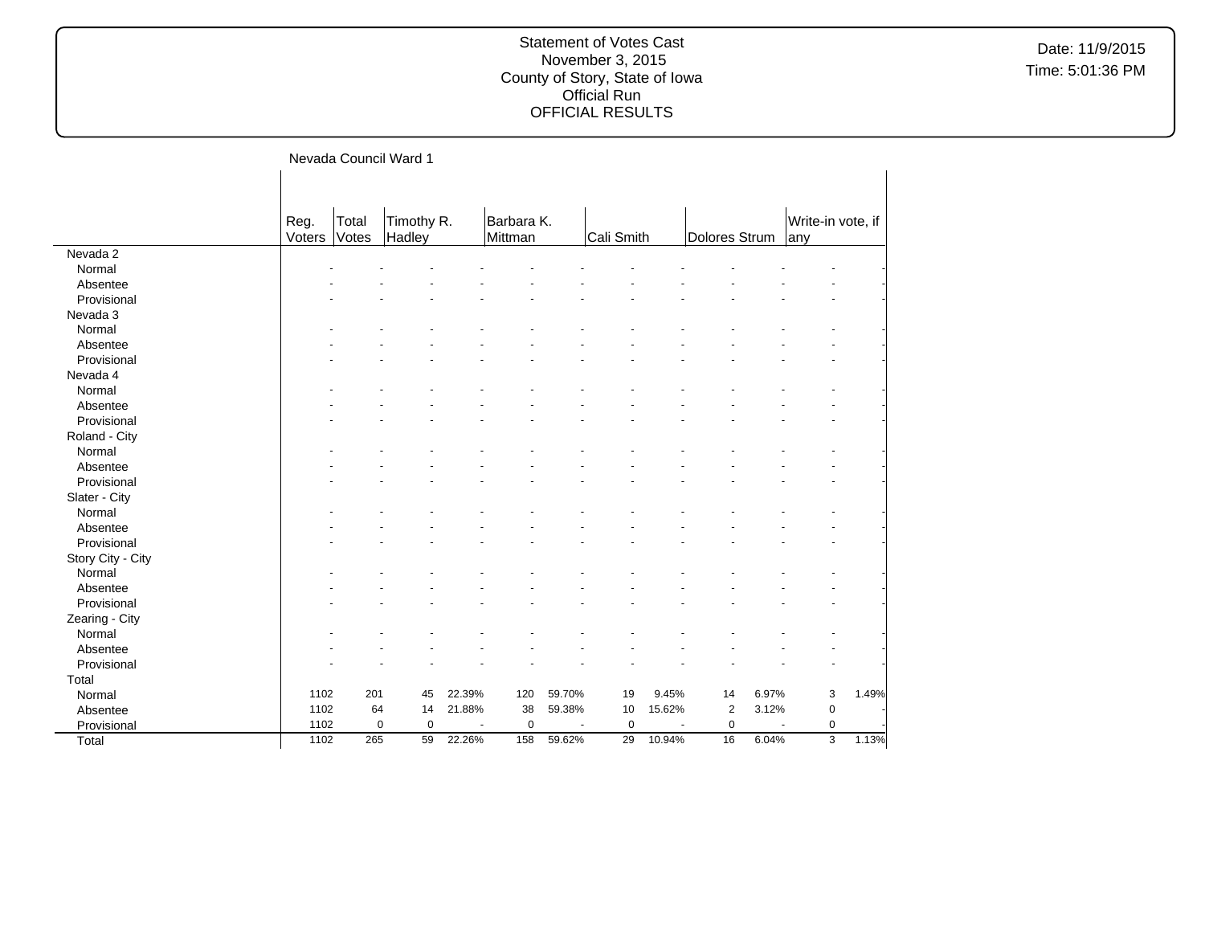Statement of Votes Cast
November 3, 2015
County of Story, State of Iowa
Official Run
OFFICIAL RESULTS

Date: 11/9/2015
Time: 5:01:36 PM

## Nevada Council Ward 1

| | Reg. Voters | Total Votes | Timothy R. Hadley | | Barbara K. Mittman | | Cali Smith | | Dolores Strum | | Write-in vote, if any | |
|---|---|---|---|---|---|---|---|---|---|---|---|---|
| **Nevada 2** | | | | | | | | | | | | |
| Normal | - | - | - | - | - | - | - | - | - | - | - | - |
| Absentee | - | - | - | - | - | - | - | - | - | - | - | - |
| Provisional | - | - | - | - | - | - | - | - | - | - | - | - |
| **Nevada 3** | | | | | | | | | | | | |
| Normal | - | - | - | - | - | - | - | - | - | - | - | - |
| Absentee | - | - | - | - | - | - | - | - | - | - | - | - |
| Provisional | - | - | - | - | - | - | - | - | - | - | - | - |
| **Nevada 4** | | | | | | | | | | | | |
| Normal | - | - | - | - | - | - | - | - | - | - | - | - |
| Absentee | - | - | - | - | - | - | - | - | - | - | - | - |
| Provisional | - | - | - | - | - | - | - | - | - | - | - | - |
| **Roland - City** | | | | | | | | | | | | |
| Normal | - | - | - | - | - | - | - | - | - | - | - | - |
| Absentee | - | - | - | - | - | - | - | - | - | - | - | - |
| Provisional | - | - | - | - | - | - | - | - | - | - | - | - |
| **Slater - City** | | | | | | | | | | | | |
| Normal | - | - | - | - | - | - | - | - | - | - | - | - |
| Absentee | - | - | - | - | - | - | - | - | - | - | - | - |
| Provisional | - | - | - | - | - | - | - | - | - | - | - | - |
| **Story City - City** | | | | | | | | | | | | |
| Normal | - | - | - | - | - | - | - | - | - | - | - | - |
| Absentee | - | - | - | - | - | - | - | - | - | - | - | - |
| Provisional | - | - | - | - | - | - | - | - | - | - | - | - |
| **Zearing - City** | | | | | | | | | | | | |
| Normal | - | - | - | - | - | - | - | - | - | - | - | - |
| Absentee | - | - | - | - | - | - | - | - | - | - | - | - |
| Provisional | - | - | - | - | - | - | - | - | - | - | - | - |
| **Total** | | | | | | | | | | | | |
| Normal | 1102 | 201 | 45 | 22.39% | 120 | 59.70% | 19 | 9.45% | 14 | 6.97% | 3 | 1.49% |
| Absentee | 1102 | 64 | 14 | 21.88% | 38 | 59.38% | 10 | 15.62% | 2 | 3.12% | 0 | - |
| Provisional | 1102 | 0 | 0 | - | 0 | - | 0 | - | 0 | - | 0 | - |
| Total | 1102 | 265 | 59 | 22.26% | 158 | 59.62% | 29 | 10.94% | 16 | 6.04% | 3 | 1.13% |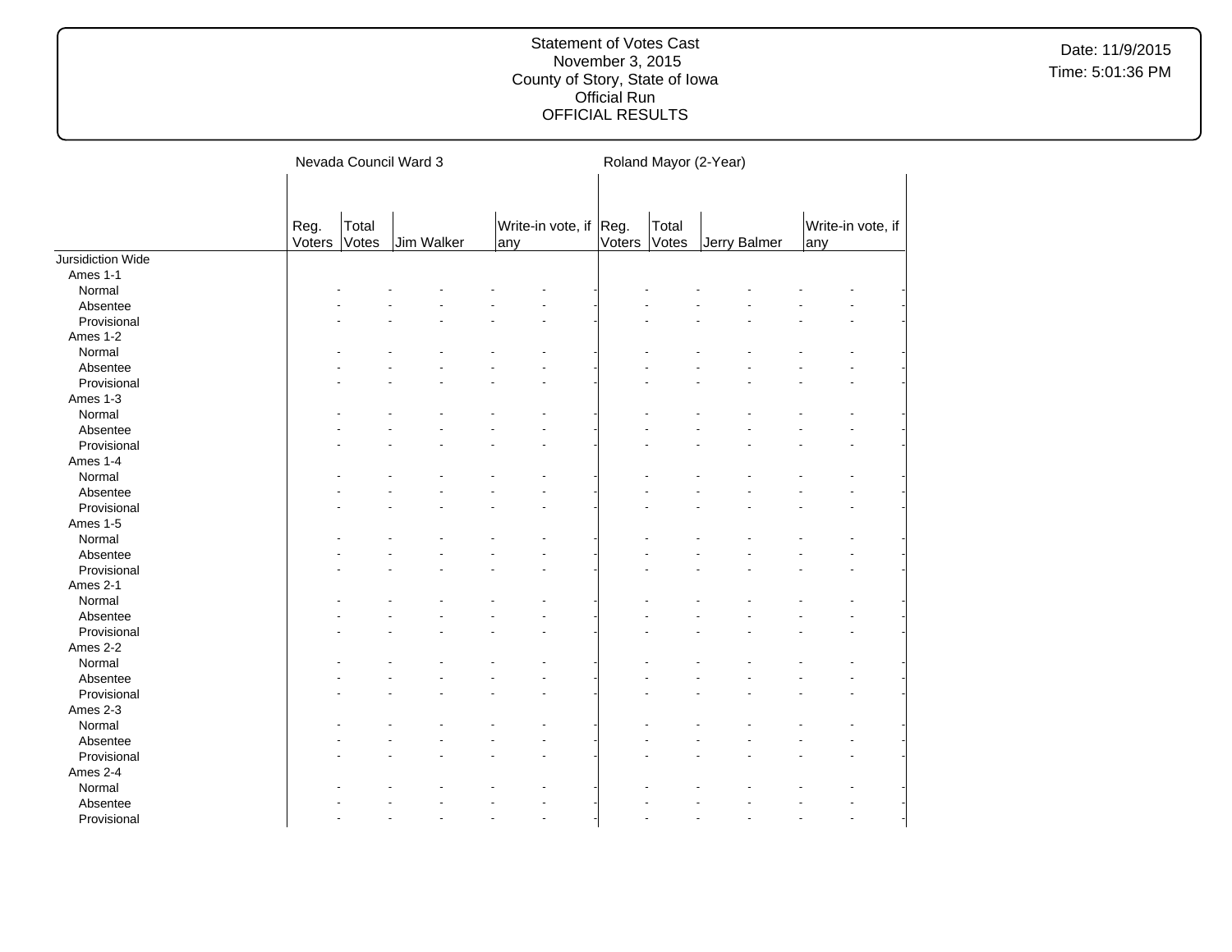Statement of Votes Cast
November 3, 2015
County of Story, State of Iowa
Official Run
OFFICIAL RESULTS

Date: 11/9/2015
Time: 5:01:36 PM

| | Nevada Council Ward 3 | | | | | | Roland Mayor (2-Year) | | | | | |
|---|---|---|---|---|---|---|---|---|---|---|---|---|
| | Reg. Voters | Total Votes | Jim Walker | | Write-in vote, if any | | Reg. Voters | Total Votes | Jerry Balmer | | Write-in vote, if any | |
| Jursidiction Wide | | | | | | | | | | | | |
| Ames 1-1 | | | | | | | | | | | | |
| Normal | - | - | - | - | - | - | - | - | - | - | - | - |
| Absentee | - | - | - | - | - | - | - | - | - | - | - | - |
| Provisional | - | - | - | - | - | - | - | - | - | - | - | - |
| Ames 1-2 | | | | | | | | | | | | |
| Normal | - | - | - | - | - | - | - | - | - | - | - | - |
| Absentee | - | - | - | - | - | - | - | - | - | - | - | - |
| Provisional | - | - | - | - | - | - | - | - | - | - | - | - |
| Ames 1-3 | | | | | | | | | | | | |
| Normal | - | - | - | - | - | - | - | - | - | - | - | - |
| Absentee | - | - | - | - | - | - | - | - | - | - | - | - |
| Provisional | - | - | - | - | - | - | - | - | - | - | - | - |
| Ames 1-4 | | | | | | | | | | | | |
| Normal | - | - | - | - | - | - | - | - | - | - | - | - |
| Absentee | - | - | - | - | - | - | - | - | - | - | - | - |
| Provisional | - | - | - | - | - | - | - | - | - | - | - | - |
| Ames 1-5 | | | | | | | | | | | | |
| Normal | - | - | - | - | - | - | - | - | - | - | - | - |
| Absentee | - | - | - | - | - | - | - | - | - | - | - | - |
| Provisional | - | - | - | - | - | - | - | - | - | - | - | - |
| Ames 2-1 | | | | | | | | | | | | |
| Normal | - | - | - | - | - | - | - | - | - | - | - | - |
| Absentee | - | - | - | - | - | - | - | - | - | - | - | - |
| Provisional | - | - | - | - | - | - | - | - | - | - | - | - |
| Ames 2-2 | | | | | | | | | | | | |
| Normal | - | - | - | - | - | - | - | - | - | - | - | - |
| Absentee | - | - | - | - | - | - | - | - | - | - | - | - |
| Provisional | - | - | - | - | - | - | - | - | - | - | - | - |
| Ames 2-3 | | | | | | | | | | | | |
| Normal | - | - | - | - | - | - | - | - | - | - | - | - |
| Absentee | - | - | - | - | - | - | - | - | - | - | - | - |
| Provisional | - | - | - | - | - | - | - | - | - | - | - | - |
| Ames 2-4 | | | | | | | | | | | | |
| Normal | - | - | - | - | - | - | - | - | - | - | - | - |
| Absentee | - | - | - | - | - | - | - | - | - | - | - | - |
| Provisional | - | - | - | - | - | - | - | - | - | - | - | - |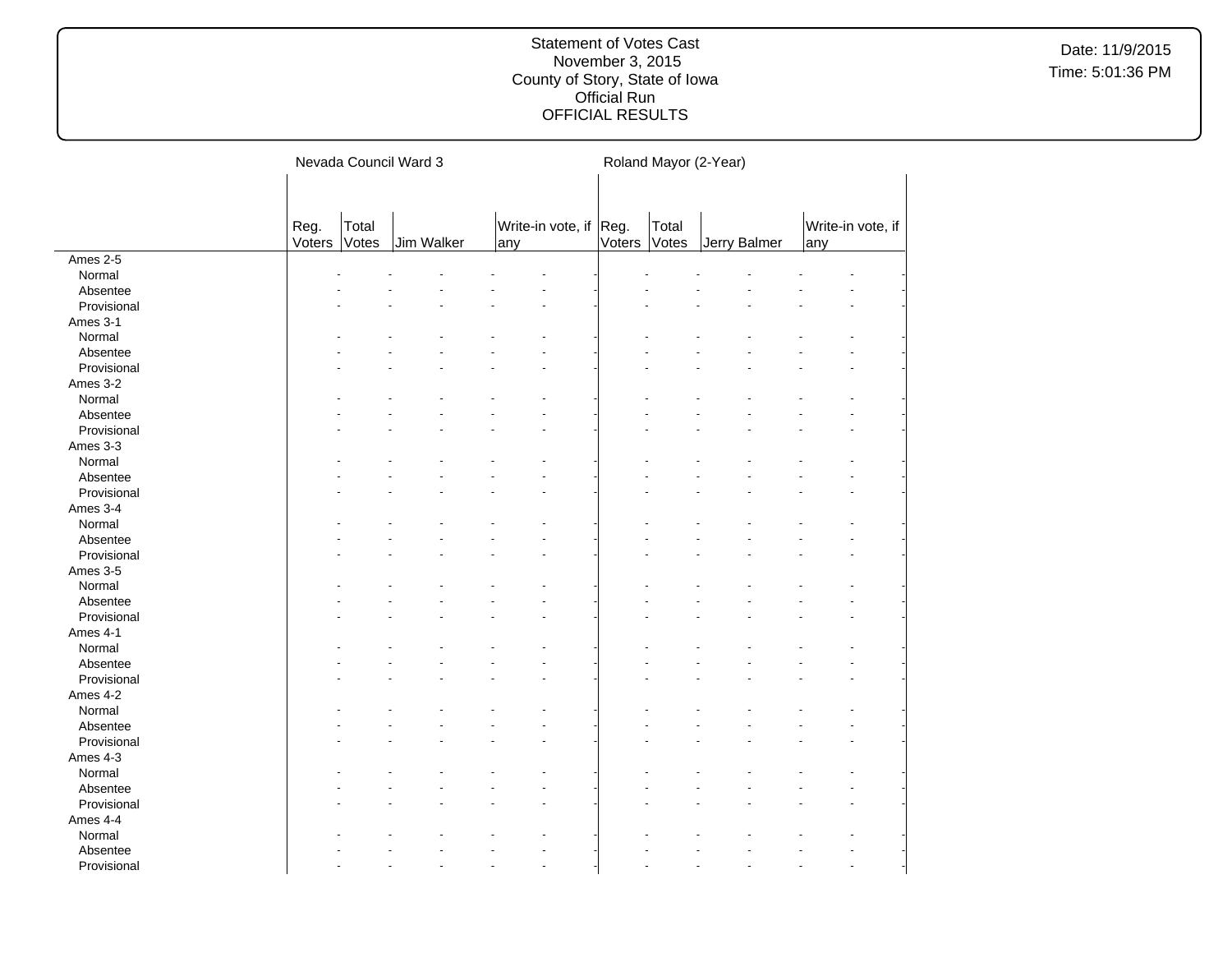| | Nevada Council Ward 3 | | | | | | Roland Mayor (2-Year) | | | | | |
|---|---|---|---|---|---|---|---|---|---|---|---|---|
| | Reg. Voters | Total Votes | Jim Walker | | Write-in vote, if any | | Reg. Voters | Total Votes | Jerry Balmer | | Write-in vote, if any | |
| Ames 2-5 | | | | | | | | | | | | |
| Normal | - | - | - | - | - | - | - | - | - | - | - | - |
| Absentee | - | - | - | - | - | - | - | - | - | - | - | - |
| Provisional | - | - | - | - | - | - | - | - | - | - | - | - |
| Ames 3-1 | | | | | | | | | | | | |
| Normal | - | - | - | - | - | - | - | - | - | - | - | - |
| Absentee | - | - | - | - | - | - | - | - | - | - | - | - |
| Provisional | - | - | - | - | - | - | - | - | - | - | - | - |
| Ames 3-2 | | | | | | | | | | | | |
| Normal | - | - | - | - | - | - | - | - | - | - | - | - |
| Absentee | - | - | - | - | - | - | - | - | - | - | - | - |
| Provisional | - | - | - | - | - | - | - | - | - | - | - | - |
| Ames 3-3 | | | | | | | | | | | | |
| Normal | - | - | - | - | - | - | - | - | - | - | - | - |
| Absentee | - | - | - | - | - | - | - | - | - | - | - | - |
| Provisional | - | - | - | - | - | - | - | - | - | - | - | - |
| Ames 3-4 | | | | | | | | | | | | |
| Normal | - | - | - | - | - | - | - | - | - | - | - | - |
| Absentee | - | - | - | - | - | - | - | - | - | - | - | - |
| Provisional | - | - | - | - | - | - | - | - | - | - | - | - |
| Ames 3-5 | | | | | | | | | | | | |
| Normal | - | - | - | - | - | - | - | - | - | - | - | - |
| Absentee | - | - | - | - | - | - | - | - | - | - | - | - |
| Provisional | - | - | - | - | - | - | - | - | - | - | - | - |
| Ames 4-1 | | | | | | | | | | | | |
| Normal | - | - | - | - | - | - | - | - | - | - | - | - |
| Absentee | - | - | - | - | - | - | - | - | - | - | - | - |
| Provisional | - | - | - | - | - | - | - | - | - | - | - | - |
| Ames 4-2 | | | | | | | | | | | | |
| Normal | - | - | - | - | - | - | - | - | - | - | - | - |
| Absentee | - | - | - | - | - | - | - | - | - | - | - | - |
| Provisional | - | - | - | - | - | - | - | - | - | - | - | - |
| Ames 4-3 | | | | | | | | | | | | |
| Normal | - | - | - | - | - | - | - | - | - | - | - | - |
| Absentee | - | - | - | - | - | - | - | - | - | - | - | - |
| Provisional | - | - | - | - | - | - | - | - | - | - | - | - |
| Ames 4-4 | | | | | | | | | | | | |
| Normal | - | - | - | - | - | - | - | - | - | - | - | - |
| Absentee | - | - | - | - | - | - | - | - | - | - | - | - |
| Provisional | - | - | - | - | - | - | - | - | - | - | - | - |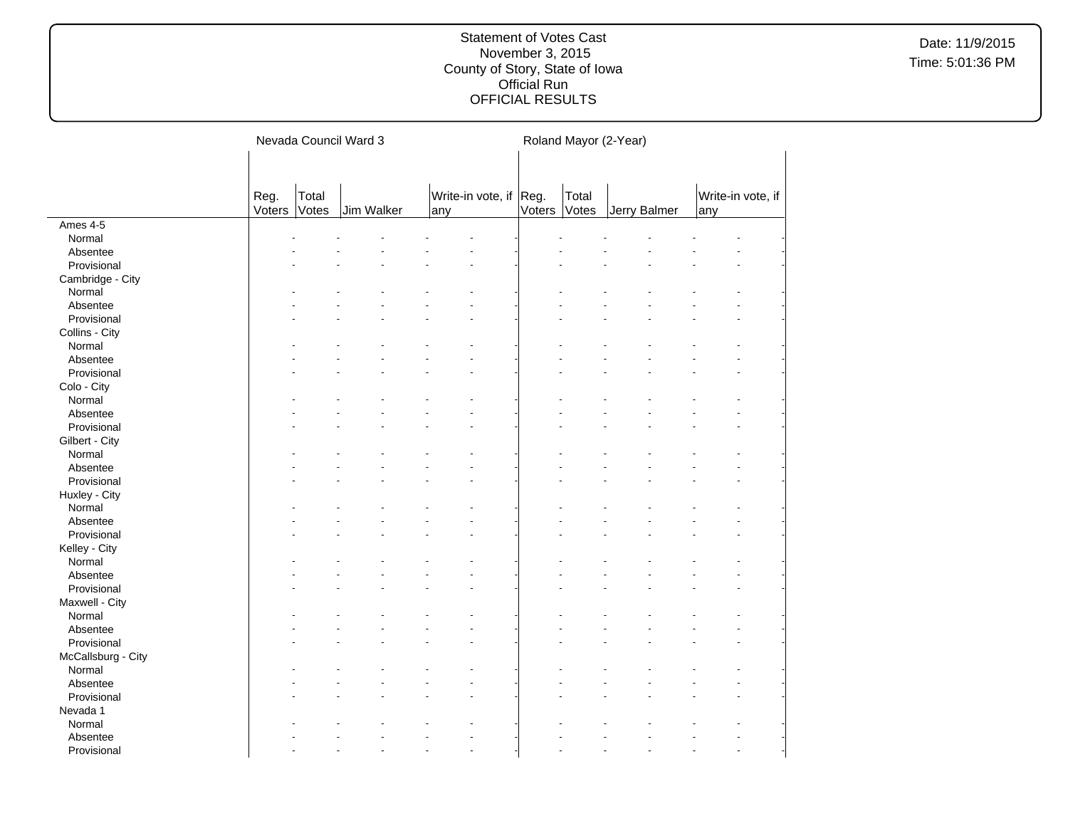# Statement of Votes Cast
November 3, 2015
County of Story, State of Iowa
Official Run
OFFICIAL RESULTS

Date: 11/9/2015
Time: 5:01:36 PM

| | Nevada Council Ward 3 | | | | | | Roland Mayor (2-Year) | | | | | |
|---|---|---|---|---|---|---|---|---|---|---|---|---|
| | Reg. Voters | Total Votes | Jim Walker | | Write-in vote, if any | | Reg. Voters | Total Votes | Jerry Balmer | | Write-in vote, if any | |
| Ames 4-5 | | | | | | | | | | | | |
| Normal | - | - | - | - | - | - | - | - | - | - | - | - |
| Absentee | - | - | - | - | - | - | - | - | - | - | - | - |
| Provisional | - | - | - | - | - | - | - | - | - | - | - | - |
| Cambridge - City | | | | | | | | | | | | |
| Normal | - | - | - | - | - | - | - | - | - | - | - | - |
| Absentee | - | - | - | - | - | - | - | - | - | - | - | - |
| Provisional | - | - | - | - | - | - | - | - | - | - | - | - |
| Collins - City | | | | | | | | | | | | |
| Normal | - | - | - | - | - | - | - | - | - | - | - | - |
| Absentee | - | - | - | - | - | - | - | - | - | - | - | - |
| Provisional | - | - | - | - | - | - | - | - | - | - | - | - |
| Colo - City | | | | | | | | | | | | |
| Normal | - | - | - | - | - | - | - | - | - | - | - | - |
| Absentee | - | - | - | - | - | - | - | - | - | - | - | - |
| Provisional | - | - | - | - | - | - | - | - | - | - | - | - |
| Gilbert - City | | | | | | | | | | | | |
| Normal | - | - | - | - | - | - | - | - | - | - | - | - |
| Absentee | - | - | - | - | - | - | - | - | - | - | - | - |
| Provisional | - | - | - | - | - | - | - | - | - | - | - | - |
| Huxley - City | | | | | | | | | | | | |
| Normal | - | - | - | - | - | - | - | - | - | - | - | - |
| Absentee | - | - | - | - | - | - | - | - | - | - | - | - |
| Provisional | - | - | - | - | - | - | - | - | - | - | - | - |
| Kelley - City | | | | | | | | | | | | |
| Normal | - | - | - | - | - | - | - | - | - | - | - | - |
| Absentee | - | - | - | - | - | - | - | - | - | - | - | - |
| Provisional | - | - | - | - | - | - | - | - | - | - | - | - |
| Maxwell - City | | | | | | | | | | | | |
| Normal | - | - | - | - | - | - | - | - | - | - | - | - |
| Absentee | - | - | - | - | - | - | - | - | - | - | - | - |
| Provisional | - | - | - | - | - | - | - | - | - | - | - | - |
| McCallsburg - City | | | | | | | | | | | | |
| Normal | - | - | - | - | - | - | - | - | - | - | - | - |
| Absentee | - | - | - | - | - | - | - | - | - | - | - | - |
| Provisional | - | - | - | - | - | - | - | - | - | - | - | - |
| Nevada 1 | | | | | | | | | | | | |
| Normal | - | - | - | - | - | - | - | - | - | - | - | - |
| Absentee | - | - | - | - | - | - | - | - | - | - | - | - |
| Provisional | - | - | - | - | - | - | - | - | - | - | - | - |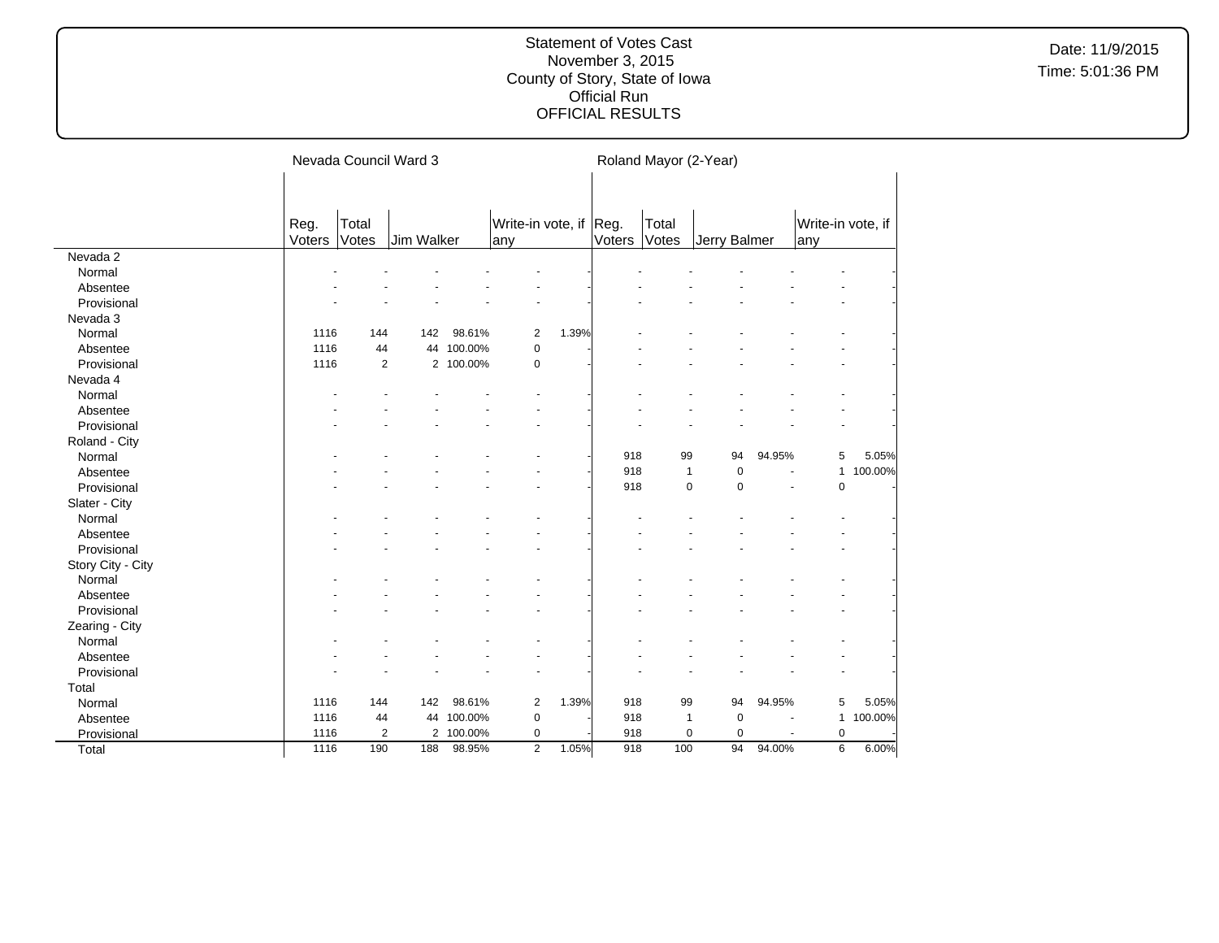Statement of Votes Cast
November 3, 2015
County of Story, State of Iowa
Official Run
OFFICIAL RESULTS

Date: 11/9/2015
Time: 5:01:36 PM

| | Nevada Council Ward 3 | | | | | | Roland Mayor (2-Year) | | | | | |
|---|---|---|---|---|---|---|---|---|---|---|---|---|
| | Reg. Voters | Total Votes | Jim Walker | | Write-in vote, if any | | Reg. Voters | Total Votes | Jerry Balmer | | Write-in vote, if any | |
| Nevada 2 | | | | | | | | | | | | |
| Normal | - | - | - | - | - | - | - | - | - | - | - | - |
| Absentee | - | - | - | - | - | - | - | - | - | - | - | - |
| Provisional | - | - | - | - | - | - | - | - | - | - | - | - |
| Nevada 3 | | | | | | | | | | | | |
| Normal | 1116 | 144 | 142 | 98.61% | 2 | 1.39% | - | - | - | - | - | - |
| Absentee | 1116 | 44 | 44 | 100.00% | 0 | - | - | - | - | - | - | - |
| Provisional | 1116 | 2 | 2 | 100.00% | 0 | - | - | - | - | - | - | - |
| Nevada 4 | | | | | | | | | | | | |
| Normal | - | - | - | - | - | - | - | - | - | - | - | - |
| Absentee | - | - | - | - | - | - | - | - | - | - | - | - |
| Provisional | - | - | - | - | - | - | - | - | - | - | - | - |
| Roland - City | | | | | | | | | | | | |
| Normal | - | - | - | - | - | - | 918 | 99 | 94 | 94.95% | 5 | 5.05% |
| Absentee | - | - | - | - | - | - | 918 | 1 | 0 | - | 1 | 100.00% |
| Provisional | - | - | - | - | - | - | 918 | 0 | 0 | - | 0 | - |
| Slater - City | | | | | | | | | | | | |
| Normal | - | - | - | - | - | - | - | - | - | - | - | - |
| Absentee | - | - | - | - | - | - | - | - | - | - | - | - |
| Provisional | - | - | - | - | - | - | - | - | - | - | - | - |
| Story City - City | | | | | | | | | | | | |
| Normal | - | - | - | - | - | - | - | - | - | - | - | - |
| Absentee | - | - | - | - | - | - | - | - | - | - | - | - |
| Provisional | - | - | - | - | - | - | - | - | - | - | - | - |
| Zearing - City | | | | | | | | | | | | |
| Normal | - | - | - | - | - | - | - | - | - | - | - | - |
| Absentee | - | - | - | - | - | - | - | - | - | - | - | - |
| Provisional | - | - | - | - | - | - | - | - | - | - | - | - |
| Total | | | | | | | | | | | | |
| Normal | 1116 | 144 | 142 | 98.61% | 2 | 1.39% | 918 | 99 | 94 | 94.95% | 5 | 5.05% |
| Absentee | 1116 | 44 | 44 | 100.00% | 0 | - | 918 | 1 | 0 | - | 1 | 100.00% |
| Provisional | 1116 | 2 | 2 | 100.00% | 0 | - | 918 | 0 | 0 | - | 0 | - |
| Total | 1116 | 190 | 188 | 98.95% | 2 | 1.05% | 918 | 100 | 94 | 94.00% | 6 | 6.00% |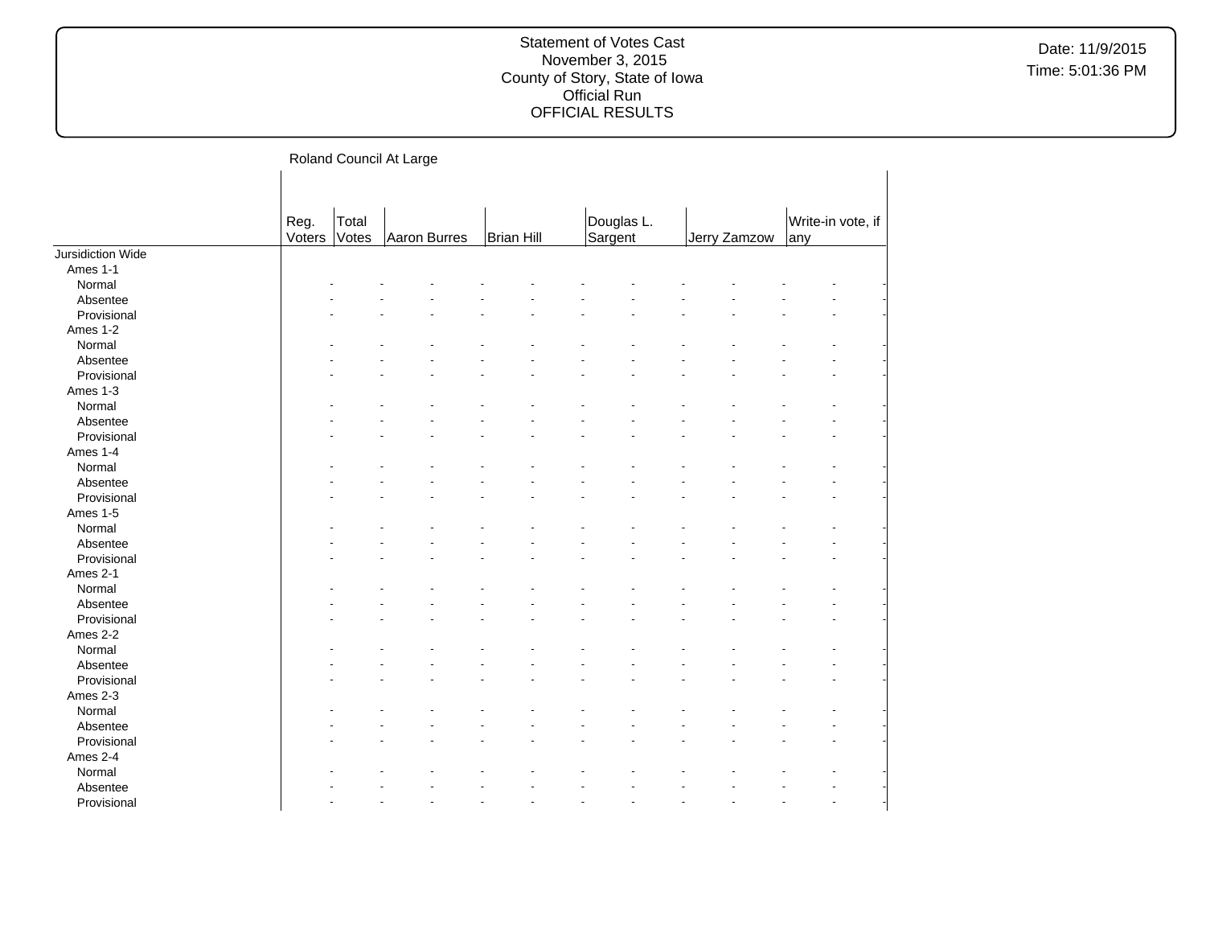Statement of Votes Cast
November 3, 2015
County of Story, State of Iowa
Official Run
OFFICIAL RESULTS

Date: 11/9/2015
Time: 5:01:36 PM

Roland Council At Large

| | Reg. Voters | Total Votes | Aaron Burres | | Brian Hill | | Douglas L. Sargent | | Jerry Zamzow | | Write-in vote, if any | |
|---|---|---|---|---|---|---|---|---|---|---|---|---|
| Jursidiction Wide | | | | | | | | | | | | |
| Ames 1-1 | | | | | | | | | | | | |
| Normal | - | - | - | - | - | - | - | - | - | - | - | - |
| Absentee | - | - | - | - | - | - | - | - | - | - | - | - |
| Provisional | - | - | - | - | - | - | - | - | - | - | - | - |
| Ames 1-2 | | | | | | | | | | | | |
| Normal | - | - | - | - | - | - | - | - | - | - | - | - |
| Absentee | - | - | - | - | - | - | - | - | - | - | - | - |
| Provisional | - | - | - | - | - | - | - | - | - | - | - | - |
| Ames 1-3 | | | | | | | | | | | | |
| Normal | - | - | - | - | - | - | - | - | - | - | - | - |
| Absentee | - | - | - | - | - | - | - | - | - | - | - | - |
| Provisional | - | - | - | - | - | - | - | - | - | - | - | - |
| Ames 1-4 | | | | | | | | | | | | |
| Normal | - | - | - | - | - | - | - | - | - | - | - | - |
| Absentee | - | - | - | - | - | - | - | - | - | - | - | - |
| Provisional | - | - | - | - | - | - | - | - | - | - | - | - |
| Ames 1-5 | | | | | | | | | | | | |
| Normal | - | - | - | - | - | - | - | - | - | - | - | - |
| Absentee | - | - | - | - | - | - | - | - | - | - | - | - |
| Provisional | - | - | - | - | - | - | - | - | - | - | - | - |
| Ames 2-1 | | | | | | | | | | | | |
| Normal | - | - | - | - | - | - | - | - | - | - | - | - |
| Absentee | - | - | - | - | - | - | - | - | - | - | - | - |
| Provisional | - | - | - | - | - | - | - | - | - | - | - | - |
| Ames 2-2 | | | | | | | | | | | | |
| Normal | - | - | - | - | - | - | - | - | - | - | - | - |
| Absentee | - | - | - | - | - | - | - | - | - | - | - | - |
| Provisional | - | - | - | - | - | - | - | - | - | - | - | - |
| Ames 2-3 | | | | | | | | | | | | |
| Normal | - | - | - | - | - | - | - | - | - | - | - | - |
| Absentee | - | - | - | - | - | - | - | - | - | - | - | - |
| Provisional | - | - | - | - | - | - | - | - | - | - | - | - |
| Ames 2-4 | | | | | | | | | | | | |
| Normal | - | - | - | - | - | - | - | - | - | - | - | - |
| Absentee | - | - | - | - | - | - | - | - | - | - | - | - |
| Provisional | - | - | - | - | - | - | - | - | - | - | - | - |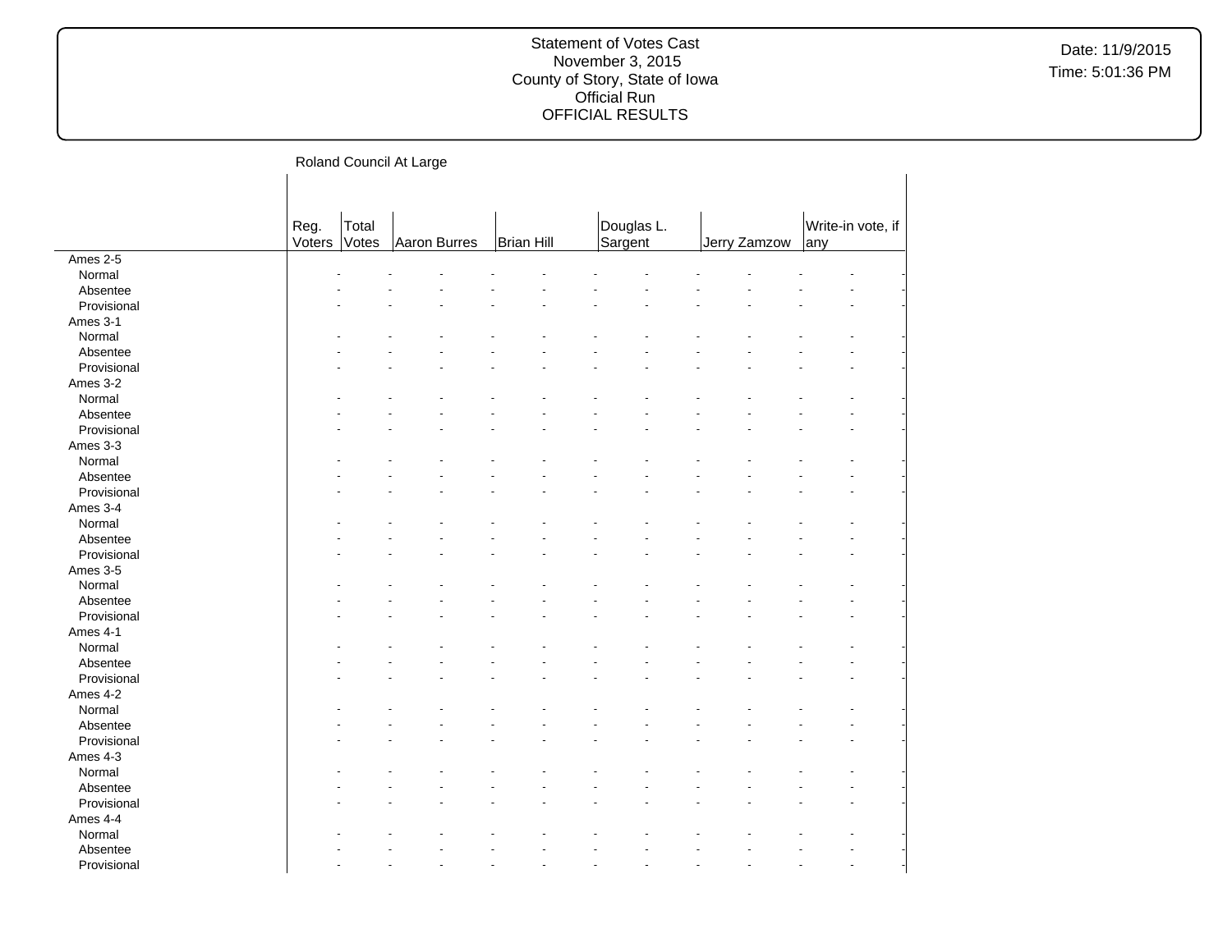Statement of Votes Cast
November 3, 2015
County of Story, State of Iowa
Official Run
OFFICIAL RESULTS

Date: 11/9/2015
Time: 5:01:36 PM

## Roland Council At Large

| | Reg. Voters | Total Votes | Aaron Burres | | Brian Hill | | Douglas L. Sargent | | Jerry Zamzow | | Write-in vote, if any | |
|---|---|---|---|---|---|---|---|---|---|---|---|---|
| **Ames 2-5** | | | | | | | | | | | | |
| Normal | - | - | - | - | - | - | - | - | - | - | - | - |
| Absentee | - | - | - | - | - | - | - | - | - | - | - | - |
| Provisional | - | - | - | - | - | - | - | - | - | - | - | - |
| **Ames 3-1** | | | | | | | | | | | | |
| Normal | - | - | - | - | - | - | - | - | - | - | - | - |
| Absentee | - | - | - | - | - | - | - | - | - | - | - | - |
| Provisional | - | - | - | - | - | - | - | - | - | - | - | - |
| **Ames 3-2** | | | | | | | | | | | | |
| Normal | - | - | - | - | - | - | - | - | - | - | - | - |
| Absentee | - | - | - | - | - | - | - | - | - | - | - | - |
| Provisional | - | - | - | - | - | - | - | - | - | - | - | - |
| **Ames 3-3** | | | | | | | | | | | | |
| Normal | - | - | - | - | - | - | - | - | - | - | - | - |
| Absentee | - | - | - | - | - | - | - | - | - | - | - | - |
| Provisional | - | - | - | - | - | - | - | - | - | - | - | - |
| **Ames 3-4** | | | | | | | | | | | | |
| Normal | - | - | - | - | - | - | - | - | - | - | - | - |
| Absentee | - | - | - | - | - | - | - | - | - | - | - | - |
| Provisional | - | - | - | - | - | - | - | - | - | - | - | - |
| **Ames 3-5** | | | | | | | | | | | | |
| Normal | - | - | - | - | - | - | - | - | - | - | - | - |
| Absentee | - | - | - | - | - | - | - | - | - | - | - | - |
| Provisional | - | - | - | - | - | - | - | - | - | - | - | - |
| **Ames 4-1** | | | | | | | | | | | | |
| Normal | - | - | - | - | - | - | - | - | - | - | - | - |
| Absentee | - | - | - | - | - | - | - | - | - | - | - | - |
| Provisional | - | - | - | - | - | - | - | - | - | - | - | - |
| **Ames 4-2** | | | | | | | | | | | | |
| Normal | - | - | - | - | - | - | - | - | - | - | - | - |
| Absentee | - | - | - | - | - | - | - | - | - | - | - | - |
| Provisional | - | - | - | - | - | - | - | - | - | - | - | - |
| **Ames 4-3** | | | | | | | | | | | | |
| Normal | - | - | - | - | - | - | - | - | - | - | - | - |
| Absentee | - | - | - | - | - | - | - | - | - | - | - | - |
| Provisional | - | - | - | - | - | - | - | - | - | - | - | - |
| **Ames 4-4** | | | | | | | | | | | | |
| Normal | - | - | - | - | - | - | - | - | - | - | - | - |
| Absentee | - | - | - | - | - | - | - | - | - | - | - | - |
| Provisional | - | - | - | - | - | - | - | - | - | - | - | - |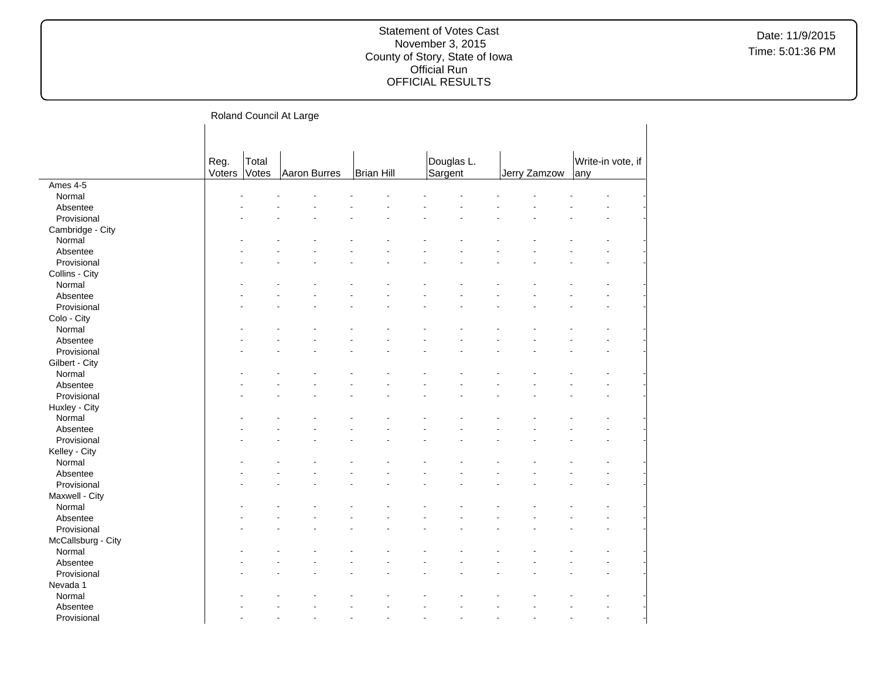Statement of Votes Cast
November 3, 2015
County of Story, State of Iowa
Official Run
OFFICIAL RESULTS

Date: 11/9/2015
Time: 5:01:36 PM

Roland Council At Large

| | Reg. Voters | Total Votes | Aaron Burres | Brian Hill | Douglas L. Sargent | Jerry Zamzow | Write-in vote, if any |
|---|---|---|---|---|---|---|---|
| Ames 4-5 | | | | | | | |
| Normal | - | - | - | - | - | - | - |
| Absentee | - | - | - | - | - | - | - |
| Provisional | - | - | - | - | - | - | - |
| Cambridge - City | | | | | | | |
| Normal | - | - | - | - | - | - | - |
| Absentee | - | - | - | - | - | - | - |
| Provisional | - | - | - | - | - | - | - |
| Collins - City | | | | | | | |
| Normal | - | - | - | - | - | - | - |
| Absentee | - | - | - | - | - | - | - |
| Provisional | - | - | - | - | - | - | - |
| Colo - City | | | | | | | |
| Normal | - | - | - | - | - | - | - |
| Absentee | - | - | - | - | - | - | - |
| Provisional | - | - | - | - | - | - | - |
| Gilbert - City | | | | | | | |
| Normal | - | - | - | - | - | - | - |
| Absentee | - | - | - | - | - | - | - |
| Provisional | - | - | - | - | - | - | - |
| Huxley - City | | | | | | | |
| Normal | - | - | - | - | - | - | - |
| Absentee | - | - | - | - | - | - | - |
| Provisional | - | - | - | - | - | - | - |
| Kelley - City | | | | | | | |
| Normal | - | - | - | - | - | - | - |
| Absentee | - | - | - | - | - | - | - |
| Provisional | - | - | - | - | - | - | - |
| Maxwell - City | | | | | | | |
| Normal | - | - | - | - | - | - | - |
| Absentee | - | - | - | - | - | - | - |
| Provisional | - | - | - | - | - | - | - |
| McCallsburg - City | | | | | | | |
| Normal | - | - | - | - | - | - | - |
| Absentee | - | - | - | - | - | - | - |
| Provisional | - | - | - | - | - | - | - |
| Nevada 1 | | | | | | | |
| Normal | - | - | - | - | - | - | - |
| Absentee | - | - | - | - | - | - | - |
| Provisional | - | - | - | - | - | - | - |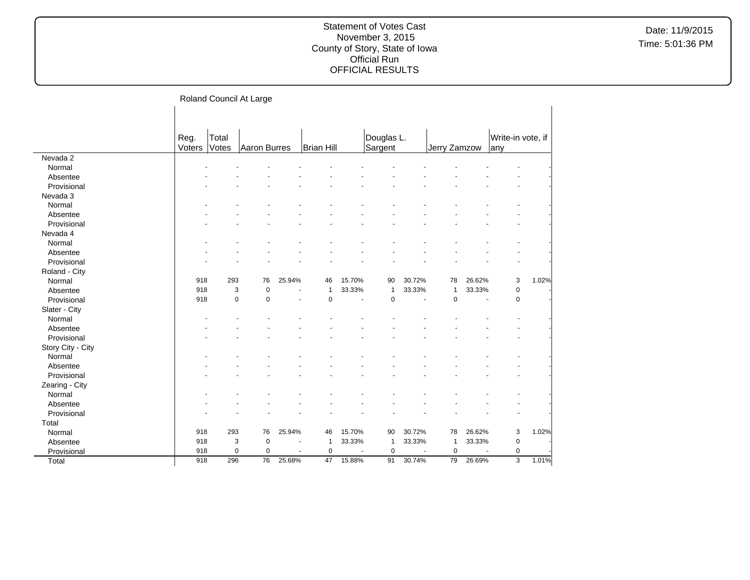Statement of Votes Cast
November 3, 2015
County of Story, State of Iowa
Official Run
OFFICIAL RESULTS

Date: 11/9/2015
Time: 5:01:36 PM

## Roland Council At Large

| | Reg. Voters | Total Votes | Aaron Burres | | Brian Hill | | Douglas L. Sargent | | Jerry Zamzow | | Write-in vote, if any | |
|---|---|---|---|---|---|---|---|---|---|---|---|---|
| Nevada 2 | | | | | | | | | | | | |
| Normal | - | - | - | - | - | - | - | - | - | - | - | - |
| Absentee | - | - | - | - | - | - | - | - | - | - | - | - |
| Provisional | - | - | - | - | - | - | - | - | - | - | - | - |
| Nevada 3 | | | | | | | | | | | | |
| Normal | - | - | - | - | - | - | - | - | - | - | - | - |
| Absentee | - | - | - | - | - | - | - | - | - | - | - | - |
| Provisional | - | - | - | - | - | - | - | - | - | - | - | - |
| Nevada 4 | | | | | | | | | | | | |
| Normal | - | - | - | - | - | - | - | - | - | - | - | - |
| Absentee | - | - | - | - | - | - | - | - | - | - | - | - |
| Provisional | - | - | - | - | - | - | - | - | - | - | - | - |
| Roland - City | | | | | | | | | | | | |
| Normal | 918 | 293 | 76 | 25.94% | 46 | 15.70% | 90 | 30.72% | 78 | 26.62% | 3 | 1.02% |
| Absentee | 918 | 3 | 0 | - | 1 | 33.33% | 1 | 33.33% | 1 | 33.33% | 0 | - |
| Provisional | 918 | 0 | 0 | - | 0 | - | 0 | - | 0 | - | 0 | - |
| Slater - City | | | | | | | | | | | | |
| Normal | - | - | - | - | - | - | - | - | - | - | - | - |
| Absentee | - | - | - | - | - | - | - | - | - | - | - | - |
| Provisional | - | - | - | - | - | - | - | - | - | - | - | - |
| Story City - City | | | | | | | | | | | | |
| Normal | - | - | - | - | - | - | - | - | - | - | - | - |
| Absentee | - | - | - | - | - | - | - | - | - | - | - | - |
| Provisional | - | - | - | - | - | - | - | - | - | - | - | - |
| Zearing - City | | | | | | | | | | | | |
| Normal | - | - | - | - | - | - | - | - | - | - | - | - |
| Absentee | - | - | - | - | - | - | - | - | - | - | - | - |
| Provisional | - | - | - | - | - | - | - | - | - | - | - | - |
| Total | | | | | | | | | | | | |
| Normal | 918 | 293 | 76 | 25.94% | 46 | 15.70% | 90 | 30.72% | 78 | 26.62% | 3 | 1.02% |
| Absentee | 918 | 3 | 0 | - | 1 | 33.33% | 1 | 33.33% | 1 | 33.33% | 0 | - |
| Provisional | 918 | 0 | 0 | - | 0 | - | 0 | - | 0 | - | 0 | - |
| Total | 918 | 296 | 76 | 25.68% | 47 | 15.88% | 91 | 30.74% | 79 | 26.69% | 3 | 1.01% |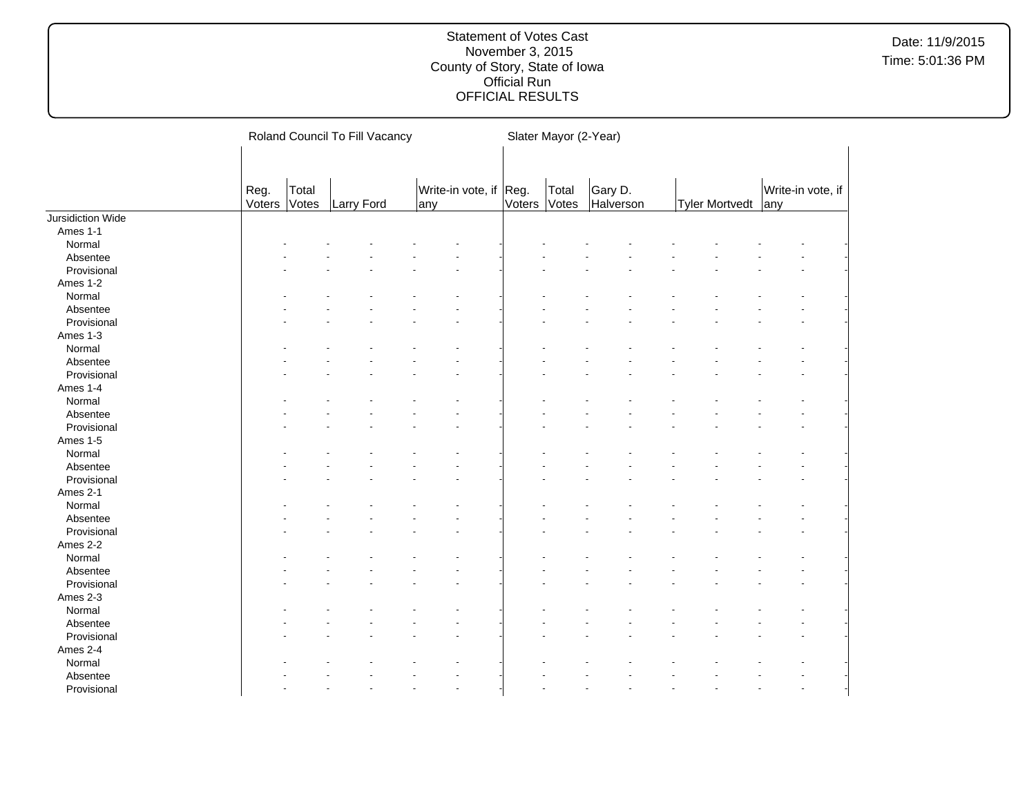Statement of Votes Cast
November 3, 2015
County of Story, State of Iowa
Official Run
OFFICIAL RESULTS

Date: 11/9/2015
Time: 5:01:36 PM

| | Roland Council To Fill Vacancy | | | | Slater Mayor (2-Year) | | | | |
|---|---|---|---|---|---|---|---|---|---|
| | Reg. Voters | Total Votes | Larry Ford | Write-in vote, if any | Reg. Voters | Total Votes | Gary D. Halverson | Tyler Mortvedt | Write-in vote, if any |
| Jursidiction Wide | | | | | | | | | |
| Ames 1-1 | | | | | | | | | |
| Normal | - | - | - | - | - | - | - | - | - |
| Absentee | - | - | - | - | - | - | - | - | - |
| Provisional | - | - | - | - | - | - | - | - | - |
| Ames 1-2 | | | | | | | | | |
| Normal | - | - | - | - | - | - | - | - | - |
| Absentee | - | - | - | - | - | - | - | - | - |
| Provisional | - | - | - | - | - | - | - | - | - |
| Ames 1-3 | | | | | | | | | |
| Normal | - | - | - | - | - | - | - | - | - |
| Absentee | - | - | - | - | - | - | - | - | - |
| Provisional | - | - | - | - | - | - | - | - | - |
| Ames 1-4 | | | | | | | | | |
| Normal | - | - | - | - | - | - | - | - | - |
| Absentee | - | - | - | - | - | - | - | - | - |
| Provisional | - | - | - | - | - | - | - | - | - |
| Ames 1-5 | | | | | | | | | |
| Normal | - | - | - | - | - | - | - | - | - |
| Absentee | - | - | - | - | - | - | - | - | - |
| Provisional | - | - | - | - | - | - | - | - | - |
| Ames 2-1 | | | | | | | | | |
| Normal | - | - | - | - | - | - | - | - | - |
| Absentee | - | - | - | - | - | - | - | - | - |
| Provisional | - | - | - | - | - | - | - | - | - |
| Ames 2-2 | | | | | | | | | |
| Normal | - | - | - | - | - | - | - | - | - |
| Absentee | - | - | - | - | - | - | - | - | - |
| Provisional | - | - | - | - | - | - | - | - | - |
| Ames 2-3 | | | | | | | | | |
| Normal | - | - | - | - | - | - | - | - | - |
| Absentee | - | - | - | - | - | - | - | - | - |
| Provisional | - | - | - | - | - | - | - | - | - |
| Ames 2-4 | | | | | | | | | |
| Normal | - | - | - | - | - | - | - | - | - |
| Absentee | - | - | - | - | - | - | - | - | - |
| Provisional | - | - | - | - | - | - | - | - | - |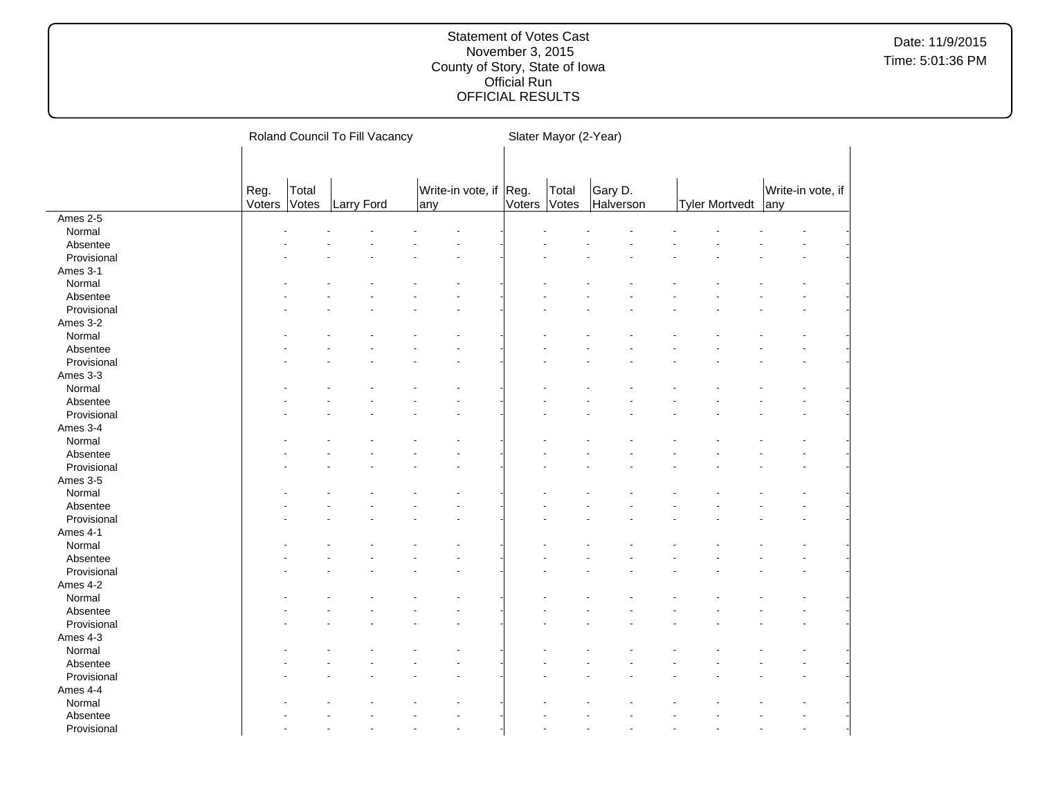| | Roland Council To Fill Vacancy | | | | | | Slater Mayor (2-Year) | | | | | | | |
|---|---|---|---|---|---|---|---|---|---|---|---|---|---|---|
| | Reg. Voters | Total Votes | Larry Ford | | Write-in vote, if any | | Reg. Voters | Total Votes | Gary D. Halverson | | Tyler Mortvedt | | Write-in vote, if any | |
| Ames 2-5 | | | | | | | | | | | | | | |
| Normal | - | - | - | - | - | - | - | - | - | - | - | - | - | - |
| Absentee | - | - | - | - | - | - | - | - | - | - | - | - | - | - |
| Provisional | - | - | - | - | - | - | - | - | - | - | - | - | - | - |
| Ames 3-1 | | | | | | | | | | | | | | |
| Normal | - | - | - | - | - | - | - | - | - | - | - | - | - | - |
| Absentee | - | - | - | - | - | - | - | - | - | - | - | - | - | - |
| Provisional | - | - | - | - | - | - | - | - | - | - | - | - | - | - |
| Ames 3-2 | | | | | | | | | | | | | | |
| Normal | - | - | - | - | - | - | - | - | - | - | - | - | - | - |
| Absentee | - | - | - | - | - | - | - | - | - | - | - | - | - | - |
| Provisional | - | - | - | - | - | - | - | - | - | - | - | - | - | - |
| Ames 3-3 | | | | | | | | | | | | | | |
| Normal | - | - | - | - | - | - | - | - | - | - | - | - | - | - |
| Absentee | - | - | - | - | - | - | - | - | - | - | - | - | - | - |
| Provisional | - | - | - | - | - | - | - | - | - | - | - | - | - | - |
| Ames 3-4 | | | | | | | | | | | | | | |
| Normal | - | - | - | - | - | - | - | - | - | - | - | - | - | - |
| Absentee | - | - | - | - | - | - | - | - | - | - | - | - | - | - |
| Provisional | - | - | - | - | - | - | - | - | - | - | - | - | - | - |
| Ames 3-5 | | | | | | | | | | | | | | |
| Normal | - | - | - | - | - | - | - | - | - | - | - | - | - | - |
| Absentee | - | - | - | - | - | - | - | - | - | - | - | - | - | - |
| Provisional | - | - | - | - | - | - | - | - | - | - | - | - | - | - |
| Ames 4-1 | | | | | | | | | | | | | | |
| Normal | - | - | - | - | - | - | - | - | - | - | - | - | - | - |
| Absentee | - | - | - | - | - | - | - | - | - | - | - | - | - | - |
| Provisional | - | - | - | - | - | - | - | - | - | - | - | - | - | - |
| Ames 4-2 | | | | | | | | | | | | | | |
| Normal | - | - | - | - | - | - | - | - | - | - | - | - | - | - |
| Absentee | - | - | - | - | - | - | - | - | - | - | - | - | - | - |
| Provisional | - | - | - | - | - | - | - | - | - | - | - | - | - | - |
| Ames 4-3 | | | | | | | | | | | | | | |
| Normal | - | - | - | - | - | - | - | - | - | - | - | - | - | - |
| Absentee | - | - | - | - | - | - | - | - | - | - | - | - | - | - |
| Provisional | - | - | - | - | - | - | - | - | - | - | - | - | - | - |
| Ames 4-4 | | | | | | | | | | | | | | |
| Normal | - | - | - | - | - | - | - | - | - | - | - | - | - | - |
| Absentee | - | - | - | - | - | - | - | - | - | - | - | - | - | - |
| Provisional | - | - | - | - | - | - | - | - | - | - | - | - | - | - |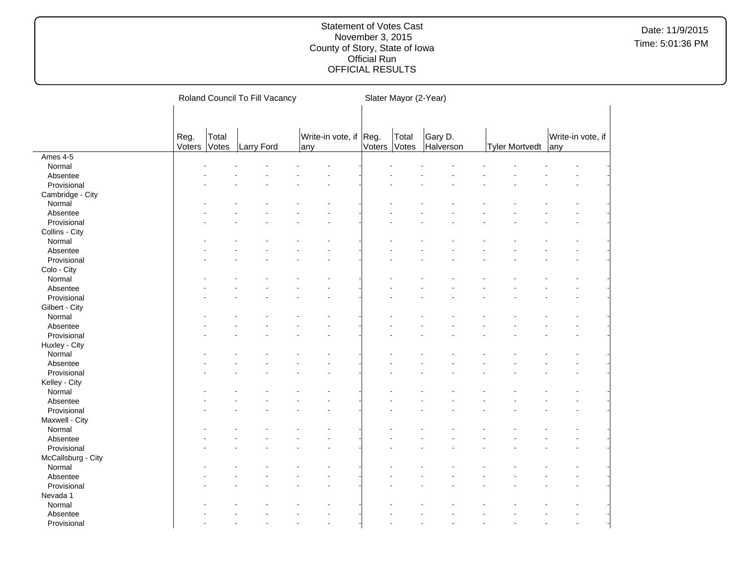Statement of Votes Cast
November 3, 2015
County of Story, State of Iowa
Official Run
OFFICIAL RESULTS

Date: 11/9/2015
Time: 5:01:36 PM

| | Roland Council To Fill Vacancy | | | | Slater Mayor (2-Year) | | | | |
|---|---|---|---|---|---|---|---|---|---|
| | Reg. Voters | Total Votes | Larry Ford | Write-in vote, if any | Reg. Voters | Total Votes | Gary D. Halverson | Tyler Mortvedt | Write-in vote, if any |
| Ames 4-5 | | | | | | | | | |
| Normal | - | - | - | - | - | - | - | - | - |
| Absentee | - | - | - | - | - | - | - | - | - |
| Provisional | - | - | - | - | - | - | - | - | - |
| Cambridge - City | | | | | | | | | |
| Normal | - | - | - | - | - | - | - | - | - |
| Absentee | - | - | - | - | - | - | - | - | - |
| Provisional | - | - | - | - | - | - | - | - | - |
| Collins - City | | | | | | | | | |
| Normal | - | - | - | - | - | - | - | - | - |
| Absentee | - | - | - | - | - | - | - | - | - |
| Provisional | - | - | - | - | - | - | - | - | - |
| Colo - City | | | | | | | | | |
| Normal | - | - | - | - | - | - | - | - | - |
| Absentee | - | - | - | - | - | - | - | - | - |
| Provisional | - | - | - | - | - | - | - | - | - |
| Gilbert - City | | | | | | | | | |
| Normal | - | - | - | - | - | - | - | - | - |
| Absentee | - | - | - | - | - | - | - | - | - |
| Provisional | - | - | - | - | - | - | - | - | - |
| Huxley - City | | | | | | | | | |
| Normal | - | - | - | - | - | - | - | - | - |
| Absentee | - | - | - | - | - | - | - | - | - |
| Provisional | - | - | - | - | - | - | - | - | - |
| Kelley - City | | | | | | | | | |
| Normal | - | - | - | - | - | - | - | - | - |
| Absentee | - | - | - | - | - | - | - | - | - |
| Provisional | - | - | - | - | - | - | - | - | - |
| Maxwell - City | | | | | | | | | |
| Normal | - | - | - | - | - | - | - | - | - |
| Absentee | - | - | - | - | - | - | - | - | - |
| Provisional | - | - | - | - | - | - | - | - | - |
| McCallsburg - City | | | | | | | | | |
| Normal | - | - | - | - | - | - | - | - | - |
| Absentee | - | - | - | - | - | - | - | - | - |
| Provisional | - | - | - | - | - | - | - | - | - |
| Nevada 1 | | | | | | | | | |
| Normal | - | - | - | - | - | - | - | - | - |
| Absentee | - | - | - | - | - | - | - | - | - |
| Provisional | - | - | - | - | - | - | - | - | - |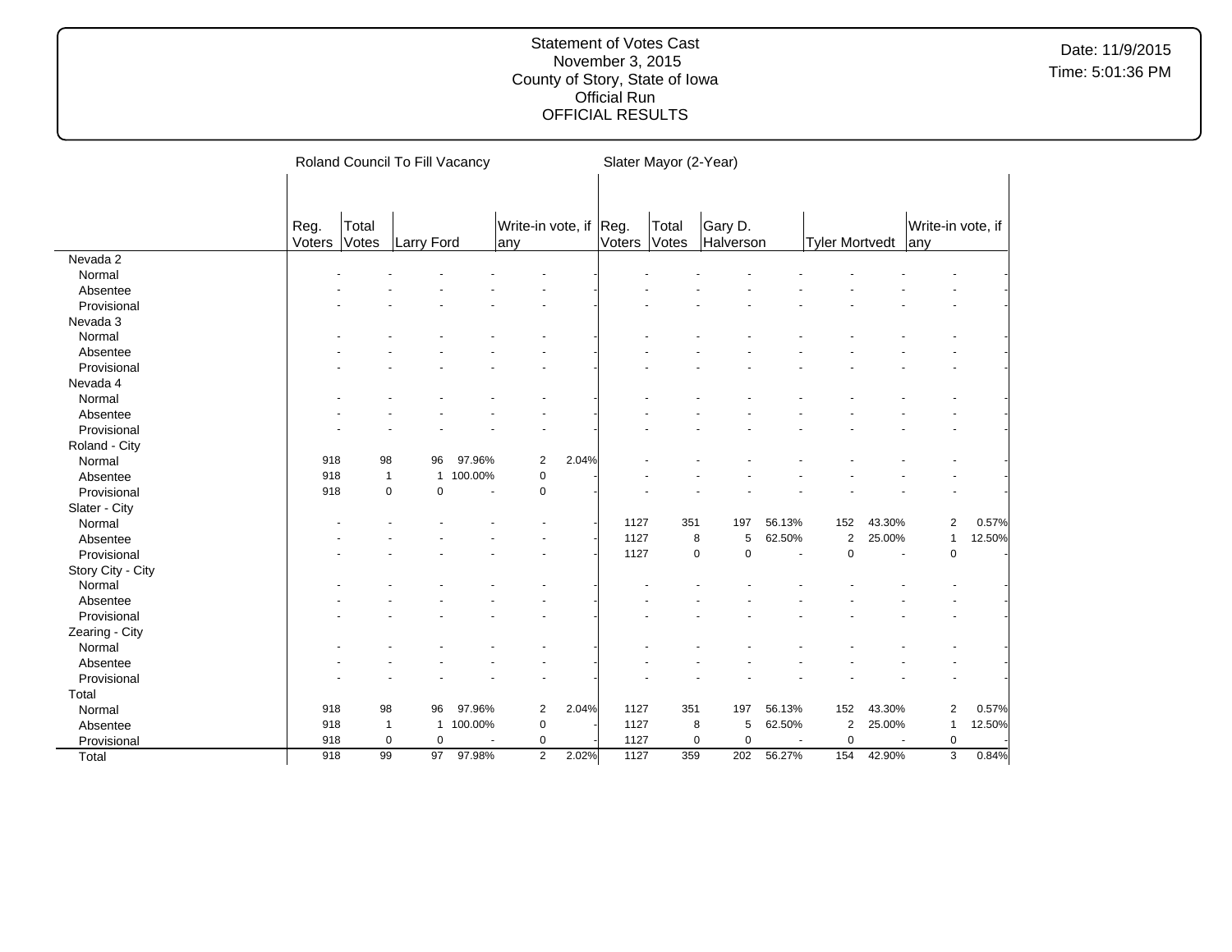Statement of Votes Cast
November 3, 2015
County of Story, State of Iowa
Official Run
OFFICIAL RESULTS

Date: 11/9/2015
Time: 5:01:36 PM

| | Roland Council To Fill Vacancy | | | | | | Slater Mayor (2-Year) | | | | | | | |
|---|---|---|---|---|---|---|---|---|---|---|---|---|---|---|
| | Reg. Voters | Total Votes | Larry Ford | | Write-in vote, if any | | Reg. Voters | Total Votes | Gary D. Halverson | | Tyler Mortvedt | | Write-in vote, if any | |
| Nevada 2 | | | | | | | | | | | | | | |
| Normal | - | - | - | - | - | - | - | - | - | - | - | - | - | - |
| Absentee | - | - | - | - | - | - | - | - | - | - | - | - | - | - |
| Provisional | - | - | - | - | - | - | - | - | - | - | - | - | - | - |
| Nevada 3 | | | | | | | | | | | | | | |
| Normal | - | - | - | - | - | - | - | - | - | - | - | - | - | - |
| Absentee | - | - | - | - | - | - | - | - | - | - | - | - | - | - |
| Provisional | - | - | - | - | - | - | - | - | - | - | - | - | - | - |
| Nevada 4 | | | | | | | | | | | | | | |
| Normal | - | - | - | - | - | - | - | - | - | - | - | - | - | - |
| Absentee | - | - | - | - | - | - | - | - | - | - | - | - | - | - |
| Provisional | - | - | - | - | - | - | - | - | - | - | - | - | - | - |
| Roland - City | | | | | | | | | | | | | | |
| Normal | 918 | 98 | 96 | 97.96% | 2 | 2.04% | - | - | - | - | - | - | - | - |
| Absentee | 918 | 1 | 1 | 100.00% | 0 | - | - | - | - | - | - | - | - | - |
| Provisional | 918 | 0 | 0 | - | 0 | - | - | - | - | - | - | - | - | - |
| Slater - City | | | | | | | | | | | | | | |
| Normal | - | - | - | - | - | - | 1127 | 351 | 197 | 56.13% | 152 | 43.30% | 2 | 0.57% |
| Absentee | - | - | - | - | - | - | 1127 | 8 | 5 | 62.50% | 2 | 25.00% | 1 | 12.50% |
| Provisional | - | - | - | - | - | - | 1127 | 0 | 0 | - | 0 | - | 0 | - |
| Story City - City | | | | | | | | | | | | | | |
| Normal | - | - | - | - | - | - | - | - | - | - | - | - | - | - |
| Absentee | - | - | - | - | - | - | - | - | - | - | - | - | - | - |
| Provisional | - | - | - | - | - | - | - | - | - | - | - | - | - | - |
| Zearing - City | | | | | | | | | | | | | | |
| Normal | - | - | - | - | - | - | - | - | - | - | - | - | - | - |
| Absentee | - | - | - | - | - | - | - | - | - | - | - | - | - | - |
| Provisional | - | - | - | - | - | - | - | - | - | - | - | - | - | - |
| Total | | | | | | | | | | | | | | |
| Normal | 918 | 98 | 96 | 97.96% | 2 | 2.04% | 1127 | 351 | 197 | 56.13% | 152 | 43.30% | 2 | 0.57% |
| Absentee | 918 | 1 | 1 | 100.00% | 0 | - | 1127 | 8 | 5 | 62.50% | 2 | 25.00% | 1 | 12.50% |
| Provisional | 918 | 0 | 0 | - | 0 | - | 1127 | 0 | 0 | - | 0 | - | 0 | - |
| Total | 918 | 99 | 97 | 97.98% | 2 | 2.02% | 1127 | 359 | 202 | 56.27% | 154 | 42.90% | 3 | 0.84% |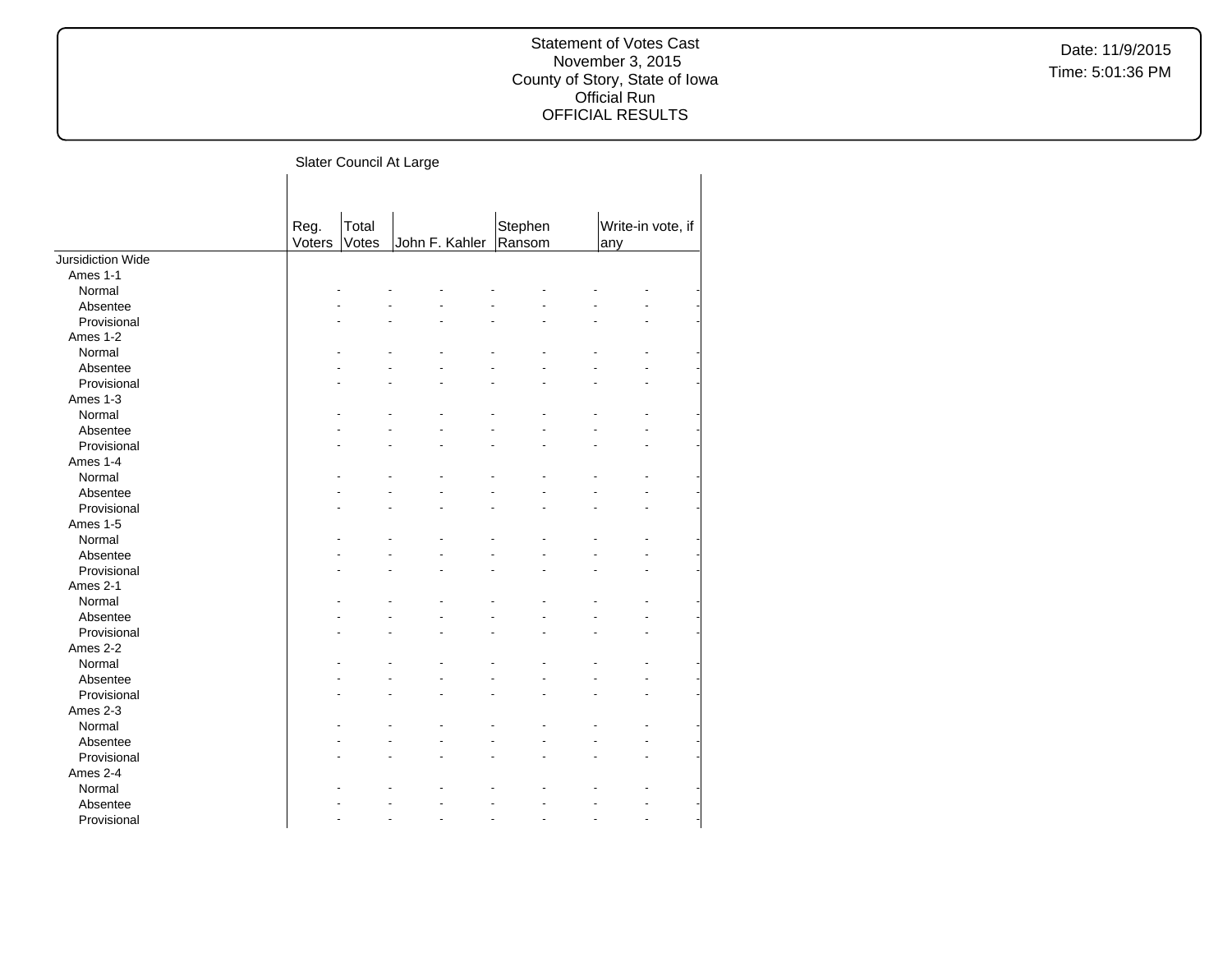## Slater Council At Large

| | Reg. Voters | Total Votes | John F. Kahler | | Stephen Ransom | | Write-in vote, if any | |
|---|---|---|---|---|---|---|---|---|
| Jursidiction Wide | | | | | | | | |
| Ames 1-1 | | | | | | | | |
| Normal | - | - | - | - | - | - | - | - |
| Absentee | - | - | - | - | - | - | - | - |
| Provisional | - | - | - | - | - | - | - | - |
| Ames 1-2 | | | | | | | | |
| Normal | - | - | - | - | - | - | - | - |
| Absentee | - | - | - | - | - | - | - | - |
| Provisional | - | - | - | - | - | - | - | - |
| Ames 1-3 | | | | | | | | |
| Normal | - | - | - | - | - | - | - | - |
| Absentee | - | - | - | - | - | - | - | - |
| Provisional | - | - | - | - | - | - | - | - |
| Ames 1-4 | | | | | | | | |
| Normal | - | - | - | - | - | - | - | - |
| Absentee | - | - | - | - | - | - | - | - |
| Provisional | - | - | - | - | - | - | - | - |
| Ames 1-5 | | | | | | | | |
| Normal | - | - | - | - | - | - | - | - |
| Absentee | - | - | - | - | - | - | - | - |
| Provisional | - | - | - | - | - | - | - | - |
| Ames 2-1 | | | | | | | | |
| Normal | - | - | - | - | - | - | - | - |
| Absentee | - | - | - | - | - | - | - | - |
| Provisional | - | - | - | - | - | - | - | - |
| Ames 2-2 | | | | | | | | |
| Normal | - | - | - | - | - | - | - | - |
| Absentee | - | - | - | - | - | - | - | - |
| Provisional | - | - | - | - | - | - | - | - |
| Ames 2-3 | | | | | | | | |
| Normal | - | - | - | - | - | - | - | - |
| Absentee | - | - | - | - | - | - | - | - |
| Provisional | - | - | - | - | - | - | - | - |
| Ames 2-4 | | | | | | | | |
| Normal | - | - | - | - | - | - | - | - |
| Absentee | - | - | - | - | - | - | - | - |
| Provisional | - | - | - | - | - | - | - | - |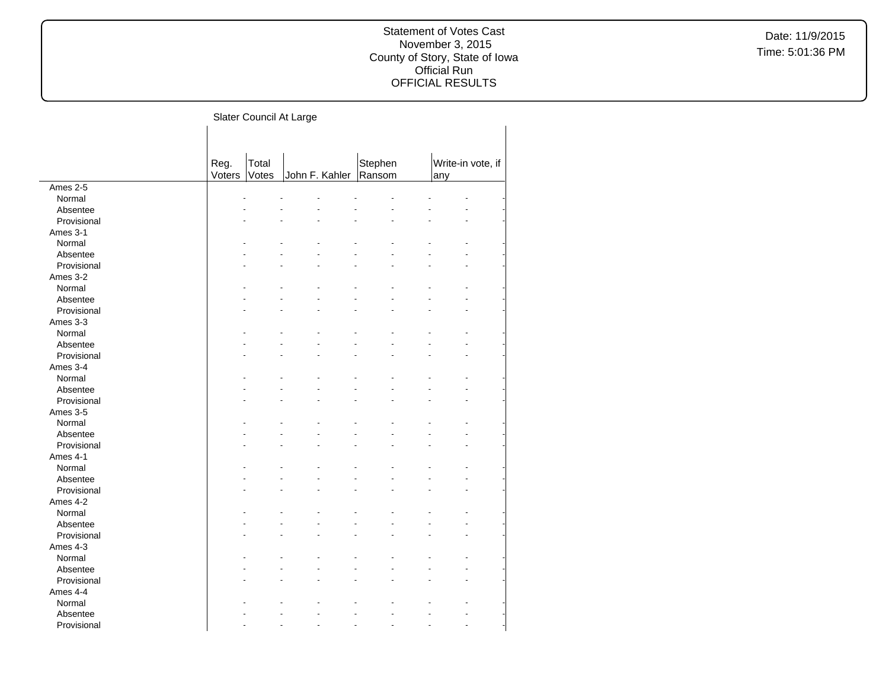## Slater Council At Large

| | Reg. Voters | Total Votes | John F. Kahler | | Stephen Ransom | | Write-in vote, if any | |
|---|---|---|---|---|---|---|---|---|
| Ames 2-5 | | | | | | | | |
| Normal | - | - | - | - | - | - | - | - |
| Absentee | - | - | - | - | - | - | - | - |
| Provisional | - | - | - | - | - | - | - | - |
| Ames 3-1 | | | | | | | | |
| Normal | - | - | - | - | - | - | - | - |
| Absentee | - | - | - | - | - | - | - | - |
| Provisional | - | - | - | - | - | - | - | - |
| Ames 3-2 | | | | | | | | |
| Normal | - | - | - | - | - | - | - | - |
| Absentee | - | - | - | - | - | - | - | - |
| Provisional | - | - | - | - | - | - | - | - |
| Ames 3-3 | | | | | | | | |
| Normal | - | - | - | - | - | - | - | - |
| Absentee | - | - | - | - | - | - | - | - |
| Provisional | - | - | - | - | - | - | - | - |
| Ames 3-4 | | | | | | | | |
| Normal | - | - | - | - | - | - | - | - |
| Absentee | - | - | - | - | - | - | - | - |
| Provisional | - | - | - | - | - | - | - | - |
| Ames 3-5 | | | | | | | | |
| Normal | - | - | - | - | - | - | - | - |
| Absentee | - | - | - | - | - | - | - | - |
| Provisional | - | - | - | - | - | - | - | - |
| Ames 4-1 | | | | | | | | |
| Normal | - | - | - | - | - | - | - | - |
| Absentee | - | - | - | - | - | - | - | - |
| Provisional | - | - | - | - | - | - | - | - |
| Ames 4-2 | | | | | | | | |
| Normal | - | - | - | - | - | - | - | - |
| Absentee | - | - | - | - | - | - | - | - |
| Provisional | - | - | - | - | - | - | - | - |
| Ames 4-3 | | | | | | | | |
| Normal | - | - | - | - | - | - | - | - |
| Absentee | - | - | - | - | - | - | - | - |
| Provisional | - | - | - | - | - | - | - | - |
| Ames 4-4 | | | | | | | | |
| Normal | - | - | - | - | - | - | - | - |
| Absentee | - | - | - | - | - | - | - | - |
| Provisional | - | - | - | - | - | - | - | - |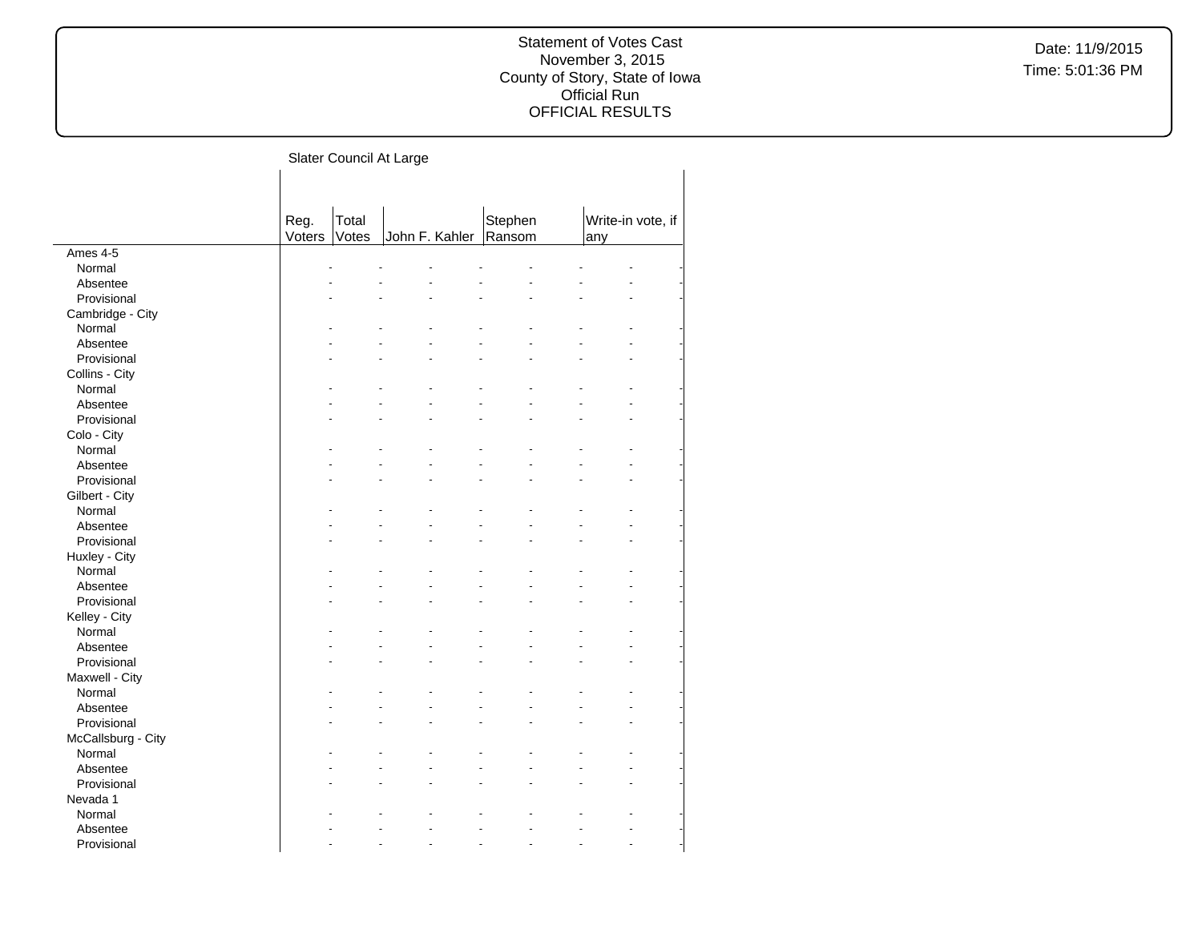## Slater Council At Large

| | Reg. Voters | Total Votes | John F. Kahler | | Stephen Ransom | | Write-in vote, if any | |
|---|---|---|---|---|---|---|---|---|
| Ames 4-5 | | | | | | | | |
| Normal | - | - | - | - | - | - | - | - |
| Absentee | - | - | - | - | - | - | - | - |
| Provisional | - | - | - | - | - | - | - | - |
| Cambridge - City | | | | | | | | |
| Normal | - | - | - | - | - | - | - | - |
| Absentee | - | - | - | - | - | - | - | - |
| Provisional | - | - | - | - | - | - | - | - |
| Collins - City | | | | | | | | |
| Normal | - | - | - | - | - | - | - | - |
| Absentee | - | - | - | - | - | - | - | - |
| Provisional | - | - | - | - | - | - | - | - |
| Colo - City | | | | | | | | |
| Normal | - | - | - | - | - | - | - | - |
| Absentee | - | - | - | - | - | - | - | - |
| Provisional | - | - | - | - | - | - | - | - |
| Gilbert - City | | | | | | | | |
| Normal | - | - | - | - | - | - | - | - |
| Absentee | - | - | - | - | - | - | - | - |
| Provisional | - | - | - | - | - | - | - | - |
| Huxley - City | | | | | | | | |
| Normal | - | - | - | - | - | - | - | - |
| Absentee | - | - | - | - | - | - | - | - |
| Provisional | - | - | - | - | - | - | - | - |
| Kelley - City | | | | | | | | |
| Normal | - | - | - | - | - | - | - | - |
| Absentee | - | - | - | - | - | - | - | - |
| Provisional | - | - | - | - | - | - | - | - |
| Maxwell - City | | | | | | | | |
| Normal | - | - | - | - | - | - | - | - |
| Absentee | - | - | - | - | - | - | - | - |
| Provisional | - | - | - | - | - | - | - | - |
| McCallsburg - City | | | | | | | | |
| Normal | - | - | - | - | - | - | - | - |
| Absentee | - | - | - | - | - | - | - | - |
| Provisional | - | - | - | - | - | - | - | - |
| Nevada 1 | | | | | | | | |
| Normal | - | - | - | - | - | - | - | - |
| Absentee | - | - | - | - | - | - | - | - |
| Provisional | - | - | - | - | - | - | - | - |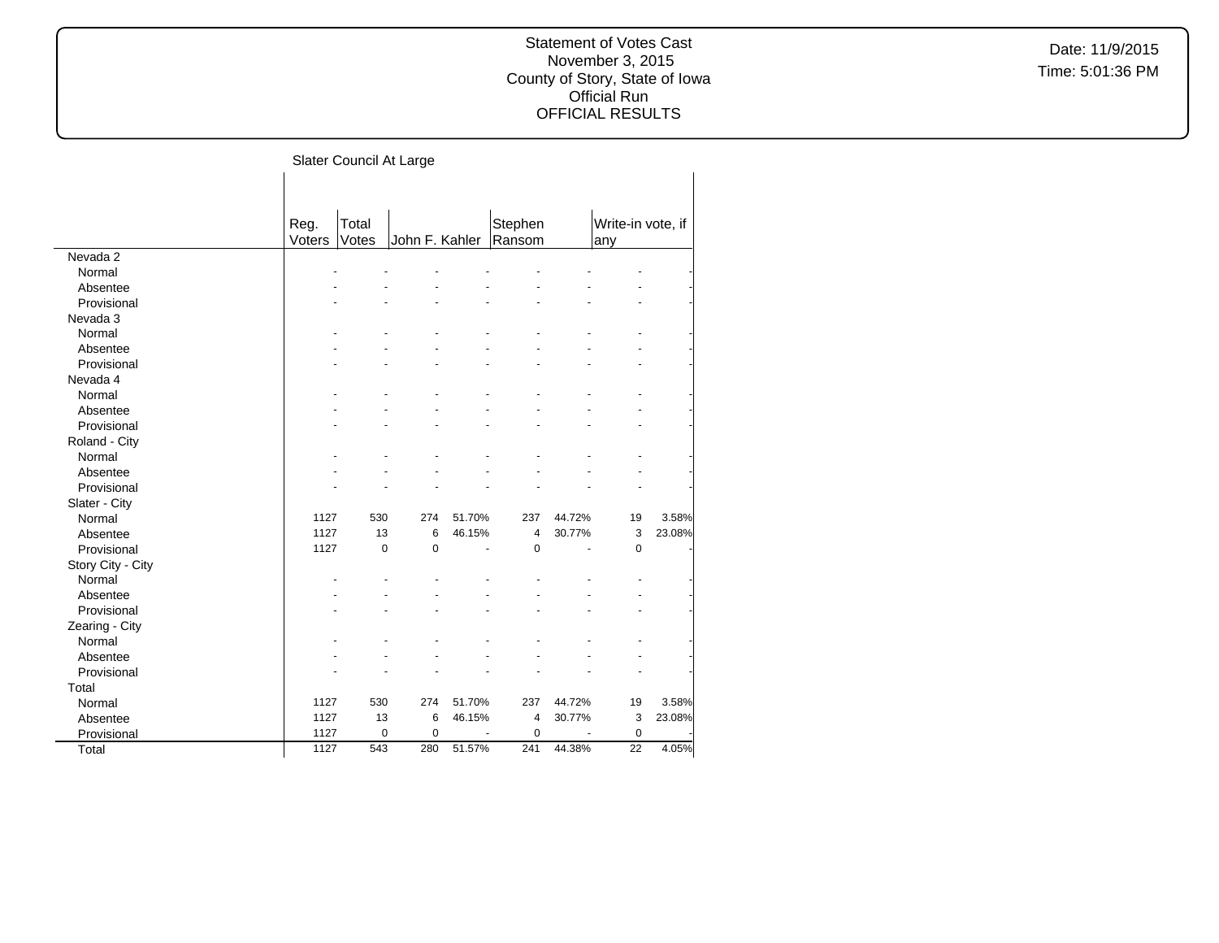Statement of Votes Cast
November 3, 2015
County of Story, State of Iowa
Official Run
OFFICIAL RESULTS

Date: 11/9/2015
Time: 5:01:36 PM

## Slater Council At Large

| | Reg. Voters | Total Votes | John F. Kahler | | Stephen Ransom | | Write-in vote, if any | |
|---|---|---|---|---|---|---|---|---|
| **Nevada 2** | | | | | | | | |
| Normal | - | - | - | - | - | - | - | - |
| Absentee | - | - | - | - | - | - | - | - |
| Provisional | - | - | - | - | - | - | - | - |
| **Nevada 3** | | | | | | | | |
| Normal | - | - | - | - | - | - | - | - |
| Absentee | - | - | - | - | - | - | - | - |
| Provisional | - | - | - | - | - | - | - | - |
| **Nevada 4** | | | | | | | | |
| Normal | - | - | - | - | - | - | - | - |
| Absentee | - | - | - | - | - | - | - | - |
| Provisional | - | - | - | - | - | - | - | - |
| **Roland - City** | | | | | | | | |
| Normal | - | - | - | - | - | - | - | - |
| Absentee | - | - | - | - | - | - | - | - |
| Provisional | - | - | - | - | - | - | - | - |
| **Slater - City** | | | | | | | | |
| Normal | 1127 | 530 | 274 | 51.70% | 237 | 44.72% | 19 | 3.58% |
| Absentee | 1127 | 13 | 6 | 46.15% | 4 | 30.77% | 3 | 23.08% |
| Provisional | 1127 | 0 | 0 | - | 0 | - | 0 | - |
| **Story City - City** | | | | | | | | |
| Normal | - | - | - | - | - | - | - | - |
| Absentee | - | - | - | - | - | - | - | - |
| Provisional | - | - | - | - | - | - | - | - |
| **Zearing - City** | | | | | | | | |
| Normal | - | - | - | - | - | - | - | - |
| Absentee | - | - | - | - | - | - | - | - |
| Provisional | - | - | - | - | - | - | - | - |
| **Total** | | | | | | | | |
| Normal | 1127 | 530 | 274 | 51.70% | 237 | 44.72% | 19 | 3.58% |
| Absentee | 1127 | 13 | 6 | 46.15% | 4 | 30.77% | 3 | 23.08% |
| Provisional | 1127 | 0 | 0 | - | 0 | - | 0 | - |
| Total | 1127 | 543 | 280 | 51.57% | 241 | 44.38% | 22 | 4.05% |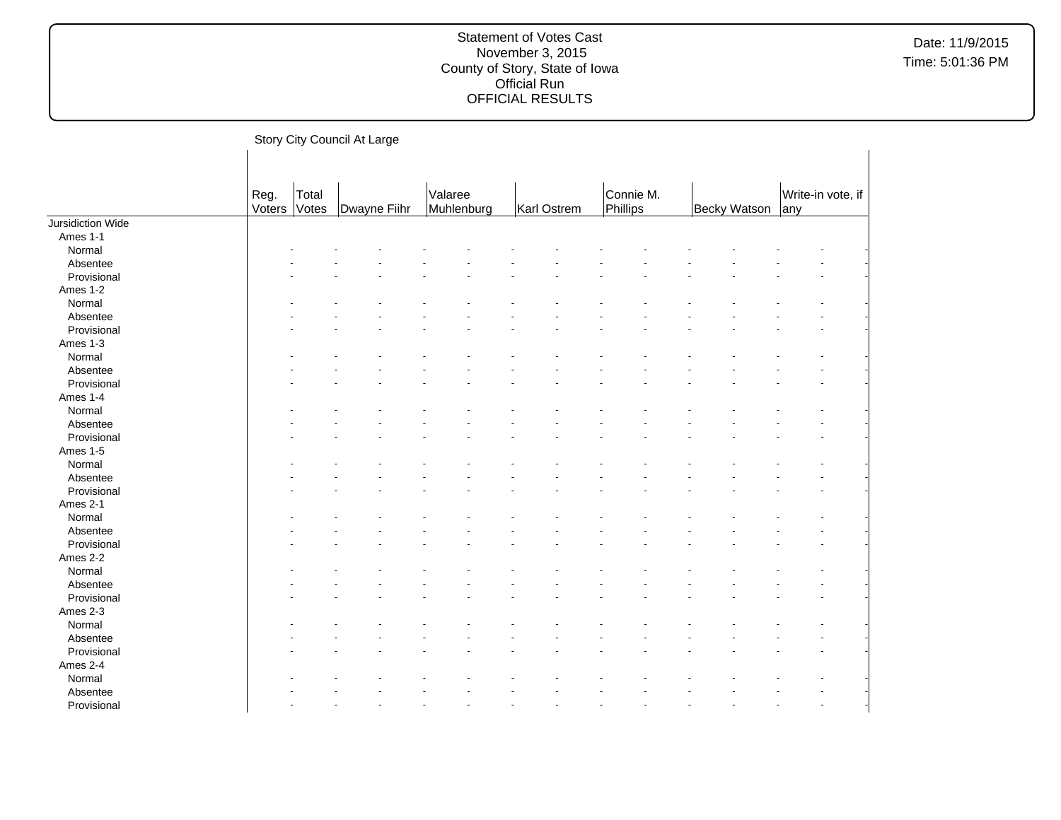Story City Council At Large

| | Reg. Voters | Total Votes | Dwayne Fiihr | | Valaree Muhlenburg | | Karl Ostrem | | Connie M. Phillips | | Becky Watson | | Write-in vote, if any | |
|---|---|---|---|---|---|---|---|---|---|---|---|---|---|---|
| Jursidiction Wide | | | | | | | | | | | | | | |
| Ames 1-1 | | | | | | | | | | | | | | |
| Normal | - | - | - | - | - | - | - | - | - | - | - | - | - | - |
| Absentee | - | - | - | - | - | - | - | - | - | - | - | - | - | - |
| Provisional | - | - | - | - | - | - | - | - | - | - | - | - | - | - |
| Ames 1-2 | | | | | | | | | | | | | | |
| Normal | - | - | - | - | - | - | - | - | - | - | - | - | - | - |
| Absentee | - | - | - | - | - | - | - | - | - | - | - | - | - | - |
| Provisional | - | - | - | - | - | - | - | - | - | - | - | - | - | - |
| Ames 1-3 | | | | | | | | | | | | | | |
| Normal | - | - | - | - | - | - | - | - | - | - | - | - | - | - |
| Absentee | - | - | - | - | - | - | - | - | - | - | - | - | - | - |
| Provisional | - | - | - | - | - | - | - | - | - | - | - | - | - | - |
| Ames 1-4 | | | | | | | | | | | | | | |
| Normal | - | - | - | - | - | - | - | - | - | - | - | - | - | - |
| Absentee | - | - | - | - | - | - | - | - | - | - | - | - | - | - |
| Provisional | - | - | - | - | - | - | - | - | - | - | - | - | - | - |
| Ames 1-5 | | | | | | | | | | | | | | |
| Normal | - | - | - | - | - | - | - | - | - | - | - | - | - | - |
| Absentee | - | - | - | - | - | - | - | - | - | - | - | - | - | - |
| Provisional | - | - | - | - | - | - | - | - | - | - | - | - | - | - |
| Ames 2-1 | | | | | | | | | | | | | | |
| Normal | - | - | - | - | - | - | - | - | - | - | - | - | - | - |
| Absentee | - | - | - | - | - | - | - | - | - | - | - | - | - | - |
| Provisional | - | - | - | - | - | - | - | - | - | - | - | - | - | - |
| Ames 2-2 | | | | | | | | | | | | | | |
| Normal | - | - | - | - | - | - | - | - | - | - | - | - | - | - |
| Absentee | - | - | - | - | - | - | - | - | - | - | - | - | - | - |
| Provisional | - | - | - | - | - | - | - | - | - | - | - | - | - | - |
| Ames 2-3 | | | | | | | | | | | | | | |
| Normal | - | - | - | - | - | - | - | - | - | - | - | - | - | - |
| Absentee | - | - | - | - | - | - | - | - | - | - | - | - | - | - |
| Provisional | - | - | - | - | - | - | - | - | - | - | - | - | - | - |
| Ames 2-4 | | | | | | | | | | | | | | |
| Normal | - | - | - | - | - | - | - | - | - | - | - | - | - | - |
| Absentee | - | - | - | - | - | - | - | - | - | - | - | - | - | - |
| Provisional | - | - | - | - | - | - | - | - | - | - | - | - | - | - |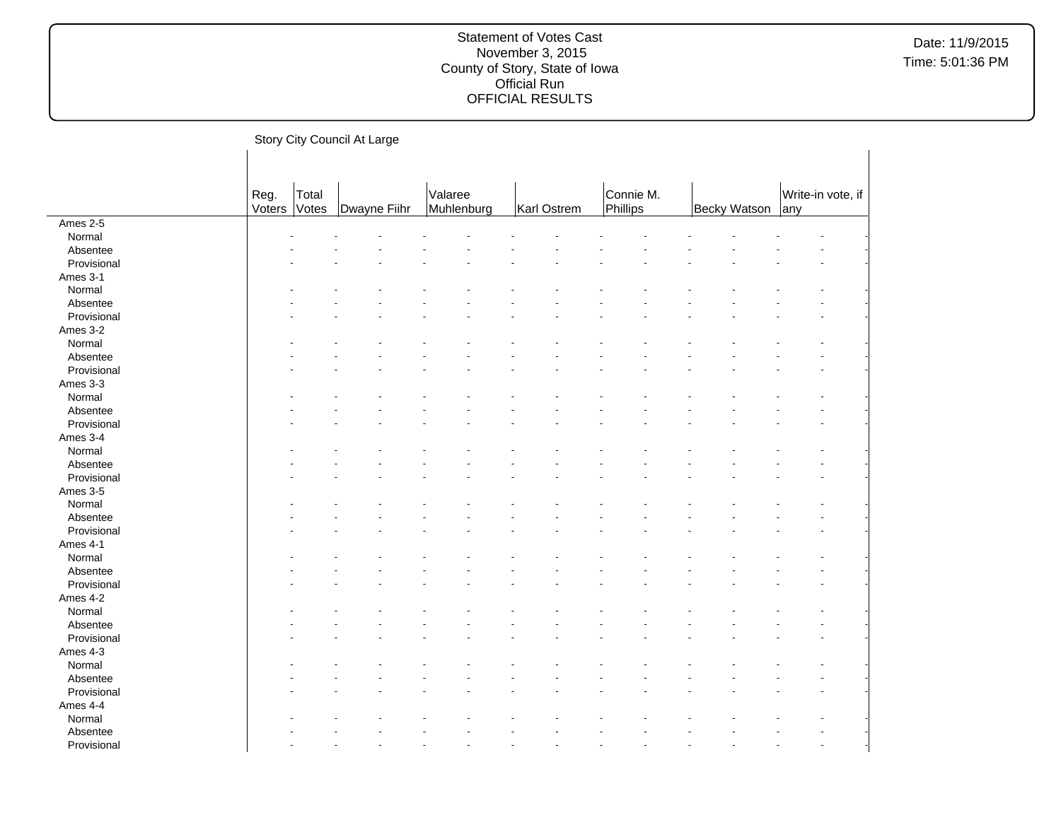Story City Council At Large

| | Reg. Voters | Total Votes | Dwayne Fiihr | | Valaree Muhlenburg | | Karl Ostrem | | Connie M. Phillips | | Becky Watson | | Write-in vote, if any | |
|---|---|---|---|---|---|---|---|---|---|---|---|---|---|---|
| Ames 2-5 | | | | | | | | | | | | | | |
| Normal | - | - | - | - | - | - | - | - | - | - | - | - | - | - |
| Absentee | - | - | - | - | - | - | - | - | - | - | - | - | - | - |
| Provisional | - | - | - | - | - | - | - | - | - | - | - | - | - | - |
| Ames 3-1 | | | | | | | | | | | | | | |
| Normal | - | - | - | - | - | - | - | - | - | - | - | - | - | - |
| Absentee | - | - | - | - | - | - | - | - | - | - | - | - | - | - |
| Provisional | - | - | - | - | - | - | - | - | - | - | - | - | - | - |
| Ames 3-2 | | | | | | | | | | | | | | |
| Normal | - | - | - | - | - | - | - | - | - | - | - | - | - | - |
| Absentee | - | - | - | - | - | - | - | - | - | - | - | - | - | - |
| Provisional | - | - | - | - | - | - | - | - | - | - | - | - | - | - |
| Ames 3-3 | | | | | | | | | | | | | | |
| Normal | - | - | - | - | - | - | - | - | - | - | - | - | - | - |
| Absentee | - | - | - | - | - | - | - | - | - | - | - | - | - | - |
| Provisional | - | - | - | - | - | - | - | - | - | - | - | - | - | - |
| Ames 3-4 | | | | | | | | | | | | | | |
| Normal | - | - | - | - | - | - | - | - | - | - | - | - | - | - |
| Absentee | - | - | - | - | - | - | - | - | - | - | - | - | - | - |
| Provisional | - | - | - | - | - | - | - | - | - | - | - | - | - | - |
| Ames 3-5 | | | | | | | | | | | | | | |
| Normal | - | - | - | - | - | - | - | - | - | - | - | - | - | - |
| Absentee | - | - | - | - | - | - | - | - | - | - | - | - | - | - |
| Provisional | - | - | - | - | - | - | - | - | - | - | - | - | - | - |
| Ames 4-1 | | | | | | | | | | | | | | |
| Normal | - | - | - | - | - | - | - | - | - | - | - | - | - | - |
| Absentee | - | - | - | - | - | - | - | - | - | - | - | - | - | - |
| Provisional | - | - | - | - | - | - | - | - | - | - | - | - | - | - |
| Ames 4-2 | | | | | | | | | | | | | | |
| Normal | - | - | - | - | - | - | - | - | - | - | - | - | - | - |
| Absentee | - | - | - | - | - | - | - | - | - | - | - | - | - | - |
| Provisional | - | - | - | - | - | - | - | - | - | - | - | - | - | - |
| Ames 4-3 | | | | | | | | | | | | | | |
| Normal | - | - | - | - | - | - | - | - | - | - | - | - | - | - |
| Absentee | - | - | - | - | - | - | - | - | - | - | - | - | - | - |
| Provisional | - | - | - | - | - | - | - | - | - | - | - | - | - | - |
| Ames 4-4 | | | | | | | | | | | | | | |
| Normal | - | - | - | - | - | - | - | - | - | - | - | - | - | - |
| Absentee | - | - | - | - | - | - | - | - | - | - | - | - | - | - |
| Provisional | - | - | - | - | - | - | - | - | - | - | - | - | - | - |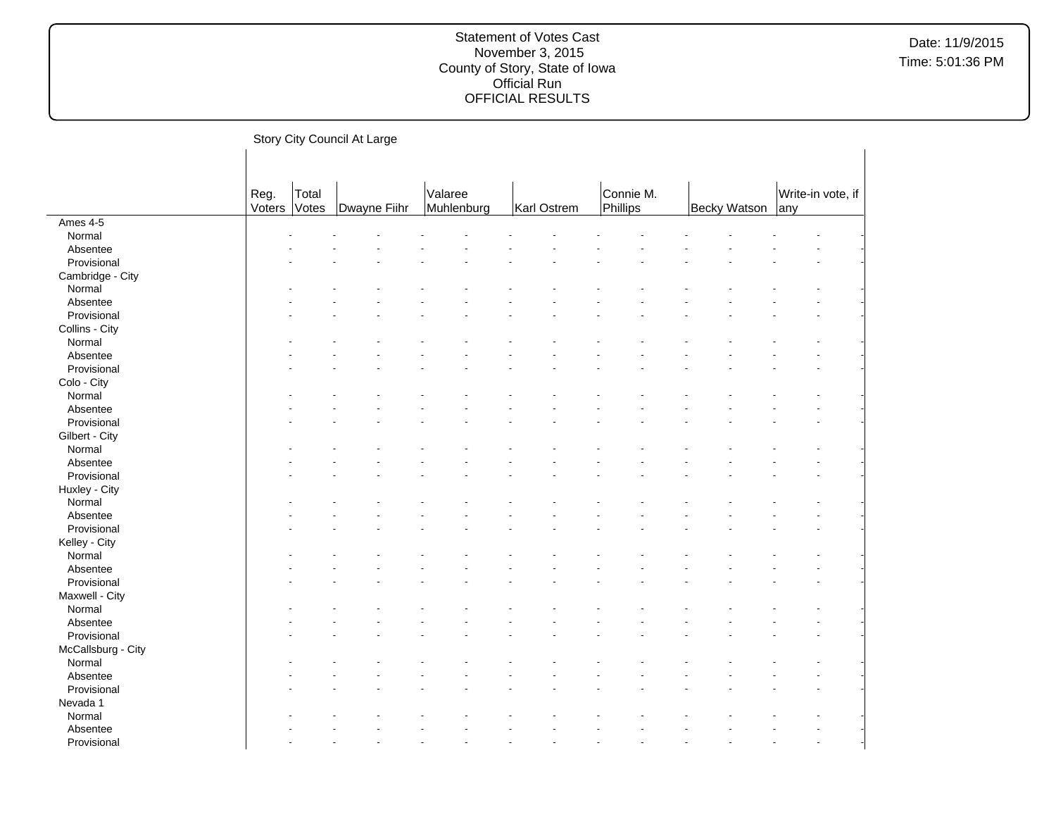Story City Council At Large

| | Reg. Voters | Total Votes | Dwayne Fiihr | | Valaree Muhlenburg | | Karl Ostrem | | Connie M. Phillips | | Becky Watson | | Write-in vote, if any | |
|---|---|---|---|---|---|---|---|---|---|---|---|---|---|---|
| Ames 4-5 | | | | | | | | | | | | | | |
| Normal | - | - | - | - | - | - | - | - | - | - | - | - | - | - |
| Absentee | - | - | - | - | - | - | - | - | - | - | - | - | - | - |
| Provisional | - | - | - | - | - | - | - | - | - | - | - | - | - | - |
| Cambridge - City | | | | | | | | | | | | | | |
| Normal | - | - | - | - | - | - | - | - | - | - | - | - | - | - |
| Absentee | - | - | - | - | - | - | - | - | - | - | - | - | - | - |
| Provisional | - | - | - | - | - | - | - | - | - | - | - | - | - | - |
| Collins - City | | | | | | | | | | | | | | |
| Normal | - | - | - | - | - | - | - | - | - | - | - | - | - | - |
| Absentee | - | - | - | - | - | - | - | - | - | - | - | - | - | - |
| Provisional | - | - | - | - | - | - | - | - | - | - | - | - | - | - |
| Colo - City | | | | | | | | | | | | | | |
| Normal | - | - | - | - | - | - | - | - | - | - | - | - | - | - |
| Absentee | - | - | - | - | - | - | - | - | - | - | - | - | - | - |
| Provisional | - | - | - | - | - | - | - | - | - | - | - | - | - | - |
| Gilbert - City | | | | | | | | | | | | | | |
| Normal | - | - | - | - | - | - | - | - | - | - | - | - | - | - |
| Absentee | - | - | - | - | - | - | - | - | - | - | - | - | - | - |
| Provisional | - | - | - | - | - | - | - | - | - | - | - | - | - | - |
| Huxley - City | | | | | | | | | | | | | | |
| Normal | - | - | - | - | - | - | - | - | - | - | - | - | - | - |
| Absentee | - | - | - | - | - | - | - | - | - | - | - | - | - | - |
| Provisional | - | - | - | - | - | - | - | - | - | - | - | - | - | - |
| Kelley - City | | | | | | | | | | | | | | |
| Normal | - | - | - | - | - | - | - | - | - | - | - | - | - | - |
| Absentee | - | - | - | - | - | - | - | - | - | - | - | - | - | - |
| Provisional | - | - | - | - | - | - | - | - | - | - | - | - | - | - |
| Maxwell - City | | | | | | | | | | | | | | |
| Normal | - | - | - | - | - | - | - | - | - | - | - | - | - | - |
| Absentee | - | - | - | - | - | - | - | - | - | - | - | - | - | - |
| Provisional | - | - | - | - | - | - | - | - | - | - | - | - | - | - |
| McCallsburg - City | | | | | | | | | | | | | | |
| Normal | - | - | - | - | - | - | - | - | - | - | - | - | - | - |
| Absentee | - | - | - | - | - | - | - | - | - | - | - | - | - | - |
| Provisional | - | - | - | - | - | - | - | - | - | - | - | - | - | - |
| Nevada 1 | | | | | | | | | | | | | | |
| Normal | - | - | - | - | - | - | - | - | - | - | - | - | - | - |
| Absentee | - | - | - | - | - | - | - | - | - | - | - | - | - | - |
| Provisional | - | - | - | - | - | - | - | - | - | - | - | - | - | - |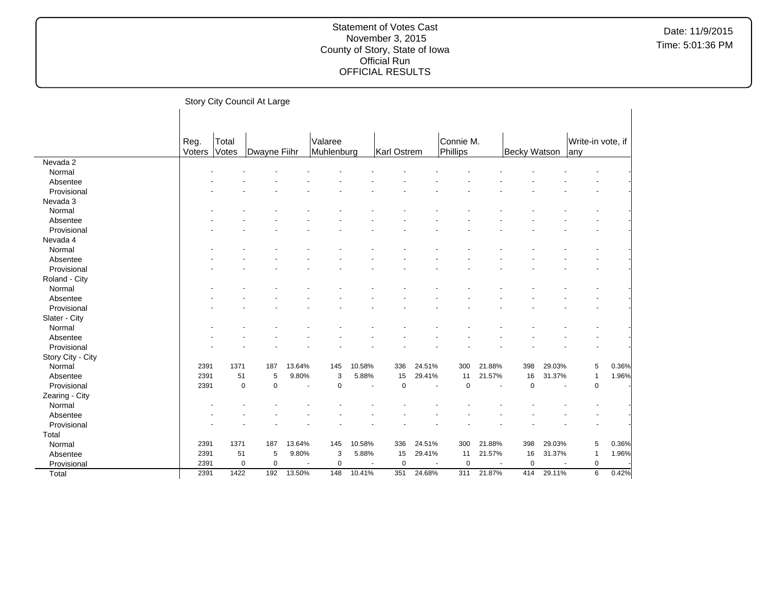Statement of Votes Cast
November 3, 2015
County of Story, State of Iowa
Official Run
OFFICIAL RESULTS

Date: 11/9/2015
Time: 5:01:36 PM

## Story City Council At Large

| | Reg. Voters | Total Votes | Dwayne Fiihr | | Valaree Muhlenburg | | Karl Ostrem | | Connie M. Phillips | | Becky Watson | | Write-in vote, if any | |
|---|---|---|---|---|---|---|---|---|---|---|---|---|---|---|
| Nevada 2 | | | | | | | | | | | | | | |
| Normal | - | - | - | - | - | - | - | - | - | - | - | - | - | - |
| Absentee | - | - | - | - | - | - | - | - | - | - | - | - | - | - |
| Provisional | - | - | - | - | - | - | - | - | - | - | - | - | - | - |
| Nevada 3 | | | | | | | | | | | | | | |
| Normal | - | - | - | - | - | - | - | - | - | - | - | - | - | - |
| Absentee | - | - | - | - | - | - | - | - | - | - | - | - | - | - |
| Provisional | - | - | - | - | - | - | - | - | - | - | - | - | - | - |
| Nevada 4 | | | | | | | | | | | | | | |
| Normal | - | - | - | - | - | - | - | - | - | - | - | - | - | - |
| Absentee | - | - | - | - | - | - | - | - | - | - | - | - | - | - |
| Provisional | - | - | - | - | - | - | - | - | - | - | - | - | - | - |
| Roland - City | | | | | | | | | | | | | | |
| Normal | - | - | - | - | - | - | - | - | - | - | - | - | - | - |
| Absentee | - | - | - | - | - | - | - | - | - | - | - | - | - | - |
| Provisional | - | - | - | - | - | - | - | - | - | - | - | - | - | - |
| Slater - City | | | | | | | | | | | | | | |
| Normal | - | - | - | - | - | - | - | - | - | - | - | - | - | - |
| Absentee | - | - | - | - | - | - | - | - | - | - | - | - | - | - |
| Provisional | - | - | - | - | - | - | - | - | - | - | - | - | - | - |
| Story City - City | | | | | | | | | | | | | | |
| Normal | 2391 | 1371 | 187 | 13.64% | 145 | 10.58% | 336 | 24.51% | 300 | 21.88% | 398 | 29.03% | 5 | 0.36% |
| Absentee | 2391 | 51 | 5 | 9.80% | 3 | 5.88% | 15 | 29.41% | 11 | 21.57% | 16 | 31.37% | 1 | 1.96% |
| Provisional | 2391 | 0 | 0 | - | 0 | - | 0 | - | 0 | - | 0 | - | 0 | - |
| Zearing - City | | | | | | | | | | | | | | |
| Normal | - | - | - | - | - | - | - | - | - | - | - | - | - | - |
| Absentee | - | - | - | - | - | - | - | - | - | - | - | - | - | - |
| Provisional | - | - | - | - | - | - | - | - | - | - | - | - | - | - |
| Total | | | | | | | | | | | | | | |
| Normal | 2391 | 1371 | 187 | 13.64% | 145 | 10.58% | 336 | 24.51% | 300 | 21.88% | 398 | 29.03% | 5 | 0.36% |
| Absentee | 2391 | 51 | 5 | 9.80% | 3 | 5.88% | 15 | 29.41% | 11 | 21.57% | 16 | 31.37% | 1 | 1.96% |
| Provisional | 2391 | 0 | 0 | - | 0 | - | 0 | - | 0 | - | 0 | - | 0 | - |
| Total | 2391 | 1422 | 192 | 13.50% | 148 | 10.41% | 351 | 24.68% | 311 | 21.87% | 414 | 29.11% | 6 | 0.42% |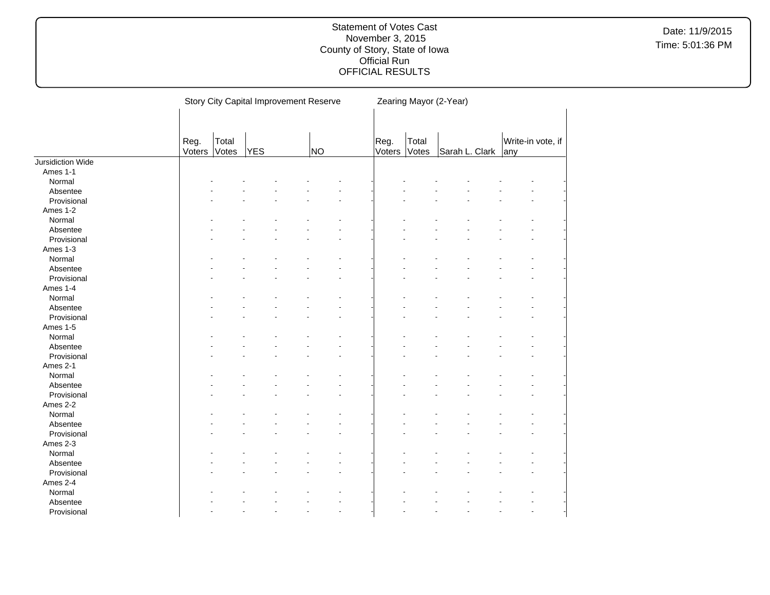| | Story City Capital Improvement Reserve | | | | | | Zearing Mayor (2-Year) | | | | | |
|---|---|---|---|---|---|---|---|---|---|---|---|---|
| | Reg. Voters | Total Votes | YES | | NO | | Reg. Voters | Total Votes | Sarah L. Clark | | Write-in vote, if any | |
| Jursidiction Wide | | | | | | | | | | | | |
| Ames 1-1 | | | | | | | | | | | | |
| Normal | - | - | - | - | - | - | - | - | - | - | - | - |
| Absentee | - | - | - | - | - | - | - | - | - | - | - | - |
| Provisional | - | - | - | - | - | - | - | - | - | - | - | - |
| Ames 1-2 | | | | | | | | | | | | |
| Normal | - | - | - | - | - | - | - | - | - | - | - | - |
| Absentee | - | - | - | - | - | - | - | - | - | - | - | - |
| Provisional | - | - | - | - | - | - | - | - | - | - | - | - |
| Ames 1-3 | | | | | | | | | | | | |
| Normal | - | - | - | - | - | - | - | - | - | - | - | - |
| Absentee | - | - | - | - | - | - | - | - | - | - | - | - |
| Provisional | - | - | - | - | - | - | - | - | - | - | - | - |
| Ames 1-4 | | | | | | | | | | | | |
| Normal | - | - | - | - | - | - | - | - | - | - | - | - |
| Absentee | - | - | - | - | - | - | - | - | - | - | - | - |
| Provisional | - | - | - | - | - | - | - | - | - | - | - | - |
| Ames 1-5 | | | | | | | | | | | | |
| Normal | - | - | - | - | - | - | - | - | - | - | - | - |
| Absentee | - | - | - | - | - | - | - | - | - | - | - | - |
| Provisional | - | - | - | - | - | - | - | - | - | - | - | - |
| Ames 2-1 | | | | | | | | | | | | |
| Normal | - | - | - | - | - | - | - | - | - | - | - | - |
| Absentee | - | - | - | - | - | - | - | - | - | - | - | - |
| Provisional | - | - | - | - | - | - | - | - | - | - | - | - |
| Ames 2-2 | | | | | | | | | | | | |
| Normal | - | - | - | - | - | - | - | - | - | - | - | - |
| Absentee | - | - | - | - | - | - | - | - | - | - | - | - |
| Provisional | - | - | - | - | - | - | - | - | - | - | - | - |
| Ames 2-3 | | | | | | | | | | | | |
| Normal | - | - | - | - | - | - | - | - | - | - | - | - |
| Absentee | - | - | - | - | - | - | - | - | - | - | - | - |
| Provisional | - | - | - | - | - | - | - | - | - | - | - | - |
| Ames 2-4 | | | | | | | | | | | | |
| Normal | - | - | - | - | - | - | - | - | - | - | - | - |
| Absentee | - | - | - | - | - | - | - | - | - | - | - | - |
| Provisional | - | - | - | - | - | - | - | - | - | - | - | - |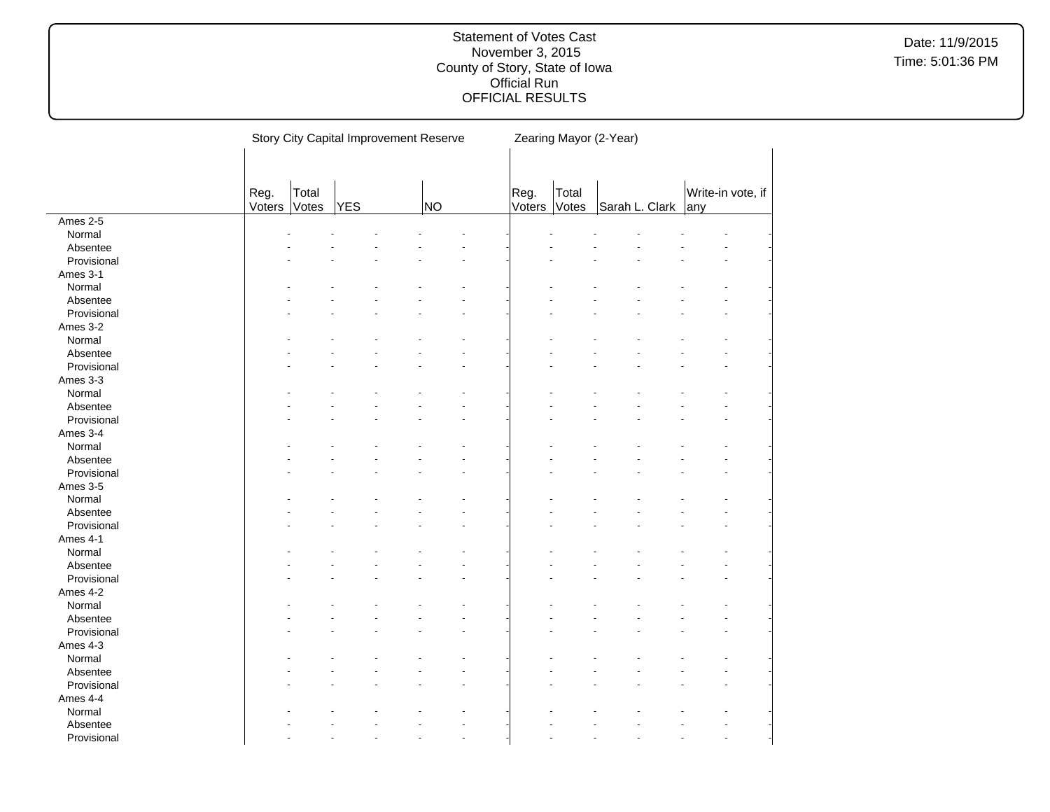Statement of Votes Cast
November 3, 2015
County of Story, State of Iowa
Official Run
OFFICIAL RESULTS

Date: 11/9/2015
Time: 5:01:36 PM

| | Story City Capital Improvement Reserve | | | | Zearing Mayor (2-Year) | | | |
|---|---|---|---|---|---|---|---|---|
| | Reg. Voters | Total Votes | YES | NO | Reg. Voters | Total Votes | Sarah L. Clark | Write-in vote, if any |
| Ames 2-5 | | | | | | | | |
| Normal | - | - | - | - | - | - | - | - |
| Absentee | - | - | - | - | - | - | - | - |
| Provisional | - | - | - | - | - | - | - | - |
| Ames 3-1 | | | | | | | | |
| Normal | - | - | - | - | - | - | - | - |
| Absentee | - | - | - | - | - | - | - | - |
| Provisional | - | - | - | - | - | - | - | - |
| Ames 3-2 | | | | | | | | |
| Normal | - | - | - | - | - | - | - | - |
| Absentee | - | - | - | - | - | - | - | - |
| Provisional | - | - | - | - | - | - | - | - |
| Ames 3-3 | | | | | | | | |
| Normal | - | - | - | - | - | - | - | - |
| Absentee | - | - | - | - | - | - | - | - |
| Provisional | - | - | - | - | - | - | - | - |
| Ames 3-4 | | | | | | | | |
| Normal | - | - | - | - | - | - | - | - |
| Absentee | - | - | - | - | - | - | - | - |
| Provisional | - | - | - | - | - | - | - | - |
| Ames 3-5 | | | | | | | | |
| Normal | - | - | - | - | - | - | - | - |
| Absentee | - | - | - | - | - | - | - | - |
| Provisional | - | - | - | - | - | - | - | - |
| Ames 4-1 | | | | | | | | |
| Normal | - | - | - | - | - | - | - | - |
| Absentee | - | - | - | - | - | - | - | - |
| Provisional | - | - | - | - | - | - | - | - |
| Ames 4-2 | | | | | | | | |
| Normal | - | - | - | - | - | - | - | - |
| Absentee | - | - | - | - | - | - | - | - |
| Provisional | - | - | - | - | - | - | - | - |
| Ames 4-3 | | | | | | | | |
| Normal | - | - | - | - | - | - | - | - |
| Absentee | - | - | - | - | - | - | - | - |
| Provisional | - | - | - | - | - | - | - | - |
| Ames 4-4 | | | | | | | | |
| Normal | - | - | - | - | - | - | - | - |
| Absentee | - | - | - | - | - | - | - | - |
| Provisional | - | - | - | - | - | - | - | - |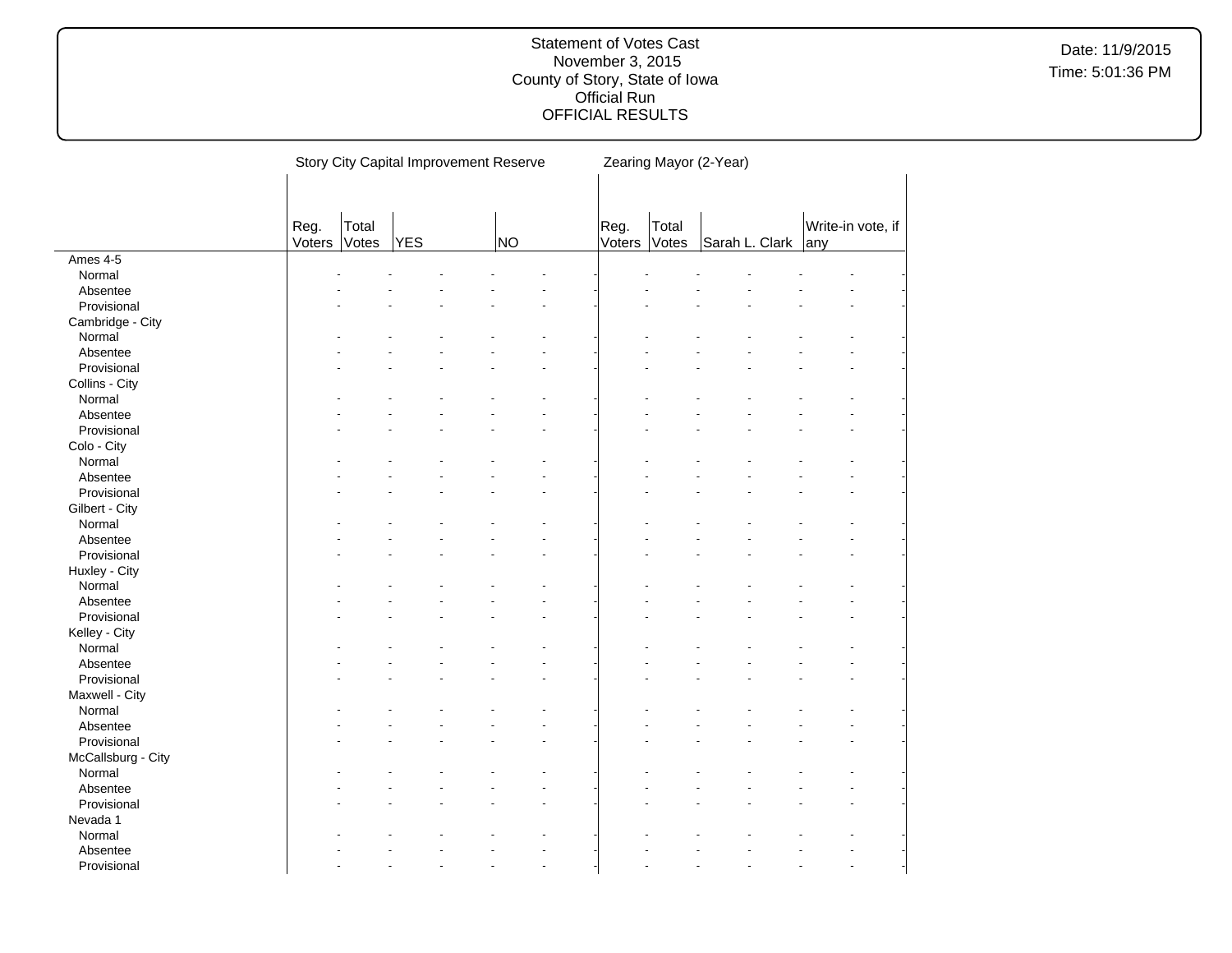Statement of Votes Cast
November 3, 2015
County of Story, State of Iowa
Official Run
OFFICIAL RESULTS

Date: 11/9/2015
Time: 5:01:36 PM

| | Story City Capital Improvement Reserve | | | | | | Zearing Mayor (2-Year) | | | | | |
|---|---|---|---|---|---|---|---|---|---|---|---|---|
| | Reg. Voters | Total Votes | YES | | NO | | Reg. Voters | Total Votes | Sarah L. Clark | | Write-in vote, if any | |
| Ames 4-5 | | | | | | | | | | | | |
| Normal | - | - | - | - | - | - | - | - | - | - | - | - |
| Absentee | - | - | - | - | - | - | - | - | - | - | - | - |
| Provisional | - | - | - | - | - | - | - | - | - | - | - | - |
| Cambridge - City | | | | | | | | | | | | |
| Normal | - | - | - | - | - | - | - | - | - | - | - | - |
| Absentee | - | - | - | - | - | - | - | - | - | - | - | - |
| Provisional | - | - | - | - | - | - | - | - | - | - | - | - |
| Collins - City | | | | | | | | | | | | |
| Normal | - | - | - | - | - | - | - | - | - | - | - | - |
| Absentee | - | - | - | - | - | - | - | - | - | - | - | - |
| Provisional | - | - | - | - | - | - | - | - | - | - | - | - |
| Colo - City | | | | | | | | | | | | |
| Normal | - | - | - | - | - | - | - | - | - | - | - | - |
| Absentee | - | - | - | - | - | - | - | - | - | - | - | - |
| Provisional | - | - | - | - | - | - | - | - | - | - | - | - |
| Gilbert - City | | | | | | | | | | | | |
| Normal | - | - | - | - | - | - | - | - | - | - | - | - |
| Absentee | - | - | - | - | - | - | - | - | - | - | - | - |
| Provisional | - | - | - | - | - | - | - | - | - | - | - | - |
| Huxley - City | | | | | | | | | | | | |
| Normal | - | - | - | - | - | - | - | - | - | - | - | - |
| Absentee | - | - | - | - | - | - | - | - | - | - | - | - |
| Provisional | - | - | - | - | - | - | - | - | - | - | - | - |
| Kelley - City | | | | | | | | | | | | |
| Normal | - | - | - | - | - | - | - | - | - | - | - | - |
| Absentee | - | - | - | - | - | - | - | - | - | - | - | - |
| Provisional | - | - | - | - | - | - | - | - | - | - | - | - |
| Maxwell - City | | | | | | | | | | | | |
| Normal | - | - | - | - | - | - | - | - | - | - | - | - |
| Absentee | - | - | - | - | - | - | - | - | - | - | - | - |
| Provisional | - | - | - | - | - | - | - | - | - | - | - | - |
| McCallsburg - City | | | | | | | | | | | | |
| Normal | - | - | - | - | - | - | - | - | - | - | - | - |
| Absentee | - | - | - | - | - | - | - | - | - | - | - | - |
| Provisional | - | - | - | - | - | - | - | - | - | - | - | - |
| Nevada 1 | | | | | | | | | | | | |
| Normal | - | - | - | - | - | - | - | - | - | - | - | - |
| Absentee | - | - | - | - | - | - | - | - | - | - | - | - |
| Provisional | - | - | - | - | - | - | - | - | - | - | - | - |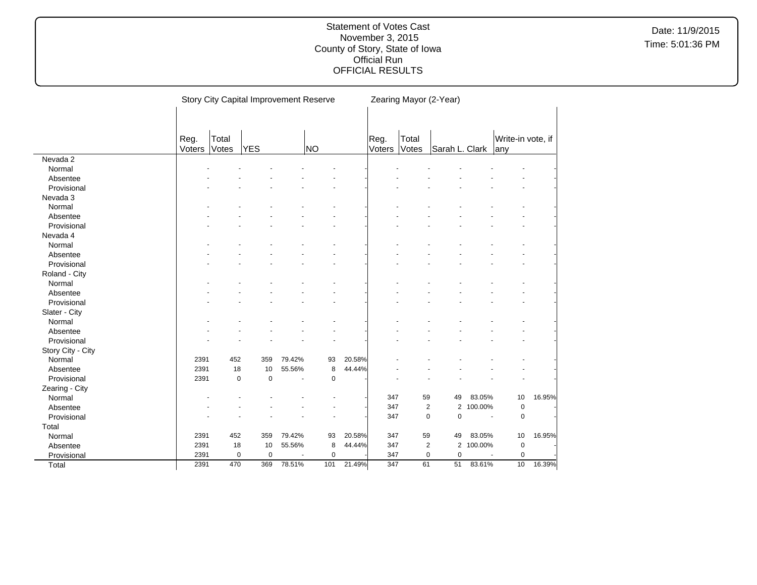Statement of Votes Cast
November 3, 2015
County of Story, State of Iowa
Official Run
OFFICIAL RESULTS

Date: 11/9/2015
Time: 5:01:36 PM

| | Story City Capital Improvement Reserve | | | | | | Zearing Mayor (2-Year) | | | | | |
|---|---|---|---|---|---|---|---|---|---|---|---|---|
| | Reg. Voters | Total Votes | YES | | NO | | Reg. Voters | Total Votes | Sarah L. Clark | | Write-in vote, if any | |
| Nevada 2 | | | | | | | | | | | | |
| Normal | - | - | - | - | - | - | - | - | - | - | - | - |
| Absentee | - | - | - | - | - | - | - | - | - | - | - | - |
| Provisional | - | - | - | - | - | - | - | - | - | - | - | - |
| Nevada 3 | | | | | | | | | | | | |
| Normal | - | - | - | - | - | - | - | - | - | - | - | - |
| Absentee | - | - | - | - | - | - | - | - | - | - | - | - |
| Provisional | - | - | - | - | - | - | - | - | - | - | - | - |
| Nevada 4 | | | | | | | | | | | | |
| Normal | - | - | - | - | - | - | - | - | - | - | - | - |
| Absentee | - | - | - | - | - | - | - | - | - | - | - | - |
| Provisional | - | - | - | - | - | - | - | - | - | - | - | - |
| Roland - City | | | | | | | | | | | | |
| Normal | - | - | - | - | - | - | - | - | - | - | - | - |
| Absentee | - | - | - | - | - | - | - | - | - | - | - | - |
| Provisional | - | - | - | - | - | - | - | - | - | - | - | - |
| Slater - City | | | | | | | | | | | | |
| Normal | - | - | - | - | - | - | - | - | - | - | - | - |
| Absentee | - | - | - | - | - | - | - | - | - | - | - | - |
| Provisional | - | - | - | - | - | - | - | - | - | - | - | - |
| Story City - City | | | | | | | | | | | | |
| Normal | 2391 | 452 | 359 | 79.42% | 93 | 20.58% | - | - | - | - | - | - |
| Absentee | 2391 | 18 | 10 | 55.56% | 8 | 44.44% | - | - | - | - | - | - |
| Provisional | 2391 | 0 | 0 | - | 0 | - | - | - | - | - | - | - |
| Zearing - City | | | | | | | | | | | | |
| Normal | - | - | - | - | - | - | 347 | 59 | 49 | 83.05% | 10 | 16.95% |
| Absentee | - | - | - | - | - | - | 347 | 2 | 2 | 100.00% | 0 | - |
| Provisional | - | - | - | - | - | - | 347 | 0 | 0 | - | 0 | - |
| Total | | | | | | | | | | | | |
| Normal | 2391 | 452 | 359 | 79.42% | 93 | 20.58% | 347 | 59 | 49 | 83.05% | 10 | 16.95% |
| Absentee | 2391 | 18 | 10 | 55.56% | 8 | 44.44% | 347 | 2 | 2 | 100.00% | 0 | - |
| Provisional | 2391 | 0 | 0 | - | 0 | - | 347 | 0 | 0 | - | 0 | - |
| Total | 2391 | 470 | 369 | 78.51% | 101 | 21.49% | 347 | 61 | 51 | 83.61% | 10 | 16.39% |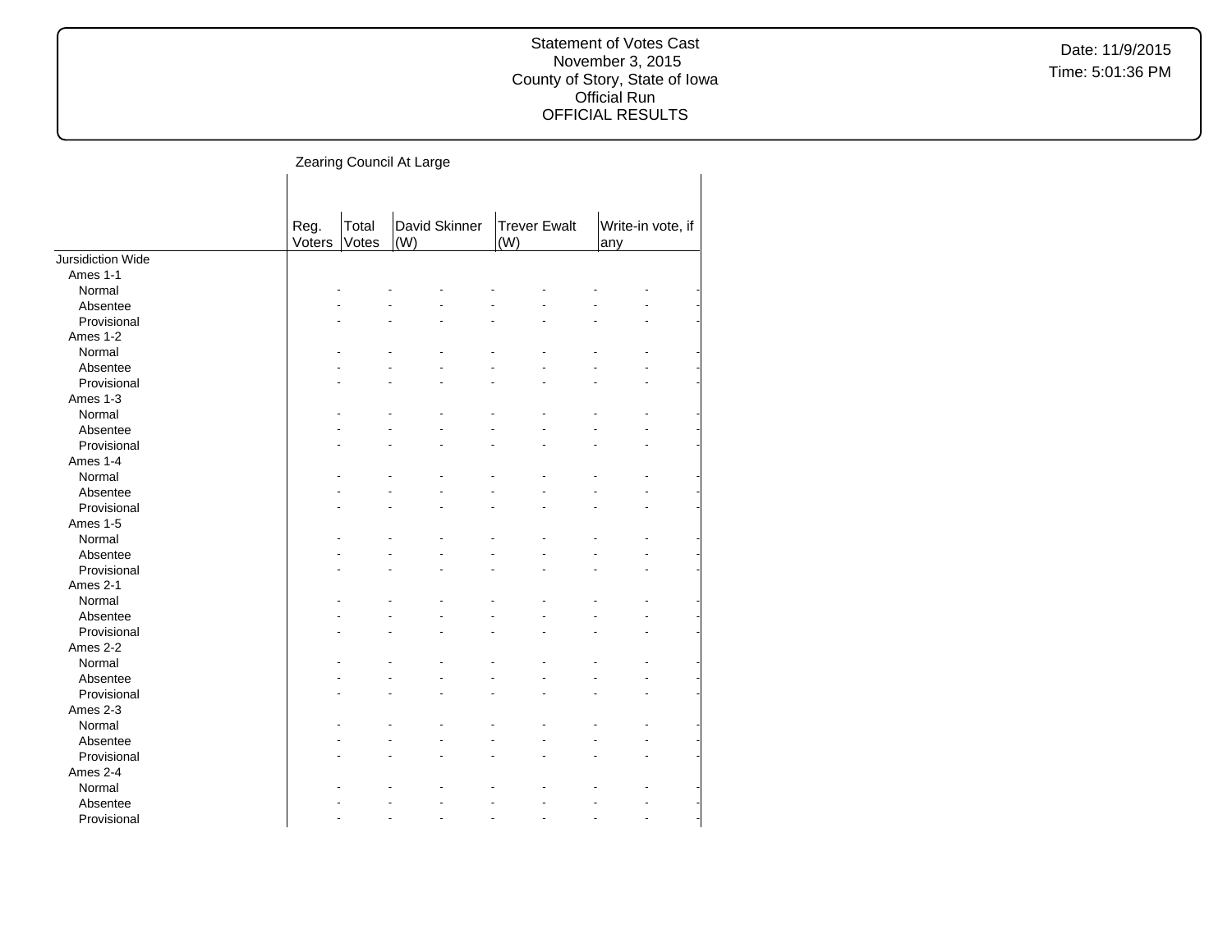## Zearing Council At Large

| | Reg. Voters | Total Votes | David Skinner (W) | | Trever Ewalt (W) | | Write-in vote, if any | |
|---|---|---|---|---|---|---|---|---|
| Jursidiction Wide | | | | | | | | |
| Ames 1-1 | | | | | | | | |
| Normal | - | - | - | - | - | - | - | - |
| Absentee | - | - | - | - | - | - | - | - |
| Provisional | - | - | - | - | - | - | - | - |
| Ames 1-2 | | | | | | | | |
| Normal | - | - | - | - | - | - | - | - |
| Absentee | - | - | - | - | - | - | - | - |
| Provisional | - | - | - | - | - | - | - | - |
| Ames 1-3 | | | | | | | | |
| Normal | - | - | - | - | - | - | - | - |
| Absentee | - | - | - | - | - | - | - | - |
| Provisional | - | - | - | - | - | - | - | - |
| Ames 1-4 | | | | | | | | |
| Normal | - | - | - | - | - | - | - | - |
| Absentee | - | - | - | - | - | - | - | - |
| Provisional | - | - | - | - | - | - | - | - |
| Ames 1-5 | | | | | | | | |
| Normal | - | - | - | - | - | - | - | - |
| Absentee | - | - | - | - | - | - | - | - |
| Provisional | - | - | - | - | - | - | - | - |
| Ames 2-1 | | | | | | | | |
| Normal | - | - | - | - | - | - | - | - |
| Absentee | - | - | - | - | - | - | - | - |
| Provisional | - | - | - | - | - | - | - | - |
| Ames 2-2 | | | | | | | | |
| Normal | - | - | - | - | - | - | - | - |
| Absentee | - | - | - | - | - | - | - | - |
| Provisional | - | - | - | - | - | - | - | - |
| Ames 2-3 | | | | | | | | |
| Normal | - | - | - | - | - | - | - | - |
| Absentee | - | - | - | - | - | - | - | - |
| Provisional | - | - | - | - | - | - | - | - |
| Ames 2-4 | | | | | | | | |
| Normal | - | - | - | - | - | - | - | - |
| Absentee | - | - | - | - | - | - | - | - |
| Provisional | - | - | - | - | - | - | - | - |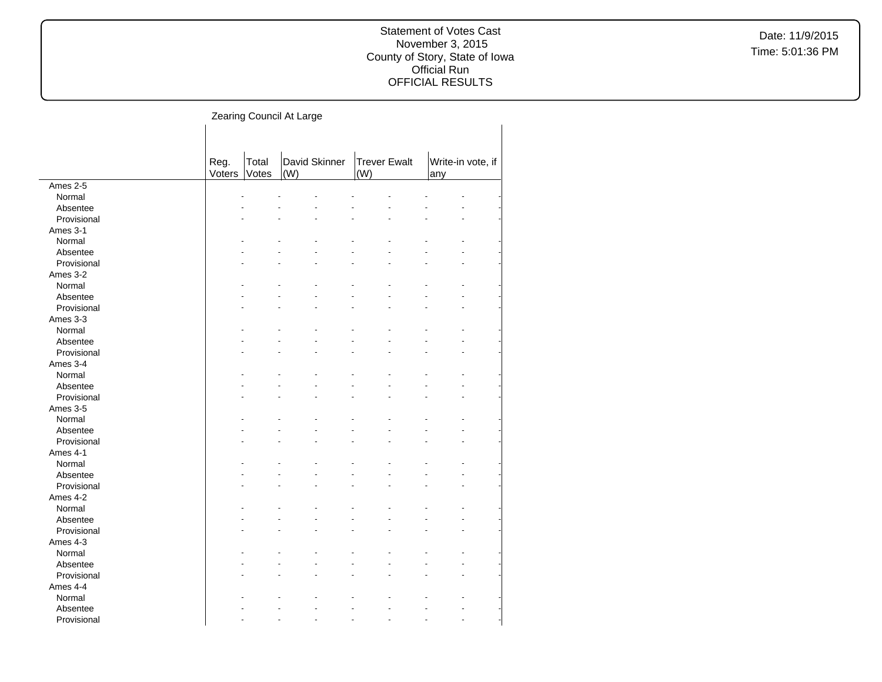## Zearing Council At Large

| | Reg. Voters | Total Votes | David Skinner (W) | | Trever Ewalt (W) | | Write-in vote, if any | |
|---|---|---|---|---|---|---|---|---|
| Ames 2-5 | | | | | | | | |
| Normal | - | - | - | - | - | - | - | - |
| Absentee | - | - | - | - | - | - | - | - |
| Provisional | - | - | - | - | - | - | - | - |
| Ames 3-1 | | | | | | | | |
| Normal | - | - | - | - | - | - | - | - |
| Absentee | - | - | - | - | - | - | - | - |
| Provisional | - | - | - | - | - | - | - | - |
| Ames 3-2 | | | | | | | | |
| Normal | - | - | - | - | - | - | - | - |
| Absentee | - | - | - | - | - | - | - | - |
| Provisional | - | - | - | - | - | - | - | - |
| Ames 3-3 | | | | | | | | |
| Normal | - | - | - | - | - | - | - | - |
| Absentee | - | - | - | - | - | - | - | - |
| Provisional | - | - | - | - | - | - | - | - |
| Ames 3-4 | | | | | | | | |
| Normal | - | - | - | - | - | - | - | - |
| Absentee | - | - | - | - | - | - | - | - |
| Provisional | - | - | - | - | - | - | - | - |
| Ames 3-5 | | | | | | | | |
| Normal | - | - | - | - | - | - | - | - |
| Absentee | - | - | - | - | - | - | - | - |
| Provisional | - | - | - | - | - | - | - | - |
| Ames 4-1 | | | | | | | | |
| Normal | - | - | - | - | - | - | - | - |
| Absentee | - | - | - | - | - | - | - | - |
| Provisional | - | - | - | - | - | - | - | - |
| Ames 4-2 | | | | | | | | |
| Normal | - | - | - | - | - | - | - | - |
| Absentee | - | - | - | - | - | - | - | - |
| Provisional | - | - | - | - | - | - | - | - |
| Ames 4-3 | | | | | | | | |
| Normal | - | - | - | - | - | - | - | - |
| Absentee | - | - | - | - | - | - | - | - |
| Provisional | - | - | - | - | - | - | - | - |
| Ames 4-4 | | | | | | | | |
| Normal | - | - | - | - | - | - | - | - |
| Absentee | - | - | - | - | - | - | - | - |
| Provisional | - | - | - | - | - | - | - | - |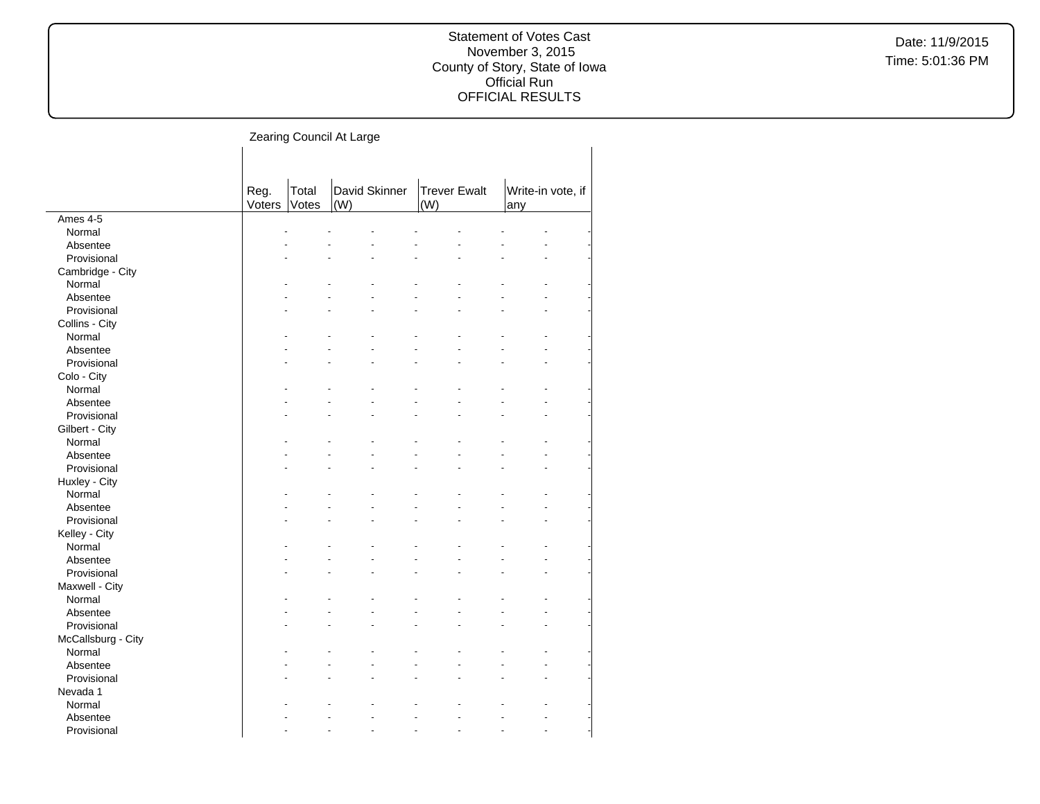## Zearing Council At Large

| | Reg. Voters | Total Votes | David Skinner (W) | | Trever Ewalt (W) | | Write-in vote, if any | |
|---|---|---|---|---|---|---|---|---|
| **Ames 4-5** | | | | | | | | |
| Normal | - | - | - | - | - | - | - | - |
| Absentee | - | - | - | - | - | - | - | - |
| Provisional | - | - | - | - | - | - | - | - |
| **Cambridge - City** | | | | | | | | |
| Normal | - | - | - | - | - | - | - | - |
| Absentee | - | - | - | - | - | - | - | - |
| Provisional | - | - | - | - | - | - | - | - |
| **Collins - City** | | | | | | | | |
| Normal | - | - | - | - | - | - | - | - |
| Absentee | - | - | - | - | - | - | - | - |
| Provisional | - | - | - | - | - | - | - | - |
| **Colo - City** | | | | | | | | |
| Normal | - | - | - | - | - | - | - | - |
| Absentee | - | - | - | - | - | - | - | - |
| Provisional | - | - | - | - | - | - | - | - |
| **Gilbert - City** | | | | | | | | |
| Normal | - | - | - | - | - | - | - | - |
| Absentee | - | - | - | - | - | - | - | - |
| Provisional | - | - | - | - | - | - | - | - |
| **Huxley - City** | | | | | | | | |
| Normal | - | - | - | - | - | - | - | - |
| Absentee | - | - | - | - | - | - | - | - |
| Provisional | - | - | - | - | - | - | - | - |
| **Kelley - City** | | | | | | | | |
| Normal | - | - | - | - | - | - | - | - |
| Absentee | - | - | - | - | - | - | - | - |
| Provisional | - | - | - | - | - | - | - | - |
| **Maxwell - City** | | | | | | | | |
| Normal | - | - | - | - | - | - | - | - |
| Absentee | - | - | - | - | - | - | - | - |
| Provisional | - | - | - | - | - | - | - | - |
| **McCallsburg - City** | | | | | | | | |
| Normal | - | - | - | - | - | - | - | - |
| Absentee | - | - | - | - | - | - | - | - |
| Provisional | - | - | - | - | - | - | - | - |
| **Nevada 1** | | | | | | | | |
| Normal | - | - | - | - | - | - | - | - |
| Absentee | - | - | - | - | - | - | - | - |
| Provisional | - | - | - | - | - | - | - | - |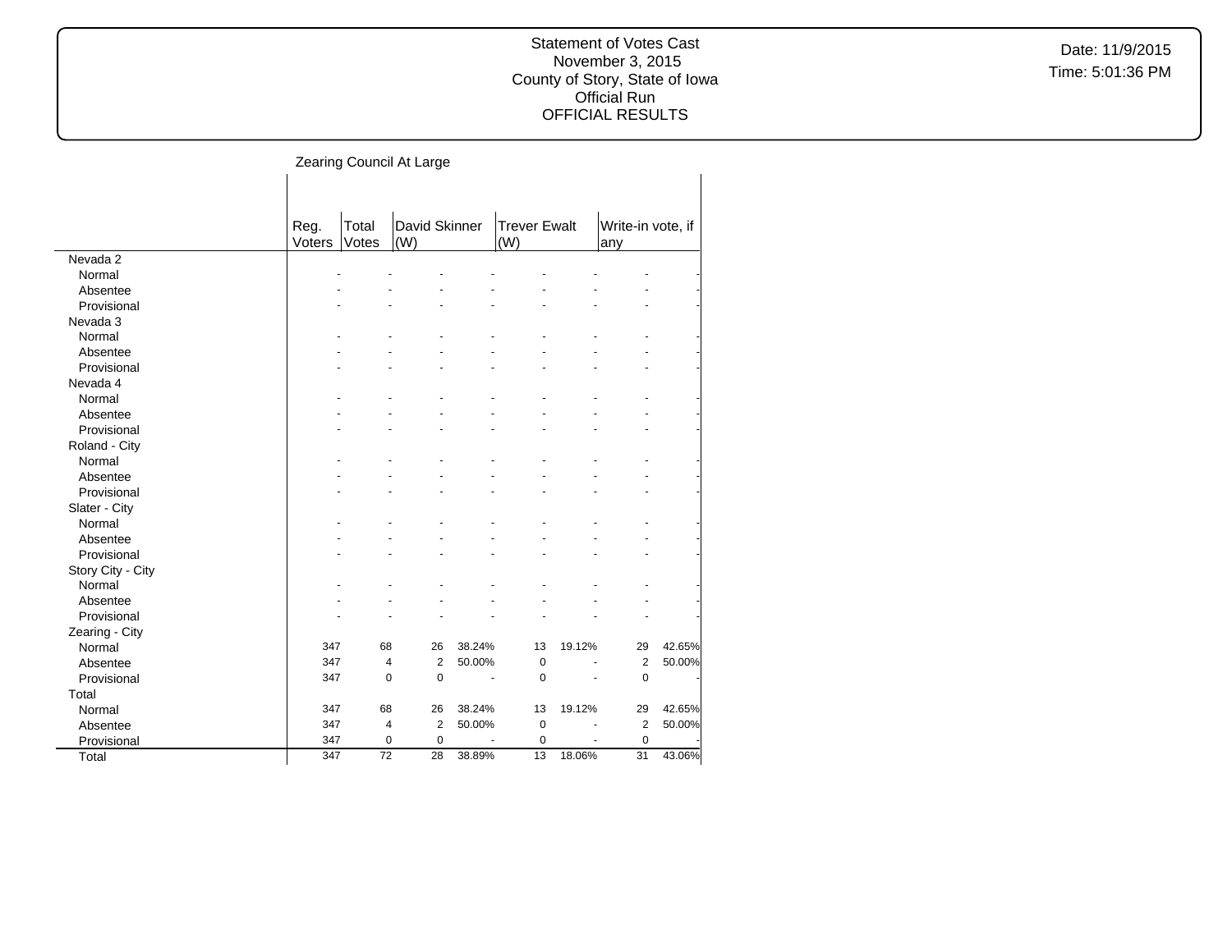Statement of Votes Cast
November 3, 2015
County of Story, State of Iowa
Official Run
OFFICIAL RESULTS

Date: 11/9/2015
Time: 5:01:36 PM

## Zearing Council At Large

| | Reg. Voters | Total Votes | David Skinner (W) | | Trever Ewalt (W) | | Write-in vote, if any | |
|---|---|---|---|---|---|---|---|---|
| Nevada 2 | | | | | | | | |
| Normal | - | - | - | - | - | - | - | - |
| Absentee | - | - | - | - | - | - | - | - |
| Provisional | - | - | - | - | - | - | - | - |
| Nevada 3 | | | | | | | | |
| Normal | - | - | - | - | - | - | - | - |
| Absentee | - | - | - | - | - | - | - | - |
| Provisional | - | - | - | - | - | - | - | - |
| Nevada 4 | | | | | | | | |
| Normal | - | - | - | - | - | - | - | - |
| Absentee | - | - | - | - | - | - | - | - |
| Provisional | - | - | - | - | - | - | - | - |
| Roland - City | | | | | | | | |
| Normal | - | - | - | - | - | - | - | - |
| Absentee | - | - | - | - | - | - | - | - |
| Provisional | - | - | - | - | - | - | - | - |
| Slater - City | | | | | | | | |
| Normal | - | - | - | - | - | - | - | - |
| Absentee | - | - | - | - | - | - | - | - |
| Provisional | - | - | - | - | - | - | - | - |
| Story City - City | | | | | | | | |
| Normal | - | - | - | - | - | - | - | - |
| Absentee | - | - | - | - | - | - | - | - |
| Provisional | - | - | - | - | - | - | - | - |
| Zearing - City | | | | | | | | |
| Normal | 347 | 68 | 26 | 38.24% | 13 | 19.12% | 29 | 42.65% |
| Absentee | 347 | 4 | 2 | 50.00% | 0 | - | 2 | 50.00% |
| Provisional | 347 | 0 | 0 | - | 0 | - | 0 | - |
| Total | | | | | | | | |
| Normal | 347 | 68 | 26 | 38.24% | 13 | 19.12% | 29 | 42.65% |
| Absentee | 347 | 4 | 2 | 50.00% | 0 | - | 2 | 50.00% |
| Provisional | 347 | 0 | 0 | - | 0 | - | 0 | - |
| Total | 347 | 72 | 28 | 38.89% | 13 | 18.06% | 31 | 43.06% |